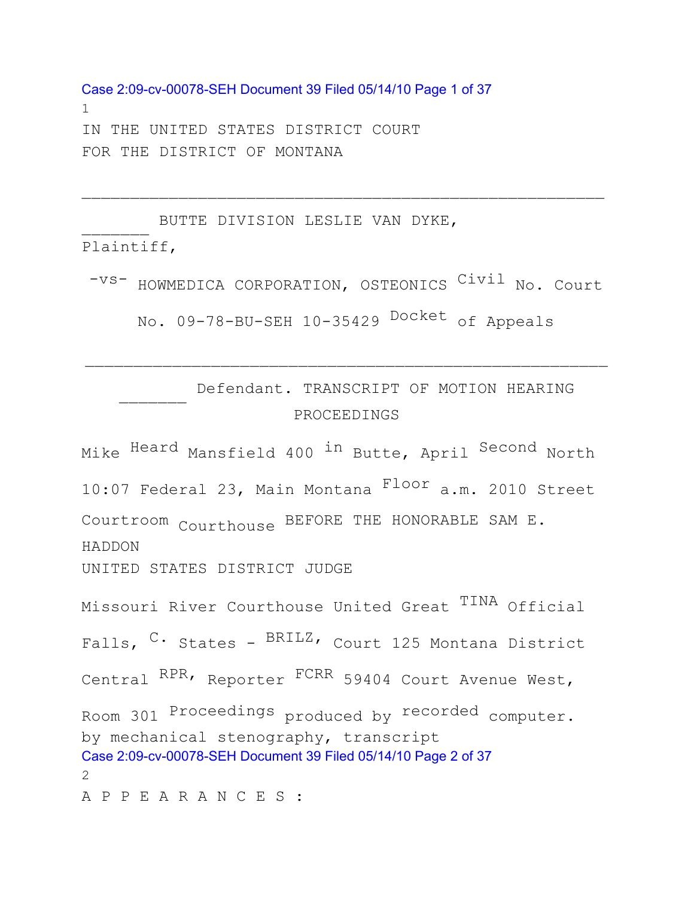IN THE UNITED STATES DISTRICT COURT
FOR THE DISTRICT OF MONTANA

_______________________________________________________

_______ BUTTE DIVISION LESLIE VAN DYKE,
Plaintiff,

-vs- HOWMEDICA CORPORATION, OSTEONICS Civil No. Court

No. 09-78-BU-SEH 10-35429 Docket of Appeals

_______________________________________________________

_______ Defendant. TRANSCRIPT OF MOTION HEARING
PROCEEDINGS

Mike Heard Mansfield 400 in Butte, April Second North

10:07 Federal 23, Main Montana Floor a.m. 2010 Street

Courtroom Courthouse BEFORE THE HONORABLE SAM E. HADDON
UNITED STATES DISTRICT JUDGE

Missouri River Courthouse United Great TINA Official

Falls, C. States - BRILZ, Court 125 Montana District

Central RPR, Reporter FCRR 59404 Court Avenue West,

Room 301 Proceedings produced by recorded computer.
by mechanical stenography, transcript

A P P E A R A N C E S :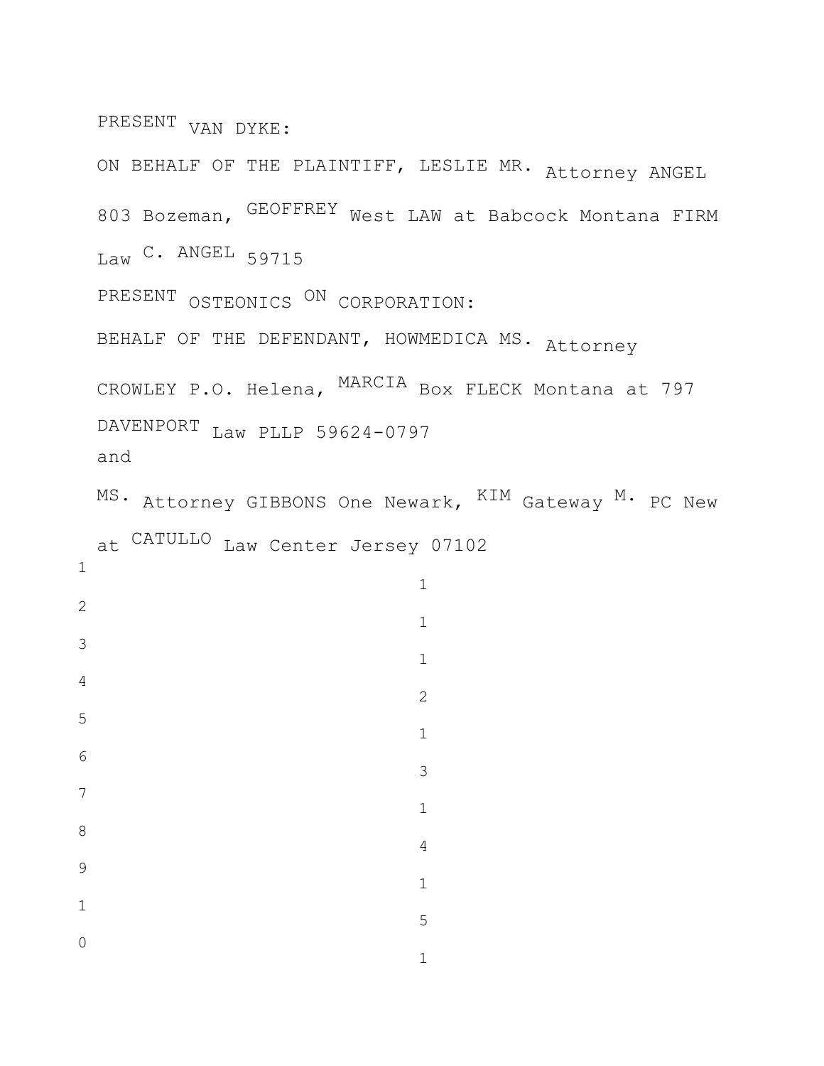PRESENT VAN DYKE:

ON BEHALF OF THE PLAINTIFF, LESLIE MR. Attorney ANGEL

803 Bozeman, GEOFFREY West LAW at Babcock Montana FIRM

Law C. ANGEL 59715

PRESENT OSTEONICS ON CORPORATION:

BEHALF OF THE DEFENDANT, HOWMEDICA MS. Attorney

CROWLEY P.O. Helena, MARCIA Box FLECK Montana at 797

DAVENPORT Law PLLP 59624-0797

and

MS. Attorney GIBBONS One Newark, KIM Gateway M. PC New

at CATULLO Law Center Jersey 07102

1 2 3 4 5 6 7 8 9 1 0

1 1 1 2 1 3 1 4 1 5 1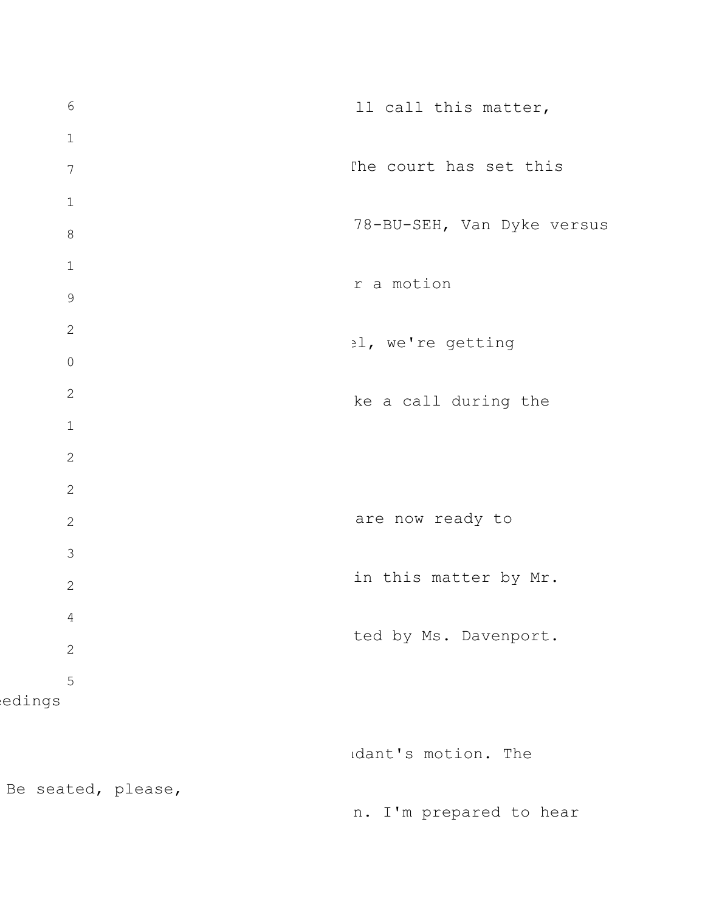6 ll call this matter,

1

7 The court has set this

1

8 78-BU-SEH, Van Dyke versus

1

r a motion

9

2 el, we're getting

0

2 ke a call during the

1

2

2

2 are now ready to

3

2 in this matter by Mr.

4

2 ted by Ms. Davenport.

2

5

eedings

ndant's motion. The

Be seated, please,

n. I'm prepared to hear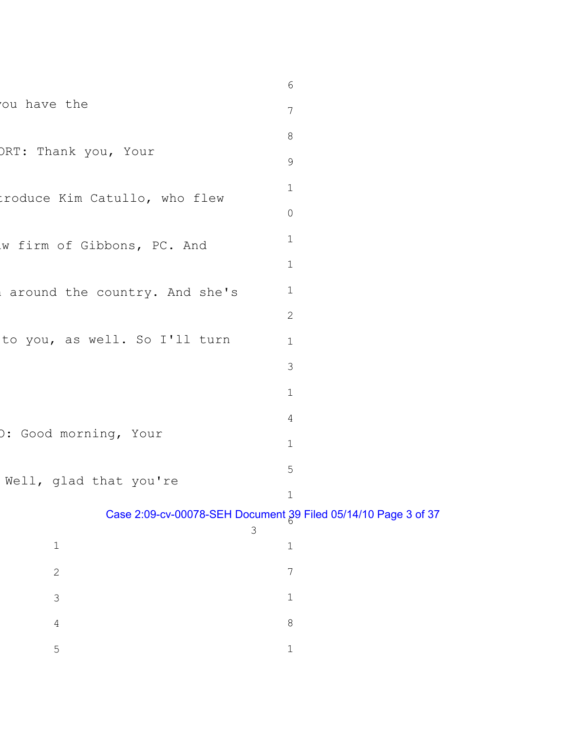you have the

ORT: Thank you, Your

troduce Kim Catullo, who flew

w firm of Gibbons, PC. And

around the country. And she's

to you, as well. So I'll turn

D: Good morning, Your

Well, glad that you're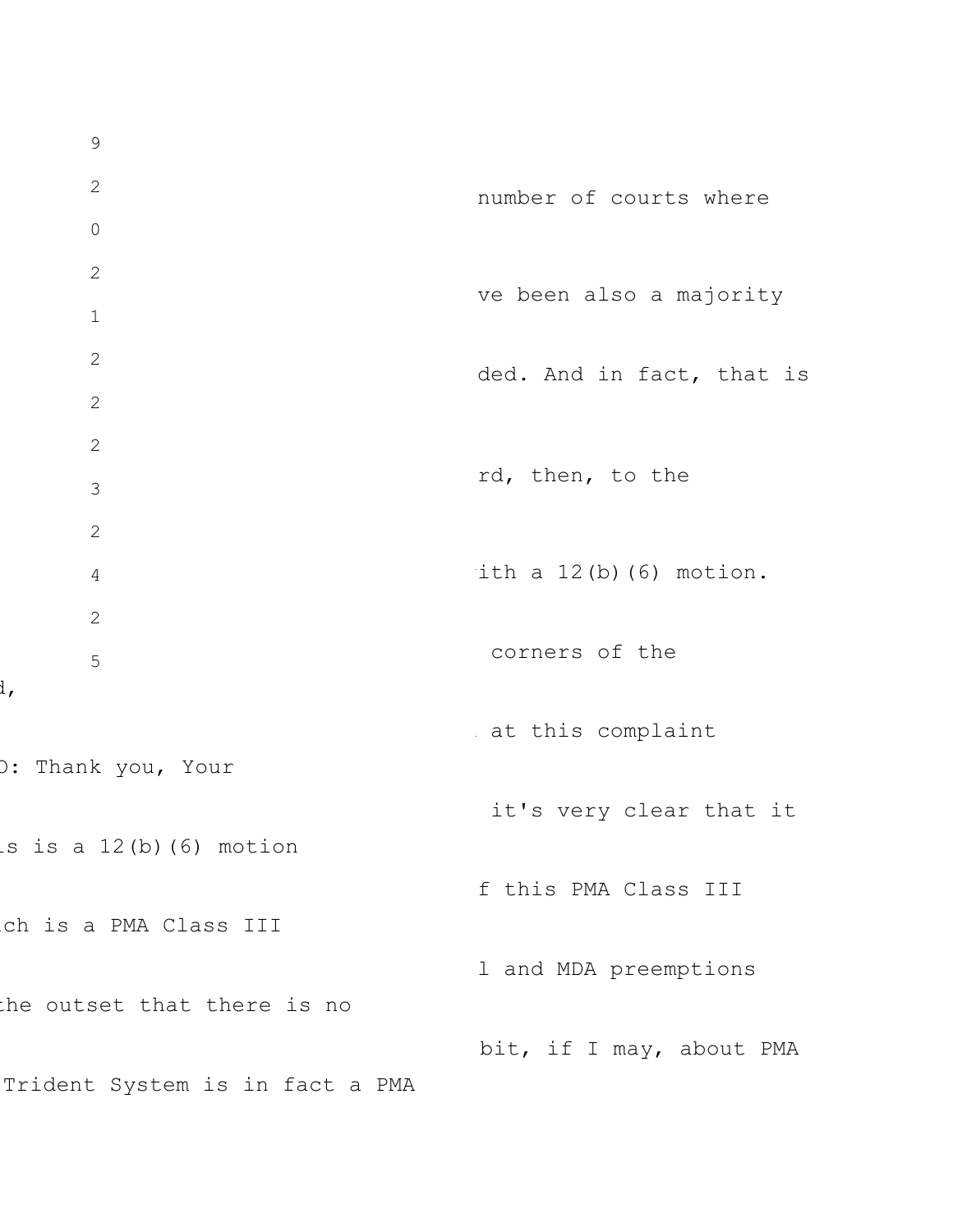number of courts where

ve been also a majority

ded. And in fact, that is

rd, then, to the

ith a 12(b)(6) motion.

corners of the

d,

at this complaint

O: Thank you, Your

it's very clear that it

s is a 12(b)(6) motion

f this PMA Class III

ch is a PMA Class III

l and MDA preemptions

the outset that there is no

bit, if I may, about PMA

Trident System is in fact a PMA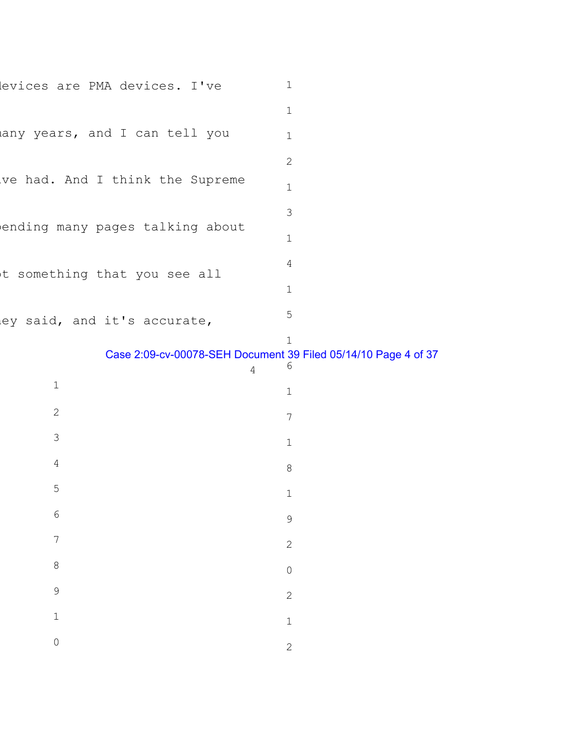devices are PMA devices. I've

many years, and I can tell you

ive had. And I think the Supreme

pending many pages talking about

ot something that you see all

ey said, and it's accurate,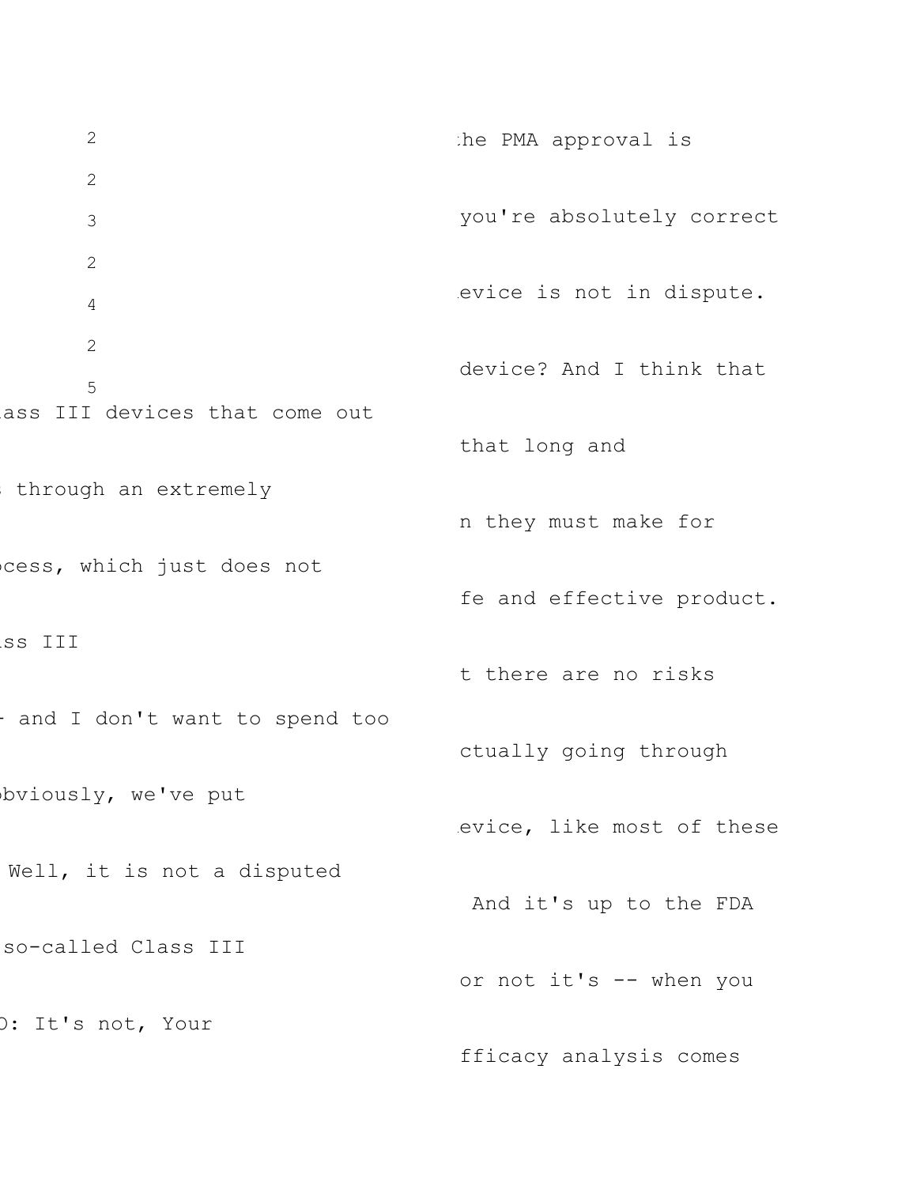2

2

3

2

4

2

5

he PMA approval is

you're absolutely correct

evice is not in dispute.

device? And I think that

ass III devices that come out

that long and

through an extremely

n they must make for

cess, which just does not

fe and effective product.

ss III

t there are no risks

and I don't want to spend too

ctually going through

bviously, we've put

evice, like most of these

Well, it is not a disputed

And it's up to the FDA

so-called Class III

or not it's -- when you

: It's not, Your

fficacy analysis comes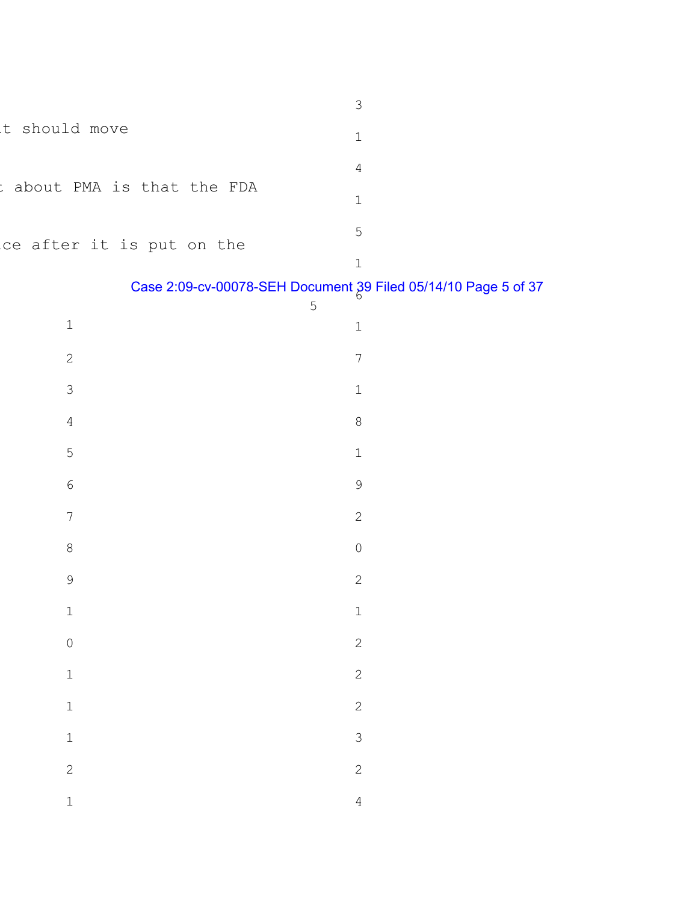t should move

t about PMA is that the FDA

ce after it is put on the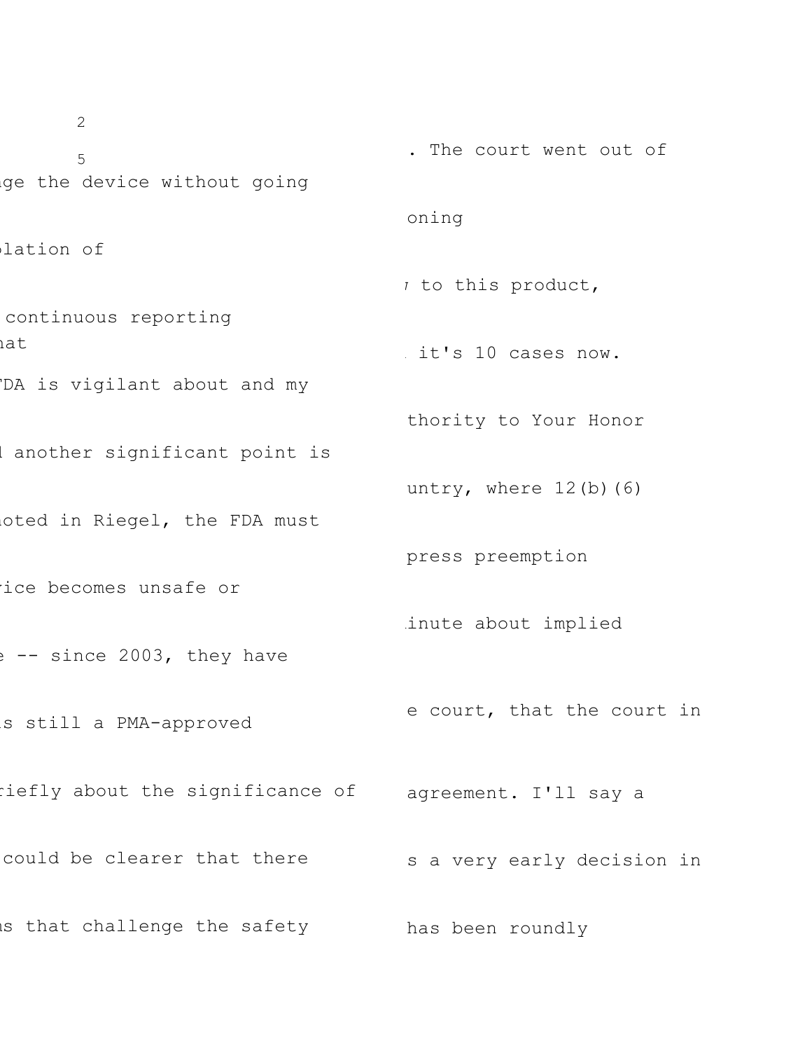2

5

ge the device without going

lation of

continuous reporting
at

DA is vigilant about and my

another significant point is

oted in Riegel, the FDA must

ice becomes unsafe or

-- since 2003, they have

s still a PMA-approved

iefly about the significance of

could be clearer that there

s that challenge the safety

. The court went out of

oning

to this product,

it's 10 cases now.

thority to Your Honor

untry, where 12(b)(6)

press preemption

inute about implied

e court, that the court in

agreement. I'll say a

s a very early decision in

has been roundly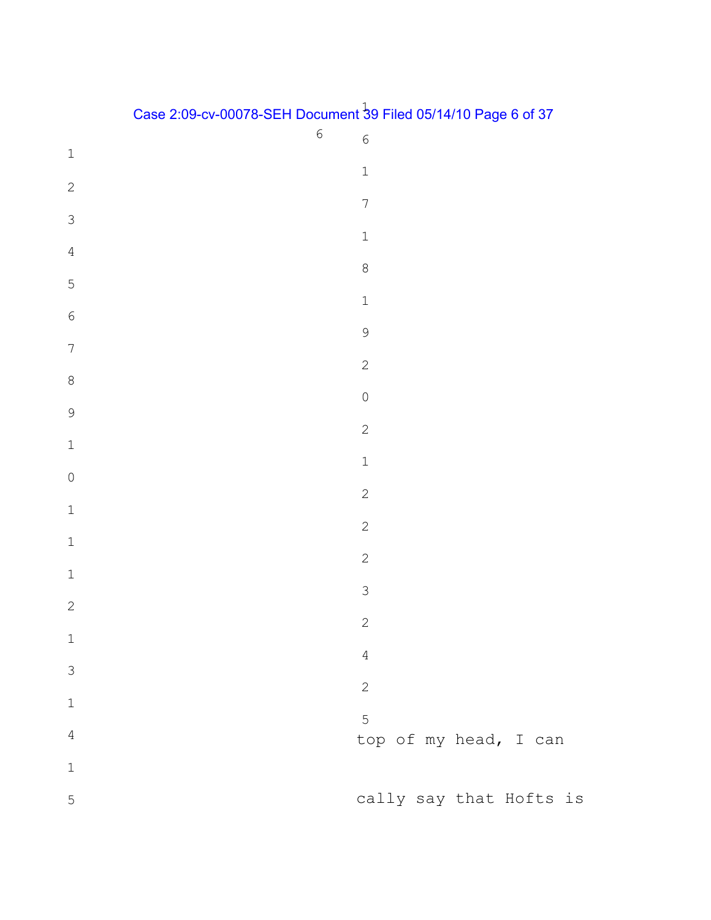top of my head, I can

cally say that Hofts is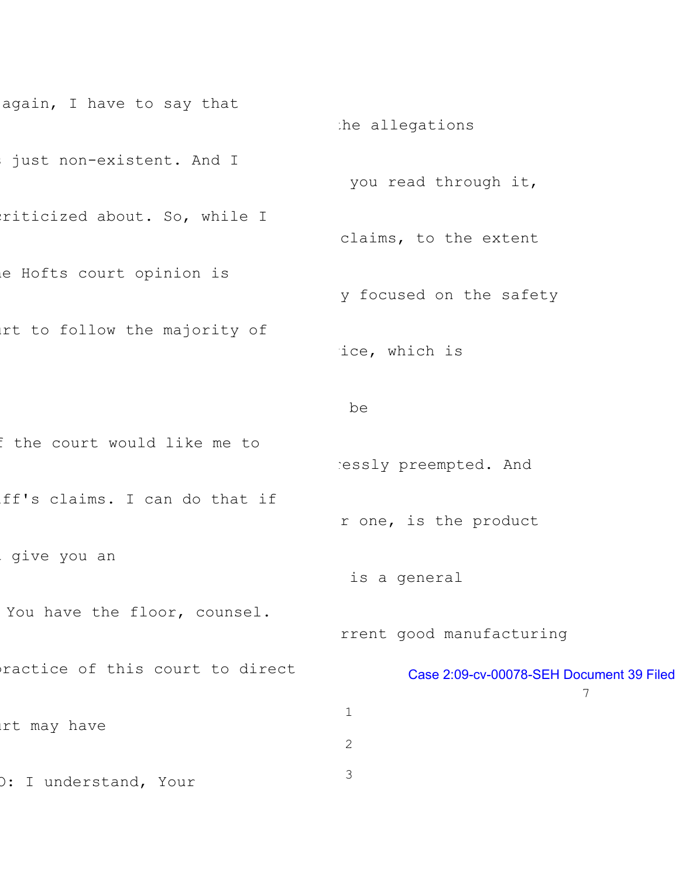again, I have to say that

just non-existent. And I

criticized about. So, while I

e Hofts court opinion is

rt to follow the majority of

f the court would like me to

iff's claims. I can do that if

give you an

You have the floor, counsel.

practice of this court to direct

rt may have

D: I understand, Your

he allegations

you read through it,

claims, to the extent

y focused on the safety

ice, which is

be

essly preempted. And

r one, is the product

is a general

rrent good manufacturing

1

2

3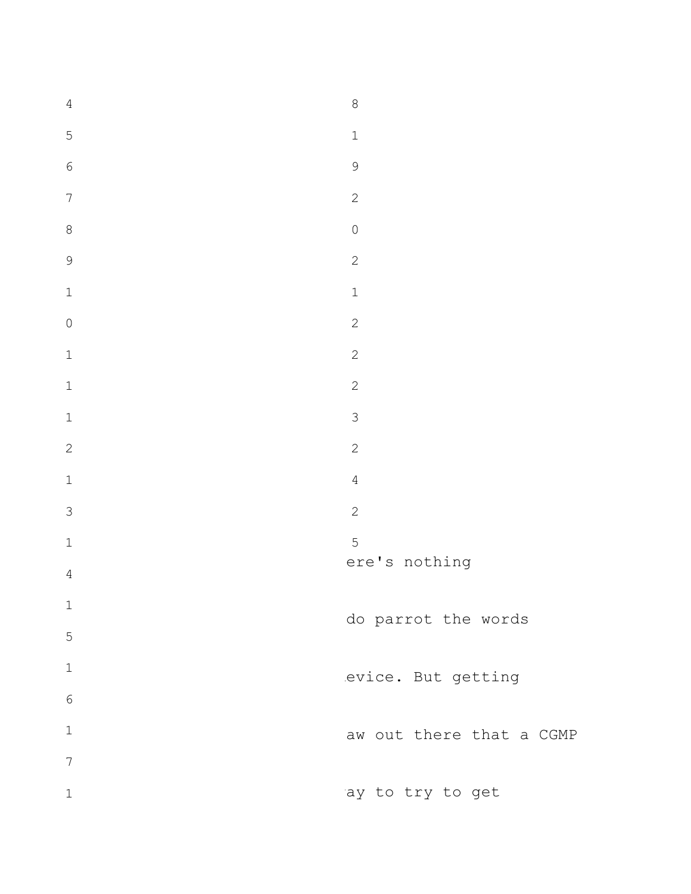4

5

6

7

8

9

1

0

1

1

1

2

1

3

1

4

1

5

1

6

1

7

1

8

1

9

2

0

2

1

2

2

2

3

2

4

2

5

ere's nothing

do parrot the words

evice. But getting

aw out there that a CGMP

ay to try to get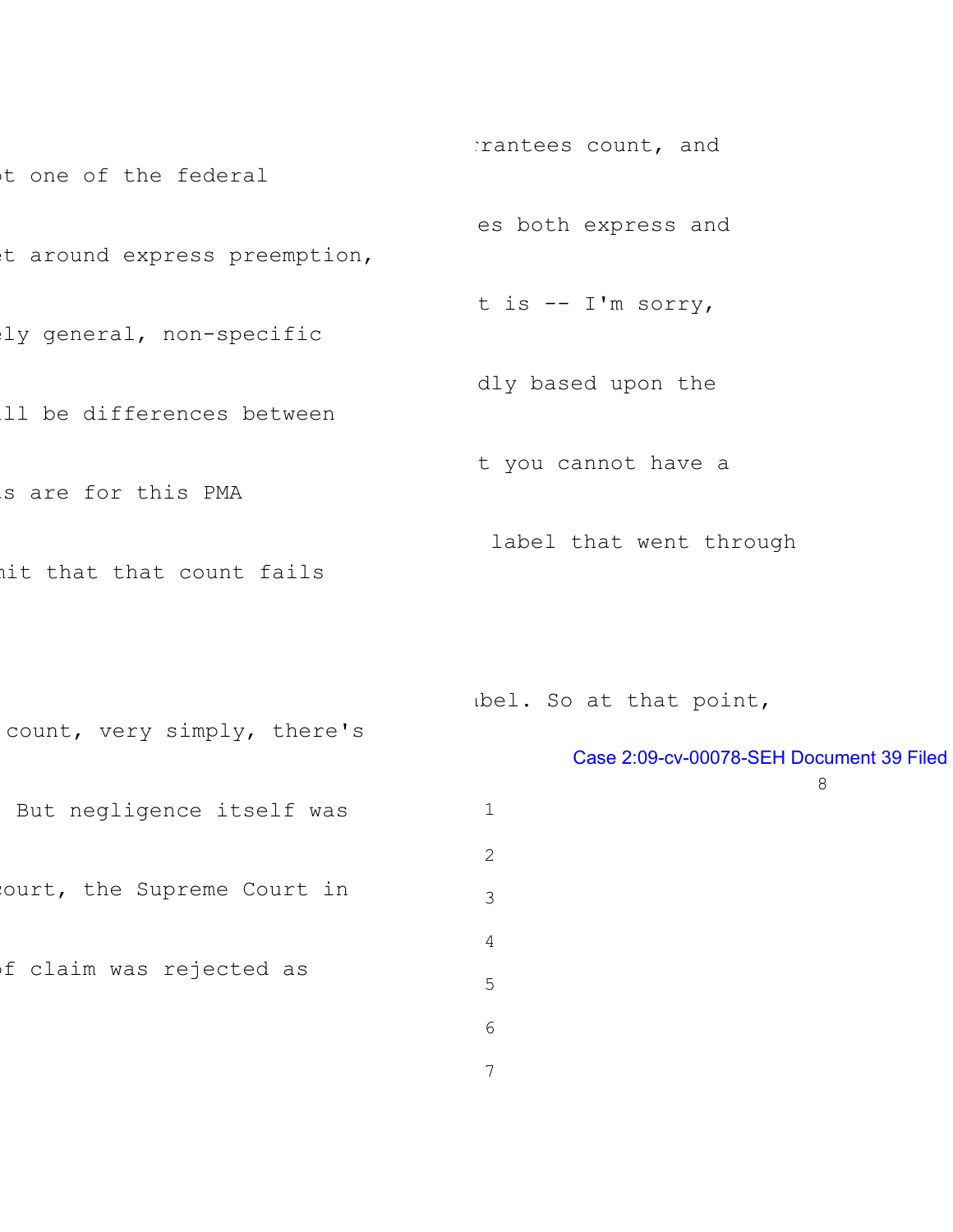rantees count, and

t one of the federal

es both express and

t around express preemption,

t is -- I'm sorry,

ly general, non-specific

dly based upon the

ll be differences between

t you cannot have a

s are for this PMA

label that went through

it that that count fails

bel. So at that point,

count, very simply, there's

Case 2:09-cv-00078-SEH Document 39 Filed

But negligence itself was

ourt, the Supreme Court in

f claim was rejected as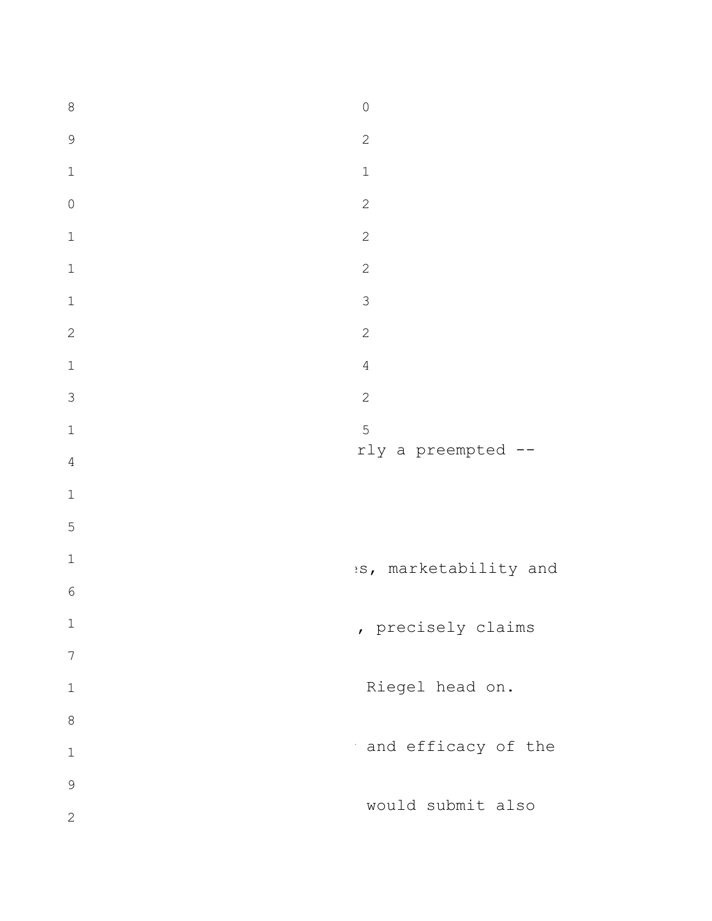rly a preempted --

es, marketability and

, precisely claims

Riegel head on.

and efficacy of the

would submit also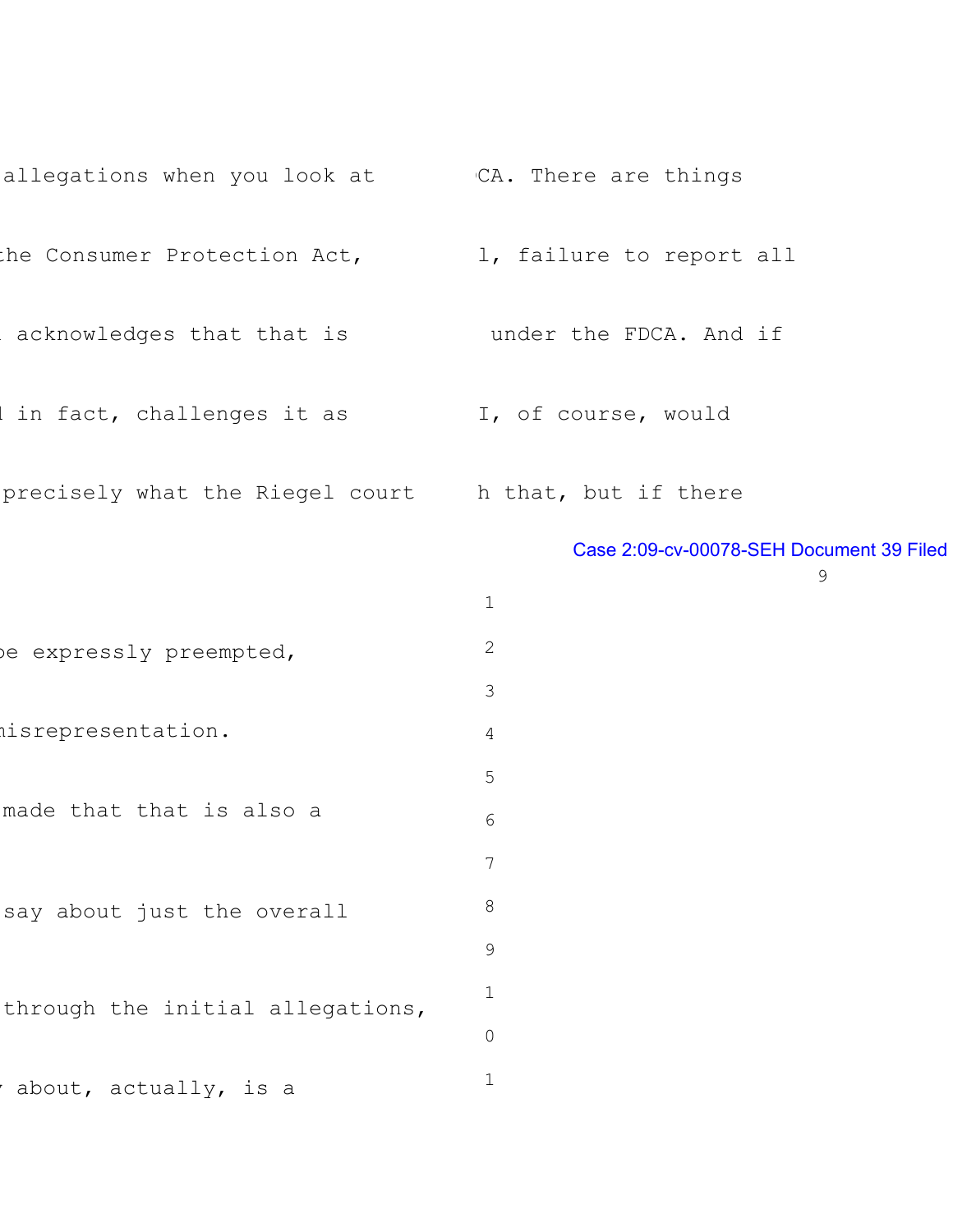allegations when you look at

the Consumer Protection Act,

acknowledges that that is

in fact, challenges it as

precisely what the Riegel court

CA. There are things

l, failure to report all

under the FDCA. And if

I, of course, would

h that, but if there

be expressly preempted,

misrepresentation.

made that that is also a

say about just the overall

through the initial allegations,

about, actually, is a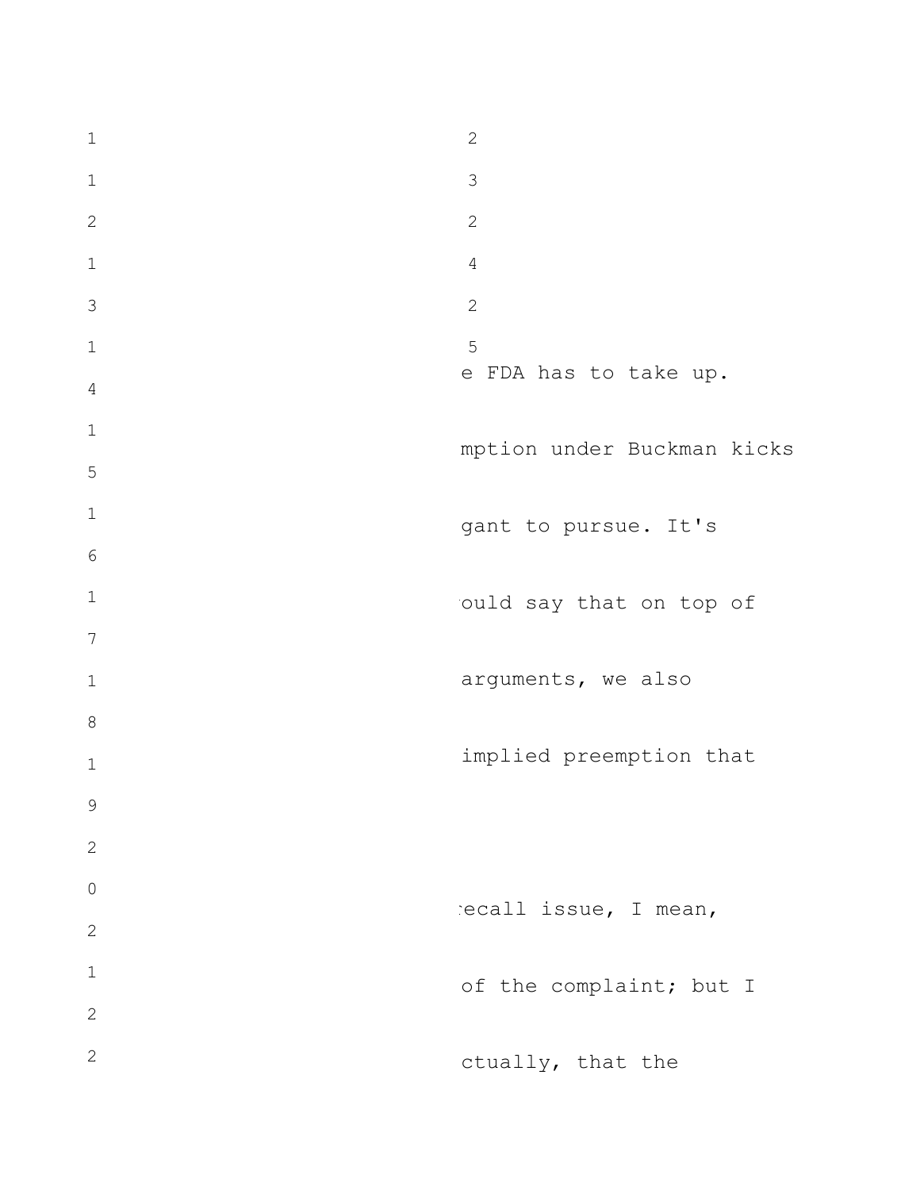e FDA has to take up.

mption under Buckman kicks

gant to pursue. It's

ould say that on top of

arguments, we also

implied preemption that

ecall issue, I mean,

of the complaint; but I

ctually, that the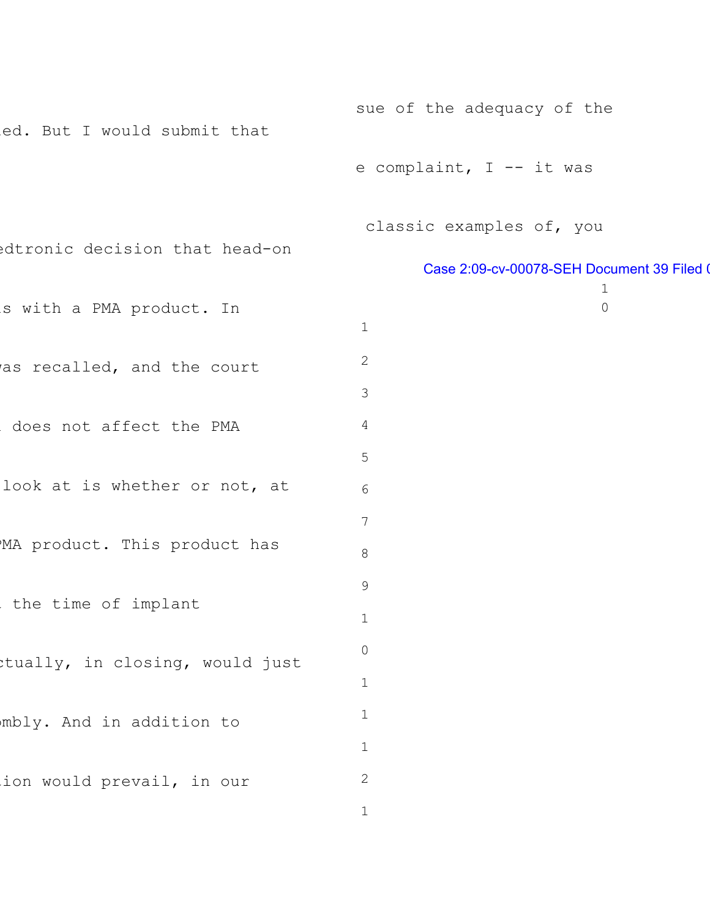ed. But I would submit that

edtronic decision that head-on

s with a PMA product. In

as recalled, and the court

does not affect the PMA

look at is whether or not, at

PMA product. This product has

the time of implant

ctually, in closing, would just

ombly. And in addition to

ion would prevail, in our

sue of the adequacy of the

e complaint, I -- it was

classic examples of, you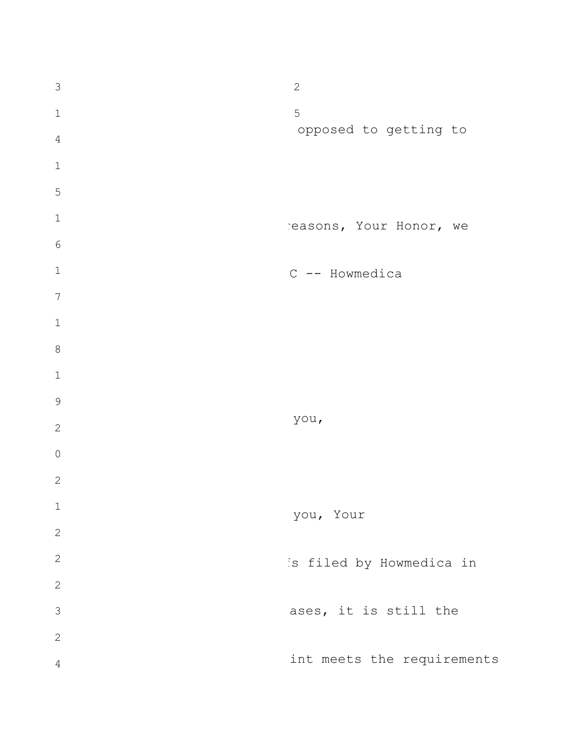opposed to getting to

easons, Your Honor, we

C -- Howmedica

you,

you, Your

s filed by Howmedica in

ases, it is still the

int meets the requirements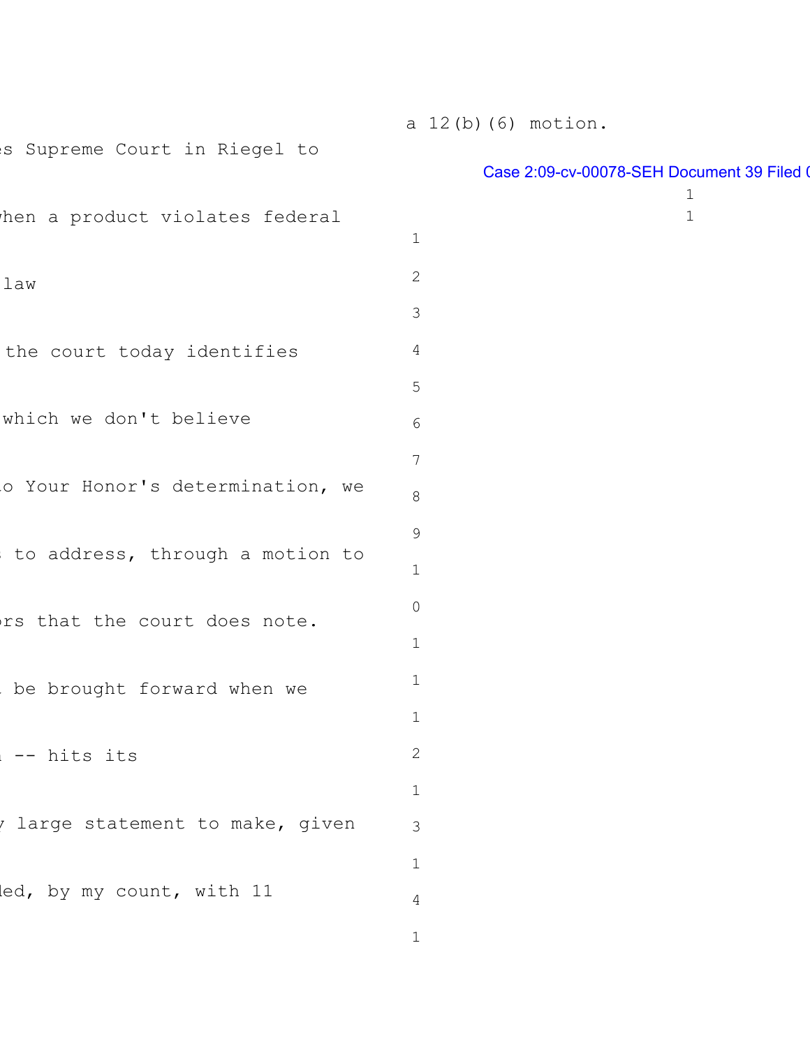es Supreme Court in Riegel to

when a product violates federal

law

the court today identifies

which we don't believe

to Your Honor's determination, we

to address, through a motion to

ors that the court does note.

be brought forward when we

-- hits its

large statement to make, given

led, by my count, with 11

a 12(b)(6) motion.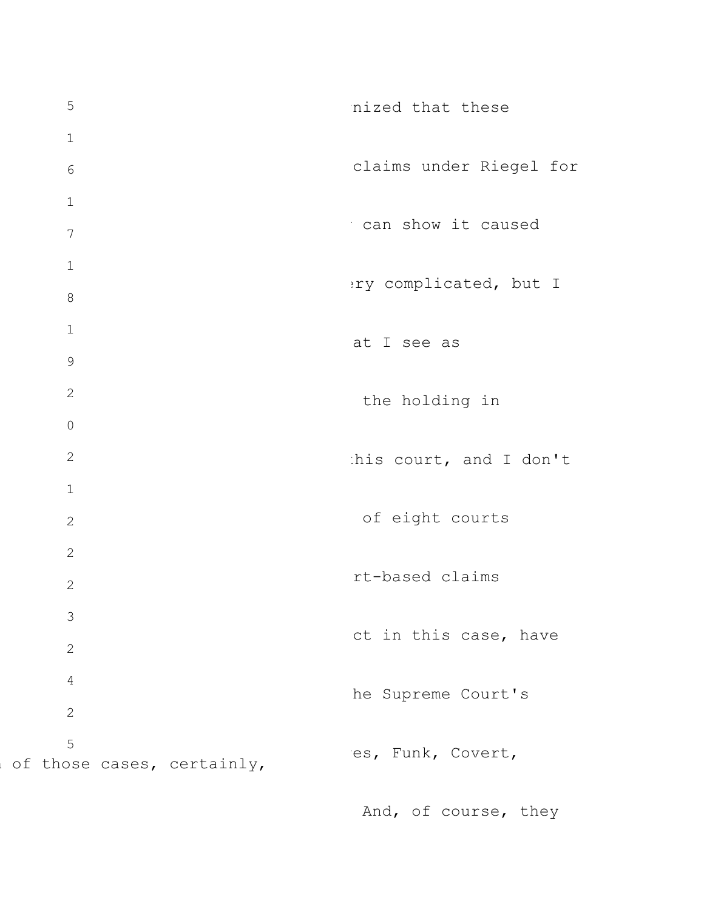15 nized that these

16 claims under Riegel for

17 can show it caused

18 ery complicated, but I

19 at I see as

20 the holding in

21 his court, and I don't

22 of eight courts

23 rt-based claims

24 ct in this case, have

25 he Supreme Court's

es, Funk, Covert,

of those cases, certainly,

And, of course, they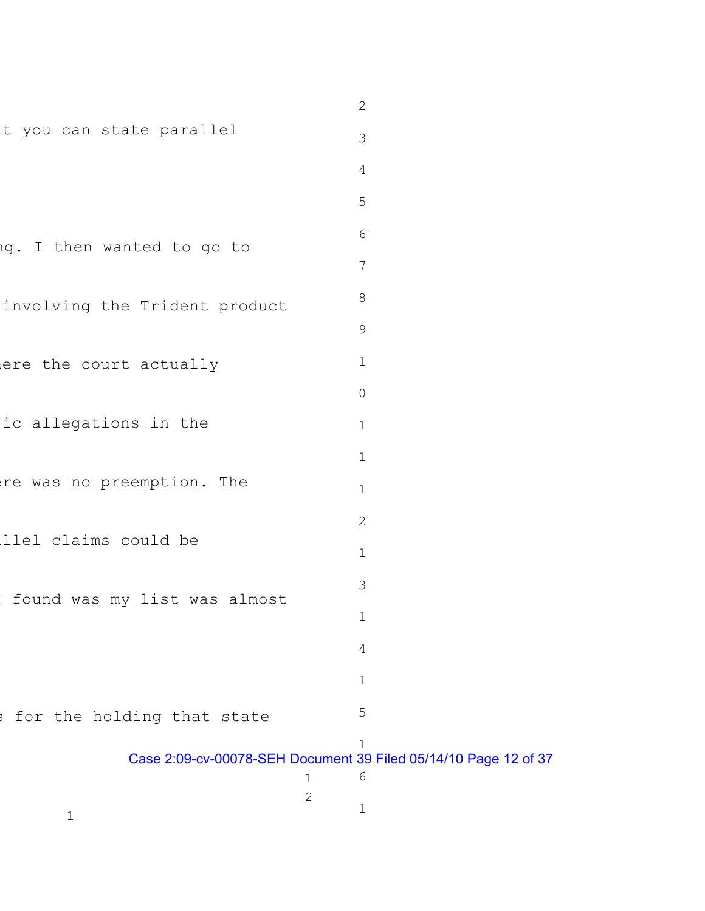t you can state parallel

ng. I then wanted to go to

involving the Trident product

here the court actually

fic allegations in the

ere was no preemption. The

llel claims could be

I found was my list was almost

s for the holding that state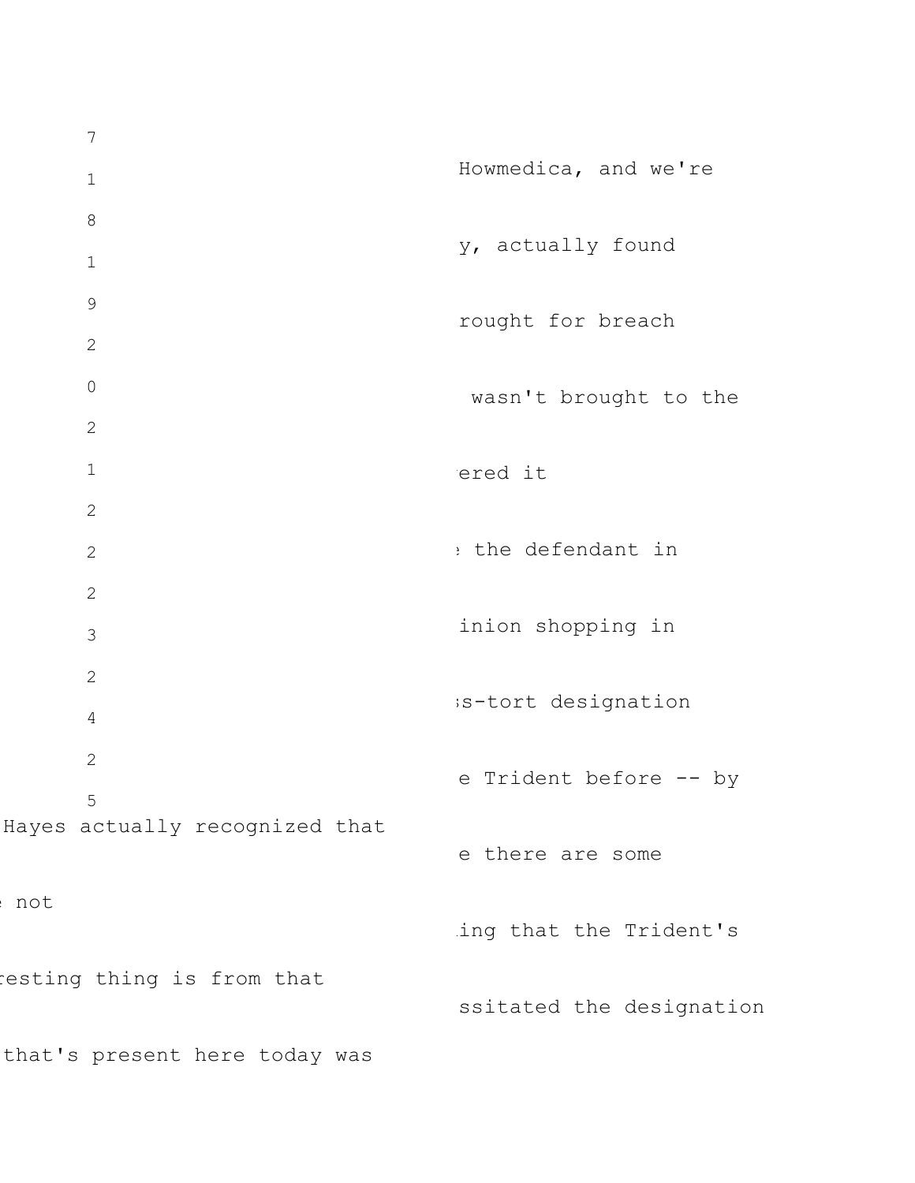7

1 Howmedica, and we're

8

1 y, actually found

9

2 rought for breach

0

2 wasn't brought to the

1

2 ered it

2

2 the defendant in

3

2 inion shopping in

4

2 s-tort designation

5

2 e Trident before -- by

Hayes actually recognized that

e there are some

not

ing that the Trident's

resting thing is from that

ssitated the designation

that's present here today was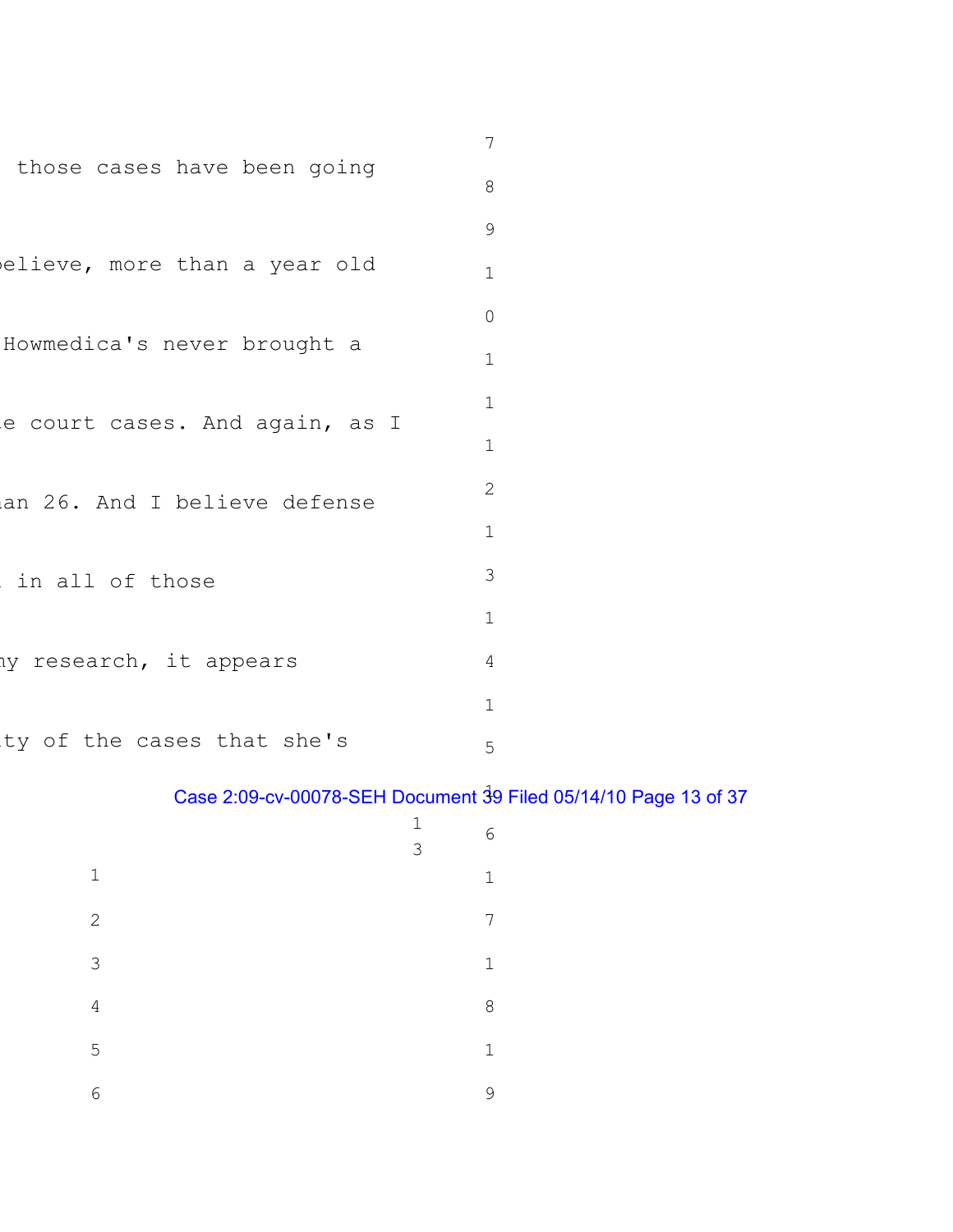those cases have been going

believe, more than a year old

Howmedica's never brought a

e court cases. And again, as I

an 26. And I believe defense

in all of those

my research, it appears

ty of the cases that she's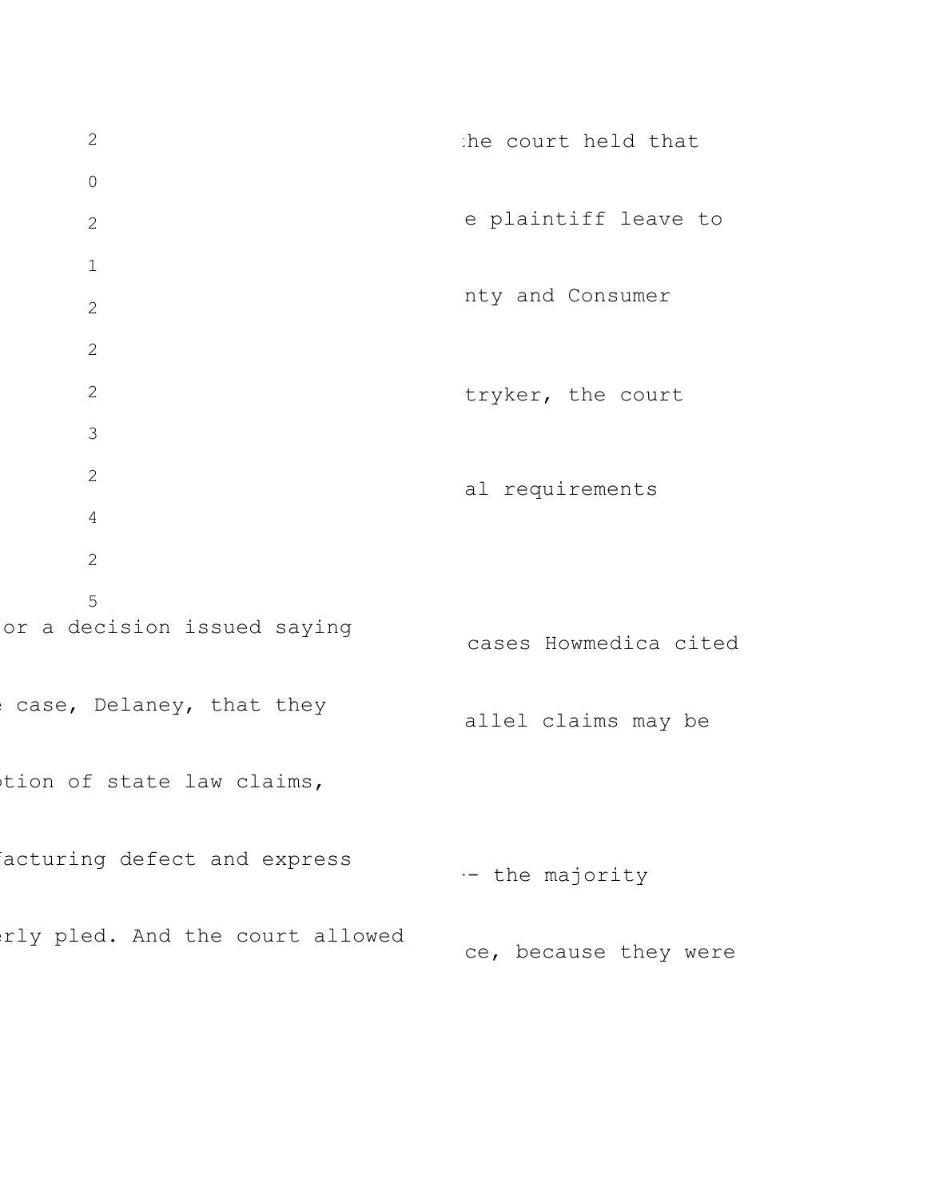2

0

2

1

2

2

2

3

2

4

2

5

he court held that

e plaintiff leave to

nty and Consumer

tryker, the court

al requirements

or a decision issued saying

cases Howmedica cited

case, Delaney, that they

allel claims may be

ption of state law claims,

facturing defect and express

- the majority

erly pled. And the court allowed

ce, because they were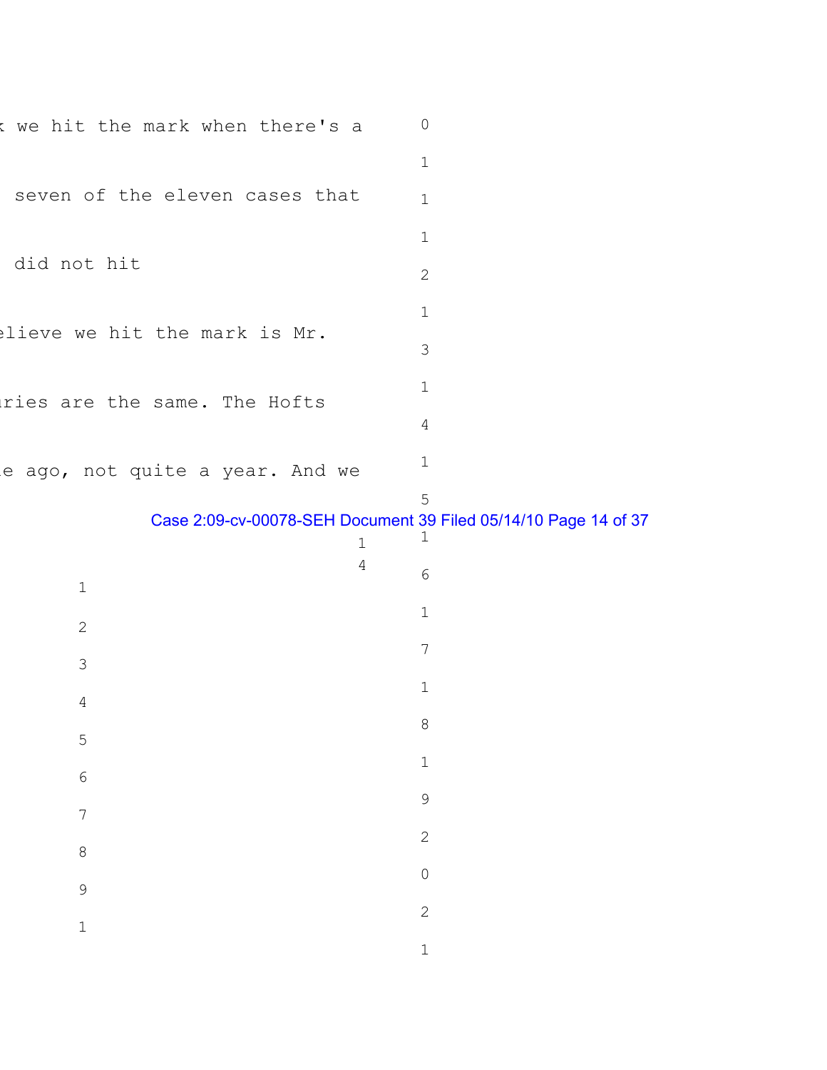k we hit the mark when there's a

seven of the eleven cases that

did not hit

elieve we hit the mark is Mr.

aries are the same. The Hofts

e ago, not quite a year. And we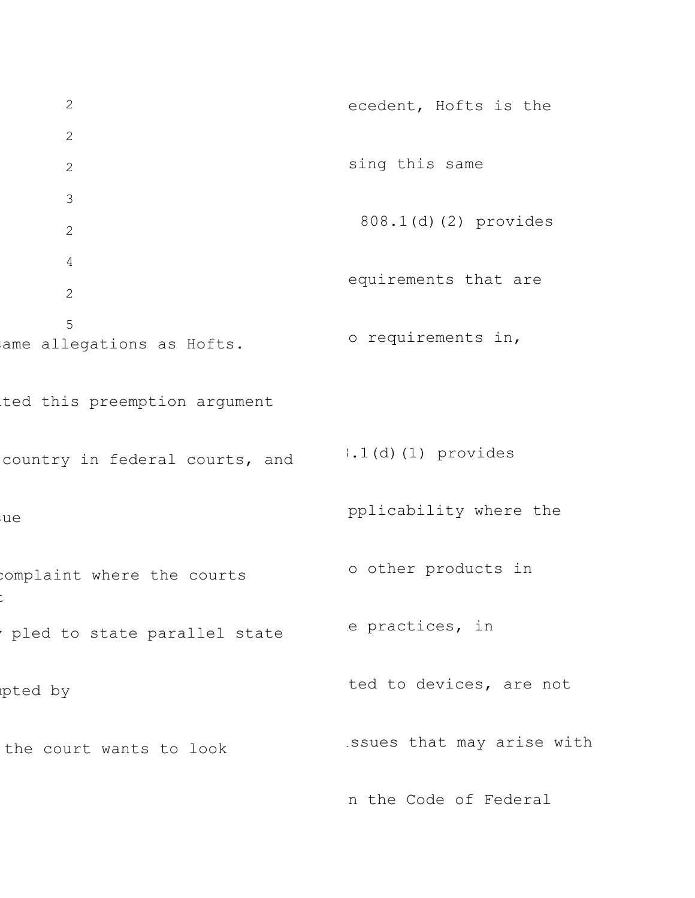2 ecedent, Hofts is the

2 sing this same

2 808.1(d)(2) provides

3 equirements that are

2 o requirements in,

4

2

5

same allegations as Hofts.

ted this preemption argument

country in federal courts, and .1(d)(1) provides

ue pplicability where the

complaint where the courts o other products in

pled to state parallel state e practices, in

pted by ted to devices, are not

the court wants to look ssues that may arise with

n the Code of Federal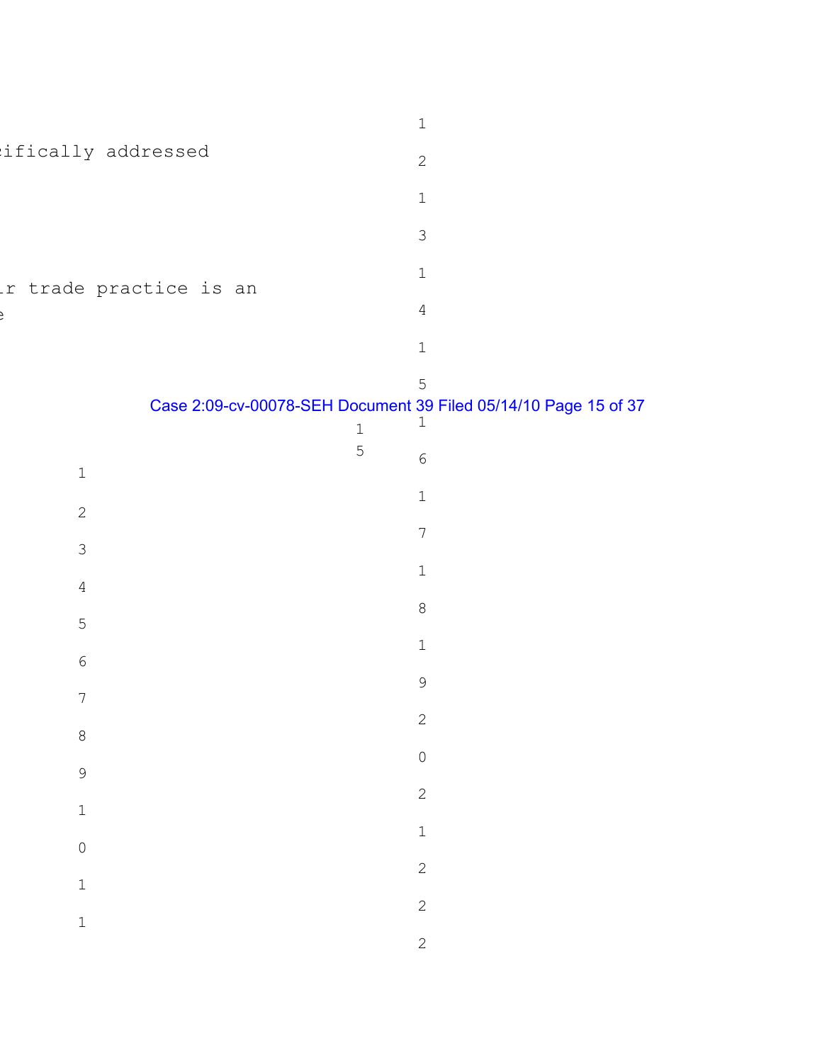cifically addressed

ir trade practice is an
e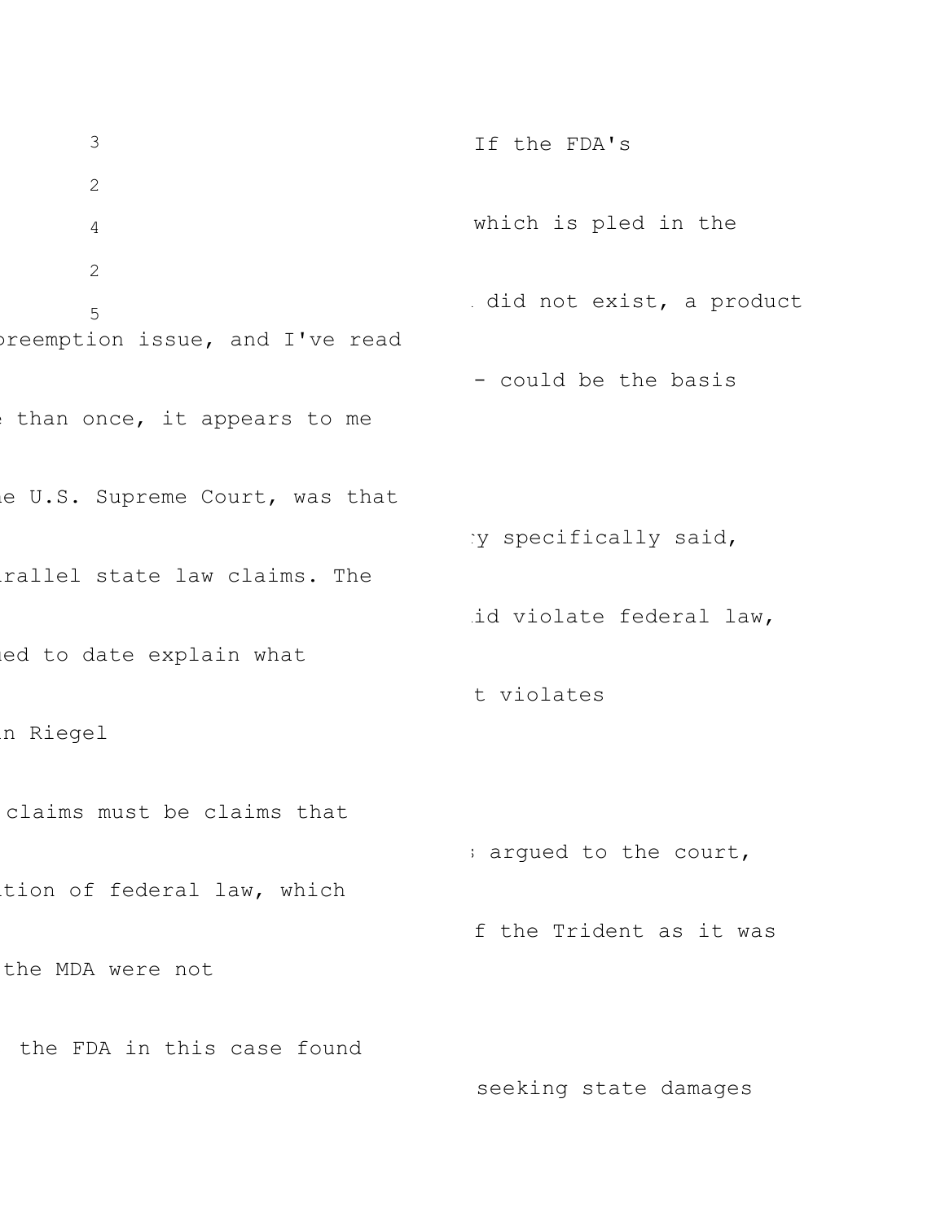3

2

4

2

5

If the FDA's

which is pled in the

did not exist, a product

preemption issue, and I've read

- could be the basis

than once, it appears to me

e U.S. Supreme Court, was that

y specifically said,

rallel state law claims. The

id violate federal law,

ed to date explain what

t violates

n Riegel

claims must be claims that

argued to the court,

tion of federal law, which

f the Trident as it was

the MDA were not

the FDA in this case found

seeking state damages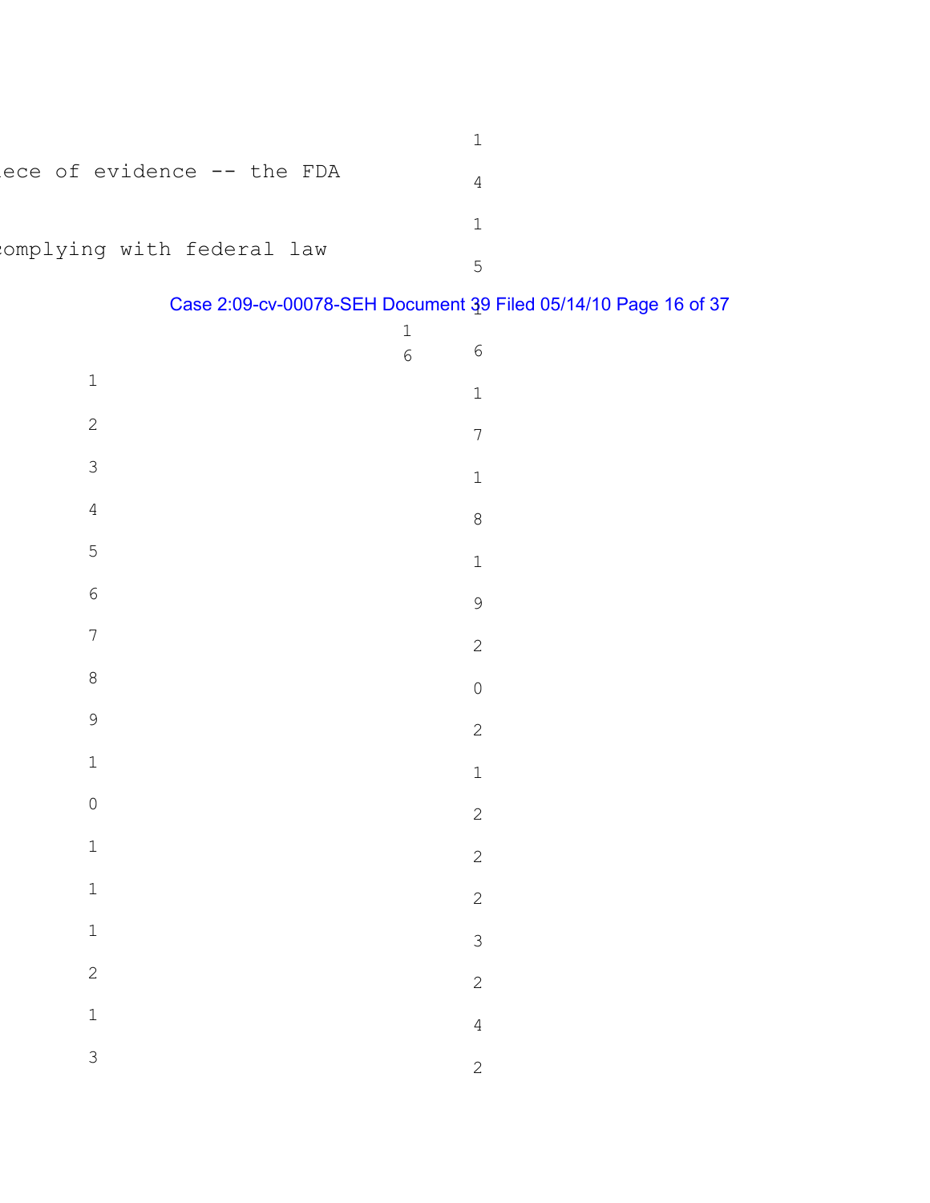iece of evidence -- the FDA

complying with federal law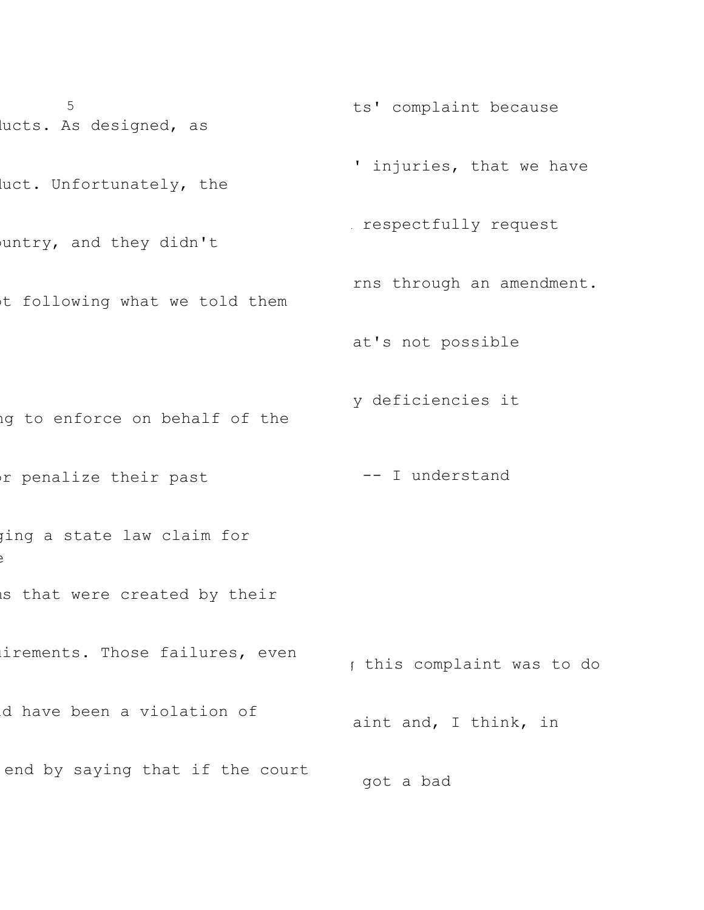ducts. As designed, as

luct. Unfortunately, the

ountry, and they didn't

ot following what we told them

ng to enforce on behalf of the

or penalize their past

ging a state law claim for
e

as that were created by their

irements. Those failures, even

ld have been a violation of

end by saying that if the court

ts' complaint because

' injuries, that we have

respectfully request

rns through an amendment.

at's not possible

y deficiencies it

-- I understand

this complaint was to do

aint and, I think, in

got a bad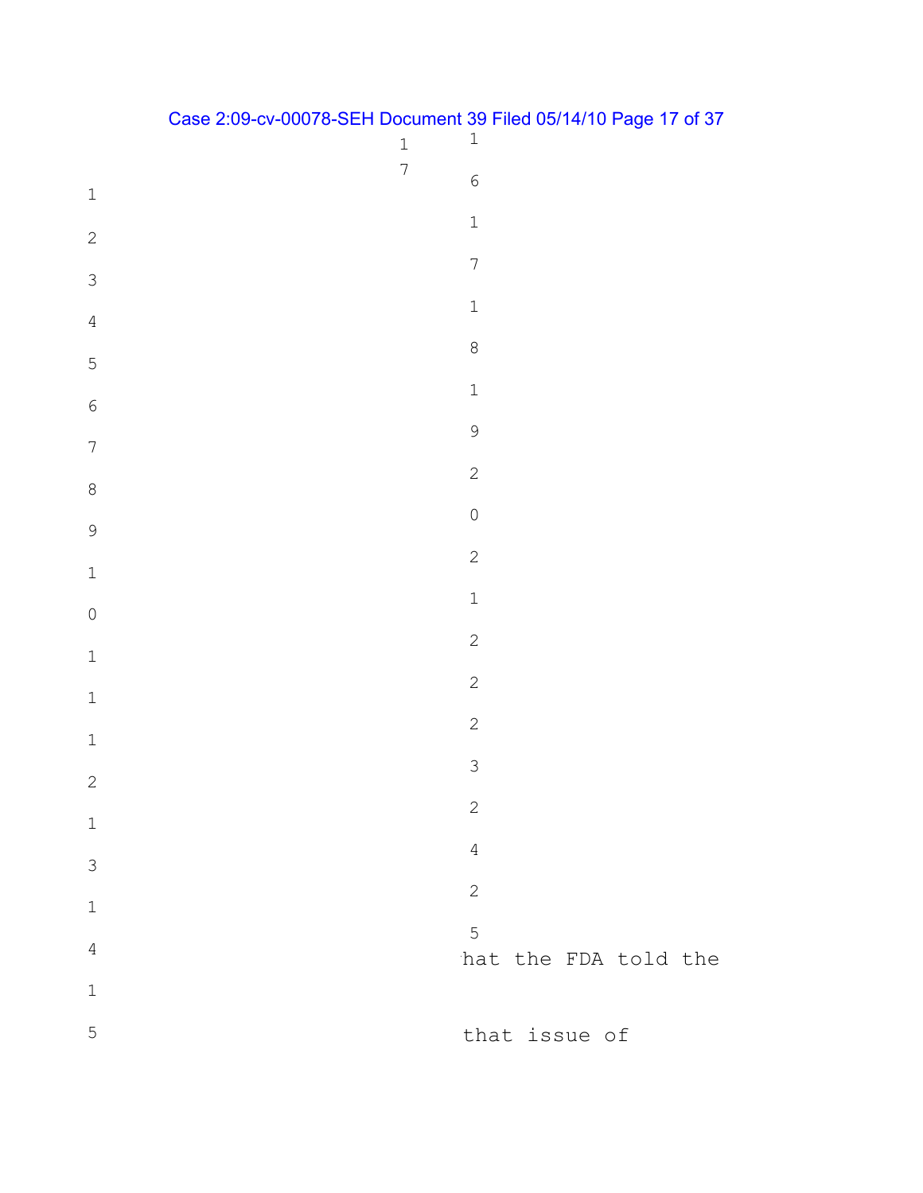hat the FDA told the

that issue of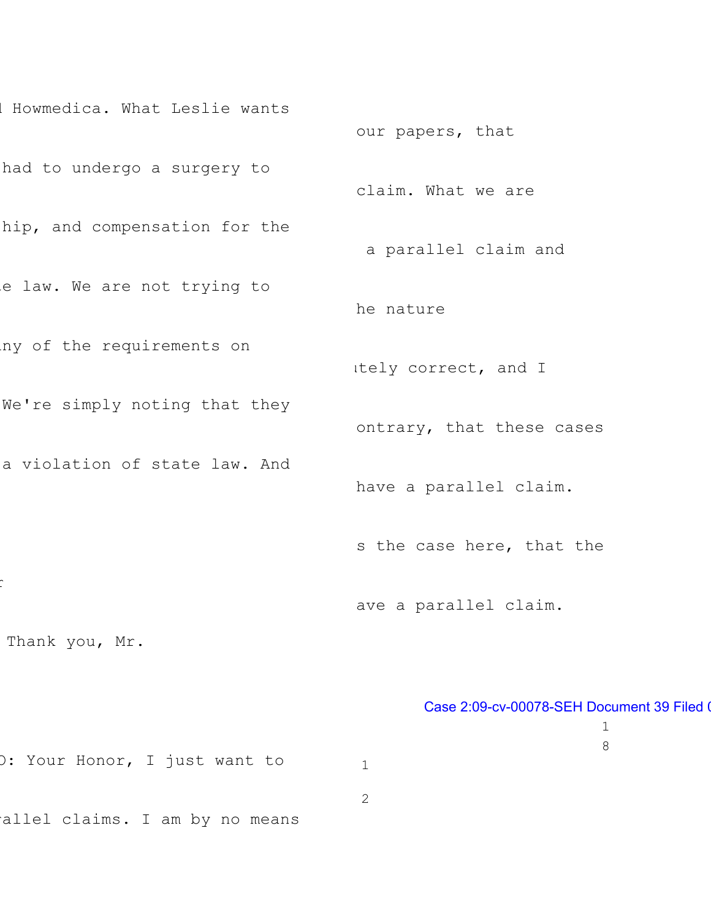l Howmedica. What Leslie wants

had to undergo a surgery to

hip, and compensation for the

e law. We are not trying to

ny of the requirements on

We're simply noting that they

a violation of state law. And

f

Thank you, Mr.

D: Your Honor, I just want to

rallel claims. I am by no means

our papers, that

claim. What we are

a parallel claim and

he nature

tely correct, and I

ontrary, that these cases

have a parallel claim.

s the case here, that the

ave a parallel claim.

Case 2:09-cv-00078-SEH Document 39 Filed (

1

8

1

2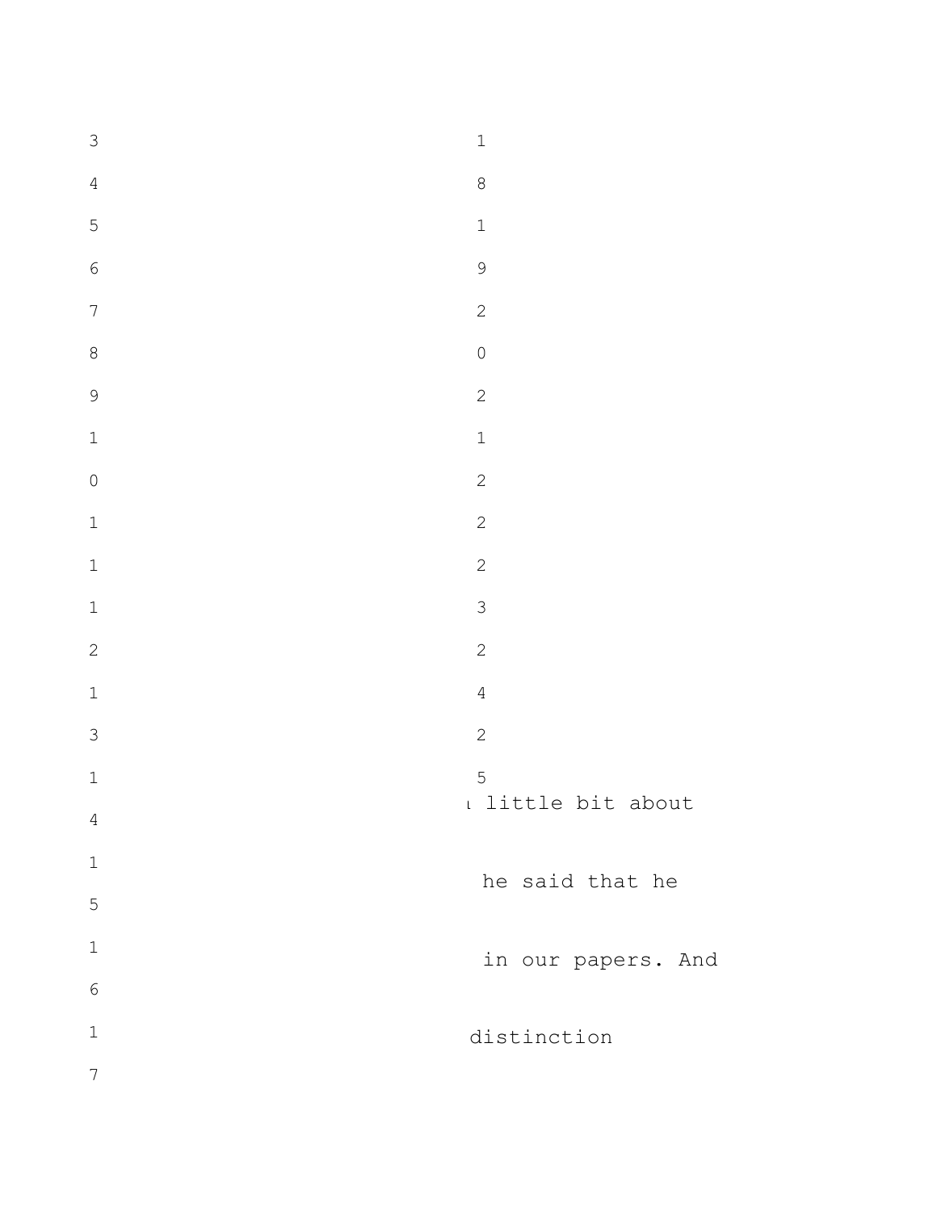ı little bit about

he said that he

in our papers. And

distinction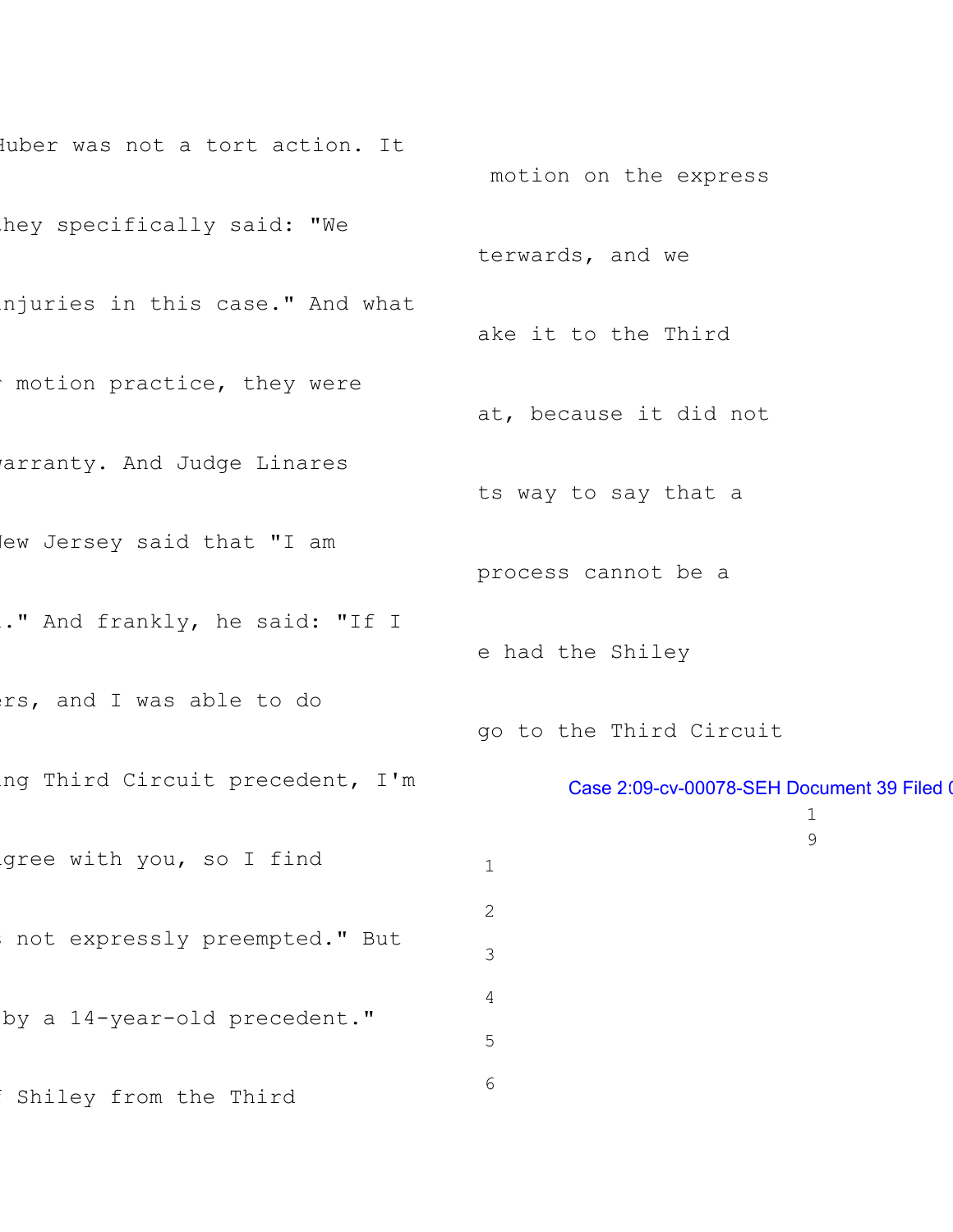Huber was not a tort action. It

hey specifically said: "We

njuries in this case." And what

motion practice, they were

arranty. And Judge Linares

ew Jersey said that "I am

." And frankly, he said: "If I

rs, and I was able to do

ng Third Circuit precedent, I'm

gree with you, so I find

not expressly preempted." But

by a 14-year-old precedent."

Shiley from the Third

motion on the express

terwards, and we

ake it to the Third

at, because it did not

ts way to say that a

process cannot be a

e had the Shiley

go to the Third Circuit

Case 2:09-cv-00078-SEH Document 39 Filed (

1
2
3
4
5
6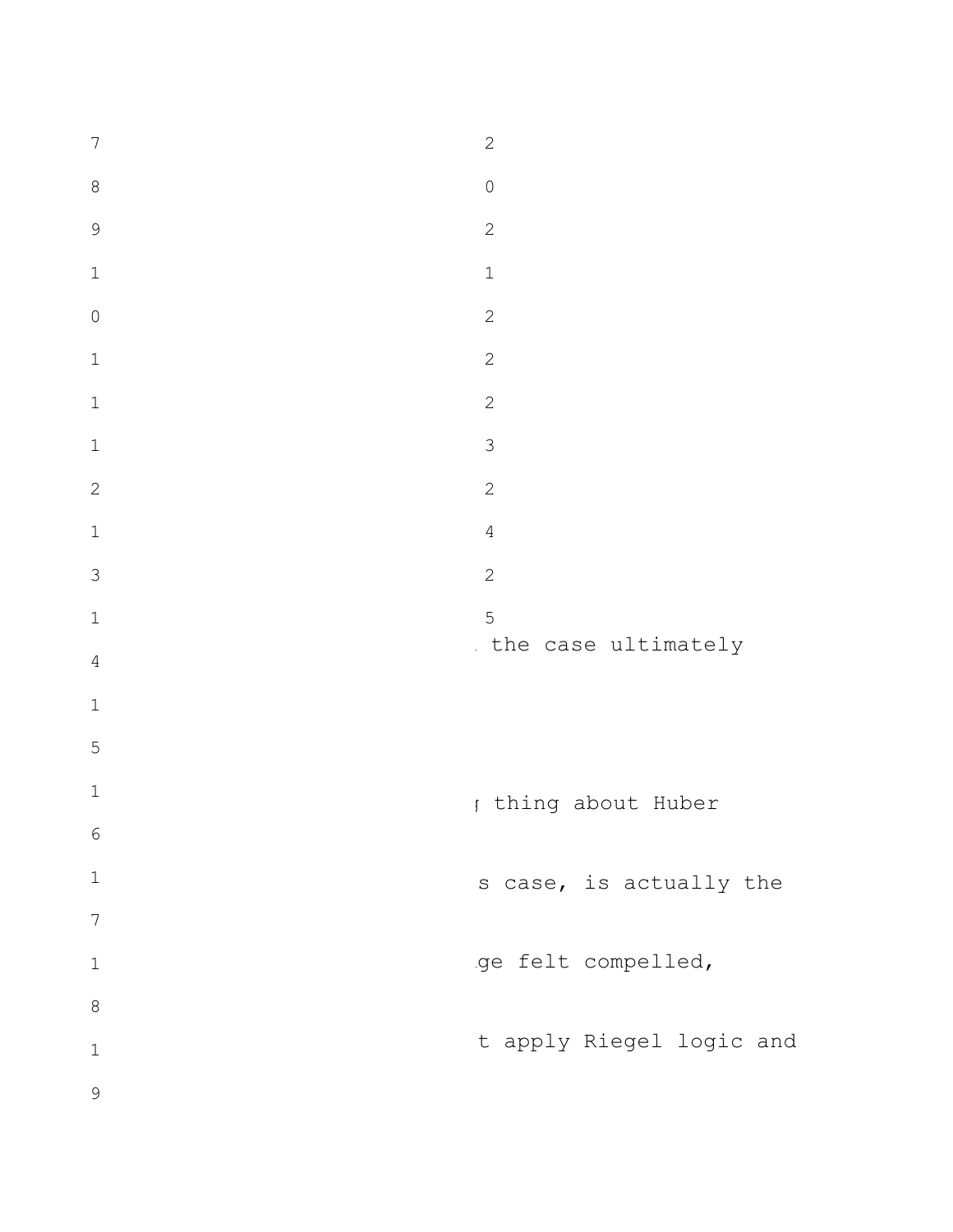the case ultimately

thing about Huber

s case, is actually the

ge felt compelled,

t apply Riegel logic and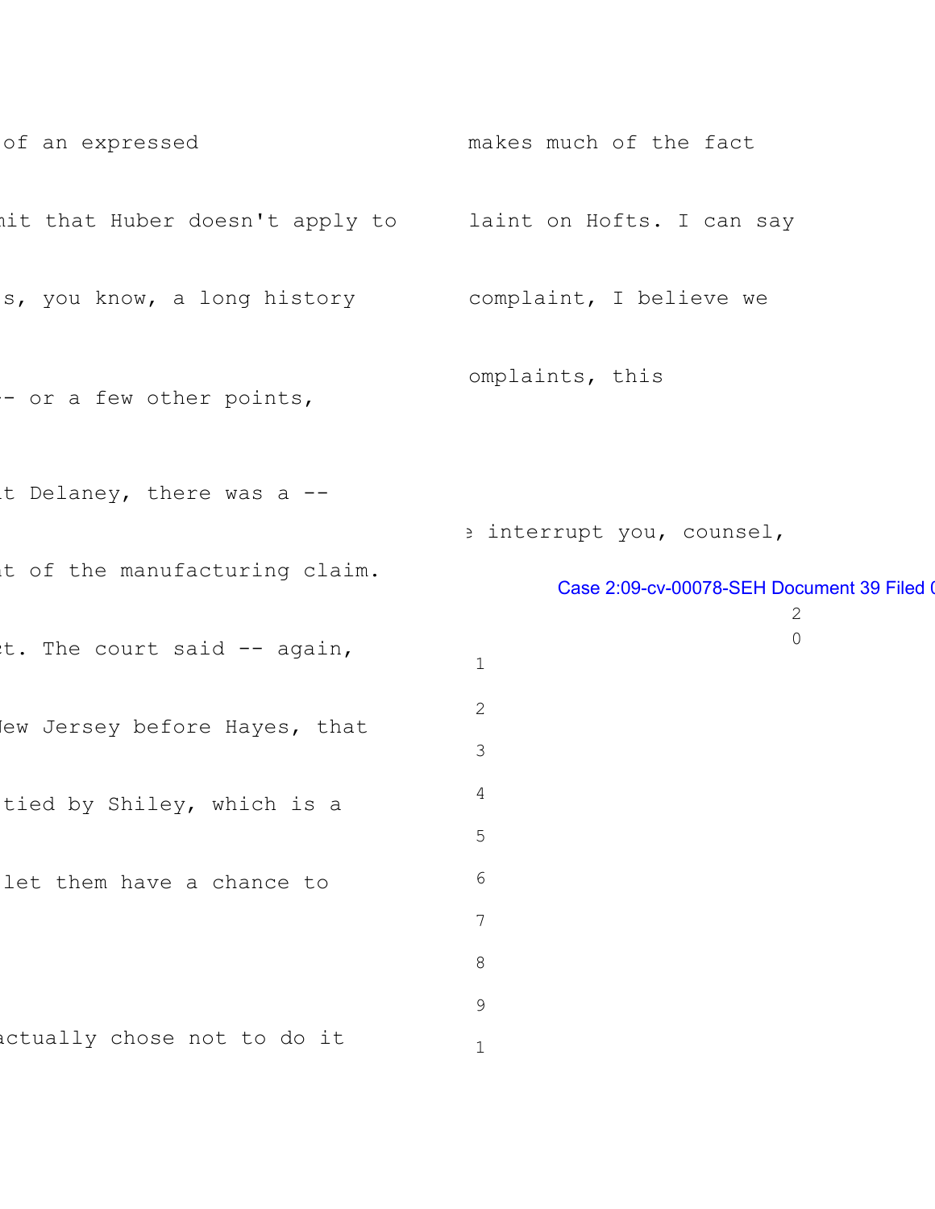of an expressed

nit that Huber doesn't apply to

s, you know, a long history

-- or a few other points,

t Delaney, there was a --

t of the manufacturing claim.

t. The court said -- again,

New Jersey before Hayes, that

tied by Shiley, which is a

let them have a chance to

actually chose not to do it

makes much of the fact

laint on Hofts. I can say

complaint, I believe we

omplaints, this

e interrupt you, counsel,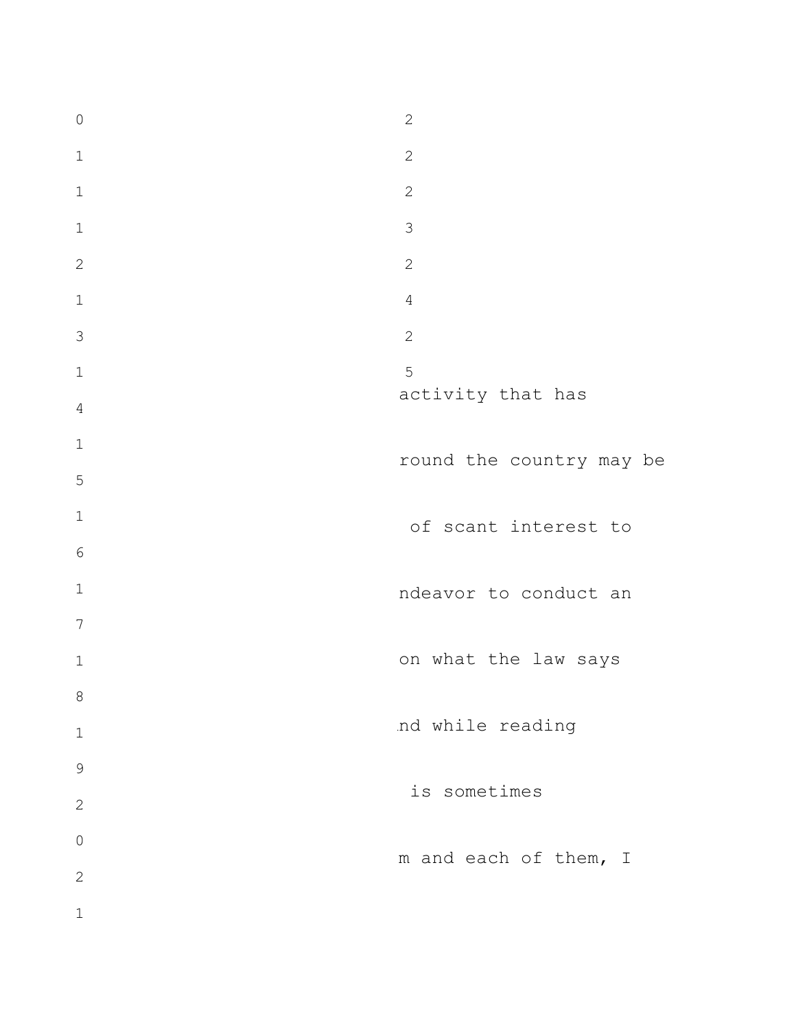0 2

1 2

1 2

1 3

2 2

1 4

3 2

1 5

activity that has

4

1

round the country may be

5

1

of scant interest to

6

1

ndeavor to conduct an

7

1

on what the law says

8

1

nd while reading

9

2

is sometimes

0

2

m and each of them, I

1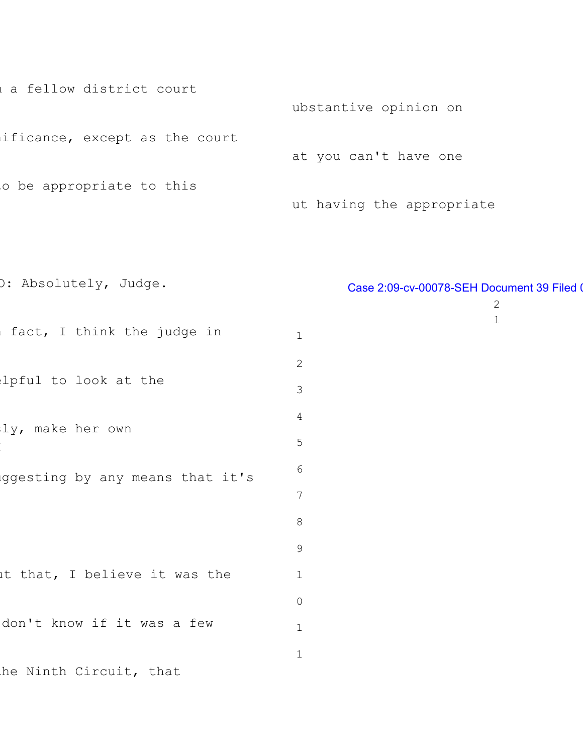a fellow district court

ubstantive opinion on

ificance, except as the court

at you can't have one

o be appropriate to this

ut having the appropriate

D: Absolutely, Judge.

Case 2:09-cv-00078-SEH Document 39 Filed 0

fact, I think the judge in

lpful to look at the

ly, make her own

ggesting by any means that it's

t that, I believe it was the

don't know if it was a few

he Ninth Circuit, that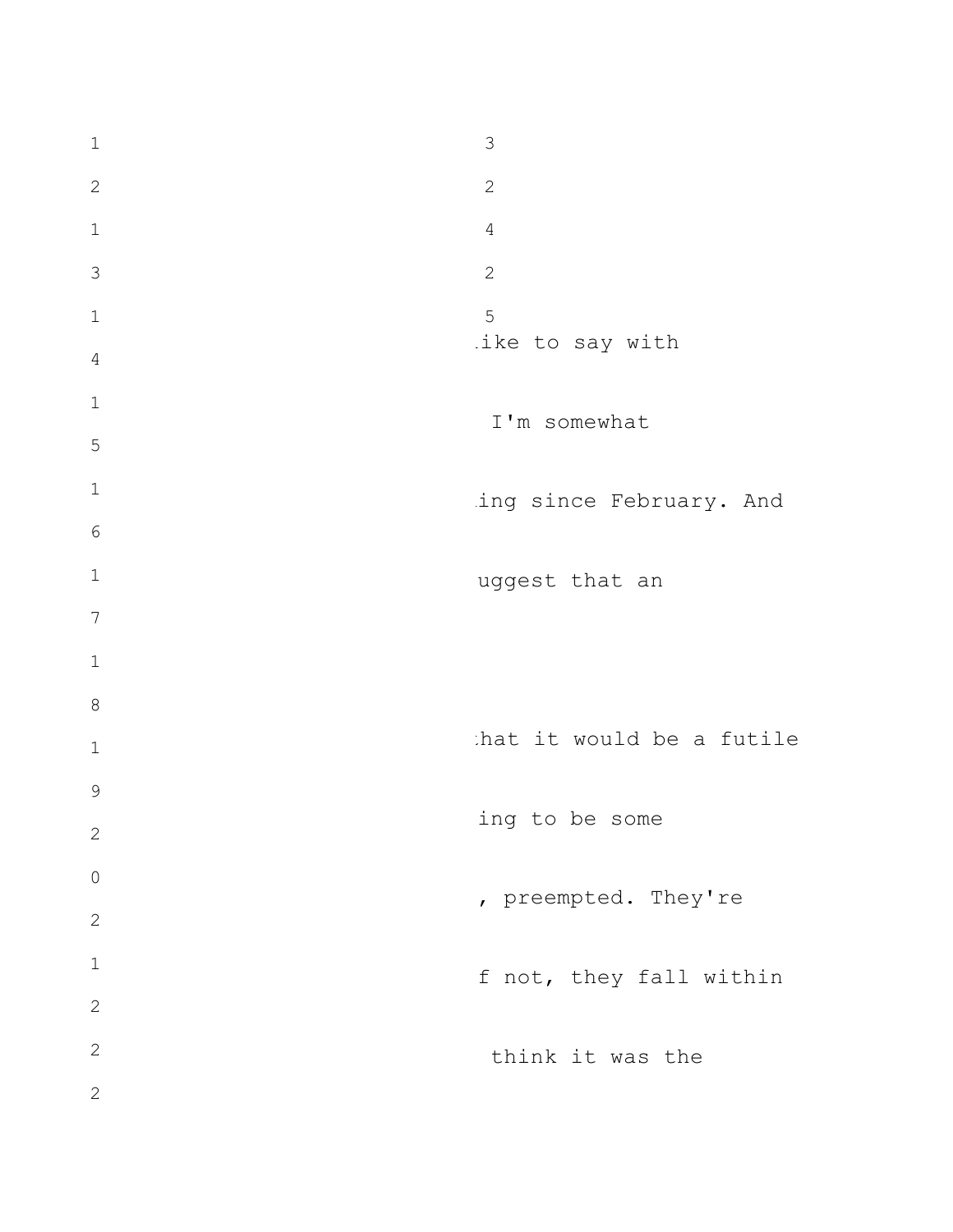1 3

2 2

1 4

3 2

1 5

4 ike to say with

1

5 I'm somewhat

1

6 ing since February. And

1

7 uggest that an

1

8

1 hat it would be a futile

9

2 ing to be some

0

2 , preempted. They're

1

2 f not, they fall within

2

2 think it was the

2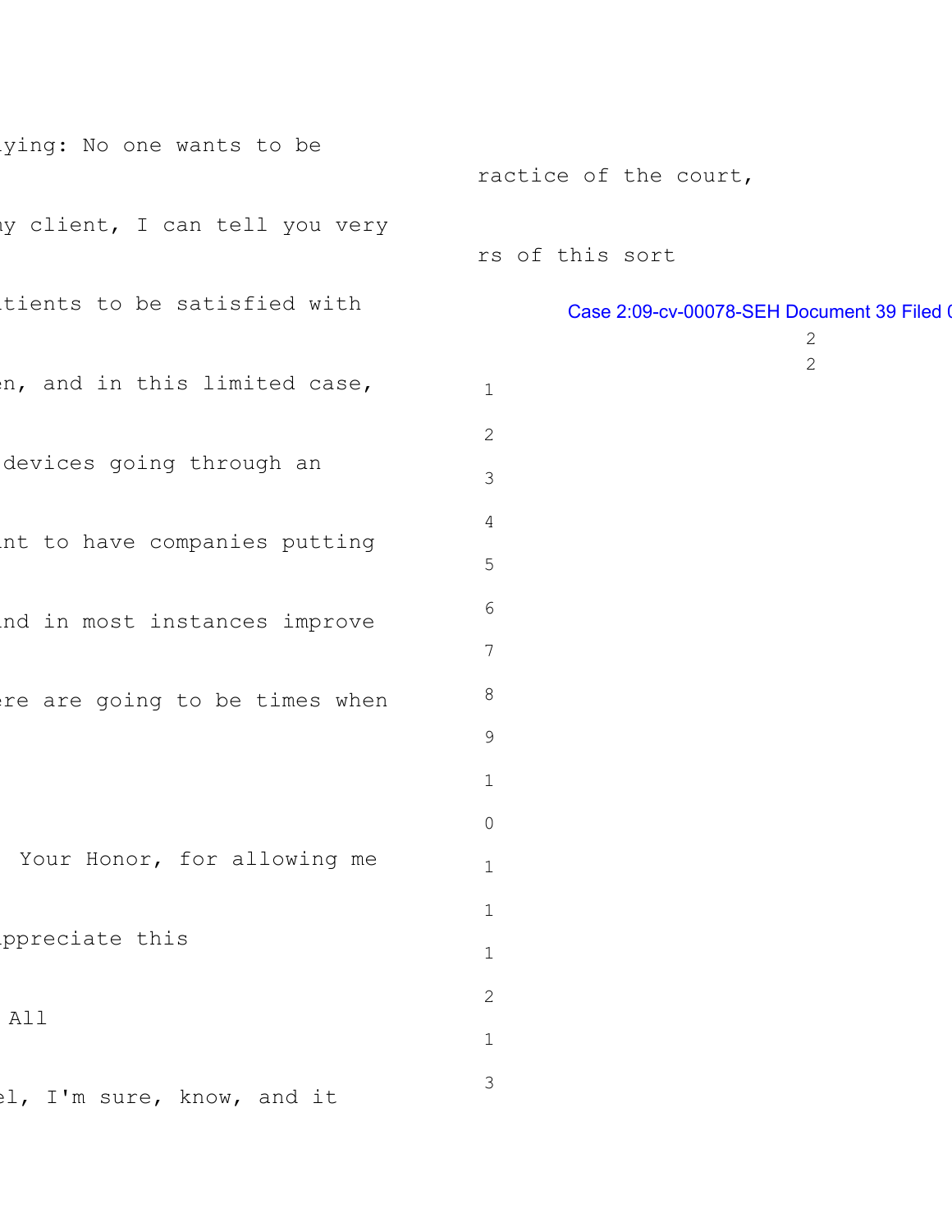ying: No one wants to be

y client, I can tell you very

tients to be satisfied with

n, and in this limited case,

devices going through an

nt to have companies putting

nd in most instances improve

ere are going to be times when

Your Honor, for allowing me

ppreciate this

All

el, I'm sure, know, and it

ractice of the court,

rs of this sort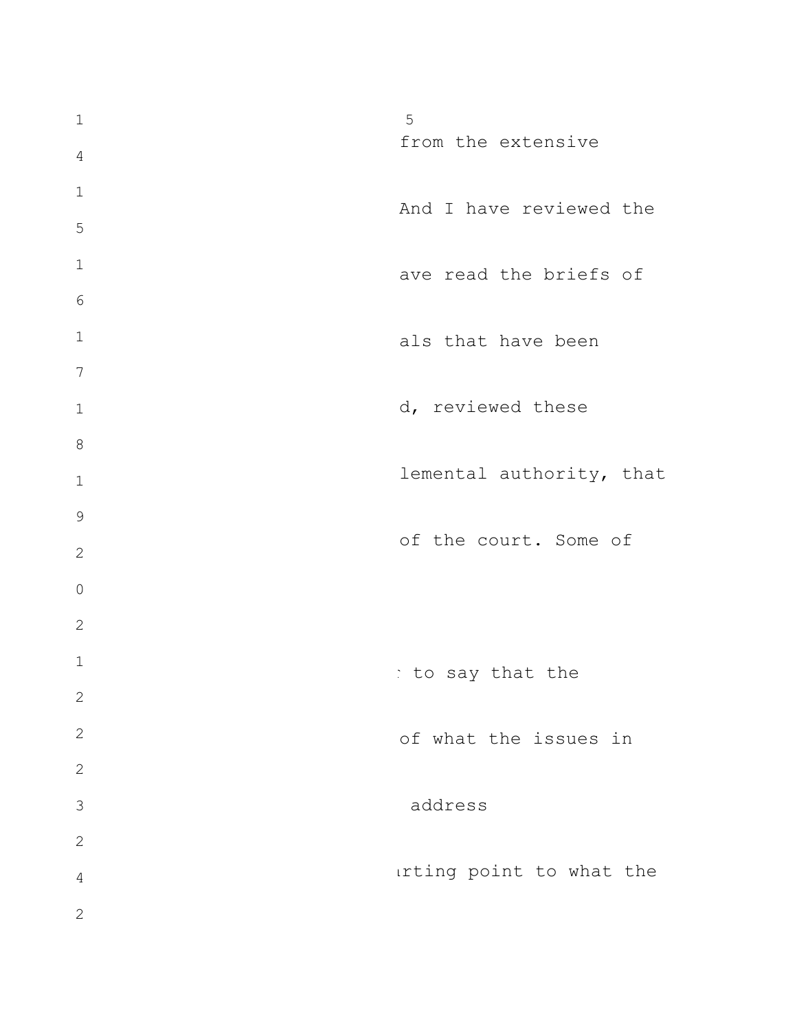from the extensive

And I have reviewed the

ave read the briefs of

als that have been

d, reviewed these

lemental authority, that

of the court. Some of

to say that the

of what the issues in

address

rting point to what the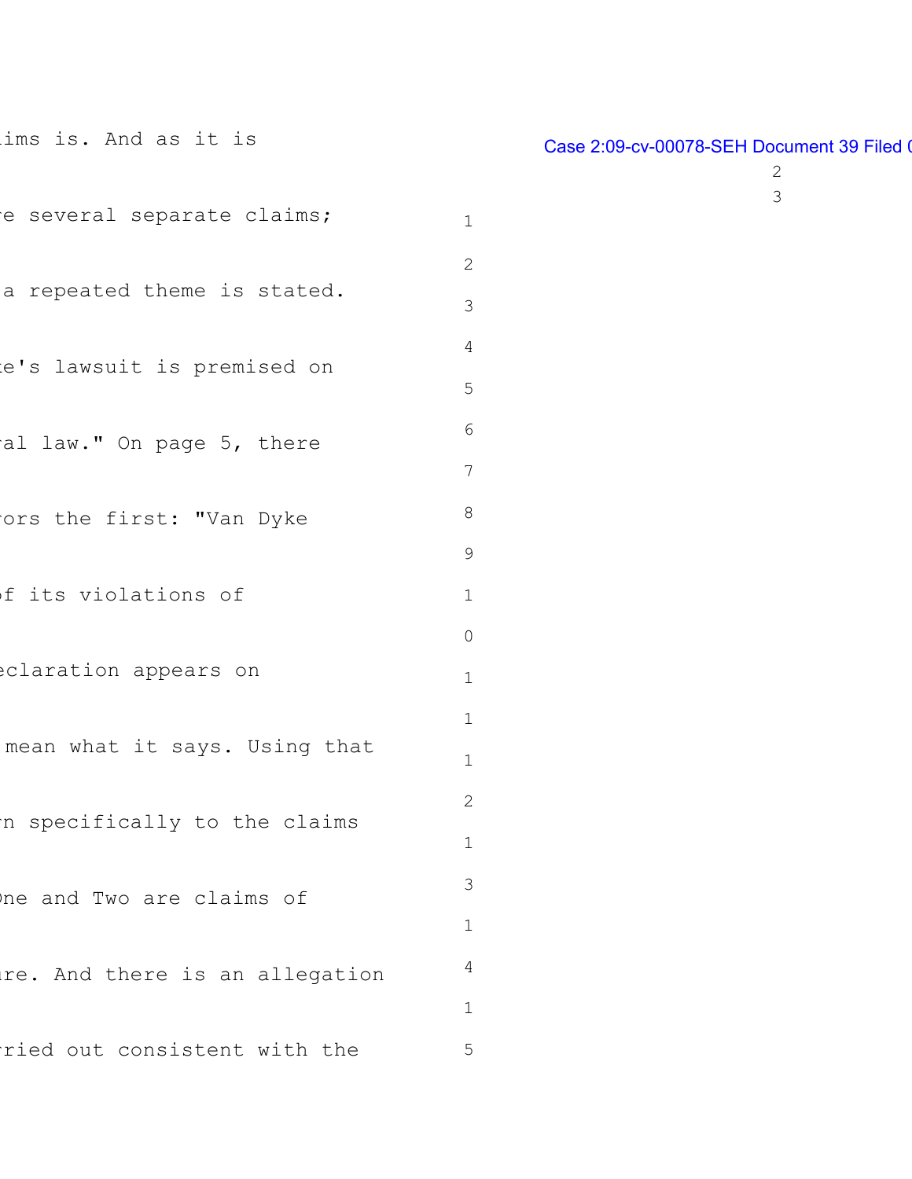ims is. And as it is

e several separate claims;

a repeated theme is stated.

e's lawsuit is premised on

al law." On page 5, there

ors the first: "Van Dyke

f its violations of

eclaration appears on

mean what it says. Using that

n specifically to the claims

ne and Two are claims of

re. And there is an allegation

ried out consistent with the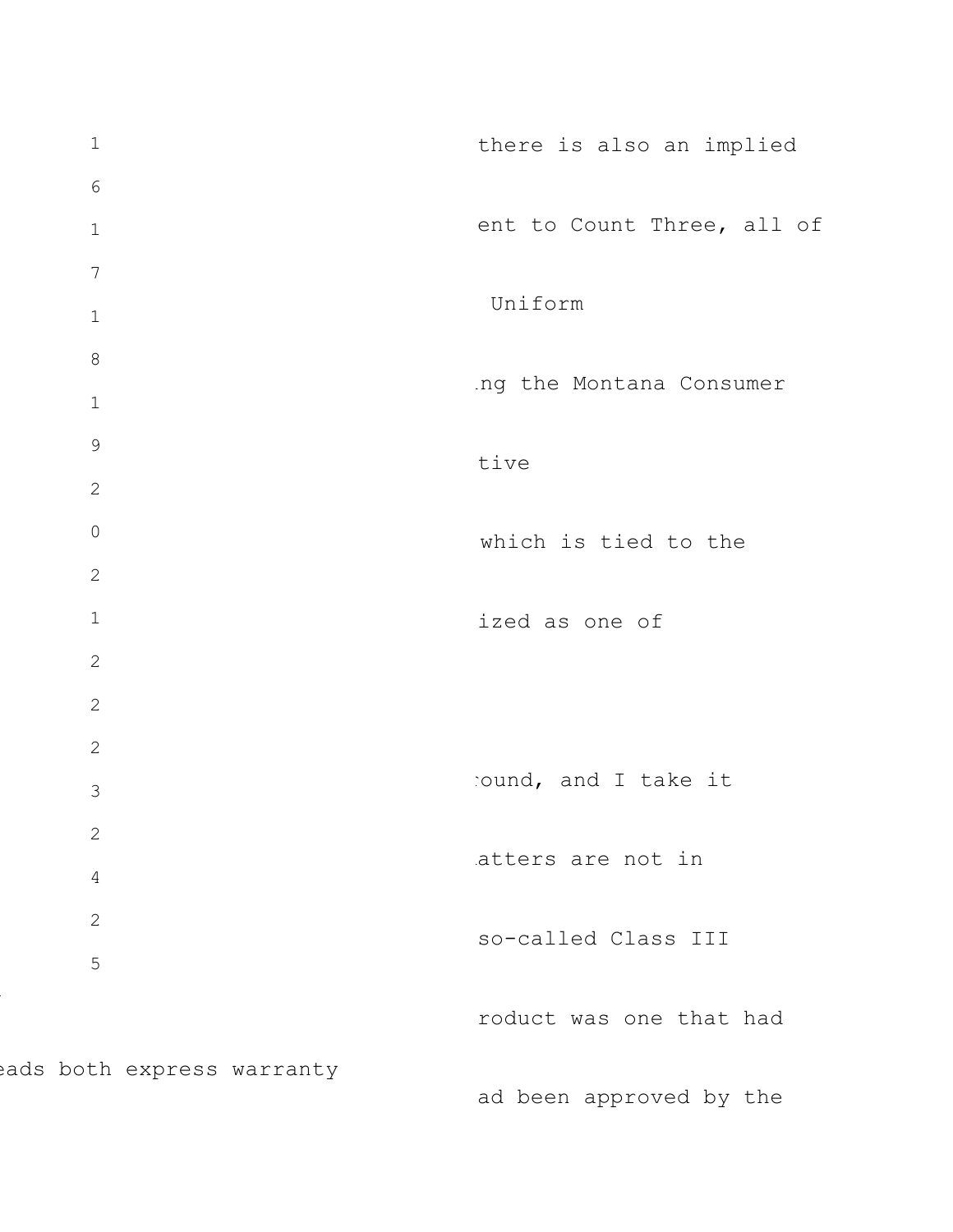1 there is also an implied

6

1 ent to Count Three, all of

7

1 Uniform

8

1 ng the Montana Consumer

9

2 tive

0

2 which is tied to the

1

2 ized as one of

2

2

3 ound, and I take it

2

4 atters are not in

2

5 so-called Class III

roduct was one that had

eads both express warranty

ad been approved by the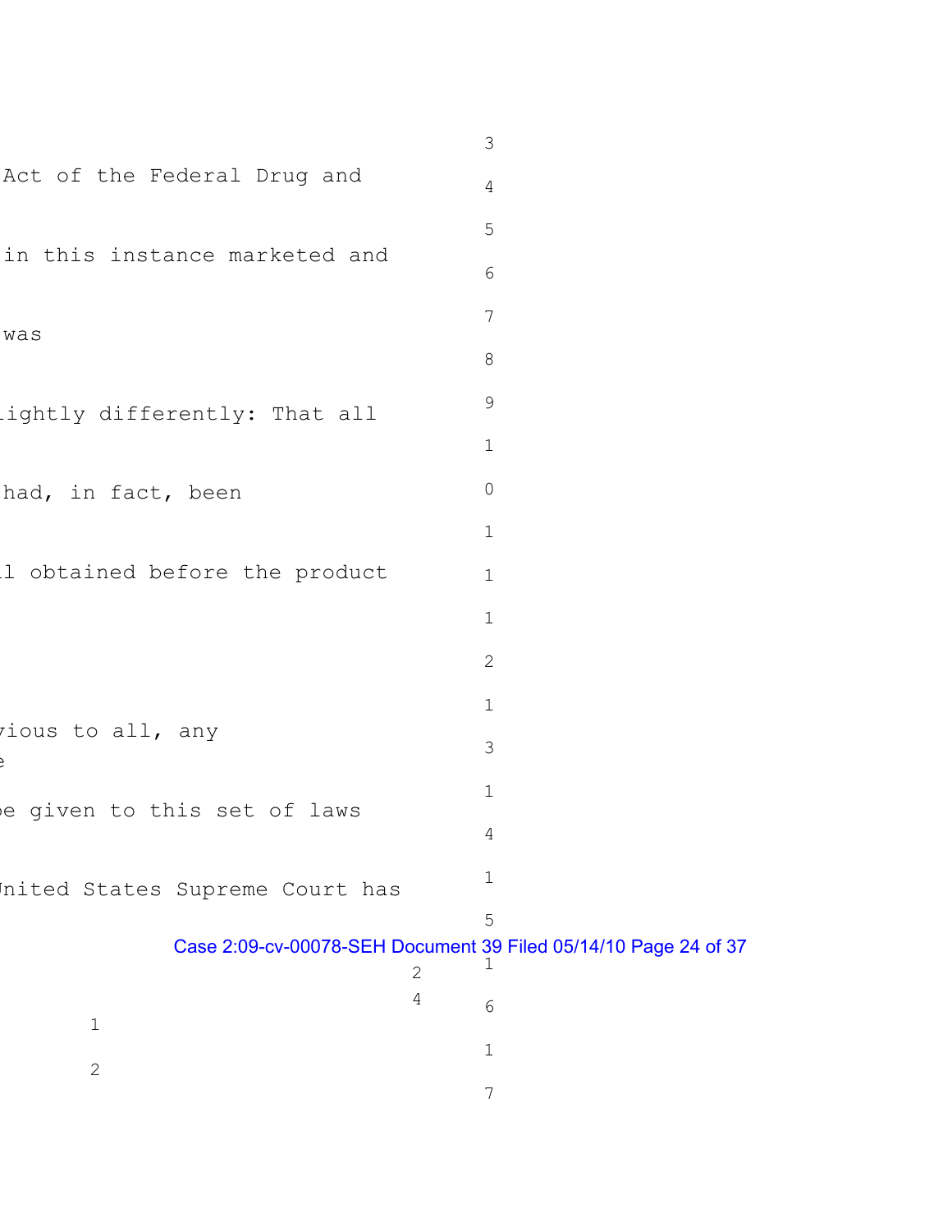Act of the Federal Drug and

in this instance marketed and

was

ightly differently: That all

had, in fact, been

l obtained before the product

vious to all, any
e

e given to this set of laws

United States Supreme Court has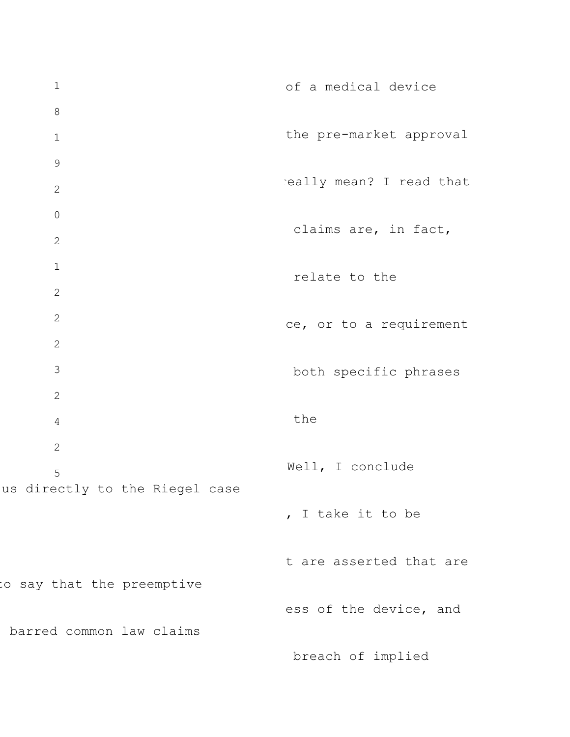of a medical device

the pre-market approval

really mean? I read that

claims are, in fact,

relate to the

ce, or to a requirement

both specific phrases

the

Well, I conclude

us directly to the Riegel case

, I take it to be

t are asserted that are

to say that the preemptive

ess of the device, and

barred common law claims

breach of implied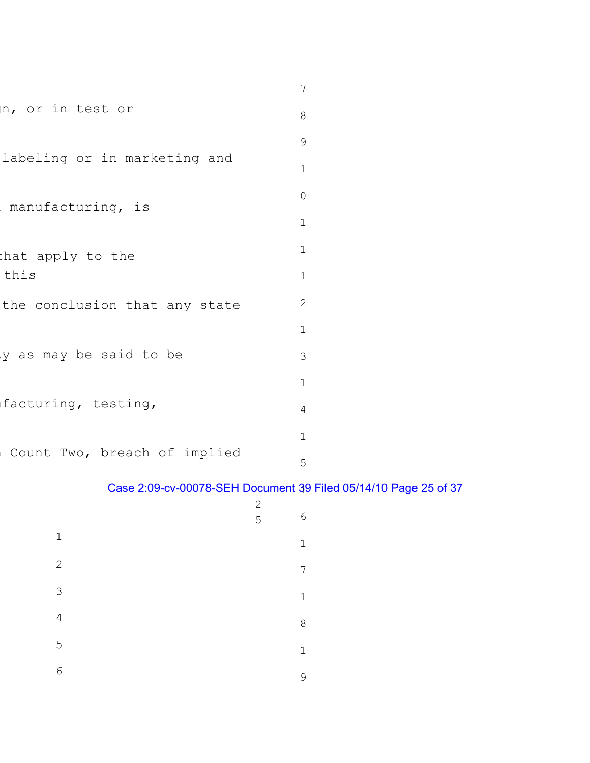n, or in test or

labeling or in marketing and

manufacturing, is

that apply to the
this

the conclusion that any state

y as may be said to be

ufacturing, testing,

Count Two, breach of implied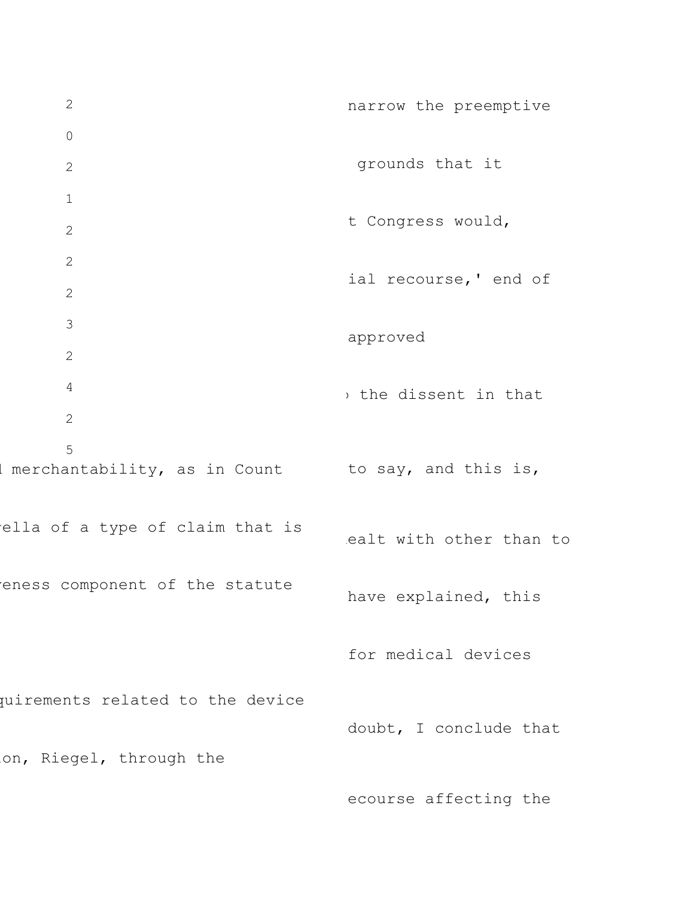narrow the preemptive

grounds that it

t Congress would,

ial recourse,' end of

approved

the dissent in that

merchantability, as in Count

to say, and this is,

ella of a type of claim that is

ealt with other than to

eness component of the statute

have explained, this

for medical devices

quirements related to the device

doubt, I conclude that

on, Riegel, through the

ecourse affecting the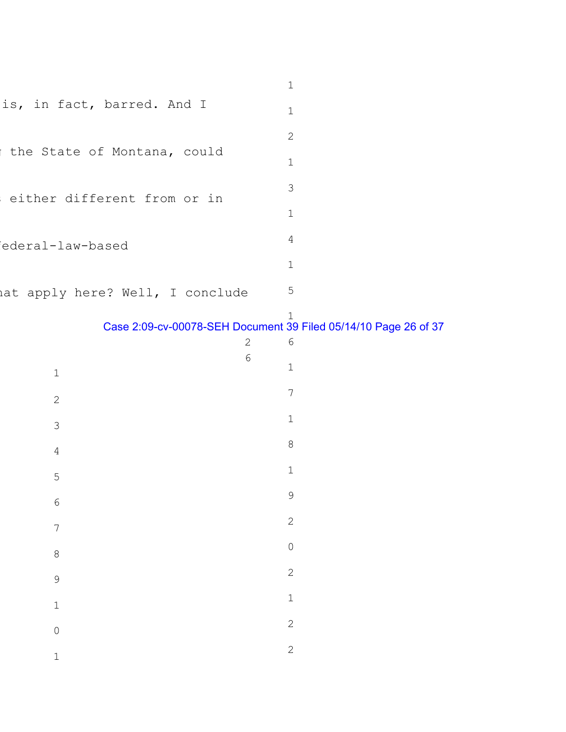is, in fact, barred. And I

the State of Montana, could

either different from or in

federal-law-based

hat apply here? Well, I conclude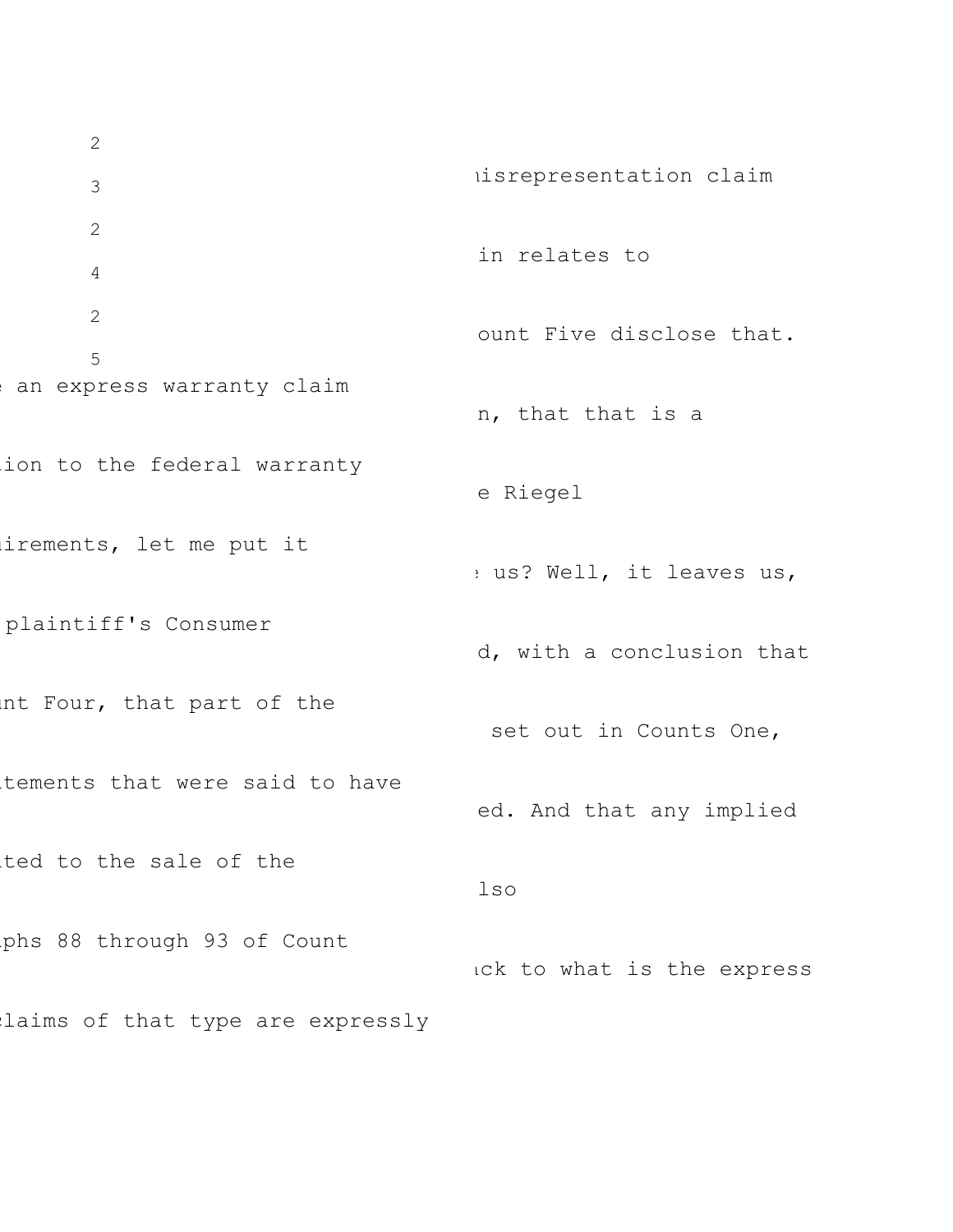2

3 isrepresentation claim

2

4 in relates to

2

5 ount Five disclose that.

an express warranty claim

n, that that is a

ion to the federal warranty

e Riegel

irements, let me put it

us? Well, it leaves us,

plaintiff's Consumer

d, with a conclusion that

nt Four, that part of the

set out in Counts One,

tements that were said to have

ed. And that any implied

ted to the sale of the

lso

phs 88 through 93 of Count

ck to what is the express

laims of that type are expressly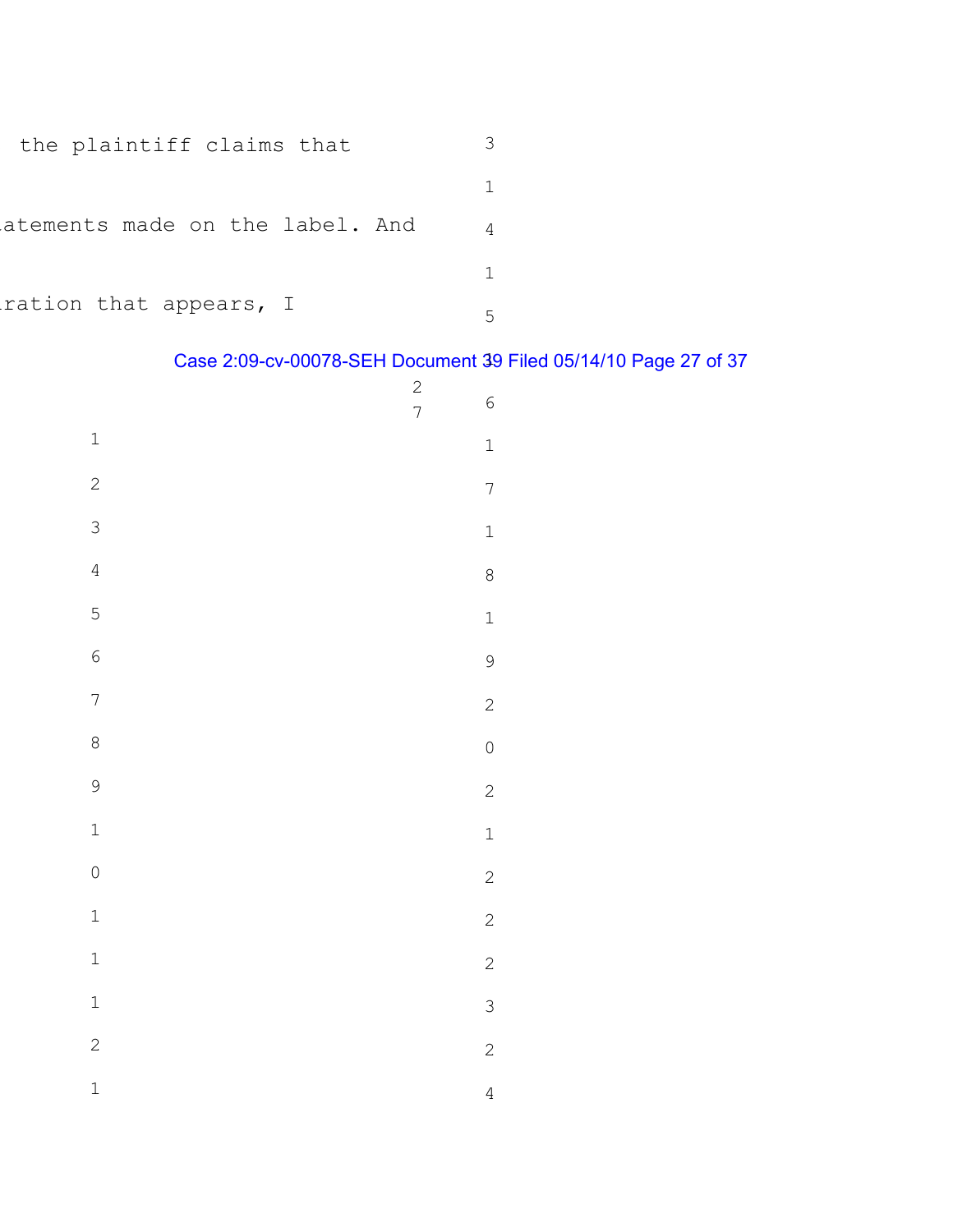the plaintiff claims that

atements made on the label. And

ration that appears, I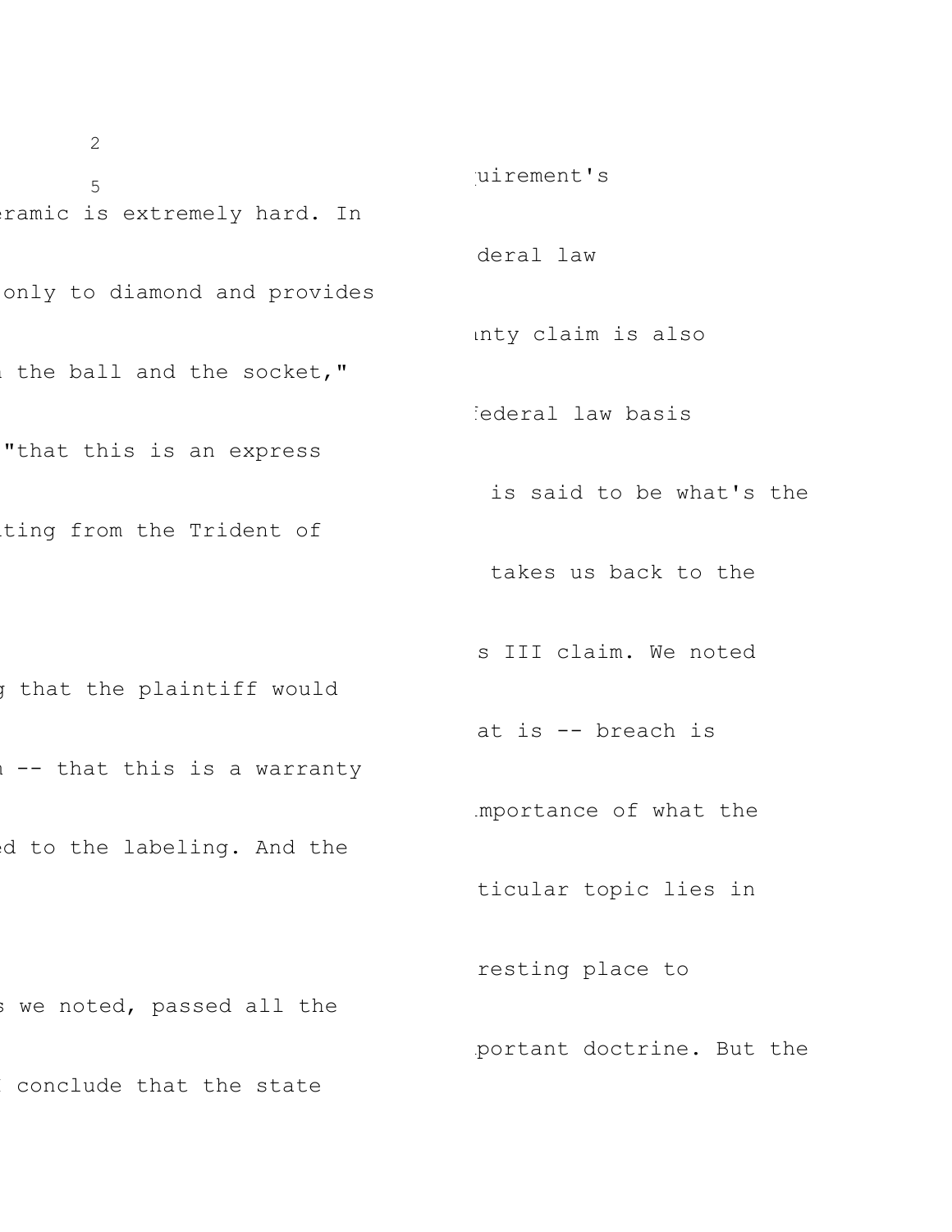eramic is extremely hard. In

only to diamond and provides

the ball and the socket,"

"that this is an express

ting from the Trident of

that the plaintiff would

-- that this is a warranty

ed to the labeling. And the

s we noted, passed all the

conclude that the state

uirement's

deral law

nty claim is also

ederal law basis

is said to be what's the

takes us back to the

s III claim. We noted

at is -- breach is

mportance of what the

ticular topic lies in

resting place to

portant doctrine. But the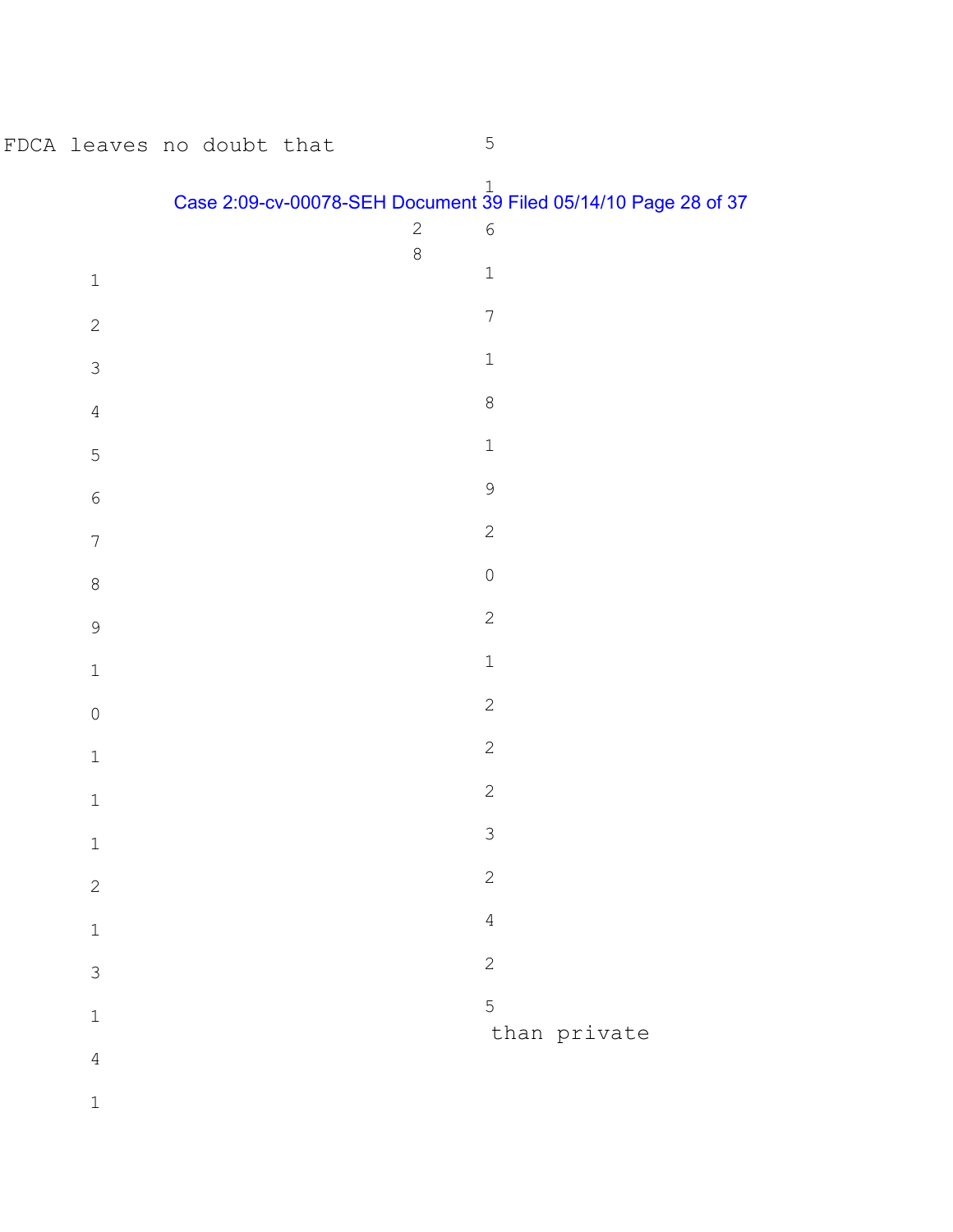FDCA leaves no doubt that

than private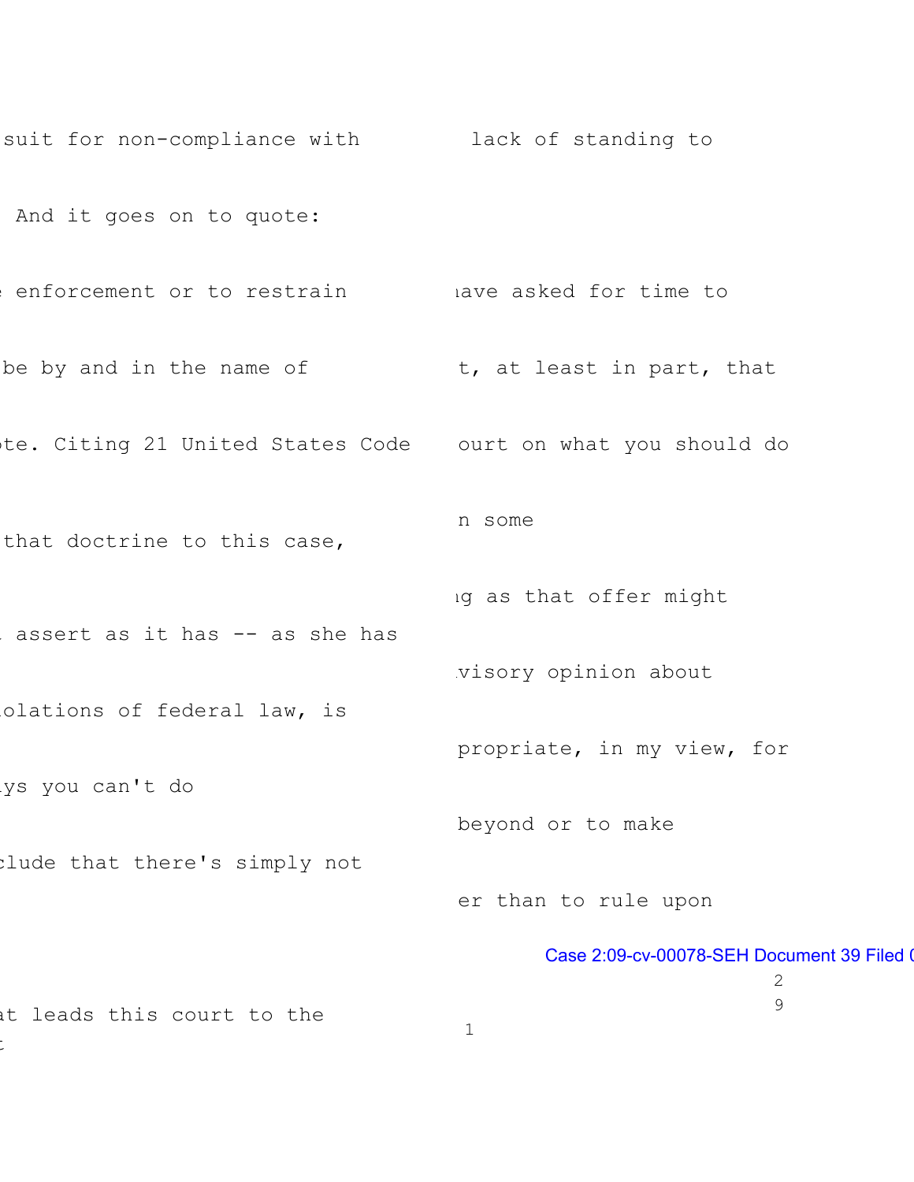suit for non-compliance with

And it goes on to quote:

enforcement or to restrain

be by and in the name of

te. Citing 21 United States Code

that doctrine to this case,

assert as it has -- as she has

olations of federal law, is

ys you can't do

clude that there's simply not

at leads this court to the

lack of standing to

ave asked for time to

t, at least in part, that

ourt on what you should do

n some

g as that offer might

visory opinion about

propriate, in my view, for

beyond or to make

er than to rule upon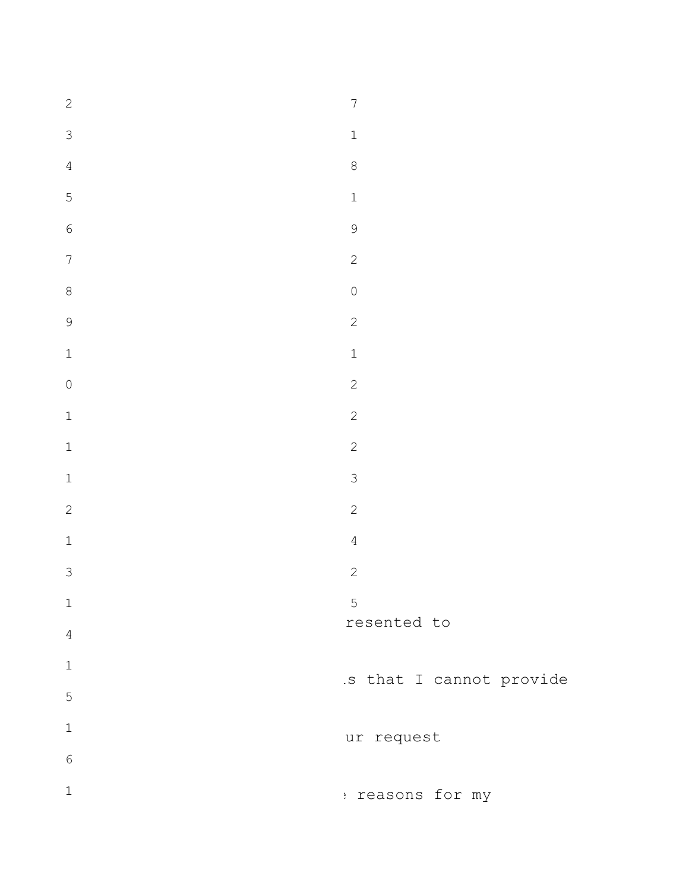resented to

s that I cannot provide

ur request

reasons for my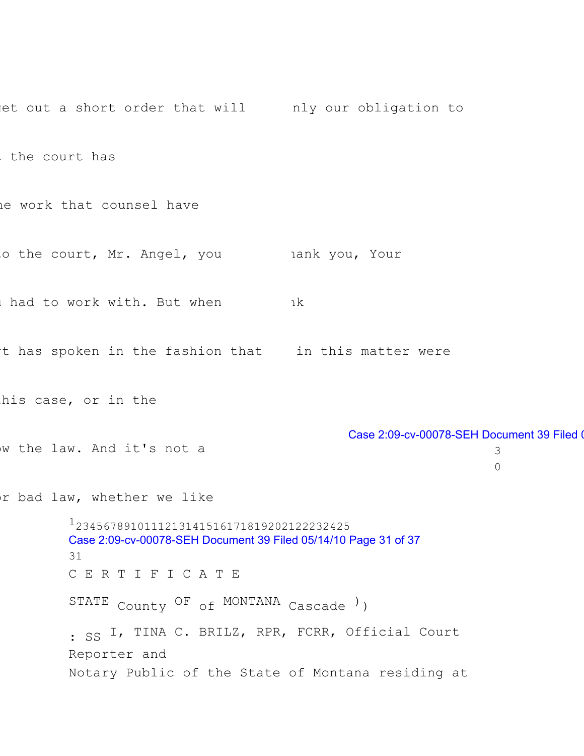et out a short order that will nly our obligation to

the court has

ne work that counsel have

o the court, Mr. Angel, you hank you, Your

had to work with. But when nk

t has spoken in the fashion that in this matter were

his case, or in the

w the law. And it's not a

r bad law, whether we like

1 2 3 4 5 6 7 8 9 10 11 12 13 14 15 16 17 18 19 20 21 22 23 24 25

C E R T I F I C A T E

STATE OF MONTANA )
County of Cascade )
: ss

I, TINA C. BRILZ, RPR, FCRR, Official Court Reporter and Notary Public of the State of Montana residing at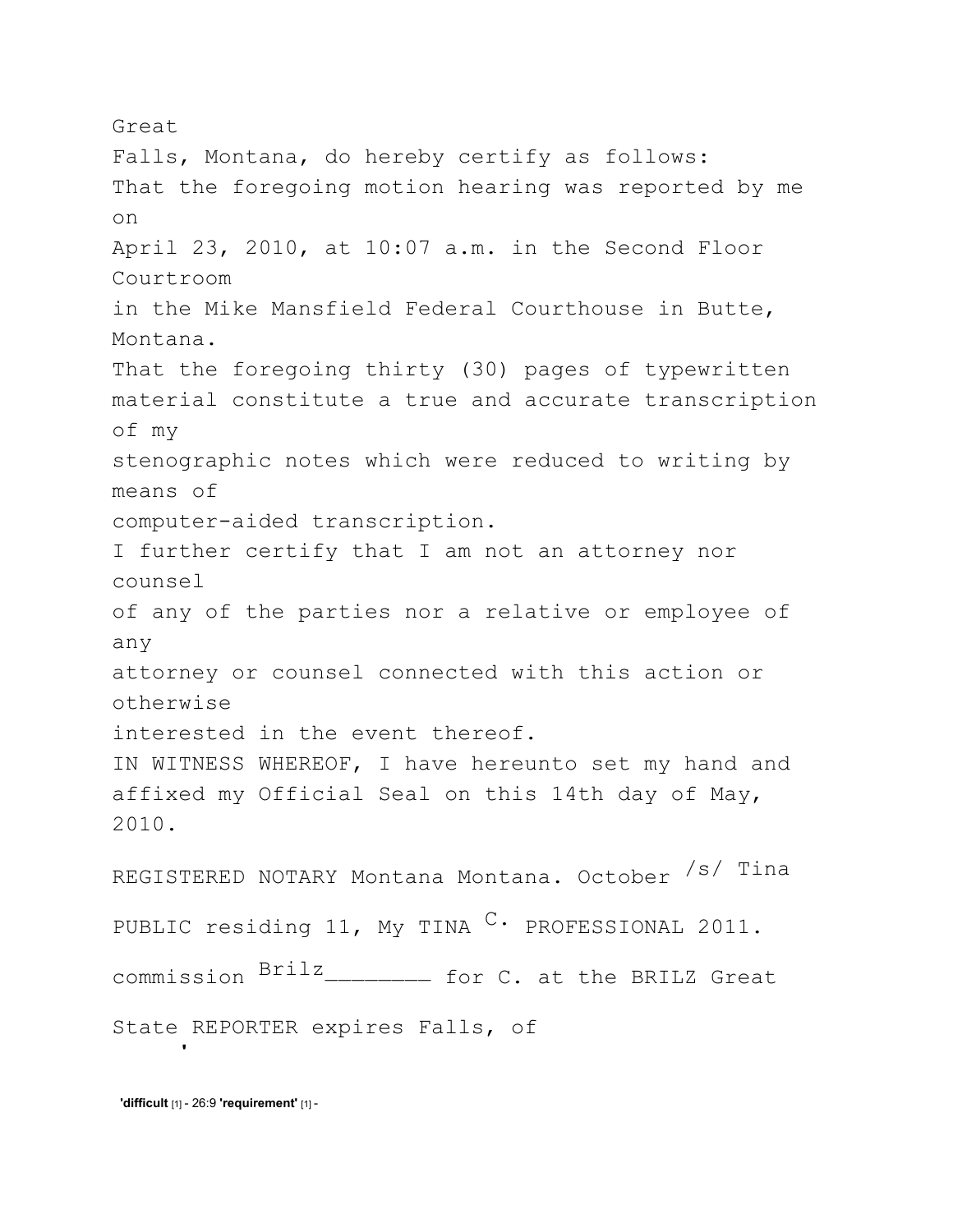Great
Falls, Montana, do hereby certify as follows:
That the foregoing motion hearing was reported by me
on
April 23, 2010, at 10:07 a.m. in the Second Floor
Courtroom
in the Mike Mansfield Federal Courthouse in Butte,
Montana.
That the foregoing thirty (30) pages of typewritten
material constitute a true and accurate transcription
of my
stenographic notes which were reduced to writing by
means of
computer-aided transcription.
I further certify that I am not an attorney nor
counsel
of any of the parties nor a relative or employee of
any
attorney or counsel connected with this action or
otherwise
interested in the event thereof.
IN WITNESS WHEREOF, I have hereunto set my hand and
affixed my Official Seal on this 14th day of May,
2010.

REGISTERED NOTARY Montana Montana. October /s/ Tina

PUBLIC residing 11, My TINA C. PROFESSIONAL 2011.

commission Brilz________ for C. at the BRILZ Great

State REPORTER expires Falls, of

**'difficult** [1] - 26:9 **'requirement'** [1] -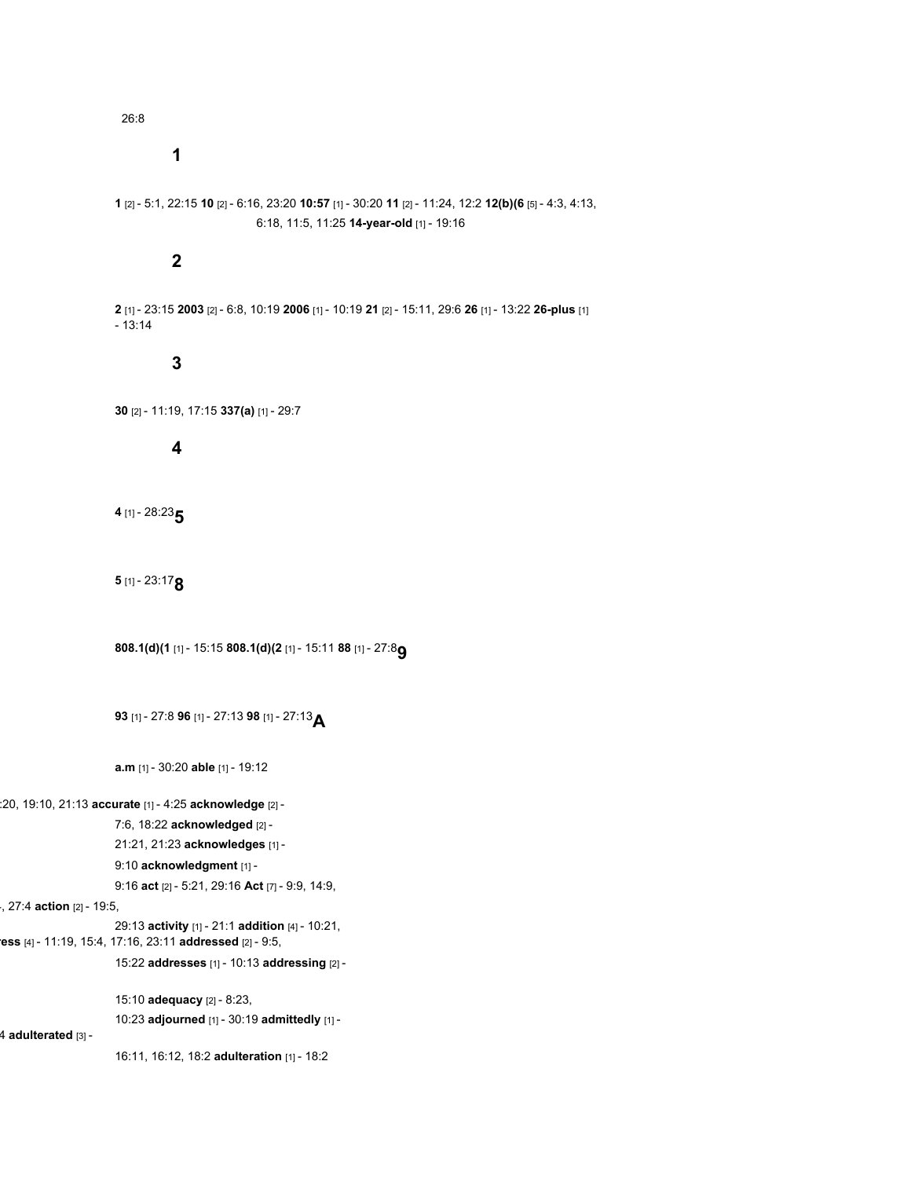26:8

### 1

**1** [2] - 5:1, 22:15 **10** [2] - 6:16, 23:20 **10:57** [1] - 30:20 **11** [2] - 11:24, 12:2 **12(b)(6** [5] - 4:3, 4:13, 6:18, 11:5, 11:25 **14-year-old** [1] - 19:16

### 2

**2** [1] - 23:15 **2003** [2] - 6:8, 10:19 **2006** [1] - 10:19 **21** [2] - 15:11, 29:6 **26** [1] - 13:22 **26-plus** [1] - 13:14

### 3

**30** [2] - 11:19, 17:15 **337(a)** [1] - 29:7

### 4

**4** [1] - 28:23

### 5

**5** [1] - 23:17

### 8

**808.1(d)(1** [1] - 15:15 **808.1(d)(2** [1] - 15:11 **88** [1] - 27:8

### 9

**93** [1] - 27:8 **96** [1] - 27:13 **98** [1] - 27:13

### A

**a.m** [1] - 30:20 **able** [1] - 19:12

:20, 19:10, 21:13 **accurate** [1] - 4:25 **acknowledge** [2] - 7:6, 18:22 **acknowledged** [2] - 21:21, 21:23 **acknowledges** [1] - 9:10 **acknowledgment** [1] - 9:16 **act** [2] - 5:21, 29:16 **Act** [7] - 9:9, 14:9,

, 27:4 **action** [2] - 19:5, 29:13 **activity** [1] - 21:1 **addition** [4] - 10:21,

**ess** [4] - 11:19, 15:4, 17:16, 23:11 **addressed** [2] - 9:5, 15:22 **addresses** [1] - 10:13 **addressing** [2] - 15:10 **adequacy** [2] - 8:23, 10:23 **adjourned** [1] - 30:19 **admittedly** [1] -

4 **adulterated** [3] - 16:11, 16:12, 18:2 **adulteration** [1] - 18:2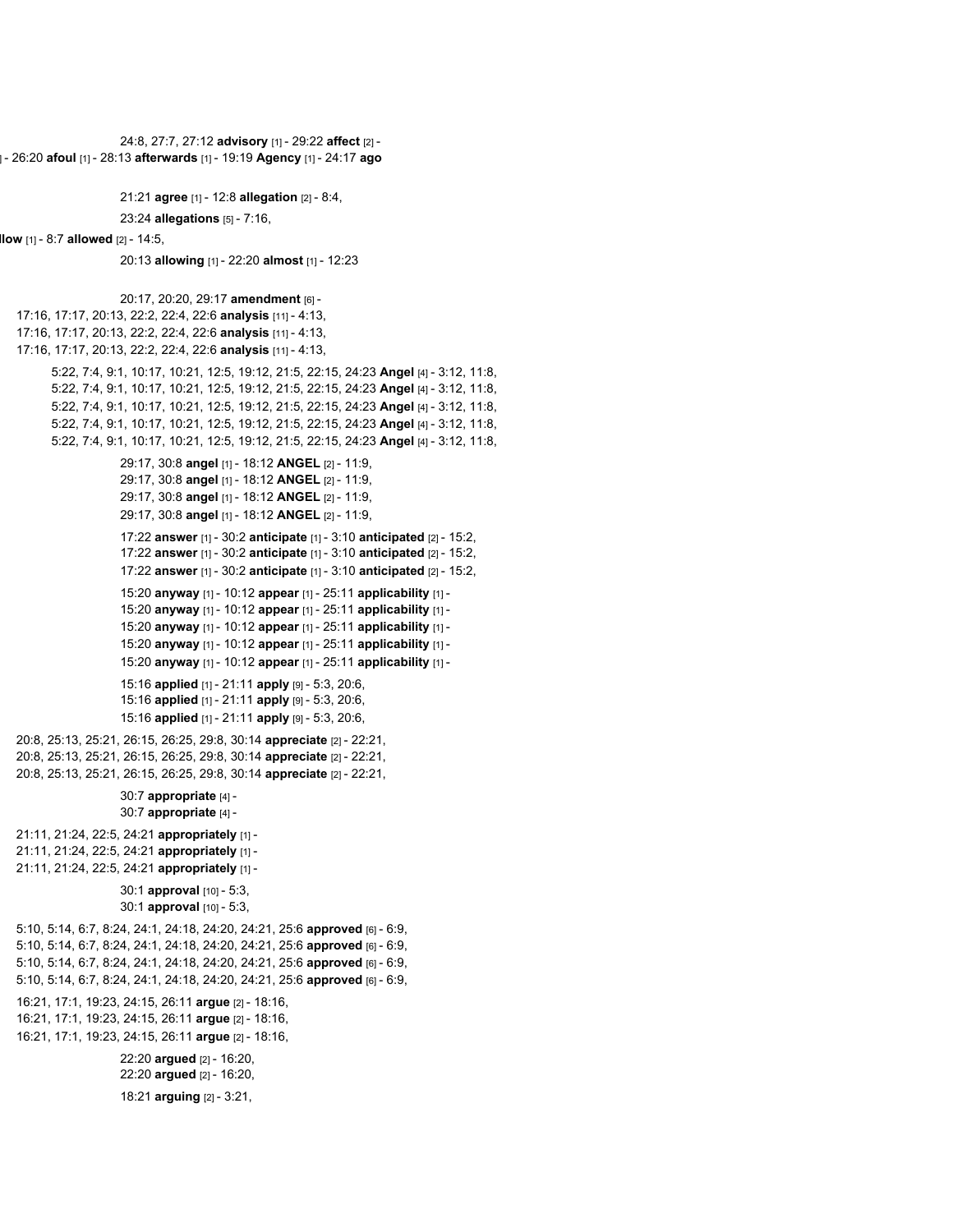24:8, 27:7, 27:12 **advisory** [1] - 29:22 **affect** [2] -

] - 26:20 **afoul** [1] - 28:13 **afterwards** [1] - 19:19 **Agency** [1] - 24:17 **ago**

21:21 **agree** [1] - 12:8 **allegation** [2] - 8:4,

23:24 **allegations** [5] - 7:16,

**llow** [1] - 8:7 **allowed** [2] - 14:5,

20:13 **allowing** [1] - 22:20 **almost** [1] - 12:23

20:17, 20:20, 29:17 **amendment** [6] -

17:16, 17:17, 20:13, 22:2, 22:4, 22:6 **analysis** [11] - 4:13,
17:16, 17:17, 20:13, 22:2, 22:4, 22:6 **analysis** [11] - 4:13,
17:16, 17:17, 20:13, 22:2, 22:4, 22:6 **analysis** [11] - 4:13,

5:22, 7:4, 9:1, 10:17, 10:21, 12:5, 19:12, 21:5, 22:15, 24:23 **Angel** [4] - 3:12, 11:8,
5:22, 7:4, 9:1, 10:17, 10:21, 12:5, 19:12, 21:5, 22:15, 24:23 **Angel** [4] - 3:12, 11:8,
5:22, 7:4, 9:1, 10:17, 10:21, 12:5, 19:12, 21:5, 22:15, 24:23 **Angel** [4] - 3:12, 11:8,
5:22, 7:4, 9:1, 10:17, 10:21, 12:5, 19:12, 21:5, 22:15, 24:23 **Angel** [4] - 3:12, 11:8,
5:22, 7:4, 9:1, 10:17, 10:21, 12:5, 19:12, 21:5, 22:15, 24:23 **Angel** [4] - 3:12, 11:8,

29:17, 30:8 **angel** [1] - 18:12 **ANGEL** [2] - 11:9,
29:17, 30:8 **angel** [1] - 18:12 **ANGEL** [2] - 11:9,
29:17, 30:8 **angel** [1] - 18:12 **ANGEL** [2] - 11:9,
29:17, 30:8 **angel** [1] - 18:12 **ANGEL** [2] - 11:9,

17:22 **answer** [1] - 30:2 **anticipate** [1] - 3:10 **anticipated** [2] - 15:2,
17:22 **answer** [1] - 30:2 **anticipate** [1] - 3:10 **anticipated** [2] - 15:2,
17:22 **answer** [1] - 30:2 **anticipate** [1] - 3:10 **anticipated** [2] - 15:2,

15:20 **anyway** [1] - 10:12 **appear** [1] - 25:11 **applicability** [1] -
15:20 **anyway** [1] - 10:12 **appear** [1] - 25:11 **applicability** [1] -
15:20 **anyway** [1] - 10:12 **appear** [1] - 25:11 **applicability** [1] -
15:20 **anyway** [1] - 10:12 **appear** [1] - 25:11 **applicability** [1] -
15:20 **anyway** [1] - 10:12 **appear** [1] - 25:11 **applicability** [1] -

15:16 **applied** [1] - 21:11 **apply** [9] - 5:3, 20:6,
15:16 **applied** [1] - 21:11 **apply** [9] - 5:3, 20:6,
15:16 **applied** [1] - 21:11 **apply** [9] - 5:3, 20:6,

20:8, 25:13, 25:21, 26:15, 26:25, 29:8, 30:14 **appreciate** [2] - 22:21,
20:8, 25:13, 25:21, 26:15, 26:25, 29:8, 30:14 **appreciate** [2] - 22:21,
20:8, 25:13, 25:21, 26:15, 26:25, 29:8, 30:14 **appreciate** [2] - 22:21,

30:7 **appropriate** [4] -
30:7 **appropriate** [4] -

21:11, 21:24, 22:5, 24:21 **appropriately** [1] -
21:11, 21:24, 22:5, 24:21 **appropriately** [1] -
21:11, 21:24, 22:5, 24:21 **appropriately** [1] -

30:1 **approval** [10] - 5:3,
30:1 **approval** [10] - 5:3,

5:10, 5:14, 6:7, 8:24, 24:1, 24:18, 24:20, 24:21, 25:6 **approved** [6] - 6:9,
5:10, 5:14, 6:7, 8:24, 24:1, 24:18, 24:20, 24:21, 25:6 **approved** [6] - 6:9,
5:10, 5:14, 6:7, 8:24, 24:1, 24:18, 24:20, 24:21, 25:6 **approved** [6] - 6:9,
5:10, 5:14, 6:7, 8:24, 24:1, 24:18, 24:20, 24:21, 25:6 **approved** [6] - 6:9,

16:21, 17:1, 19:23, 24:15, 26:11 **argue** [2] - 18:16,
16:21, 17:1, 19:23, 24:15, 26:11 **argue** [2] - 18:16,
16:21, 17:1, 19:23, 24:15, 26:11 **argue** [2] - 18:16,

22:20 **argued** [2] - 16:20,
22:20 **argued** [2] - 16:20,

18:21 **arguing** [2] - 3:21,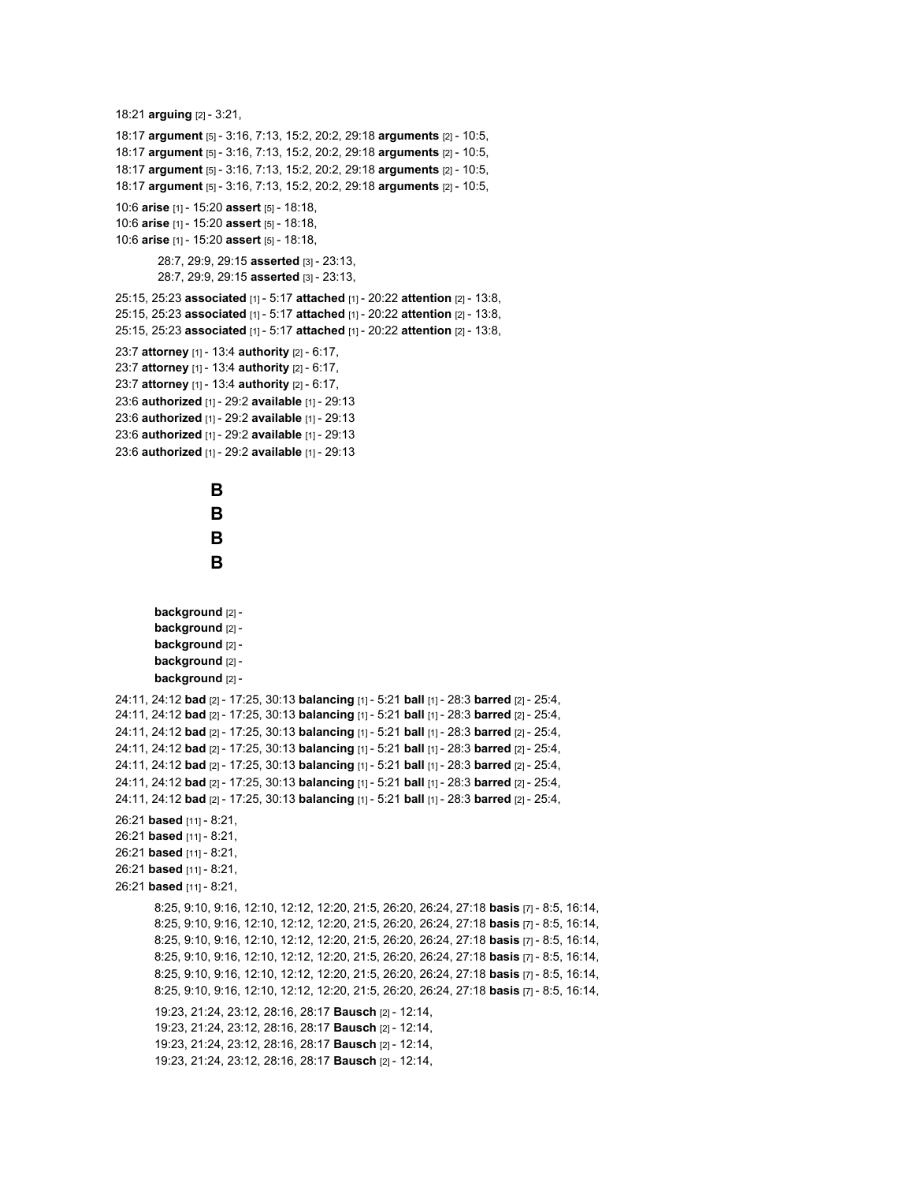18:21 **arguing** [2] - 3:21,

18:17 **argument** [5] - 3:16, 7:13, 15:2, 20:2, 29:18 **arguments** [2] - 10:5,
18:17 **argument** [5] - 3:16, 7:13, 15:2, 20:2, 29:18 **arguments** [2] - 10:5,
18:17 **argument** [5] - 3:16, 7:13, 15:2, 20:2, 29:18 **arguments** [2] - 10:5,
18:17 **argument** [5] - 3:16, 7:13, 15:2, 20:2, 29:18 **arguments** [2] - 10:5,

10:6 **arise** [1] - 15:20 **assert** [5] - 18:18,
10:6 **arise** [1] - 15:20 **assert** [5] - 18:18,
10:6 **arise** [1] - 15:20 **assert** [5] - 18:18,

28:7, 29:9, 29:15 **asserted** [3] - 23:13,
28:7, 29:9, 29:15 **asserted** [3] - 23:13,

25:15, 25:23 **associated** [1] - 5:17 **attached** [1] - 20:22 **attention** [2] - 13:8,
25:15, 25:23 **associated** [1] - 5:17 **attached** [1] - 20:22 **attention** [2] - 13:8,
25:15, 25:23 **associated** [1] - 5:17 **attached** [1] - 20:22 **attention** [2] - 13:8,

23:7 **attorney** [1] - 13:4 **authority** [2] - 6:17,
23:7 **attorney** [1] - 13:4 **authority** [2] - 6:17,
23:7 **attorney** [1] - 13:4 **authority** [2] - 6:17,
23:6 **authorized** [1] - 29:2 **available** [1] - 29:13
23:6 **authorized** [1] - 29:2 **available** [1] - 29:13
23:6 **authorized** [1] - 29:2 **available** [1] - 29:13
23:6 **authorized** [1] - 29:2 **available** [1] - 29:13

**B**
**B**
**B**
**B**

**background** [2] -
**background** [2] -
**background** [2] -
**background** [2] -
**background** [2] -

24:11, 24:12 **bad** [2] - 17:25, 30:13 **balancing** [1] - 5:21 **ball** [1] - 28:3 **barred** [2] - 25:4,
24:11, 24:12 **bad** [2] - 17:25, 30:13 **balancing** [1] - 5:21 **ball** [1] - 28:3 **barred** [2] - 25:4,
24:11, 24:12 **bad** [2] - 17:25, 30:13 **balancing** [1] - 5:21 **ball** [1] - 28:3 **barred** [2] - 25:4,
24:11, 24:12 **bad** [2] - 17:25, 30:13 **balancing** [1] - 5:21 **ball** [1] - 28:3 **barred** [2] - 25:4,
24:11, 24:12 **bad** [2] - 17:25, 30:13 **balancing** [1] - 5:21 **ball** [1] - 28:3 **barred** [2] - 25:4,
24:11, 24:12 **bad** [2] - 17:25, 30:13 **balancing** [1] - 5:21 **ball** [1] - 28:3 **barred** [2] - 25:4,
24:11, 24:12 **bad** [2] - 17:25, 30:13 **balancing** [1] - 5:21 **ball** [1] - 28:3 **barred** [2] - 25:4,

26:21 **based** [11] - 8:21,
26:21 **based** [11] - 8:21,
26:21 **based** [11] - 8:21,
26:21 **based** [11] - 8:21,
26:21 **based** [11] - 8:21,

8:25, 9:10, 9:16, 12:10, 12:12, 12:20, 21:5, 26:20, 26:24, 27:18 **basis** [7] - 8:5, 16:14,
8:25, 9:10, 9:16, 12:10, 12:12, 12:20, 21:5, 26:20, 26:24, 27:18 **basis** [7] - 8:5, 16:14,
8:25, 9:10, 9:16, 12:10, 12:12, 12:20, 21:5, 26:20, 26:24, 27:18 **basis** [7] - 8:5, 16:14,
8:25, 9:10, 9:16, 12:10, 12:12, 12:20, 21:5, 26:20, 26:24, 27:18 **basis** [7] - 8:5, 16:14,
8:25, 9:10, 9:16, 12:10, 12:12, 12:20, 21:5, 26:20, 26:24, 27:18 **basis** [7] - 8:5, 16:14,
8:25, 9:10, 9:16, 12:10, 12:12, 12:20, 21:5, 26:20, 26:24, 27:18 **basis** [7] - 8:5, 16:14,

19:23, 21:24, 23:12, 28:16, 28:17 **Bausch** [2] - 12:14,
19:23, 21:24, 23:12, 28:16, 28:17 **Bausch** [2] - 12:14,
19:23, 21:24, 23:12, 28:16, 28:17 **Bausch** [2] - 12:14,
19:23, 21:24, 23:12, 28:16, 28:17 **Bausch** [2] - 12:14,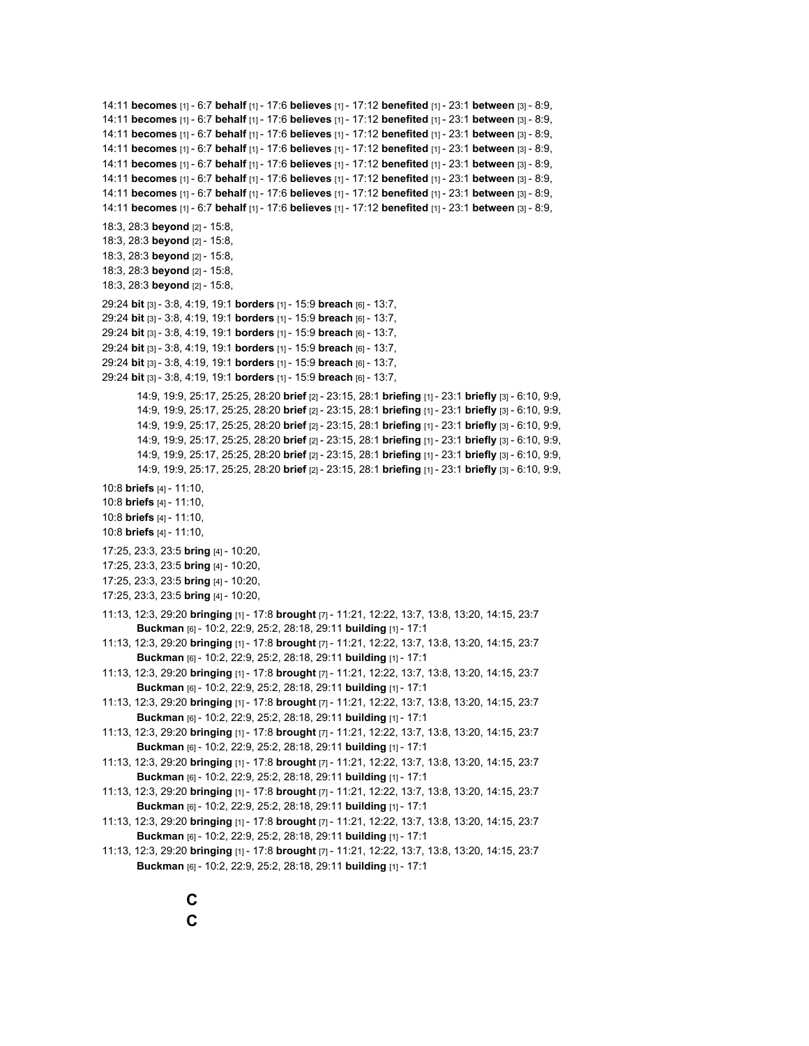14:11 **becomes** [1] - 6:7 **behalf** [1] - 17:6 **believes** [1] - 17:12 **benefited** [1] - 23:1 **between** [3] - 8:9,
14:11 **becomes** [1] - 6:7 **behalf** [1] - 17:6 **believes** [1] - 17:12 **benefited** [1] - 23:1 **between** [3] - 8:9,
14:11 **becomes** [1] - 6:7 **behalf** [1] - 17:6 **believes** [1] - 17:12 **benefited** [1] - 23:1 **between** [3] - 8:9,
14:11 **becomes** [1] - 6:7 **behalf** [1] - 17:6 **believes** [1] - 17:12 **benefited** [1] - 23:1 **between** [3] - 8:9,
14:11 **becomes** [1] - 6:7 **behalf** [1] - 17:6 **believes** [1] - 17:12 **benefited** [1] - 23:1 **between** [3] - 8:9,
14:11 **becomes** [1] - 6:7 **behalf** [1] - 17:6 **believes** [1] - 17:12 **benefited** [1] - 23:1 **between** [3] - 8:9,
14:11 **becomes** [1] - 6:7 **behalf** [1] - 17:6 **believes** [1] - 17:12 **benefited** [1] - 23:1 **between** [3] - 8:9,
14:11 **becomes** [1] - 6:7 **behalf** [1] - 17:6 **believes** [1] - 17:12 **benefited** [1] - 23:1 **between** [3] - 8:9,

18:3, 28:3 **beyond** [2] - 15:8,
18:3, 28:3 **beyond** [2] - 15:8,
18:3, 28:3 **beyond** [2] - 15:8,
18:3, 28:3 **beyond** [2] - 15:8,
18:3, 28:3 **beyond** [2] - 15:8,

29:24 **bit** [3] - 3:8, 4:19, 19:1 **borders** [1] - 15:9 **breach** [6] - 13:7,
29:24 **bit** [3] - 3:8, 4:19, 19:1 **borders** [1] - 15:9 **breach** [6] - 13:7,
29:24 **bit** [3] - 3:8, 4:19, 19:1 **borders** [1] - 15:9 **breach** [6] - 13:7,
29:24 **bit** [3] - 3:8, 4:19, 19:1 **borders** [1] - 15:9 **breach** [6] - 13:7,
29:24 **bit** [3] - 3:8, 4:19, 19:1 **borders** [1] - 15:9 **breach** [6] - 13:7,
29:24 **bit** [3] - 3:8, 4:19, 19:1 **borders** [1] - 15:9 **breach** [6] - 13:7,

14:9, 19:9, 25:17, 25:25, 28:20 **brief** [2] - 23:15, 28:1 **briefing** [1] - 23:1 **briefly** [3] - 6:10, 9:9,
14:9, 19:9, 25:17, 25:25, 28:20 **brief** [2] - 23:15, 28:1 **briefing** [1] - 23:1 **briefly** [3] - 6:10, 9:9,
14:9, 19:9, 25:17, 25:25, 28:20 **brief** [2] - 23:15, 28:1 **briefing** [1] - 23:1 **briefly** [3] - 6:10, 9:9,
14:9, 19:9, 25:17, 25:25, 28:20 **brief** [2] - 23:15, 28:1 **briefing** [1] - 23:1 **briefly** [3] - 6:10, 9:9,
14:9, 19:9, 25:17, 25:25, 28:20 **brief** [2] - 23:15, 28:1 **briefing** [1] - 23:1 **briefly** [3] - 6:10, 9:9,
14:9, 19:9, 25:17, 25:25, 28:20 **brief** [2] - 23:15, 28:1 **briefing** [1] - 23:1 **briefly** [3] - 6:10, 9:9,

10:8 **briefs** [4] - 11:10,
10:8 **briefs** [4] - 11:10,
10:8 **briefs** [4] - 11:10,
10:8 **briefs** [4] - 11:10,

17:25, 23:3, 23:5 **bring** [4] - 10:20,
17:25, 23:3, 23:5 **bring** [4] - 10:20,
17:25, 23:3, 23:5 **bring** [4] - 10:20,
17:25, 23:3, 23:5 **bring** [4] - 10:20,

11:13, 12:3, 29:20 **bringing** [1] - 17:8 **brought** [7] - 11:21, 12:22, 13:7, 13:8, 13:20, 14:15, 23:7 **Buckman** [6] - 10:2, 22:9, 25:2, 28:18, 29:11 **building** [1] - 17:1
11:13, 12:3, 29:20 **bringing** [1] - 17:8 **brought** [7] - 11:21, 12:22, 13:7, 13:8, 13:20, 14:15, 23:7 **Buckman** [6] - 10:2, 22:9, 25:2, 28:18, 29:11 **building** [1] - 17:1
11:13, 12:3, 29:20 **bringing** [1] - 17:8 **brought** [7] - 11:21, 12:22, 13:7, 13:8, 13:20, 14:15, 23:7 **Buckman** [6] - 10:2, 22:9, 25:2, 28:18, 29:11 **building** [1] - 17:1
11:13, 12:3, 29:20 **bringing** [1] - 17:8 **brought** [7] - 11:21, 12:22, 13:7, 13:8, 13:20, 14:15, 23:7 **Buckman** [6] - 10:2, 22:9, 25:2, 28:18, 29:11 **building** [1] - 17:1
11:13, 12:3, 29:20 **bringing** [1] - 17:8 **brought** [7] - 11:21, 12:22, 13:7, 13:8, 13:20, 14:15, 23:7 **Buckman** [6] - 10:2, 22:9, 25:2, 28:18, 29:11 **building** [1] - 17:1
11:13, 12:3, 29:20 **bringing** [1] - 17:8 **brought** [7] - 11:21, 12:22, 13:7, 13:8, 13:20, 14:15, 23:7 **Buckman** [6] - 10:2, 22:9, 25:2, 28:18, 29:11 **building** [1] - 17:1
11:13, 12:3, 29:20 **bringing** [1] - 17:8 **brought** [7] - 11:21, 12:22, 13:7, 13:8, 13:20, 14:15, 23:7 **Buckman** [6] - 10:2, 22:9, 25:2, 28:18, 29:11 **building** [1] - 17:1
11:13, 12:3, 29:20 **bringing** [1] - 17:8 **brought** [7] - 11:21, 12:22, 13:7, 13:8, 13:20, 14:15, 23:7 **Buckman** [6] - 10:2, 22:9, 25:2, 28:18, 29:11 **building** [1] - 17:1
11:13, 12:3, 29:20 **bringing** [1] - 17:8 **brought** [7] - 11:21, 12:22, 13:7, 13:8, 13:20, 14:15, 23:7 **Buckman** [6] - 10:2, 22:9, 25:2, 28:18, 29:11 **building** [1] - 17:1

**C**
**C**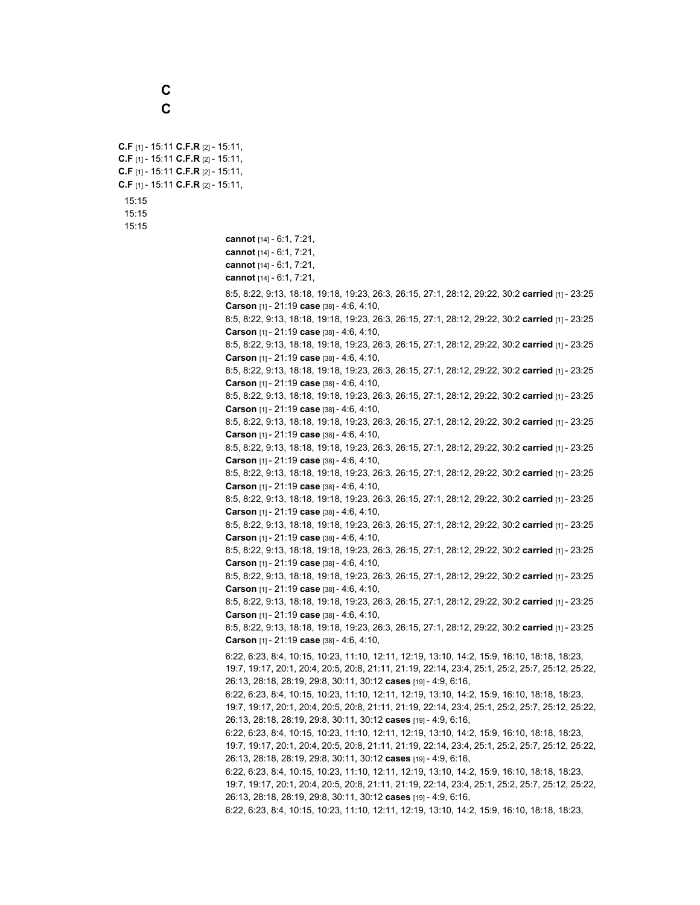**C**

**C**

**C.F** [1] - 15:11 **C.F.R** [2] - 15:11,

**C.F** [1] - 15:11 **C.F.R** [2] - 15:11,

**C.F** [1] - 15:11 **C.F.R** [2] - 15:11,

**C.F** [1] - 15:11 **C.F.R** [2] - 15:11,

15:15

15:15

15:15

**cannot** [14] - 6:1, 7:21,

**cannot** [14] - 6:1, 7:21,

**cannot** [14] - 6:1, 7:21,

**cannot** [14] - 6:1, 7:21,

8:5, 8:22, 9:13, 18:18, 19:18, 19:23, 26:3, 26:15, 27:1, 28:12, 29:22, 30:2 **carried** [1] - 23:25
**Carson** [1] - 21:19 **case** [38] - 4:6, 4:10,

8:5, 8:22, 9:13, 18:18, 19:18, 19:23, 26:3, 26:15, 27:1, 28:12, 29:22, 30:2 **carried** [1] - 23:25
**Carson** [1] - 21:19 **case** [38] - 4:6, 4:10,

8:5, 8:22, 9:13, 18:18, 19:18, 19:23, 26:3, 26:15, 27:1, 28:12, 29:22, 30:2 **carried** [1] - 23:25
**Carson** [1] - 21:19 **case** [38] - 4:6, 4:10,

8:5, 8:22, 9:13, 18:18, 19:18, 19:23, 26:3, 26:15, 27:1, 28:12, 29:22, 30:2 **carried** [1] - 23:25
**Carson** [1] - 21:19 **case** [38] - 4:6, 4:10,

8:5, 8:22, 9:13, 18:18, 19:18, 19:23, 26:3, 26:15, 27:1, 28:12, 29:22, 30:2 **carried** [1] - 23:25
**Carson** [1] - 21:19 **case** [38] - 4:6, 4:10,

8:5, 8:22, 9:13, 18:18, 19:18, 19:23, 26:3, 26:15, 27:1, 28:12, 29:22, 30:2 **carried** [1] - 23:25
**Carson** [1] - 21:19 **case** [38] - 4:6, 4:10,

8:5, 8:22, 9:13, 18:18, 19:18, 19:23, 26:3, 26:15, 27:1, 28:12, 29:22, 30:2 **carried** [1] - 23:25
**Carson** [1] - 21:19 **case** [38] - 4:6, 4:10,

8:5, 8:22, 9:13, 18:18, 19:18, 19:23, 26:3, 26:15, 27:1, 28:12, 29:22, 30:2 **carried** [1] - 23:25
**Carson** [1] - 21:19 **case** [38] - 4:6, 4:10,

8:5, 8:22, 9:13, 18:18, 19:18, 19:23, 26:3, 26:15, 27:1, 28:12, 29:22, 30:2 **carried** [1] - 23:25
**Carson** [1] - 21:19 **case** [38] - 4:6, 4:10,

8:5, 8:22, 9:13, 18:18, 19:18, 19:23, 26:3, 26:15, 27:1, 28:12, 29:22, 30:2 **carried** [1] - 23:25
**Carson** [1] - 21:19 **case** [38] - 4:6, 4:10,

8:5, 8:22, 9:13, 18:18, 19:18, 19:23, 26:3, 26:15, 27:1, 28:12, 29:22, 30:2 **carried** [1] - 23:25
**Carson** [1] - 21:19 **case** [38] - 4:6, 4:10,

8:5, 8:22, 9:13, 18:18, 19:18, 19:23, 26:3, 26:15, 27:1, 28:12, 29:22, 30:2 **carried** [1] - 23:25
**Carson** [1] - 21:19 **case** [38] - 4:6, 4:10,

8:5, 8:22, 9:13, 18:18, 19:18, 19:23, 26:3, 26:15, 27:1, 28:12, 29:22, 30:2 **carried** [1] - 23:25
**Carson** [1] - 21:19 **case** [38] - 4:6, 4:10,

8:5, 8:22, 9:13, 18:18, 19:18, 19:23, 26:3, 26:15, 27:1, 28:12, 29:22, 30:2 **carried** [1] - 23:25
**Carson** [1] - 21:19 **case** [38] - 4:6, 4:10,

6:22, 6:23, 8:4, 10:15, 10:23, 11:10, 12:11, 12:19, 13:10, 14:2, 15:9, 16:10, 18:18, 18:23, 19:7, 19:17, 20:1, 20:4, 20:5, 20:8, 21:11, 21:19, 22:14, 23:4, 25:1, 25:2, 25:7, 25:12, 25:22, 26:13, 28:18, 28:19, 29:8, 30:11, 30:12 **cases** [19] - 4:9, 6:16,

6:22, 6:23, 8:4, 10:15, 10:23, 11:10, 12:11, 12:19, 13:10, 14:2, 15:9, 16:10, 18:18, 18:23, 19:7, 19:17, 20:1, 20:4, 20:5, 20:8, 21:11, 21:19, 22:14, 23:4, 25:1, 25:2, 25:7, 25:12, 25:22, 26:13, 28:18, 28:19, 29:8, 30:11, 30:12 **cases** [19] - 4:9, 6:16,

6:22, 6:23, 8:4, 10:15, 10:23, 11:10, 12:11, 12:19, 13:10, 14:2, 15:9, 16:10, 18:18, 18:23, 19:7, 19:17, 20:1, 20:4, 20:5, 20:8, 21:11, 21:19, 22:14, 23:4, 25:1, 25:2, 25:7, 25:12, 25:22, 26:13, 28:18, 28:19, 29:8, 30:11, 30:12 **cases** [19] - 4:9, 6:16,

6:22, 6:23, 8:4, 10:15, 10:23, 11:10, 12:11, 12:19, 13:10, 14:2, 15:9, 16:10, 18:18, 18:23, 19:7, 19:17, 20:1, 20:4, 20:5, 20:8, 21:11, 21:19, 22:14, 23:4, 25:1, 25:2, 25:7, 25:12, 25:22, 26:13, 28:18, 28:19, 29:8, 30:11, 30:12 **cases** [19] - 4:9, 6:16,

6:22, 6:23, 8:4, 10:15, 10:23, 11:10, 12:11, 12:19, 13:10, 14:2, 15:9, 16:10, 18:18, 18:23,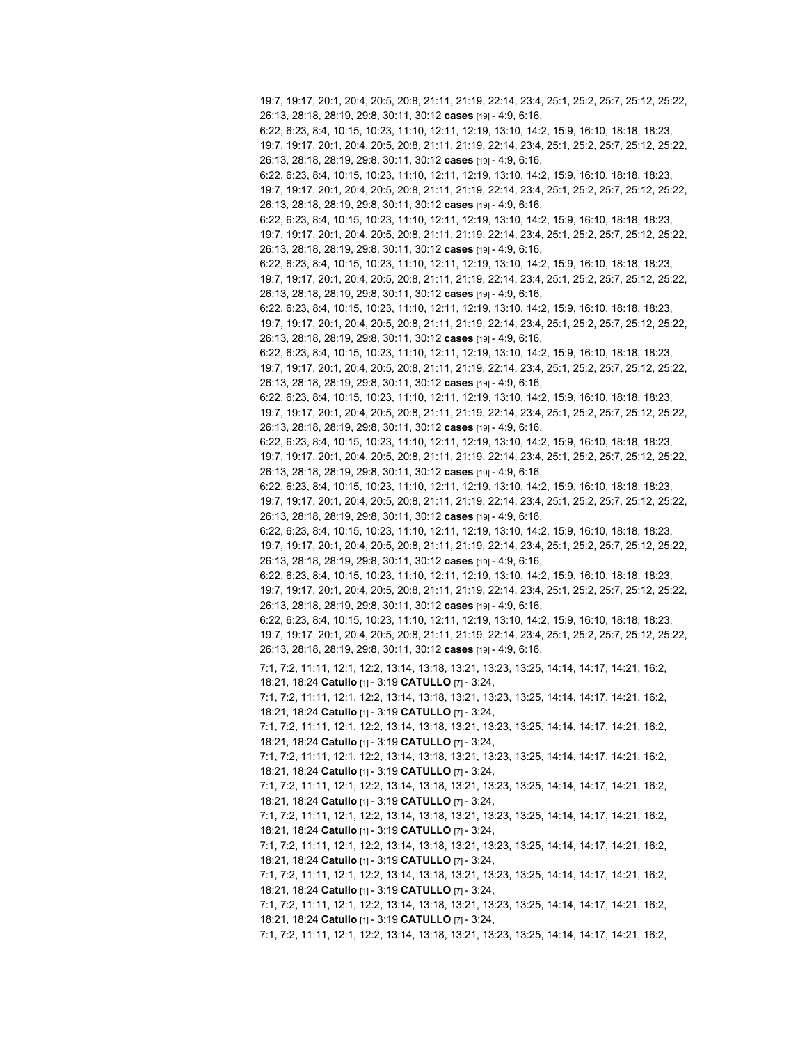19:7, 19:17, 20:1, 20:4, 20:5, 20:8, 21:11, 21:19, 22:14, 23:4, 25:1, 25:2, 25:7, 25:12, 25:22, 26:13, 28:18, 28:19, 29:8, 30:11, 30:12 **cases** [19] - 4:9, 6:16,
6:22, 6:23, 8:4, 10:15, 10:23, 11:10, 12:11, 12:19, 13:10, 14:2, 15:9, 16:10, 18:18, 18:23, 19:7, 19:17, 20:1, 20:4, 20:5, 20:8, 21:11, 21:19, 22:14, 23:4, 25:1, 25:2, 25:7, 25:12, 25:22, 26:13, 28:18, 28:19, 29:8, 30:11, 30:12 **cases** [19] - 4:9, 6:16,
6:22, 6:23, 8:4, 10:15, 10:23, 11:10, 12:11, 12:19, 13:10, 14:2, 15:9, 16:10, 18:18, 18:23, 19:7, 19:17, 20:1, 20:4, 20:5, 20:8, 21:11, 21:19, 22:14, 23:4, 25:1, 25:2, 25:7, 25:12, 25:22, 26:13, 28:18, 28:19, 29:8, 30:11, 30:12 **cases** [19] - 4:9, 6:16,
6:22, 6:23, 8:4, 10:15, 10:23, 11:10, 12:11, 12:19, 13:10, 14:2, 15:9, 16:10, 18:18, 18:23, 19:7, 19:17, 20:1, 20:4, 20:5, 20:8, 21:11, 21:19, 22:14, 23:4, 25:1, 25:2, 25:7, 25:12, 25:22, 26:13, 28:18, 28:19, 29:8, 30:11, 30:12 **cases** [19] - 4:9, 6:16,
6:22, 6:23, 8:4, 10:15, 10:23, 11:10, 12:11, 12:19, 13:10, 14:2, 15:9, 16:10, 18:18, 18:23, 19:7, 19:17, 20:1, 20:4, 20:5, 20:8, 21:11, 21:19, 22:14, 23:4, 25:1, 25:2, 25:7, 25:12, 25:22, 26:13, 28:18, 28:19, 29:8, 30:11, 30:12 **cases** [19] - 4:9, 6:16,
6:22, 6:23, 8:4, 10:15, 10:23, 11:10, 12:11, 12:19, 13:10, 14:2, 15:9, 16:10, 18:18, 18:23, 19:7, 19:17, 20:1, 20:4, 20:5, 20:8, 21:11, 21:19, 22:14, 23:4, 25:1, 25:2, 25:7, 25:12, 25:22, 26:13, 28:18, 28:19, 29:8, 30:11, 30:12 **cases** [19] - 4:9, 6:16,
6:22, 6:23, 8:4, 10:15, 10:23, 11:10, 12:11, 12:19, 13:10, 14:2, 15:9, 16:10, 18:18, 18:23, 19:7, 19:17, 20:1, 20:4, 20:5, 20:8, 21:11, 21:19, 22:14, 23:4, 25:1, 25:2, 25:7, 25:12, 25:22, 26:13, 28:18, 28:19, 29:8, 30:11, 30:12 **cases** [19] - 4:9, 6:16,
6:22, 6:23, 8:4, 10:15, 10:23, 11:10, 12:11, 12:19, 13:10, 14:2, 15:9, 16:10, 18:18, 18:23, 19:7, 19:17, 20:1, 20:4, 20:5, 20:8, 21:11, 21:19, 22:14, 23:4, 25:1, 25:2, 25:7, 25:12, 25:22, 26:13, 28:18, 28:19, 29:8, 30:11, 30:12 **cases** [19] - 4:9, 6:16,
6:22, 6:23, 8:4, 10:15, 10:23, 11:10, 12:11, 12:19, 13:10, 14:2, 15:9, 16:10, 18:18, 18:23, 19:7, 19:17, 20:1, 20:4, 20:5, 20:8, 21:11, 21:19, 22:14, 23:4, 25:1, 25:2, 25:7, 25:12, 25:22, 26:13, 28:18, 28:19, 29:8, 30:11, 30:12 **cases** [19] - 4:9, 6:16,
6:22, 6:23, 8:4, 10:15, 10:23, 11:10, 12:11, 12:19, 13:10, 14:2, 15:9, 16:10, 18:18, 18:23, 19:7, 19:17, 20:1, 20:4, 20:5, 20:8, 21:11, 21:19, 22:14, 23:4, 25:1, 25:2, 25:7, 25:12, 25:22, 26:13, 28:18, 28:19, 29:8, 30:11, 30:12 **cases** [19] - 4:9, 6:16,
6:22, 6:23, 8:4, 10:15, 10:23, 11:10, 12:11, 12:19, 13:10, 14:2, 15:9, 16:10, 18:18, 18:23, 19:7, 19:17, 20:1, 20:4, 20:5, 20:8, 21:11, 21:19, 22:14, 23:4, 25:1, 25:2, 25:7, 25:12, 25:22, 26:13, 28:18, 28:19, 29:8, 30:11, 30:12 **cases** [19] - 4:9, 6:16,
6:22, 6:23, 8:4, 10:15, 10:23, 11:10, 12:11, 12:19, 13:10, 14:2, 15:9, 16:10, 18:18, 18:23, 19:7, 19:17, 20:1, 20:4, 20:5, 20:8, 21:11, 21:19, 22:14, 23:4, 25:1, 25:2, 25:7, 25:12, 25:22, 26:13, 28:18, 28:19, 29:8, 30:11, 30:12 **cases** [19] - 4:9, 6:16,
6:22, 6:23, 8:4, 10:15, 10:23, 11:10, 12:11, 12:19, 13:10, 14:2, 15:9, 16:10, 18:18, 18:23, 19:7, 19:17, 20:1, 20:4, 20:5, 20:8, 21:11, 21:19, 22:14, 23:4, 25:1, 25:2, 25:7, 25:12, 25:22, 26:13, 28:18, 28:19, 29:8, 30:11, 30:12 **cases** [19] - 4:9, 6:16,

7:1, 7:2, 11:11, 12:1, 12:2, 13:14, 13:18, 13:21, 13:23, 13:25, 14:14, 14:17, 14:21, 16:2, 18:21, 18:24 **Catullo** [1] - 3:19 **CATULLO** [7] - 3:24,
7:1, 7:2, 11:11, 12:1, 12:2, 13:14, 13:18, 13:21, 13:23, 13:25, 14:14, 14:17, 14:21, 16:2, 18:21, 18:24 **Catullo** [1] - 3:19 **CATULLO** [7] - 3:24,
7:1, 7:2, 11:11, 12:1, 12:2, 13:14, 13:18, 13:21, 13:23, 13:25, 14:14, 14:17, 14:21, 16:2, 18:21, 18:24 **Catullo** [1] - 3:19 **CATULLO** [7] - 3:24,
7:1, 7:2, 11:11, 12:1, 12:2, 13:14, 13:18, 13:21, 13:23, 13:25, 14:14, 14:17, 14:21, 16:2, 18:21, 18:24 **Catullo** [1] - 3:19 **CATULLO** [7] - 3:24,
7:1, 7:2, 11:11, 12:1, 12:2, 13:14, 13:18, 13:21, 13:23, 13:25, 14:14, 14:17, 14:21, 16:2, 18:21, 18:24 **Catullo** [1] - 3:19 **CATULLO** [7] - 3:24,
7:1, 7:2, 11:11, 12:1, 12:2, 13:14, 13:18, 13:21, 13:23, 13:25, 14:14, 14:17, 14:21, 16:2, 18:21, 18:24 **Catullo** [1] - 3:19 **CATULLO** [7] - 3:24,
7:1, 7:2, 11:11, 12:1, 12:2, 13:14, 13:18, 13:21, 13:23, 13:25, 14:14, 14:17, 14:21, 16:2, 18:21, 18:24 **Catullo** [1] - 3:19 **CATULLO** [7] - 3:24,
7:1, 7:2, 11:11, 12:1, 12:2, 13:14, 13:18, 13:21, 13:23, 13:25, 14:14, 14:17, 14:21, 16:2, 18:21, 18:24 **Catullo** [1] - 3:19 **CATULLO** [7] - 3:24,
7:1, 7:2, 11:11, 12:1, 12:2, 13:14, 13:18, 13:21, 13:23, 13:25, 14:14, 14:17, 14:21, 16:2, 18:21, 18:24 **Catullo** [1] - 3:19 **CATULLO** [7] - 3:24,
7:1, 7:2, 11:11, 12:1, 12:2, 13:14, 13:18, 13:21, 13:23, 13:25, 14:14, 14:17, 14:21, 16:2,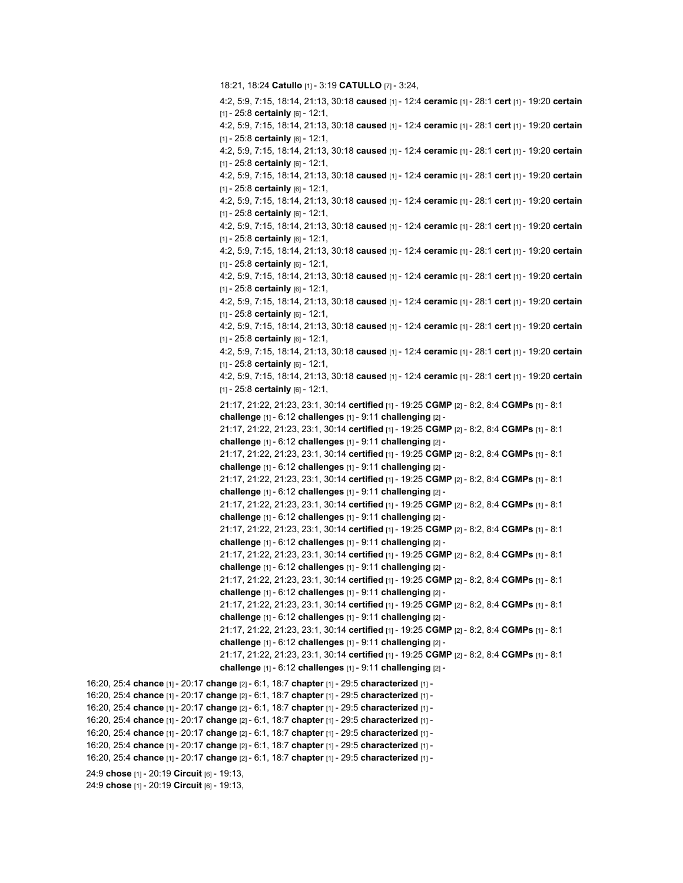18:21, 18:24 **Catullo** [1] - 3:19 **CATULLO** [7] - 3:24,

4:2, 5:9, 7:15, 18:14, 21:13, 30:18 **caused** [1] - 12:4 **ceramic** [1] - 28:1 **cert** [1] - 19:20 **certain** [1] - 25:8 **certainly** [6] - 12:1,
4:2, 5:9, 7:15, 18:14, 21:13, 30:18 **caused** [1] - 12:4 **ceramic** [1] - 28:1 **cert** [1] - 19:20 **certain** [1] - 25:8 **certainly** [6] - 12:1,
4:2, 5:9, 7:15, 18:14, 21:13, 30:18 **caused** [1] - 12:4 **ceramic** [1] - 28:1 **cert** [1] - 19:20 **certain** [1] - 25:8 **certainly** [6] - 12:1,
4:2, 5:9, 7:15, 18:14, 21:13, 30:18 **caused** [1] - 12:4 **ceramic** [1] - 28:1 **cert** [1] - 19:20 **certain** [1] - 25:8 **certainly** [6] - 12:1,
4:2, 5:9, 7:15, 18:14, 21:13, 30:18 **caused** [1] - 12:4 **ceramic** [1] - 28:1 **cert** [1] - 19:20 **certain** [1] - 25:8 **certainly** [6] - 12:1,
4:2, 5:9, 7:15, 18:14, 21:13, 30:18 **caused** [1] - 12:4 **ceramic** [1] - 28:1 **cert** [1] - 19:20 **certain** [1] - 25:8 **certainly** [6] - 12:1,
4:2, 5:9, 7:15, 18:14, 21:13, 30:18 **caused** [1] - 12:4 **ceramic** [1] - 28:1 **cert** [1] - 19:20 **certain** [1] - 25:8 **certainly** [6] - 12:1,
4:2, 5:9, 7:15, 18:14, 21:13, 30:18 **caused** [1] - 12:4 **ceramic** [1] - 28:1 **cert** [1] - 19:20 **certain** [1] - 25:8 **certainly** [6] - 12:1,
4:2, 5:9, 7:15, 18:14, 21:13, 30:18 **caused** [1] - 12:4 **ceramic** [1] - 28:1 **cert** [1] - 19:20 **certain** [1] - 25:8 **certainly** [6] - 12:1,
4:2, 5:9, 7:15, 18:14, 21:13, 30:18 **caused** [1] - 12:4 **ceramic** [1] - 28:1 **cert** [1] - 19:20 **certain** [1] - 25:8 **certainly** [6] - 12:1,
4:2, 5:9, 7:15, 18:14, 21:13, 30:18 **caused** [1] - 12:4 **ceramic** [1] - 28:1 **cert** [1] - 19:20 **certain** [1] - 25:8 **certainly** [6] - 12:1,
4:2, 5:9, 7:15, 18:14, 21:13, 30:18 **caused** [1] - 12:4 **ceramic** [1] - 28:1 **cert** [1] - 19:20 **certain** [1] - 25:8 **certainly** [6] - 12:1,

21:17, 21:22, 21:23, 23:1, 30:14 **certified** [1] - 19:25 **CGMP** [2] - 8:2, 8:4 **CGMPs** [1] - 8:1 **challenge** [1] - 6:12 **challenges** [1] - 9:11 **challenging** [2] -
21:17, 21:22, 21:23, 23:1, 30:14 **certified** [1] - 19:25 **CGMP** [2] - 8:2, 8:4 **CGMPs** [1] - 8:1 **challenge** [1] - 6:12 **challenges** [1] - 9:11 **challenging** [2] -
21:17, 21:22, 21:23, 23:1, 30:14 **certified** [1] - 19:25 **CGMP** [2] - 8:2, 8:4 **CGMPs** [1] - 8:1 **challenge** [1] - 6:12 **challenges** [1] - 9:11 **challenging** [2] -
21:17, 21:22, 21:23, 23:1, 30:14 **certified** [1] - 19:25 **CGMP** [2] - 8:2, 8:4 **CGMPs** [1] - 8:1 **challenge** [1] - 6:12 **challenges** [1] - 9:11 **challenging** [2] -
21:17, 21:22, 21:23, 23:1, 30:14 **certified** [1] - 19:25 **CGMP** [2] - 8:2, 8:4 **CGMPs** [1] - 8:1 **challenge** [1] - 6:12 **challenges** [1] - 9:11 **challenging** [2] -
21:17, 21:22, 21:23, 23:1, 30:14 **certified** [1] - 19:25 **CGMP** [2] - 8:2, 8:4 **CGMPs** [1] - 8:1 **challenge** [1] - 6:12 **challenges** [1] - 9:11 **challenging** [2] -
21:17, 21:22, 21:23, 23:1, 30:14 **certified** [1] - 19:25 **CGMP** [2] - 8:2, 8:4 **CGMPs** [1] - 8:1 **challenge** [1] - 6:12 **challenges** [1] - 9:11 **challenging** [2] -
21:17, 21:22, 21:23, 23:1, 30:14 **certified** [1] - 19:25 **CGMP** [2] - 8:2, 8:4 **CGMPs** [1] - 8:1 **challenge** [1] - 6:12 **challenges** [1] - 9:11 **challenging** [2] -
21:17, 21:22, 21:23, 23:1, 30:14 **certified** [1] - 19:25 **CGMP** [2] - 8:2, 8:4 **CGMPs** [1] - 8:1 **challenge** [1] - 6:12 **challenges** [1] - 9:11 **challenging** [2] -
21:17, 21:22, 21:23, 23:1, 30:14 **certified** [1] - 19:25 **CGMP** [2] - 8:2, 8:4 **CGMPs** [1] - 8:1 **challenge** [1] - 6:12 **challenges** [1] - 9:11 **challenging** [2] -
21:17, 21:22, 21:23, 23:1, 30:14 **certified** [1] - 19:25 **CGMP** [2] - 8:2, 8:4 **CGMPs** [1] - 8:1 **challenge** [1] - 6:12 **challenges** [1] - 9:11 **challenging** [2] -

16:20, 25:4 **chance** [1] - 20:17 **change** [2] - 6:1, 18:7 **chapter** [1] - 29:5 **characterized** [1] -
16:20, 25:4 **chance** [1] - 20:17 **change** [2] - 6:1, 18:7 **chapter** [1] - 29:5 **characterized** [1] -
16:20, 25:4 **chance** [1] - 20:17 **change** [2] - 6:1, 18:7 **chapter** [1] - 29:5 **characterized** [1] -
16:20, 25:4 **chance** [1] - 20:17 **change** [2] - 6:1, 18:7 **chapter** [1] - 29:5 **characterized** [1] -
16:20, 25:4 **chance** [1] - 20:17 **change** [2] - 6:1, 18:7 **chapter** [1] - 29:5 **characterized** [1] -
16:20, 25:4 **chance** [1] - 20:17 **change** [2] - 6:1, 18:7 **chapter** [1] - 29:5 **characterized** [1] -
16:20, 25:4 **chance** [1] - 20:17 **change** [2] - 6:1, 18:7 **chapter** [1] - 29:5 **characterized** [1] -

24:9 **chose** [1] - 20:19 **Circuit** [6] - 19:13,
24:9 **chose** [1] - 20:19 **Circuit** [6] - 19:13,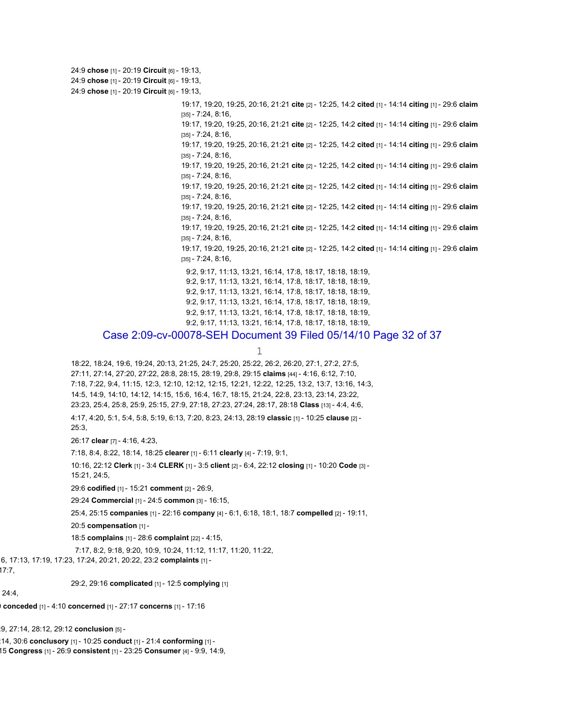24:9 **chose** [1] - 20:19 **Circuit** [6] - 19:13,
24:9 **chose** [1] - 20:19 **Circuit** [6] - 19:13,
24:9 **chose** [1] - 20:19 **Circuit** [6] - 19:13,

19:17, 19:20, 19:25, 20:16, 21:21 **cite** [2] - 12:25, 14:2 **cited** [1] - 14:14 **citing** [1] - 29:6 **claim** [35] - 7:24, 8:16,
19:17, 19:20, 19:25, 20:16, 21:21 **cite** [2] - 12:25, 14:2 **cited** [1] - 14:14 **citing** [1] - 29:6 **claim** [35] - 7:24, 8:16,
19:17, 19:20, 19:25, 20:16, 21:21 **cite** [2] - 12:25, 14:2 **cited** [1] - 14:14 **citing** [1] - 29:6 **claim** [35] - 7:24, 8:16,
19:17, 19:20, 19:25, 20:16, 21:21 **cite** [2] - 12:25, 14:2 **cited** [1] - 14:14 **citing** [1] - 29:6 **claim** [35] - 7:24, 8:16,
19:17, 19:20, 19:25, 20:16, 21:21 **cite** [2] - 12:25, 14:2 **cited** [1] - 14:14 **citing** [1] - 29:6 **claim** [35] - 7:24, 8:16,
19:17, 19:20, 19:25, 20:16, 21:21 **cite** [2] - 12:25, 14:2 **cited** [1] - 14:14 **citing** [1] - 29:6 **claim** [35] - 7:24, 8:16,
19:17, 19:20, 19:25, 20:16, 21:21 **cite** [2] - 12:25, 14:2 **cited** [1] - 14:14 **citing** [1] - 29:6 **claim** [35] - 7:24, 8:16,
19:17, 19:20, 19:25, 20:16, 21:21 **cite** [2] - 12:25, 14:2 **cited** [1] - 14:14 **citing** [1] - 29:6 **claim** [35] - 7:24, 8:16,

9:2, 9:17, 11:13, 13:21, 16:14, 17:8, 18:17, 18:18, 18:19,
9:2, 9:17, 11:13, 13:21, 16:14, 17:8, 18:17, 18:18, 18:19,
9:2, 9:17, 11:13, 13:21, 16:14, 17:8, 18:17, 18:18, 18:19,
9:2, 9:17, 11:13, 13:21, 16:14, 17:8, 18:17, 18:18, 18:19,
9:2, 9:17, 11:13, 13:21, 16:14, 17:8, 18:17, 18:18, 18:19,
9:2, 9:17, 11:13, 13:21, 16:14, 17:8, 18:17, 18:18, 18:19,

Case 2:09-cv-00078-SEH Document 39 Filed 05/14/10 Page 32 of 37

18:22, 18:24, 19:6, 19:24, 20:13, 21:25, 24:7, 25:20, 25:22, 26:2, 26:20, 27:1, 27:2, 27:5, 27:11, 27:14, 27:20, 27:22, 28:8, 28:15, 28:19, 29:8, 29:15 **claims** [44] - 4:16, 6:12, 7:10, 7:18, 7:22, 9:4, 11:15, 12:3, 12:10, 12:12, 12:15, 12:21, 12:22, 12:25, 13:2, 13:7, 13:16, 14:3, 14:5, 14:9, 14:10, 14:12, 14:15, 15:6, 16:4, 16:7, 18:15, 21:24, 22:8, 23:13, 23:14, 23:22, 23:23, 25:4, 25:8, 25:9, 25:15, 27:9, 27:18, 27:23, 27:24, 28:17, 28:18 **Class** [13] - 4:4, 4:6,

4:17, 4:20, 5:1, 5:4, 5:8, 5:19, 6:13, 7:20, 8:23, 24:13, 28:19 **classic** [1] - 10:25 **clause** [2] - 25:3,

26:17 **clear** [7] - 4:16, 4:23,

7:18, 8:4, 8:22, 18:14, 18:25 **clearer** [1] - 6:11 **clearly** [4] - 7:19, 9:1,

10:16, 22:12 **Clerk** [1] - 3:4 **CLERK** [1] - 3:5 **client** [2] - 6:4, 22:12 **closing** [1] - 10:20 **Code** [3] - 15:21, 24:5,

29:6 **codified** [1] - 15:21 **comment** [2] - 26:9,

29:24 **Commercial** [1] - 24:5 **common** [3] - 16:15,

25:4, 25:15 **companies** [1] - 22:16 **company** [4] - 6:1, 6:18, 18:1, 18:7 **compelled** [2] - 19:11,

20:5 **compensation** [1] -

18:5 **complains** [1] - 28:6 **complaint** [22] - 4:15,

7:17, 8:2, 9:18, 9:20, 10:9, 10:24, 11:12, 11:17, 11:20, 11:22,

6, 17:13, 17:19, 17:23, 17:24, 20:21, 20:22, 23:2 **complaints** [1] - 17:7,

29:2, 29:16 **complicated** [1] - 12:5 **complying** [1]

24:4,

**conceded** [1] - 4:10 **concerned** [1] - 27:17 **concerns** [1] - 17:16

9, 27:14, 28:12, 29:12 **conclusion** [5] -

14, 30:6 **conclusory** [1] - 10:25 **conduct** [1] - 21:4 **conforming** [1] -

15 **Congress** [1] - 26:9 **consistent** [1] - 23:25 **Consumer** [4] - 9:9, 14:9,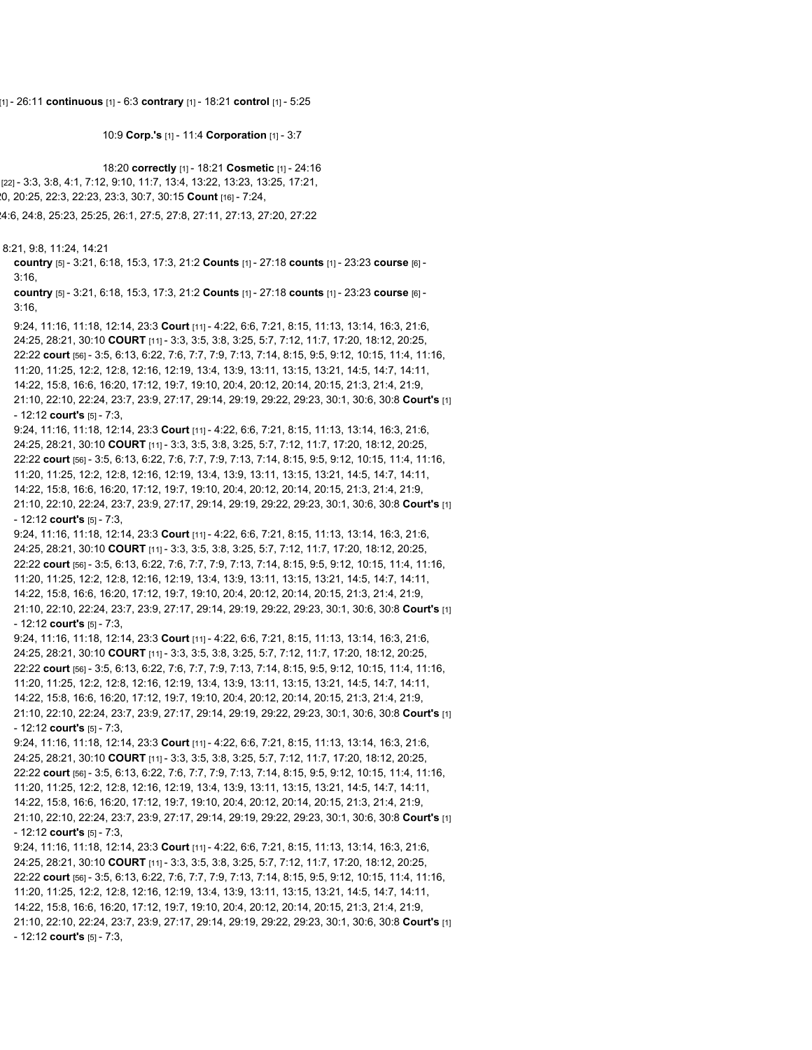[1] - 26:11 **continuous** [1] - 6:3 **contrary** [1] - 18:21 **control** [1] - 5:25

10:9 **Corp.'s** [1] - 11:4 **Corporation** [1] - 3:7

18:20 **correctly** [1] - 18:21 **Cosmetic** [1] - 24:16

[22] - 3:3, 3:8, 4:1, 7:12, 9:10, 11:7, 13:4, 13:22, 13:23, 13:25, 17:21,

20, 20:25, 22:3, 22:23, 23:3, 30:7, 30:15 **Count** [16] - 7:24,

24:6, 24:8, 25:23, 25:25, 26:1, 27:5, 27:8, 27:11, 27:13, 27:20, 27:22

8:21, 9:8, 11:24, 14:21

**country** [5] - 3:21, 6:18, 15:3, 17:3, 21:2 **Counts** [1] - 27:18 **counts** [1] - 23:23 **course** [6] - 3:16,

**country** [5] - 3:21, 6:18, 15:3, 17:3, 21:2 **Counts** [1] - 27:18 **counts** [1] - 23:23 **course** [6] - 3:16,

9:24, 11:16, 11:18, 12:14, 23:3 **Court** [11] - 4:22, 6:6, 7:21, 8:15, 11:13, 13:14, 16:3, 21:6, 24:25, 28:21, 30:10 **COURT** [11] - 3:3, 3:5, 3:8, 3:25, 5:7, 7:12, 11:7, 17:20, 18:12, 20:25, 22:22 **court** [56] - 3:5, 6:13, 6:22, 7:6, 7:7, 7:9, 7:13, 7:14, 8:15, 9:5, 9:12, 10:15, 11:4, 11:16, 11:20, 11:25, 12:2, 12:8, 12:16, 12:19, 13:4, 13:9, 13:11, 13:15, 13:21, 14:5, 14:7, 14:11, 14:22, 15:8, 16:6, 16:20, 17:12, 19:7, 19:10, 20:4, 20:12, 20:14, 20:15, 21:3, 21:4, 21:9, 21:10, 22:10, 22:24, 23:7, 23:9, 27:17, 29:14, 29:19, 29:22, 29:23, 30:1, 30:6, 30:8 **Court's** [1] - 12:12 **court's** [5] - 7:3,

9:24, 11:16, 11:18, 12:14, 23:3 **Court** [11] - 4:22, 6:6, 7:21, 8:15, 11:13, 13:14, 16:3, 21:6, 24:25, 28:21, 30:10 **COURT** [11] - 3:3, 3:5, 3:8, 3:25, 5:7, 7:12, 11:7, 17:20, 18:12, 20:25, 22:22 **court** [56] - 3:5, 6:13, 6:22, 7:6, 7:7, 7:9, 7:13, 7:14, 8:15, 9:5, 9:12, 10:15, 11:4, 11:16, 11:20, 11:25, 12:2, 12:8, 12:16, 12:19, 13:4, 13:9, 13:11, 13:15, 13:21, 14:5, 14:7, 14:11, 14:22, 15:8, 16:6, 16:20, 17:12, 19:7, 19:10, 20:4, 20:12, 20:14, 20:15, 21:3, 21:4, 21:9, 21:10, 22:10, 22:24, 23:7, 23:9, 27:17, 29:14, 29:19, 29:22, 29:23, 30:1, 30:6, 30:8 **Court's** [1] - 12:12 **court's** [5] - 7:3,

9:24, 11:16, 11:18, 12:14, 23:3 **Court** [11] - 4:22, 6:6, 7:21, 8:15, 11:13, 13:14, 16:3, 21:6, 24:25, 28:21, 30:10 **COURT** [11] - 3:3, 3:5, 3:8, 3:25, 5:7, 7:12, 11:7, 17:20, 18:12, 20:25, 22:22 **court** [56] - 3:5, 6:13, 6:22, 7:6, 7:7, 7:9, 7:13, 7:14, 8:15, 9:5, 9:12, 10:15, 11:4, 11:16, 11:20, 11:25, 12:2, 12:8, 12:16, 12:19, 13:4, 13:9, 13:11, 13:15, 13:21, 14:5, 14:7, 14:11, 14:22, 15:8, 16:6, 16:20, 17:12, 19:7, 19:10, 20:4, 20:12, 20:14, 20:15, 21:3, 21:4, 21:9, 21:10, 22:10, 22:24, 23:7, 23:9, 27:17, 29:14, 29:19, 29:22, 29:23, 30:1, 30:6, 30:8 **Court's** [1] - 12:12 **court's** [5] - 7:3,

9:24, 11:16, 11:18, 12:14, 23:3 **Court** [11] - 4:22, 6:6, 7:21, 8:15, 11:13, 13:14, 16:3, 21:6, 24:25, 28:21, 30:10 **COURT** [11] - 3:3, 3:5, 3:8, 3:25, 5:7, 7:12, 11:7, 17:20, 18:12, 20:25, 22:22 **court** [56] - 3:5, 6:13, 6:22, 7:6, 7:7, 7:9, 7:13, 7:14, 8:15, 9:5, 9:12, 10:15, 11:4, 11:16, 11:20, 11:25, 12:2, 12:8, 12:16, 12:19, 13:4, 13:9, 13:11, 13:15, 13:21, 14:5, 14:7, 14:11, 14:22, 15:8, 16:6, 16:20, 17:12, 19:7, 19:10, 20:4, 20:12, 20:14, 20:15, 21:3, 21:4, 21:9, 21:10, 22:10, 22:24, 23:7, 23:9, 27:17, 29:14, 29:19, 29:22, 29:23, 30:1, 30:6, 30:8 **Court's** [1] - 12:12 **court's** [5] - 7:3,

9:24, 11:16, 11:18, 12:14, 23:3 **Court** [11] - 4:22, 6:6, 7:21, 8:15, 11:13, 13:14, 16:3, 21:6, 24:25, 28:21, 30:10 **COURT** [11] - 3:3, 3:5, 3:8, 3:25, 5:7, 7:12, 11:7, 17:20, 18:12, 20:25, 22:22 **court** [56] - 3:5, 6:13, 6:22, 7:6, 7:7, 7:9, 7:13, 7:14, 8:15, 9:5, 9:12, 10:15, 11:4, 11:16, 11:20, 11:25, 12:2, 12:8, 12:16, 12:19, 13:4, 13:9, 13:11, 13:15, 13:21, 14:5, 14:7, 14:11, 14:22, 15:8, 16:6, 16:20, 17:12, 19:7, 19:10, 20:4, 20:12, 20:14, 20:15, 21:3, 21:4, 21:9, 21:10, 22:10, 22:24, 23:7, 23:9, 27:17, 29:14, 29:19, 29:22, 29:23, 30:1, 30:6, 30:8 **Court's** [1] - 12:12 **court's** [5] - 7:3,

9:24, 11:16, 11:18, 12:14, 23:3 **Court** [11] - 4:22, 6:6, 7:21, 8:15, 11:13, 13:14, 16:3, 21:6, 24:25, 28:21, 30:10 **COURT** [11] - 3:3, 3:5, 3:8, 3:25, 5:7, 7:12, 11:7, 17:20, 18:12, 20:25, 22:22 **court** [56] - 3:5, 6:13, 6:22, 7:6, 7:7, 7:9, 7:13, 7:14, 8:15, 9:5, 9:12, 10:15, 11:4, 11:16, 11:20, 11:25, 12:2, 12:8, 12:16, 12:19, 13:4, 13:9, 13:11, 13:15, 13:21, 14:5, 14:7, 14:11, 14:22, 15:8, 16:6, 16:20, 17:12, 19:7, 19:10, 20:4, 20:12, 20:14, 20:15, 21:3, 21:4, 21:9, 21:10, 22:10, 22:24, 23:7, 23:9, 27:17, 29:14, 29:19, 29:22, 29:23, 30:1, 30:6, 30:8 **Court's** [1] - 12:12 **court's** [5] - 7:3,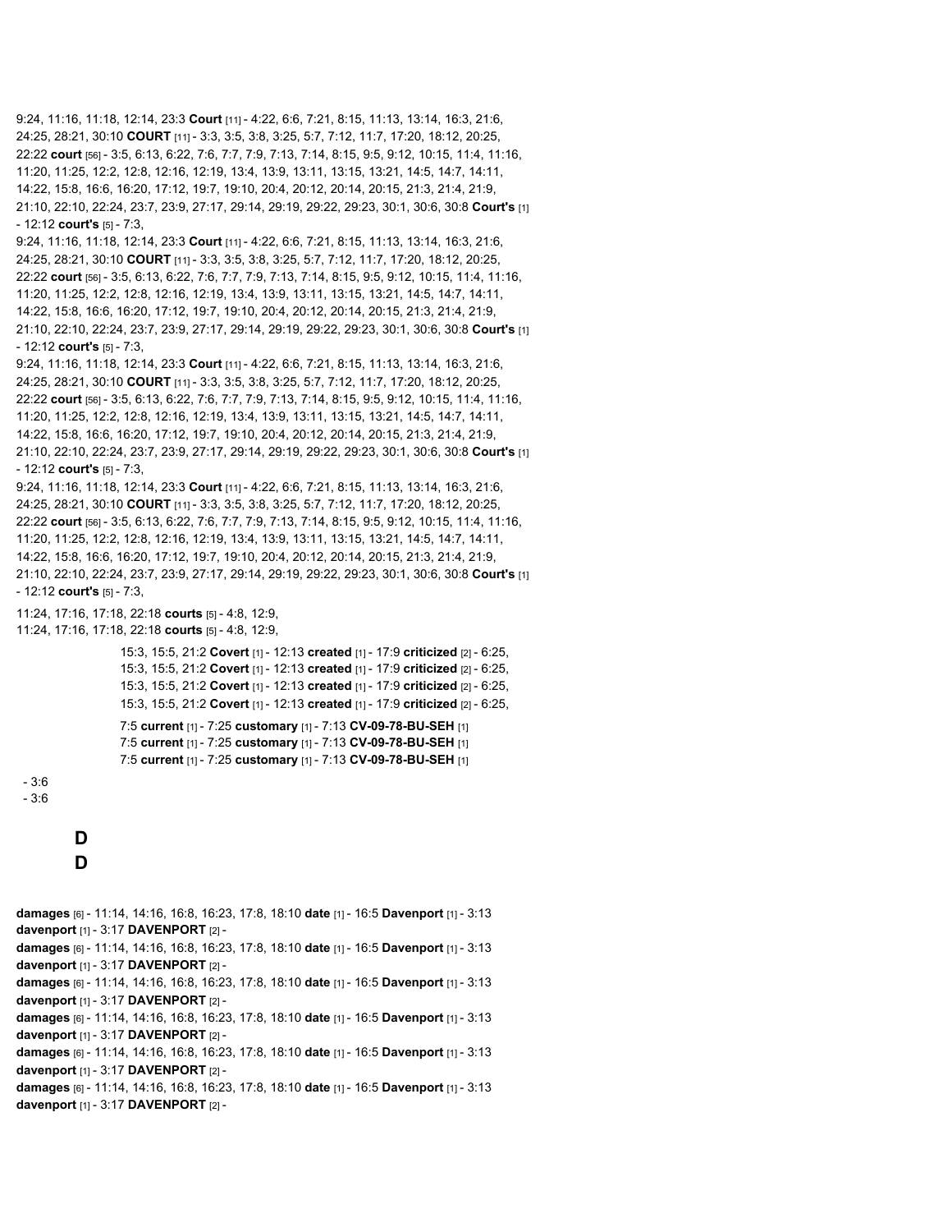9:24, 11:16, 11:18, 12:14, 23:3 **Court** [11] - 4:22, 6:6, 7:21, 8:15, 11:13, 13:14, 16:3, 21:6, 24:25, 28:21, 30:10 **COURT** [11] - 3:3, 3:5, 3:8, 3:25, 5:7, 7:12, 11:7, 17:20, 18:12, 20:25, 22:22 **court** [56] - 3:5, 6:13, 6:22, 7:6, 7:7, 7:9, 7:13, 7:14, 8:15, 9:5, 9:12, 10:15, 11:4, 11:16, 11:20, 11:25, 12:2, 12:8, 12:16, 12:19, 13:4, 13:9, 13:11, 13:15, 13:21, 14:5, 14:7, 14:11, 14:22, 15:8, 16:6, 16:20, 17:12, 19:7, 19:10, 20:4, 20:12, 20:14, 20:15, 21:3, 21:4, 21:9, 21:10, 22:10, 22:24, 23:7, 23:9, 27:17, 29:14, 29:19, 29:22, 29:23, 30:1, 30:6, 30:8 **Court's** [1] - 12:12 **court's** [5] - 7:3,

9:24, 11:16, 11:18, 12:14, 23:3 **Court** [11] - 4:22, 6:6, 7:21, 8:15, 11:13, 13:14, 16:3, 21:6, 24:25, 28:21, 30:10 **COURT** [11] - 3:3, 3:5, 3:8, 3:25, 5:7, 7:12, 11:7, 17:20, 18:12, 20:25, 22:22 **court** [56] - 3:5, 6:13, 6:22, 7:6, 7:7, 7:9, 7:13, 7:14, 8:15, 9:5, 9:12, 10:15, 11:4, 11:16, 11:20, 11:25, 12:2, 12:8, 12:16, 12:19, 13:4, 13:9, 13:11, 13:15, 13:21, 14:5, 14:7, 14:11, 14:22, 15:8, 16:6, 16:20, 17:12, 19:7, 19:10, 20:4, 20:12, 20:14, 20:15, 21:3, 21:4, 21:9, 21:10, 22:10, 22:24, 23:7, 23:9, 27:17, 29:14, 29:19, 29:22, 29:23, 30:1, 30:6, 30:8 **Court's** [1] - 12:12 **court's** [5] - 7:3,

9:24, 11:16, 11:18, 12:14, 23:3 **Court** [11] - 4:22, 6:6, 7:21, 8:15, 11:13, 13:14, 16:3, 21:6, 24:25, 28:21, 30:10 **COURT** [11] - 3:3, 3:5, 3:8, 3:25, 5:7, 7:12, 11:7, 17:20, 18:12, 20:25, 22:22 **court** [56] - 3:5, 6:13, 6:22, 7:6, 7:7, 7:9, 7:13, 7:14, 8:15, 9:5, 9:12, 10:15, 11:4, 11:16, 11:20, 11:25, 12:2, 12:8, 12:16, 12:19, 13:4, 13:9, 13:11, 13:15, 13:21, 14:5, 14:7, 14:11, 14:22, 15:8, 16:6, 16:20, 17:12, 19:7, 19:10, 20:4, 20:12, 20:14, 20:15, 21:3, 21:4, 21:9, 21:10, 22:10, 22:24, 23:7, 23:9, 27:17, 29:14, 29:19, 29:22, 29:23, 30:1, 30:6, 30:8 **Court's** [1] - 12:12 **court's** [5] - 7:3,

9:24, 11:16, 11:18, 12:14, 23:3 **Court** [11] - 4:22, 6:6, 7:21, 8:15, 11:13, 13:14, 16:3, 21:6, 24:25, 28:21, 30:10 **COURT** [11] - 3:3, 3:5, 3:8, 3:25, 5:7, 7:12, 11:7, 17:20, 18:12, 20:25, 22:22 **court** [56] - 3:5, 6:13, 6:22, 7:6, 7:7, 7:9, 7:13, 7:14, 8:15, 9:5, 9:12, 10:15, 11:4, 11:16, 11:20, 11:25, 12:2, 12:8, 12:16, 12:19, 13:4, 13:9, 13:11, 13:15, 13:21, 14:5, 14:7, 14:11, 14:22, 15:8, 16:6, 16:20, 17:12, 19:7, 19:10, 20:4, 20:12, 20:14, 20:15, 21:3, 21:4, 21:9, 21:10, 22:10, 22:24, 23:7, 23:9, 27:17, 29:14, 29:19, 29:22, 29:23, 30:1, 30:6, 30:8 **Court's** [1] - 12:12 **court's** [5] - 7:3,

11:24, 17:16, 17:18, 22:18 **courts** [5] - 4:8, 12:9,
11:24, 17:16, 17:18, 22:18 **courts** [5] - 4:8, 12:9,

15:3, 15:5, 21:2 **Covert** [1] - 12:13 **created** [1] - 17:9 **criticized** [2] - 6:25,
15:3, 15:5, 21:2 **Covert** [1] - 12:13 **created** [1] - 17:9 **criticized** [2] - 6:25,
15:3, 15:5, 21:2 **Covert** [1] - 12:13 **created** [1] - 17:9 **criticized** [2] - 6:25,
15:3, 15:5, 21:2 **Covert** [1] - 12:13 **created** [1] - 17:9 **criticized** [2] - 6:25,

7:5 **current** [1] - 7:25 **customary** [1] - 7:13 **CV-09-78-BU-SEH** [1]
7:5 **current** [1] - 7:25 **customary** [1] - 7:13 **CV-09-78-BU-SEH** [1]
7:5 **current** [1] - 7:25 **customary** [1] - 7:13 **CV-09-78-BU-SEH** [1]

- 3:6
- 3:6

## D
## D

**damages** [6] - 11:14, 14:16, 16:8, 16:23, 17:8, 18:10 **date** [1] - 16:5 **Davenport** [1] - 3:13 **davenport** [1] - 3:17 **DAVENPORT** [2] -
**damages** [6] - 11:14, 14:16, 16:8, 16:23, 17:8, 18:10 **date** [1] - 16:5 **Davenport** [1] - 3:13 **davenport** [1] - 3:17 **DAVENPORT** [2] -
**damages** [6] - 11:14, 14:16, 16:8, 16:23, 17:8, 18:10 **date** [1] - 16:5 **Davenport** [1] - 3:13 **davenport** [1] - 3:17 **DAVENPORT** [2] -
**damages** [6] - 11:14, 14:16, 16:8, 16:23, 17:8, 18:10 **date** [1] - 16:5 **Davenport** [1] - 3:13 **davenport** [1] - 3:17 **DAVENPORT** [2] -
**damages** [6] - 11:14, 14:16, 16:8, 16:23, 17:8, 18:10 **date** [1] - 16:5 **Davenport** [1] - 3:13 **davenport** [1] - 3:17 **DAVENPORT** [2] -
**damages** [6] - 11:14, 14:16, 16:8, 16:23, 17:8, 18:10 **date** [1] - 16:5 **Davenport** [1] - 3:13 **davenport** [1] - 3:17 **DAVENPORT** [2] -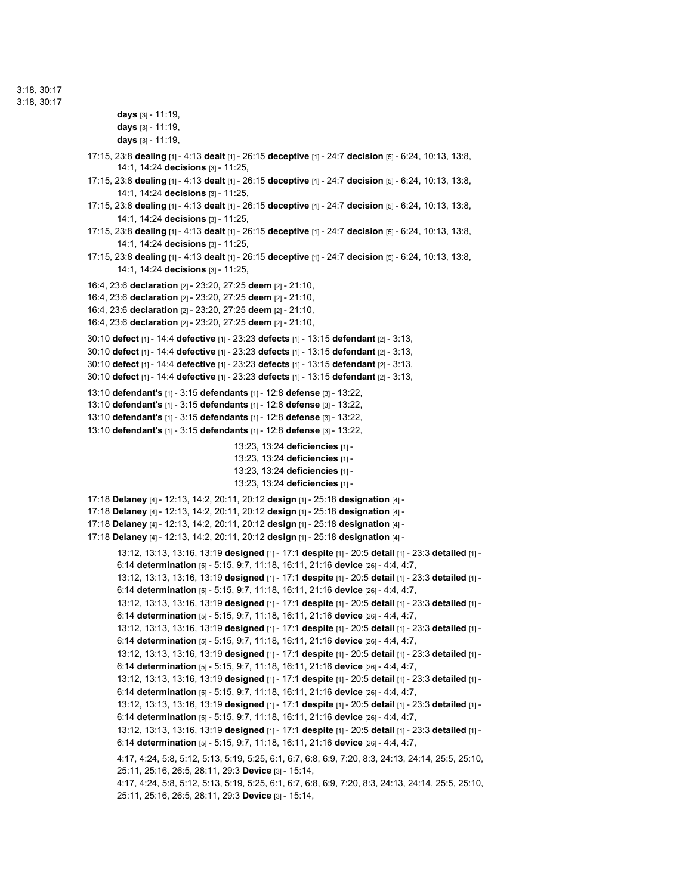3:18, 30:17
3:18, 30:17

**days** [3] - 11:19,
**days** [3] - 11:19,
**days** [3] - 11:19,

17:15, 23:8 **dealing** [1] - 4:13 **dealt** [1] - 26:15 **deceptive** [1] - 24:7 **decision** [5] - 6:24, 10:13, 13:8, 14:1, 14:24 **decisions** [3] - 11:25,
17:15, 23:8 **dealing** [1] - 4:13 **dealt** [1] - 26:15 **deceptive** [1] - 24:7 **decision** [5] - 6:24, 10:13, 13:8, 14:1, 14:24 **decisions** [3] - 11:25,
17:15, 23:8 **dealing** [1] - 4:13 **dealt** [1] - 26:15 **deceptive** [1] - 24:7 **decision** [5] - 6:24, 10:13, 13:8, 14:1, 14:24 **decisions** [3] - 11:25,
17:15, 23:8 **dealing** [1] - 4:13 **dealt** [1] - 26:15 **deceptive** [1] - 24:7 **decision** [5] - 6:24, 10:13, 13:8, 14:1, 14:24 **decisions** [3] - 11:25,
17:15, 23:8 **dealing** [1] - 4:13 **dealt** [1] - 26:15 **deceptive** [1] - 24:7 **decision** [5] - 6:24, 10:13, 13:8, 14:1, 14:24 **decisions** [3] - 11:25,

16:4, 23:6 **declaration** [2] - 23:20, 27:25 **deem** [2] - 21:10,
16:4, 23:6 **declaration** [2] - 23:20, 27:25 **deem** [2] - 21:10,
16:4, 23:6 **declaration** [2] - 23:20, 27:25 **deem** [2] - 21:10,
16:4, 23:6 **declaration** [2] - 23:20, 27:25 **deem** [2] - 21:10,

30:10 **defect** [1] - 14:4 **defective** [1] - 23:23 **defects** [1] - 13:15 **defendant** [2] - 3:13,
30:10 **defect** [1] - 14:4 **defective** [1] - 23:23 **defects** [1] - 13:15 **defendant** [2] - 3:13,
30:10 **defect** [1] - 14:4 **defective** [1] - 23:23 **defects** [1] - 13:15 **defendant** [2] - 3:13,
30:10 **defect** [1] - 14:4 **defective** [1] - 23:23 **defects** [1] - 13:15 **defendant** [2] - 3:13,

13:10 **defendant's** [1] - 3:15 **defendants** [1] - 12:8 **defense** [3] - 13:22,
13:10 **defendant's** [1] - 3:15 **defendants** [1] - 12:8 **defense** [3] - 13:22,
13:10 **defendant's** [1] - 3:15 **defendants** [1] - 12:8 **defense** [3] - 13:22,
13:10 **defendant's** [1] - 3:15 **defendants** [1] - 12:8 **defense** [3] - 13:22,

13:23, 13:24 **deficiencies** [1] -
13:23, 13:24 **deficiencies** [1] -
13:23, 13:24 **deficiencies** [1] -
13:23, 13:24 **deficiencies** [1] -

17:18 **Delaney** [4] - 12:13, 14:2, 20:11, 20:12 **design** [1] - 25:18 **designation** [4] -
17:18 **Delaney** [4] - 12:13, 14:2, 20:11, 20:12 **design** [1] - 25:18 **designation** [4] -
17:18 **Delaney** [4] - 12:13, 14:2, 20:11, 20:12 **design** [1] - 25:18 **designation** [4] -
17:18 **Delaney** [4] - 12:13, 14:2, 20:11, 20:12 **design** [1] - 25:18 **designation** [4] -

13:12, 13:13, 13:16, 13:19 **designed** [1] - 17:1 **despite** [1] - 20:5 **detail** [1] - 23:3 **detailed** [1] - 6:14 **determination** [5] - 5:15, 9:7, 11:18, 16:11, 21:16 **device** [26] - 4:4, 4:7,
13:12, 13:13, 13:16, 13:19 **designed** [1] - 17:1 **despite** [1] - 20:5 **detail** [1] - 23:3 **detailed** [1] - 6:14 **determination** [5] - 5:15, 9:7, 11:18, 16:11, 21:16 **device** [26] - 4:4, 4:7,
13:12, 13:13, 13:16, 13:19 **designed** [1] - 17:1 **despite** [1] - 20:5 **detail** [1] - 23:3 **detailed** [1] - 6:14 **determination** [5] - 5:15, 9:7, 11:18, 16:11, 21:16 **device** [26] - 4:4, 4:7,
13:12, 13:13, 13:16, 13:19 **designed** [1] - 17:1 **despite** [1] - 20:5 **detail** [1] - 23:3 **detailed** [1] - 6:14 **determination** [5] - 5:15, 9:7, 11:18, 16:11, 21:16 **device** [26] - 4:4, 4:7,
13:12, 13:13, 13:16, 13:19 **designed** [1] - 17:1 **despite** [1] - 20:5 **detail** [1] - 23:3 **detailed** [1] - 6:14 **determination** [5] - 5:15, 9:7, 11:18, 16:11, 21:16 **device** [26] - 4:4, 4:7,
13:12, 13:13, 13:16, 13:19 **designed** [1] - 17:1 **despite** [1] - 20:5 **detail** [1] - 23:3 **detailed** [1] - 6:14 **determination** [5] - 5:15, 9:7, 11:18, 16:11, 21:16 **device** [26] - 4:4, 4:7,
13:12, 13:13, 13:16, 13:19 **designed** [1] - 17:1 **despite** [1] - 20:5 **detail** [1] - 23:3 **detailed** [1] - 6:14 **determination** [5] - 5:15, 9:7, 11:18, 16:11, 21:16 **device** [26] - 4:4, 4:7,
13:12, 13:13, 13:16, 13:19 **designed** [1] - 17:1 **despite** [1] - 20:5 **detail** [1] - 23:3 **detailed** [1] - 6:14 **determination** [5] - 5:15, 9:7, 11:18, 16:11, 21:16 **device** [26] - 4:4, 4:7,

4:17, 4:24, 5:8, 5:12, 5:13, 5:19, 5:25, 6:1, 6:7, 6:8, 6:9, 7:20, 8:3, 24:13, 24:14, 25:5, 25:10, 25:11, 25:16, 26:5, 28:11, 29:3 **Device** [3] - 15:14,
4:17, 4:24, 5:8, 5:12, 5:13, 5:19, 5:25, 6:1, 6:7, 6:8, 6:9, 7:20, 8:3, 24:13, 24:14, 25:5, 25:10, 25:11, 25:16, 26:5, 28:11, 29:3 **Device** [3] - 15:14,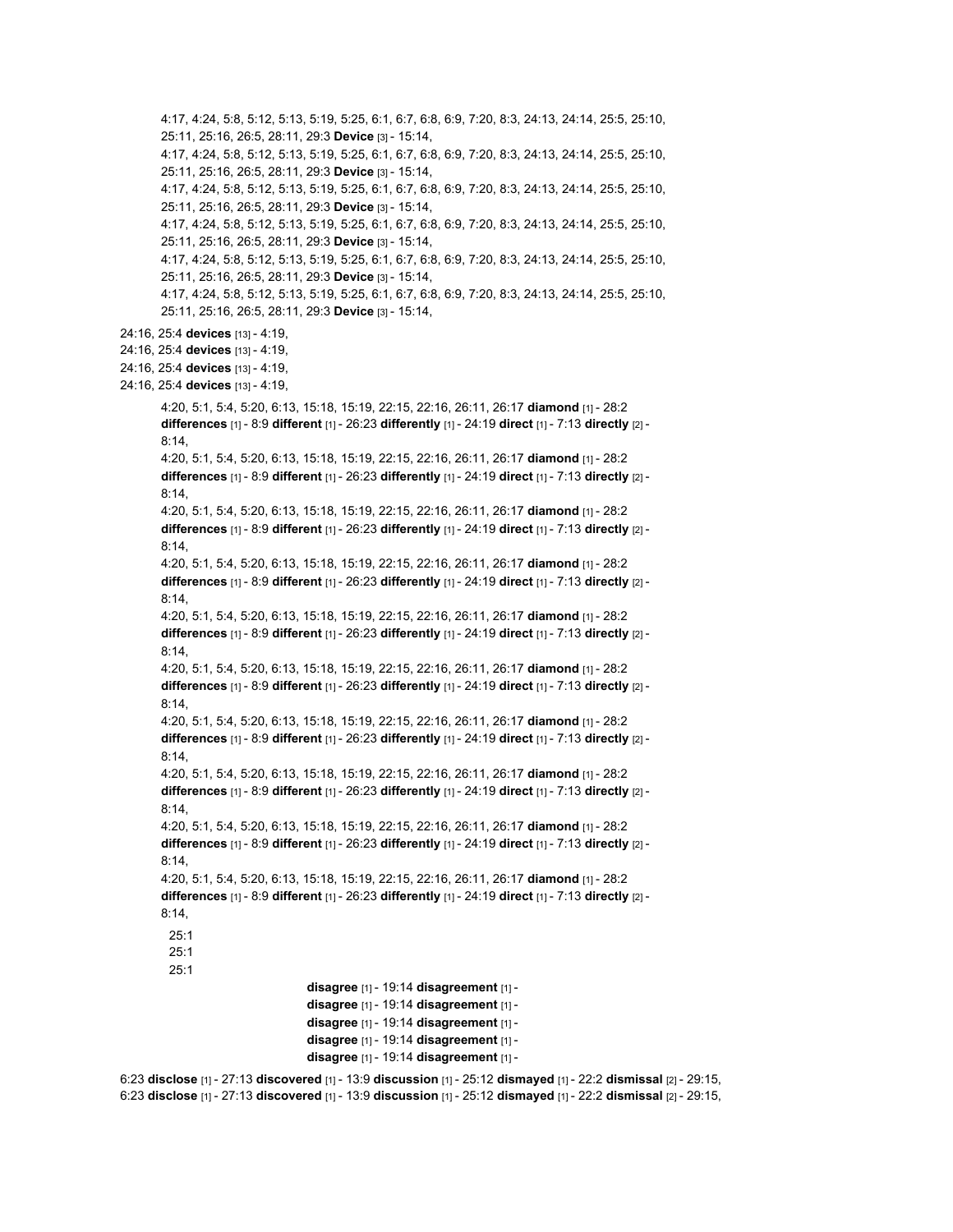4:17, 4:24, 5:8, 5:12, 5:13, 5:19, 5:25, 6:1, 6:7, 6:8, 6:9, 7:20, 8:3, 24:13, 24:14, 25:5, 25:10, 25:11, 25:16, 26:5, 28:11, 29:3 **Device** [3] - 15:14,

4:17, 4:24, 5:8, 5:12, 5:13, 5:19, 5:25, 6:1, 6:7, 6:8, 6:9, 7:20, 8:3, 24:13, 24:14, 25:5, 25:10, 25:11, 25:16, 26:5, 28:11, 29:3 **Device** [3] - 15:14,

4:17, 4:24, 5:8, 5:12, 5:13, 5:19, 5:25, 6:1, 6:7, 6:8, 6:9, 7:20, 8:3, 24:13, 24:14, 25:5, 25:10, 25:11, 25:16, 26:5, 28:11, 29:3 **Device** [3] - 15:14,

4:17, 4:24, 5:8, 5:12, 5:13, 5:19, 5:25, 6:1, 6:7, 6:8, 6:9, 7:20, 8:3, 24:13, 24:14, 25:5, 25:10, 25:11, 25:16, 26:5, 28:11, 29:3 **Device** [3] - 15:14,

4:17, 4:24, 5:8, 5:12, 5:13, 5:19, 5:25, 6:1, 6:7, 6:8, 6:9, 7:20, 8:3, 24:13, 24:14, 25:5, 25:10, 25:11, 25:16, 26:5, 28:11, 29:3 **Device** [3] - 15:14,

4:17, 4:24, 5:8, 5:12, 5:13, 5:19, 5:25, 6:1, 6:7, 6:8, 6:9, 7:20, 8:3, 24:13, 24:14, 25:5, 25:10, 25:11, 25:16, 26:5, 28:11, 29:3 **Device** [3] - 15:14,

24:16, 25:4 **devices** [13] - 4:19,

24:16, 25:4 **devices** [13] - 4:19,

24:16, 25:4 **devices** [13] - 4:19,

24:16, 25:4 **devices** [13] - 4:19,

4:20, 5:1, 5:4, 5:20, 6:13, 15:18, 15:19, 22:15, 22:16, 26:11, 26:17 **diamond** [1] - 28:2 **differences** [1] - 8:9 **different** [1] - 26:23 **differently** [1] - 24:19 **direct** [1] - 7:13 **directly** [2] - 8:14,

4:20, 5:1, 5:4, 5:20, 6:13, 15:18, 15:19, 22:15, 22:16, 26:11, 26:17 **diamond** [1] - 28:2 **differences** [1] - 8:9 **different** [1] - 26:23 **differently** [1] - 24:19 **direct** [1] - 7:13 **directly** [2] - 8:14,

4:20, 5:1, 5:4, 5:20, 6:13, 15:18, 15:19, 22:15, 22:16, 26:11, 26:17 **diamond** [1] - 28:2 **differences** [1] - 8:9 **different** [1] - 26:23 **differently** [1] - 24:19 **direct** [1] - 7:13 **directly** [2] - 8:14,

4:20, 5:1, 5:4, 5:20, 6:13, 15:18, 15:19, 22:15, 22:16, 26:11, 26:17 **diamond** [1] - 28:2 **differences** [1] - 8:9 **different** [1] - 26:23 **differently** [1] - 24:19 **direct** [1] - 7:13 **directly** [2] - 8:14,

4:20, 5:1, 5:4, 5:20, 6:13, 15:18, 15:19, 22:15, 22:16, 26:11, 26:17 **diamond** [1] - 28:2 **differences** [1] - 8:9 **different** [1] - 26:23 **differently** [1] - 24:19 **direct** [1] - 7:13 **directly** [2] - 8:14,

4:20, 5:1, 5:4, 5:20, 6:13, 15:18, 15:19, 22:15, 22:16, 26:11, 26:17 **diamond** [1] - 28:2 **differences** [1] - 8:9 **different** [1] - 26:23 **differently** [1] - 24:19 **direct** [1] - 7:13 **directly** [2] - 8:14,

4:20, 5:1, 5:4, 5:20, 6:13, 15:18, 15:19, 22:15, 22:16, 26:11, 26:17 **diamond** [1] - 28:2 **differences** [1] - 8:9 **different** [1] - 26:23 **differently** [1] - 24:19 **direct** [1] - 7:13 **directly** [2] - 8:14,

4:20, 5:1, 5:4, 5:20, 6:13, 15:18, 15:19, 22:15, 22:16, 26:11, 26:17 **diamond** [1] - 28:2 **differences** [1] - 8:9 **different** [1] - 26:23 **differently** [1] - 24:19 **direct** [1] - 7:13 **directly** [2] - 8:14,

4:20, 5:1, 5:4, 5:20, 6:13, 15:18, 15:19, 22:15, 22:16, 26:11, 26:17 **diamond** [1] - 28:2 **differences** [1] - 8:9 **different** [1] - 26:23 **differently** [1] - 24:19 **direct** [1] - 7:13 **directly** [2] - 8:14,

4:20, 5:1, 5:4, 5:20, 6:13, 15:18, 15:19, 22:15, 22:16, 26:11, 26:17 **diamond** [1] - 28:2 **differences** [1] - 8:9 **different** [1] - 26:23 **differently** [1] - 24:19 **direct** [1] - 7:13 **directly** [2] - 8:14,

25:1

25:1

25:1

**disagree** [1] - 19:14 **disagreement** [1] -

**disagree** [1] - 19:14 **disagreement** [1] -

**disagree** [1] - 19:14 **disagreement** [1] -

**disagree** [1] - 19:14 **disagreement** [1] -

**disagree** [1] - 19:14 **disagreement** [1] -

6:23 **disclose** [1] - 27:13 **discovered** [1] - 13:9 **discussion** [1] - 25:12 **dismayed** [1] - 22:2 **dismissal** [2] - 29:15,

6:23 **disclose** [1] - 27:13 **discovered** [1] - 13:9 **discussion** [1] - 25:12 **dismayed** [1] - 22:2 **dismissal** [2] - 29:15,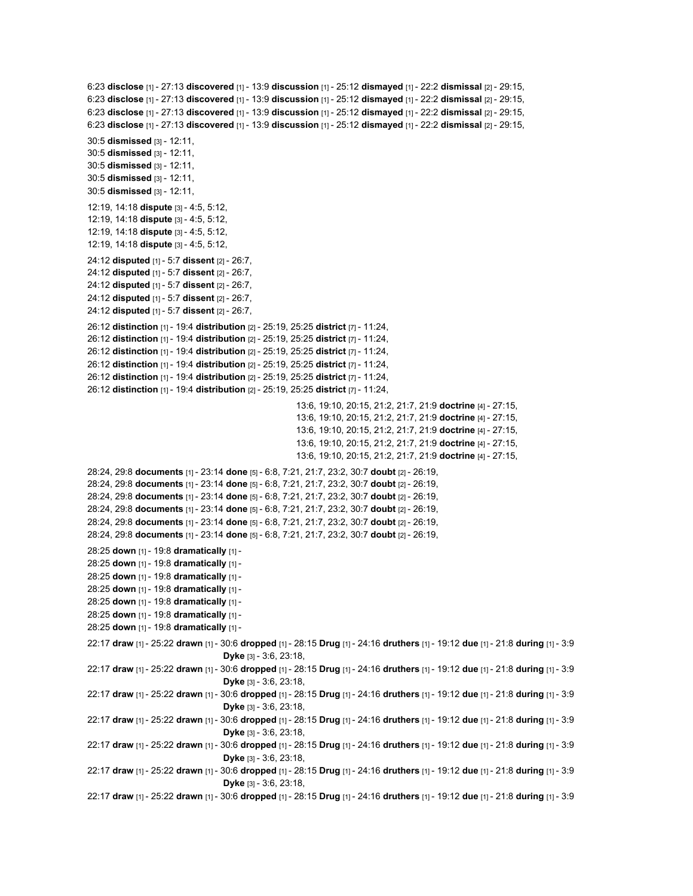6:23 **disclose** [1] - 27:13 **discovered** [1] - 13:9 **discussion** [1] - 25:12 **dismayed** [1] - 22:2 **dismissal** [2] - 29:15,
6:23 **disclose** [1] - 27:13 **discovered** [1] - 13:9 **discussion** [1] - 25:12 **dismayed** [1] - 22:2 **dismissal** [2] - 29:15,
6:23 **disclose** [1] - 27:13 **discovered** [1] - 13:9 **discussion** [1] - 25:12 **dismayed** [1] - 22:2 **dismissal** [2] - 29:15,
6:23 **disclose** [1] - 27:13 **discovered** [1] - 13:9 **discussion** [1] - 25:12 **dismayed** [1] - 22:2 **dismissal** [2] - 29:15,

30:5 **dismissed** [3] - 12:11,
30:5 **dismissed** [3] - 12:11,
30:5 **dismissed** [3] - 12:11,
30:5 **dismissed** [3] - 12:11,
30:5 **dismissed** [3] - 12:11,

12:19, 14:18 **dispute** [3] - 4:5, 5:12,
12:19, 14:18 **dispute** [3] - 4:5, 5:12,
12:19, 14:18 **dispute** [3] - 4:5, 5:12,
12:19, 14:18 **dispute** [3] - 4:5, 5:12,

24:12 **disputed** [1] - 5:7 **dissent** [2] - 26:7,
24:12 **disputed** [1] - 5:7 **dissent** [2] - 26:7,
24:12 **disputed** [1] - 5:7 **dissent** [2] - 26:7,
24:12 **disputed** [1] - 5:7 **dissent** [2] - 26:7,
24:12 **disputed** [1] - 5:7 **dissent** [2] - 26:7,

26:12 **distinction** [1] - 19:4 **distribution** [2] - 25:19, 25:25 **district** [7] - 11:24,
26:12 **distinction** [1] - 19:4 **distribution** [2] - 25:19, 25:25 **district** [7] - 11:24,
26:12 **distinction** [1] - 19:4 **distribution** [2] - 25:19, 25:25 **district** [7] - 11:24,
26:12 **distinction** [1] - 19:4 **distribution** [2] - 25:19, 25:25 **district** [7] - 11:24,
26:12 **distinction** [1] - 19:4 **distribution** [2] - 25:19, 25:25 **district** [7] - 11:24,
26:12 **distinction** [1] - 19:4 **distribution** [2] - 25:19, 25:25 **district** [7] - 11:24,

13:6, 19:10, 20:15, 21:2, 21:7, 21:9 **doctrine** [4] - 27:15,
13:6, 19:10, 20:15, 21:2, 21:7, 21:9 **doctrine** [4] - 27:15,
13:6, 19:10, 20:15, 21:2, 21:7, 21:9 **doctrine** [4] - 27:15,
13:6, 19:10, 20:15, 21:2, 21:7, 21:9 **doctrine** [4] - 27:15,
13:6, 19:10, 20:15, 21:2, 21:7, 21:9 **doctrine** [4] - 27:15,

28:24, 29:8 **documents** [1] - 23:14 **done** [5] - 6:8, 7:21, 21:7, 23:2, 30:7 **doubt** [2] - 26:19,
28:24, 29:8 **documents** [1] - 23:14 **done** [5] - 6:8, 7:21, 21:7, 23:2, 30:7 **doubt** [2] - 26:19,
28:24, 29:8 **documents** [1] - 23:14 **done** [5] - 6:8, 7:21, 21:7, 23:2, 30:7 **doubt** [2] - 26:19,
28:24, 29:8 **documents** [1] - 23:14 **done** [5] - 6:8, 7:21, 21:7, 23:2, 30:7 **doubt** [2] - 26:19,
28:24, 29:8 **documents** [1] - 23:14 **done** [5] - 6:8, 7:21, 21:7, 23:2, 30:7 **doubt** [2] - 26:19,
28:24, 29:8 **documents** [1] - 23:14 **done** [5] - 6:8, 7:21, 21:7, 23:2, 30:7 **doubt** [2] - 26:19,

28:25 **down** [1] - 19:8 **dramatically** [1] -
28:25 **down** [1] - 19:8 **dramatically** [1] -
28:25 **down** [1] - 19:8 **dramatically** [1] -
28:25 **down** [1] - 19:8 **dramatically** [1] -
28:25 **down** [1] - 19:8 **dramatically** [1] -
28:25 **down** [1] - 19:8 **dramatically** [1] -
28:25 **down** [1] - 19:8 **dramatically** [1] -

22:17 **draw** [1] - 25:22 **drawn** [1] - 30:6 **dropped** [1] - 28:15 **Drug** [1] - 24:16 **druthers** [1] - 19:12 **due** [1] - 21:8 **during** [1] - 3:9
**Dyke** [3] - 3:6, 23:18,
22:17 **draw** [1] - 25:22 **drawn** [1] - 30:6 **dropped** [1] - 28:15 **Drug** [1] - 24:16 **druthers** [1] - 19:12 **due** [1] - 21:8 **during** [1] - 3:9
**Dyke** [3] - 3:6, 23:18,
22:17 **draw** [1] - 25:22 **drawn** [1] - 30:6 **dropped** [1] - 28:15 **Drug** [1] - 24:16 **druthers** [1] - 19:12 **due** [1] - 21:8 **during** [1] - 3:9
**Dyke** [3] - 3:6, 23:18,
22:17 **draw** [1] - 25:22 **drawn** [1] - 30:6 **dropped** [1] - 28:15 **Drug** [1] - 24:16 **druthers** [1] - 19:12 **due** [1] - 21:8 **during** [1] - 3:9
**Dyke** [3] - 3:6, 23:18,
22:17 **draw** [1] - 25:22 **drawn** [1] - 30:6 **dropped** [1] - 28:15 **Drug** [1] - 24:16 **druthers** [1] - 19:12 **due** [1] - 21:8 **during** [1] - 3:9
**Dyke** [3] - 3:6, 23:18,
22:17 **draw** [1] - 25:22 **drawn** [1] - 30:6 **dropped** [1] - 28:15 **Drug** [1] - 24:16 **druthers** [1] - 19:12 **due** [1] - 21:8 **during** [1] - 3:9
**Dyke** [3] - 3:6, 23:18,
22:17 **draw** [1] - 25:22 **drawn** [1] - 30:6 **dropped** [1] - 28:15 **Drug** [1] - 24:16 **druthers** [1] - 19:12 **due** [1] - 21:8 **during** [1] - 3:9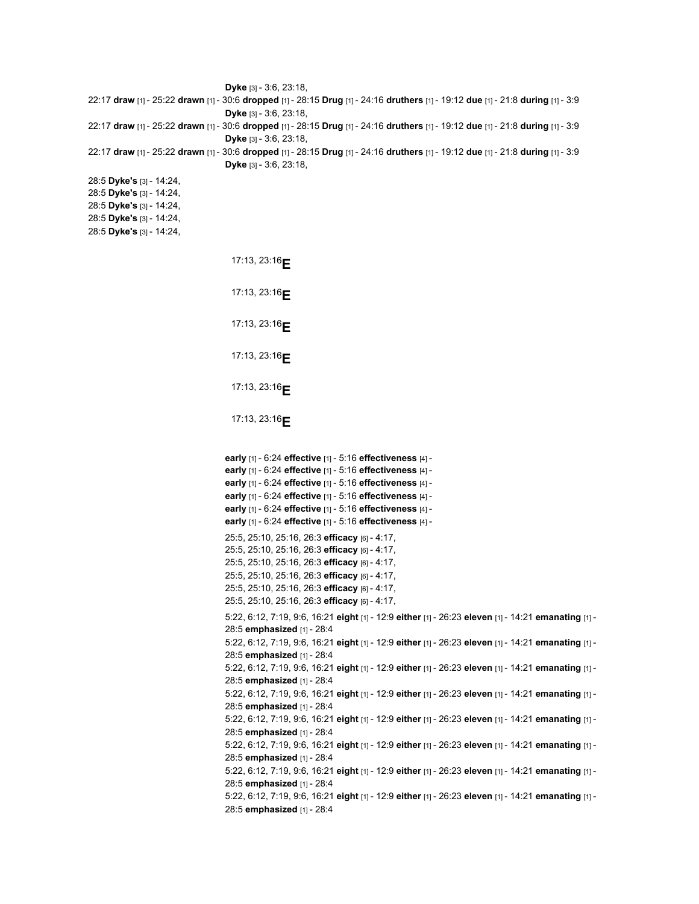**Dyke** [3] - 3:6, 23:18,

22:17 **draw** [1] - 25:22 **drawn** [1] - 30:6 **dropped** [1] - 28:15 **Drug** [1] - 24:16 **druthers** [1] - 19:12 **due** [1] - 21:8 **during** [1] - 3:9

**Dyke** [3] - 3:6, 23:18,

22:17 **draw** [1] - 25:22 **drawn** [1] - 30:6 **dropped** [1] - 28:15 **Drug** [1] - 24:16 **druthers** [1] - 19:12 **due** [1] - 21:8 **during** [1] - 3:9

**Dyke** [3] - 3:6, 23:18,

22:17 **draw** [1] - 25:22 **drawn** [1] - 30:6 **dropped** [1] - 28:15 **Drug** [1] - 24:16 **druthers** [1] - 19:12 **due** [1] - 21:8 **during** [1] - 3:9

**Dyke** [3] - 3:6, 23:18,

28:5 **Dyke's** [3] - 14:24,

28:5 **Dyke's** [3] - 14:24,

28:5 **Dyke's** [3] - 14:24,

28:5 **Dyke's** [3] - 14:24,

28:5 **Dyke's** [3] - 14:24,

17:13, 23:16 **E**

17:13, 23:16 **E**

17:13, 23:16 **E**

17:13, 23:16 **E**

17:13, 23:16 **E**

17:13, 23:16 **E**

**early** [1] - 6:24 **effective** [1] - 5:16 **effectiveness** [4] -

**early** [1] - 6:24 **effective** [1] - 5:16 **effectiveness** [4] -

**early** [1] - 6:24 **effective** [1] - 5:16 **effectiveness** [4] -

**early** [1] - 6:24 **effective** [1] - 5:16 **effectiveness** [4] -

**early** [1] - 6:24 **effective** [1] - 5:16 **effectiveness** [4] -

**early** [1] - 6:24 **effective** [1] - 5:16 **effectiveness** [4] -

25:5, 25:10, 25:16, 26:3 **efficacy** [6] - 4:17,

25:5, 25:10, 25:16, 26:3 **efficacy** [6] - 4:17,

25:5, 25:10, 25:16, 26:3 **efficacy** [6] - 4:17,

25:5, 25:10, 25:16, 26:3 **efficacy** [6] - 4:17,

25:5, 25:10, 25:16, 26:3 **efficacy** [6] - 4:17,

25:5, 25:10, 25:16, 26:3 **efficacy** [6] - 4:17,

5:22, 6:12, 7:19, 9:6, 16:21 **eight** [1] - 12:9 **either** [1] - 26:23 **eleven** [1] - 14:21 **emanating** [1] - 28:5 **emphasized** [1] - 28:4

5:22, 6:12, 7:19, 9:6, 16:21 **eight** [1] - 12:9 **either** [1] - 26:23 **eleven** [1] - 14:21 **emanating** [1] - 28:5 **emphasized** [1] - 28:4

5:22, 6:12, 7:19, 9:6, 16:21 **eight** [1] - 12:9 **either** [1] - 26:23 **eleven** [1] - 14:21 **emanating** [1] - 28:5 **emphasized** [1] - 28:4

5:22, 6:12, 7:19, 9:6, 16:21 **eight** [1] - 12:9 **either** [1] - 26:23 **eleven** [1] - 14:21 **emanating** [1] - 28:5 **emphasized** [1] - 28:4

5:22, 6:12, 7:19, 9:6, 16:21 **eight** [1] - 12:9 **either** [1] - 26:23 **eleven** [1] - 14:21 **emanating** [1] - 28:5 **emphasized** [1] - 28:4

5:22, 6:12, 7:19, 9:6, 16:21 **eight** [1] - 12:9 **either** [1] - 26:23 **eleven** [1] - 14:21 **emanating** [1] - 28:5 **emphasized** [1] - 28:4

5:22, 6:12, 7:19, 9:6, 16:21 **eight** [1] - 12:9 **either** [1] - 26:23 **eleven** [1] - 14:21 **emanating** [1] - 28:5 **emphasized** [1] - 28:4

5:22, 6:12, 7:19, 9:6, 16:21 **eight** [1] - 12:9 **either** [1] - 26:23 **eleven** [1] - 14:21 **emanating** [1] - 28:5 **emphasized** [1] - 28:4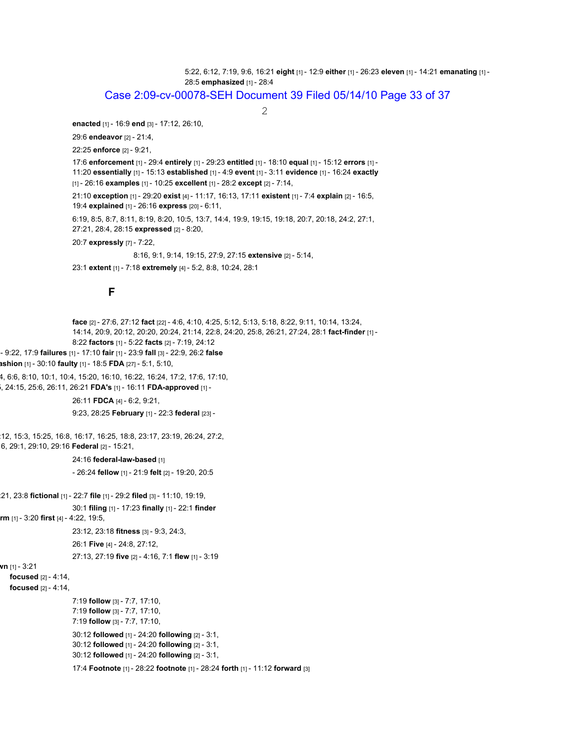5:22, 6:12, 7:19, 9:6, 16:21 **eight** [1] - 12:9 **either** [1] - 26:23 **eleven** [1] - 14:21 **emanating** [1] - 28:5 **emphasized** [1] - 28:4

**enacted** [1] - 16:9 **end** [3] - 17:12, 26:10,

29:6 **endeavor** [2] - 21:4,

22:25 **enforce** [2] - 9:21,

17:6 **enforcement** [1] - 29:4 **entirely** [1] - 29:23 **entitled** [1] - 18:10 **equal** [1] - 15:12 **errors** [1] - 11:20 **essentially** [1] - 15:13 **established** [1] - 4:9 **event** [1] - 3:11 **evidence** [1] - 16:24 **exactly** [1] - 26:16 **examples** [1] - 10:25 **excellent** [1] - 28:2 **except** [2] - 7:14,

21:10 **exception** [1] - 29:20 **exist** [4] - 11:17, 16:13, 17:11 **existent** [1] - 7:4 **explain** [2] - 16:5, 19:4 **explained** [1] - 26:16 **express** [20] - 6:11,

6:19, 8:5, 8:7, 8:11, 8:19, 8:20, 10:5, 13:7, 14:4, 19:9, 19:15, 19:18, 20:7, 20:18, 24:2, 27:1, 27:21, 28:4, 28:15 **expressed** [2] - 8:20,

20:7 **expressly** [7] - 7:22,

8:16, 9:1, 9:14, 19:15, 27:9, 27:15 **extensive** [2] - 5:14,

23:1 **extent** [1] - 7:18 **extremely** [4] - 5:2, 8:8, 10:24, 28:1

## F

**face** [2] - 27:6, 27:12 **fact** [22] - 4:6, 4:10, 4:25, 5:12, 5:13, 5:18, 8:22, 9:11, 10:14, 13:24, 14:14, 20:9, 20:12, 20:20, 20:24, 21:14, 22:8, 24:20, 25:8, 26:21, 27:24, 28:1 **fact-finder** [1] - 8:22 **factors** [1] - 5:22 **facts** [2] - 7:19, 24:12

- 9:22, 17:9 **failures** [1] - 17:10 **fair** [1] - 23:9 **fall** [3] - 22:9, 26:2 **false**

**ashion** [1] - 30:10 **faulty** [1] - 18:5 **FDA** [27] - 5:1, 5:10,

4, 6:6, 8:10, 10:1, 10:4, 15:20, 16:10, 16:22, 16:24, 17:2, 17:6, 17:10,

, 24:15, 25:6, 26:11, 26:21 **FDA's** [1] - 16:11 **FDA-approved** [1] -

26:11 **FDCA** [4] - 6:2, 9:21,

9:23, 28:25 **February** [1] - 22:3 **federal** [23] -

:12, 15:3, 15:25, 16:8, 16:17, 16:25, 18:8, 23:17, 23:19, 26:24, 27:2,

6, 29:1, 29:10, 29:16 **Federal** [2] - 15:21,

24:16 **federal-law-based** [1]

- 26:24 **fellow** [1] - 21:9 **felt** [2] - 19:20, 20:5

:21, 23:8 **fictional** [1] - 22:7 **file** [1] - 29:2 **filed** [3] - 11:10, 19:19,

30:1 **filing** [1] - 17:23 **finally** [1] - 22:1 **finder**

**rm** [1] - 3:20 **first** [4] - 4:22, 19:5,

23:12, 23:18 **fitness** [3] - 9:3, 24:3,

26:1 **Five** [4] - 24:8, 27:12,

27:13, 27:19 **five** [2] - 4:16, 7:1 **flew** [1] - 3:19

**wn** [1] - 3:21

**focused** [2] - 4:14,

**focused** [2] - 4:14,

7:19 **follow** [3] - 7:7, 17:10,

7:19 **follow** [3] - 7:7, 17:10,

7:19 **follow** [3] - 7:7, 17:10,

30:12 **followed** [1] - 24:20 **following** [2] - 3:1,

30:12 **followed** [1] - 24:20 **following** [2] - 3:1,

30:12 **followed** [1] - 24:20 **following** [2] - 3:1,

17:4 **Footnote** [1] - 28:22 **footnote** [1] - 28:24 **forth** [1] - 11:12 **forward** [3]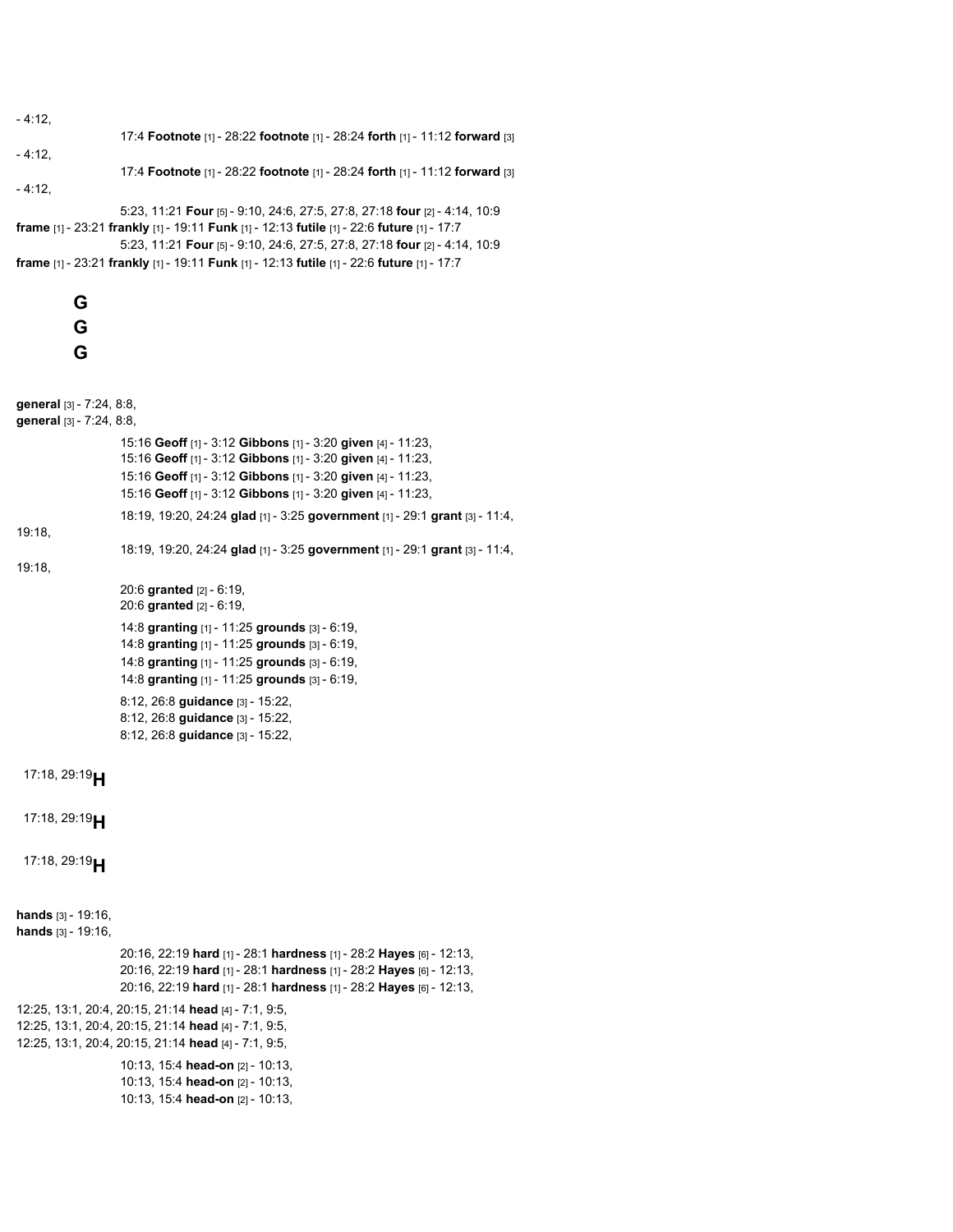- 4:12,

17:4 **Footnote** [1] - 28:22 **footnote** [1] - 28:24 **forth** [1] - 11:12 **forward** [3]

- 4:12,

17:4 **Footnote** [1] - 28:22 **footnote** [1] - 28:24 **forth** [1] - 11:12 **forward** [3]

- 4:12,

5:23, 11:21 **Four** [5] - 9:10, 24:6, 27:5, 27:8, 27:18 **four** [2] - 4:14, 10:9

**frame** [1] - 23:21 **frankly** [1] - 19:11 **Funk** [1] - 12:13 **futile** [1] - 22:6 **future** [1] - 17:7

5:23, 11:21 **Four** [5] - 9:10, 24:6, 27:5, 27:8, 27:18 **four** [2] - 4:14, 10:9

**frame** [1] - 23:21 **frankly** [1] - 19:11 **Funk** [1] - 12:13 **futile** [1] - 22:6 **future** [1] - 17:7

## G

## G

## G

**general** [3] - 7:24, 8:8,

**general** [3] - 7:24, 8:8,

15:16 **Geoff** [1] - 3:12 **Gibbons** [1] - 3:20 **given** [4] - 11:23,

15:16 **Geoff** [1] - 3:12 **Gibbons** [1] - 3:20 **given** [4] - 11:23,

15:16 **Geoff** [1] - 3:12 **Gibbons** [1] - 3:20 **given** [4] - 11:23,

15:16 **Geoff** [1] - 3:12 **Gibbons** [1] - 3:20 **given** [4] - 11:23,

18:19, 19:20, 24:24 **glad** [1] - 3:25 **government** [1] - 29:1 **grant** [3] - 11:4,

19:18,

18:19, 19:20, 24:24 **glad** [1] - 3:25 **government** [1] - 29:1 **grant** [3] - 11:4,

19:18,

20:6 **granted** [2] - 6:19,

20:6 **granted** [2] - 6:19,

14:8 **granting** [1] - 11:25 **grounds** [3] - 6:19,

14:8 **granting** [1] - 11:25 **grounds** [3] - 6:19,

14:8 **granting** [1] - 11:25 **grounds** [3] - 6:19,

14:8 **granting** [1] - 11:25 **grounds** [3] - 6:19,

8:12, 26:8 **guidance** [3] - 15:22,

8:12, 26:8 **guidance** [3] - 15:22,

8:12, 26:8 **guidance** [3] - 15:22,

17:18, 29:19 **H**

17:18, 29:19 **H**

17:18, 29:19 **H**

**hands** [3] - 19:16,

**hands** [3] - 19:16,

20:16, 22:19 **hard** [1] - 28:1 **hardness** [1] - 28:2 **Hayes** [6] - 12:13,

20:16, 22:19 **hard** [1] - 28:1 **hardness** [1] - 28:2 **Hayes** [6] - 12:13,

20:16, 22:19 **hard** [1] - 28:1 **hardness** [1] - 28:2 **Hayes** [6] - 12:13,

12:25, 13:1, 20:4, 20:15, 21:14 **head** [4] - 7:1, 9:5,

12:25, 13:1, 20:4, 20:15, 21:14 **head** [4] - 7:1, 9:5,

12:25, 13:1, 20:4, 20:15, 21:14 **head** [4] - 7:1, 9:5,

10:13, 15:4 **head-on** [2] - 10:13,

10:13, 15:4 **head-on** [2] - 10:13,

10:13, 15:4 **head-on** [2] - 10:13,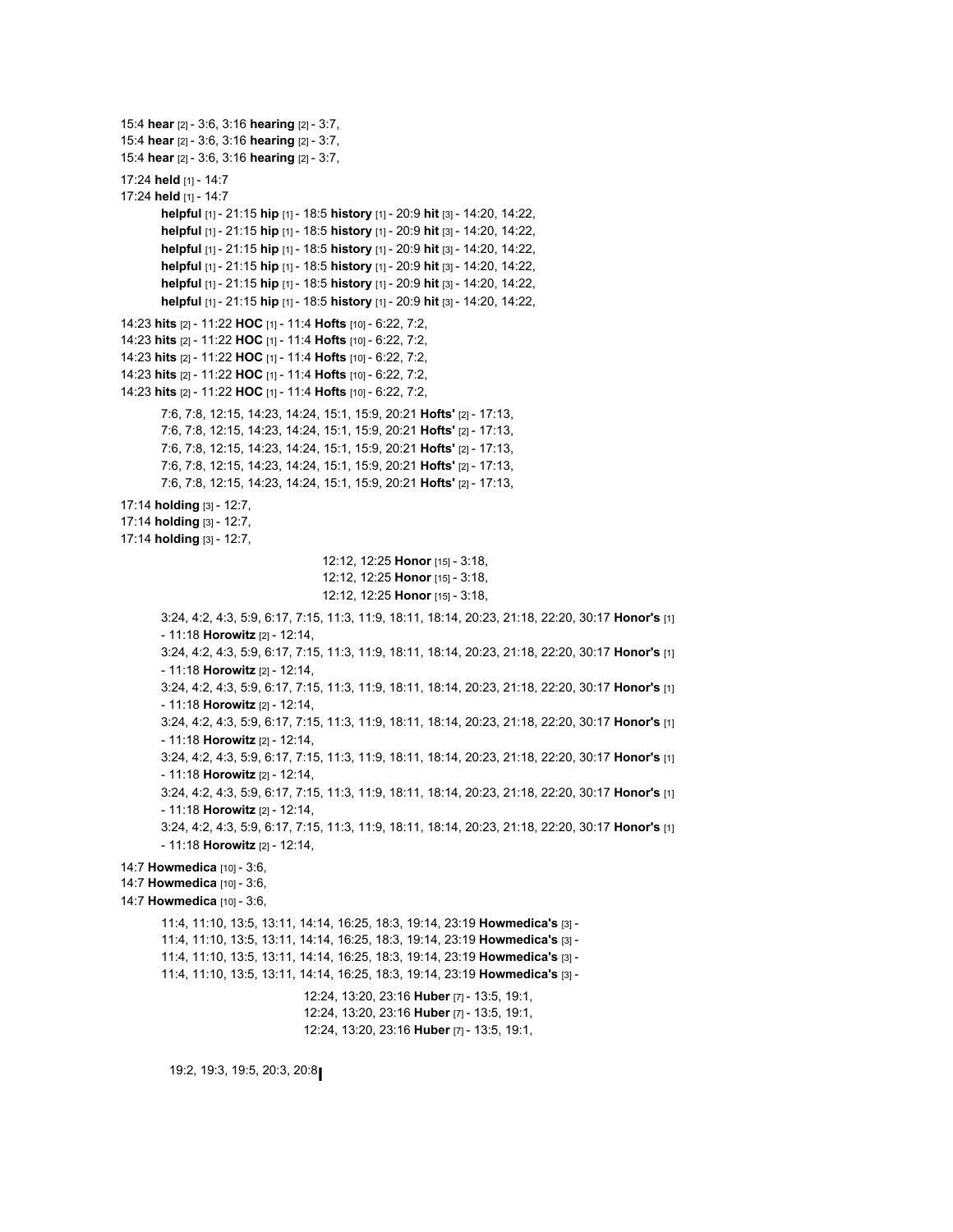15:4 **hear** [2] - 3:6, 3:16 **hearing** [2] - 3:7,
15:4 **hear** [2] - 3:6, 3:16 **hearing** [2] - 3:7,
15:4 **hear** [2] - 3:6, 3:16 **hearing** [2] - 3:7,

17:24 **held** [1] - 14:7
17:24 **held** [1] - 14:7

**helpful** [1] - 21:15 **hip** [1] - 18:5 **history** [1] - 20:9 **hit** [3] - 14:20, 14:22,
**helpful** [1] - 21:15 **hip** [1] - 18:5 **history** [1] - 20:9 **hit** [3] - 14:20, 14:22,
**helpful** [1] - 21:15 **hip** [1] - 18:5 **history** [1] - 20:9 **hit** [3] - 14:20, 14:22,
**helpful** [1] - 21:15 **hip** [1] - 18:5 **history** [1] - 20:9 **hit** [3] - 14:20, 14:22,
**helpful** [1] - 21:15 **hip** [1] - 18:5 **history** [1] - 20:9 **hit** [3] - 14:20, 14:22,
**helpful** [1] - 21:15 **hip** [1] - 18:5 **history** [1] - 20:9 **hit** [3] - 14:20, 14:22,

14:23 **hits** [2] - 11:22 **HOC** [1] - 11:4 **Hofts** [10] - 6:22, 7:2,
14:23 **hits** [2] - 11:22 **HOC** [1] - 11:4 **Hofts** [10] - 6:22, 7:2,
14:23 **hits** [2] - 11:22 **HOC** [1] - 11:4 **Hofts** [10] - 6:22, 7:2,
14:23 **hits** [2] - 11:22 **HOC** [1] - 11:4 **Hofts** [10] - 6:22, 7:2,
14:23 **hits** [2] - 11:22 **HOC** [1] - 11:4 **Hofts** [10] - 6:22, 7:2,

7:6, 7:8, 12:15, 14:23, 14:24, 15:1, 15:9, 20:21 **Hofts'** [2] - 17:13,
7:6, 7:8, 12:15, 14:23, 14:24, 15:1, 15:9, 20:21 **Hofts'** [2] - 17:13,
7:6, 7:8, 12:15, 14:23, 14:24, 15:1, 15:9, 20:21 **Hofts'** [2] - 17:13,
7:6, 7:8, 12:15, 14:23, 14:24, 15:1, 15:9, 20:21 **Hofts'** [2] - 17:13,
7:6, 7:8, 12:15, 14:23, 14:24, 15:1, 15:9, 20:21 **Hofts'** [2] - 17:13,

17:14 **holding** [3] - 12:7,
17:14 **holding** [3] - 12:7,
17:14 **holding** [3] - 12:7,

12:12, 12:25 **Honor** [15] - 3:18,
12:12, 12:25 **Honor** [15] - 3:18,
12:12, 12:25 **Honor** [15] - 3:18,

3:24, 4:2, 4:3, 5:9, 6:17, 7:15, 11:3, 11:9, 18:11, 18:14, 20:23, 21:18, 22:20, 30:17 **Honor's** [1] - 11:18 **Horowitz** [2] - 12:14,
3:24, 4:2, 4:3, 5:9, 6:17, 7:15, 11:3, 11:9, 18:11, 18:14, 20:23, 21:18, 22:20, 30:17 **Honor's** [1] - 11:18 **Horowitz** [2] - 12:14,
3:24, 4:2, 4:3, 5:9, 6:17, 7:15, 11:3, 11:9, 18:11, 18:14, 20:23, 21:18, 22:20, 30:17 **Honor's** [1] - 11:18 **Horowitz** [2] - 12:14,
3:24, 4:2, 4:3, 5:9, 6:17, 7:15, 11:3, 11:9, 18:11, 18:14, 20:23, 21:18, 22:20, 30:17 **Honor's** [1] - 11:18 **Horowitz** [2] - 12:14,
3:24, 4:2, 4:3, 5:9, 6:17, 7:15, 11:3, 11:9, 18:11, 18:14, 20:23, 21:18, 22:20, 30:17 **Honor's** [1] - 11:18 **Horowitz** [2] - 12:14,
3:24, 4:2, 4:3, 5:9, 6:17, 7:15, 11:3, 11:9, 18:11, 18:14, 20:23, 21:18, 22:20, 30:17 **Honor's** [1] - 11:18 **Horowitz** [2] - 12:14,
3:24, 4:2, 4:3, 5:9, 6:17, 7:15, 11:3, 11:9, 18:11, 18:14, 20:23, 21:18, 22:20, 30:17 **Honor's** [1] - 11:18 **Horowitz** [2] - 12:14,

14:7 **Howmedica** [10] - 3:6,
14:7 **Howmedica** [10] - 3:6,
14:7 **Howmedica** [10] - 3:6,

11:4, 11:10, 13:5, 13:11, 14:14, 16:25, 18:3, 19:14, 23:19 **Howmedica's** [3] -
11:4, 11:10, 13:5, 13:11, 14:14, 16:25, 18:3, 19:14, 23:19 **Howmedica's** [3] -
11:4, 11:10, 13:5, 13:11, 14:14, 16:25, 18:3, 19:14, 23:19 **Howmedica's** [3] -
11:4, 11:10, 13:5, 13:11, 14:14, 16:25, 18:3, 19:14, 23:19 **Howmedica's** [3] -

12:24, 13:20, 23:16 **Huber** [7] - 13:5, 19:1,
12:24, 13:20, 23:16 **Huber** [7] - 13:5, 19:1,
12:24, 13:20, 23:16 **Huber** [7] - 13:5, 19:1,

19:2, 19:3, 19:5, 20:3, 20:8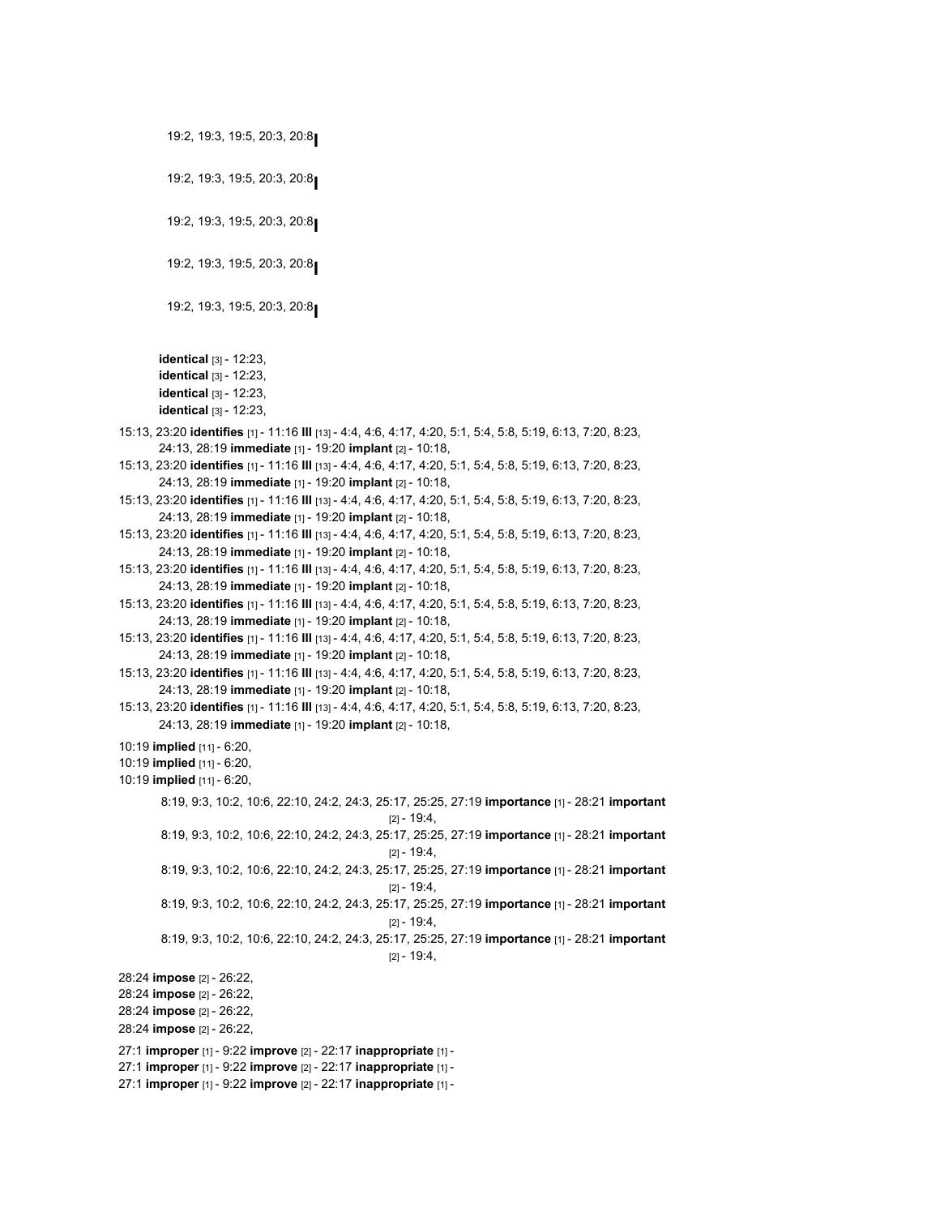19:2, 19:3, 19:5, 20:3, 20:8

19:2, 19:3, 19:5, 20:3, 20:8

19:2, 19:3, 19:5, 20:3, 20:8

19:2, 19:3, 19:5, 20:3, 20:8

19:2, 19:3, 19:5, 20:3, 20:8

**identical** [3] - 12:23,
**identical** [3] - 12:23,
**identical** [3] - 12:23,
**identical** [3] - 12:23,

15:13, 23:20 **identifies** [1] - 11:16 **Ill** [13] - 4:4, 4:6, 4:17, 4:20, 5:1, 5:4, 5:8, 5:19, 6:13, 7:20, 8:23, 24:13, 28:19 **immediate** [1] - 19:20 **implant** [2] - 10:18,
15:13, 23:20 **identifies** [1] - 11:16 **Ill** [13] - 4:4, 4:6, 4:17, 4:20, 5:1, 5:4, 5:8, 5:19, 6:13, 7:20, 8:23, 24:13, 28:19 **immediate** [1] - 19:20 **implant** [2] - 10:18,
15:13, 23:20 **identifies** [1] - 11:16 **Ill** [13] - 4:4, 4:6, 4:17, 4:20, 5:1, 5:4, 5:8, 5:19, 6:13, 7:20, 8:23, 24:13, 28:19 **immediate** [1] - 19:20 **implant** [2] - 10:18,
15:13, 23:20 **identifies** [1] - 11:16 **Ill** [13] - 4:4, 4:6, 4:17, 4:20, 5:1, 5:4, 5:8, 5:19, 6:13, 7:20, 8:23, 24:13, 28:19 **immediate** [1] - 19:20 **implant** [2] - 10:18,
15:13, 23:20 **identifies** [1] - 11:16 **Ill** [13] - 4:4, 4:6, 4:17, 4:20, 5:1, 5:4, 5:8, 5:19, 6:13, 7:20, 8:23, 24:13, 28:19 **immediate** [1] - 19:20 **implant** [2] - 10:18,
15:13, 23:20 **identifies** [1] - 11:16 **Ill** [13] - 4:4, 4:6, 4:17, 4:20, 5:1, 5:4, 5:8, 5:19, 6:13, 7:20, 8:23, 24:13, 28:19 **immediate** [1] - 19:20 **implant** [2] - 10:18,
15:13, 23:20 **identifies** [1] - 11:16 **Ill** [13] - 4:4, 4:6, 4:17, 4:20, 5:1, 5:4, 5:8, 5:19, 6:13, 7:20, 8:23, 24:13, 28:19 **immediate** [1] - 19:20 **implant** [2] - 10:18,
15:13, 23:20 **identifies** [1] - 11:16 **Ill** [13] - 4:4, 4:6, 4:17, 4:20, 5:1, 5:4, 5:8, 5:19, 6:13, 7:20, 8:23, 24:13, 28:19 **immediate** [1] - 19:20 **implant** [2] - 10:18,
15:13, 23:20 **identifies** [1] - 11:16 **Ill** [13] - 4:4, 4:6, 4:17, 4:20, 5:1, 5:4, 5:8, 5:19, 6:13, 7:20, 8:23, 24:13, 28:19 **immediate** [1] - 19:20 **implant** [2] - 10:18,

10:19 **implied** [11] - 6:20,
10:19 **implied** [11] - 6:20,
10:19 **implied** [11] - 6:20,

8:19, 9:3, 10:2, 10:6, 22:10, 24:2, 24:3, 25:17, 25:25, 27:19 **importance** [1] - 28:21 **important** [2] - 19:4,
8:19, 9:3, 10:2, 10:6, 22:10, 24:2, 24:3, 25:17, 25:25, 27:19 **importance** [1] - 28:21 **important** [2] - 19:4,
8:19, 9:3, 10:2, 10:6, 22:10, 24:2, 24:3, 25:17, 25:25, 27:19 **importance** [1] - 28:21 **important** [2] - 19:4,
8:19, 9:3, 10:2, 10:6, 22:10, 24:2, 24:3, 25:17, 25:25, 27:19 **importance** [1] - 28:21 **important** [2] - 19:4,
8:19, 9:3, 10:2, 10:6, 22:10, 24:2, 24:3, 25:17, 25:25, 27:19 **importance** [1] - 28:21 **important** [2] - 19:4,

28:24 **impose** [2] - 26:22,
28:24 **impose** [2] - 26:22,
28:24 **impose** [2] - 26:22,
28:24 **impose** [2] - 26:22,

27:1 **improper** [1] - 9:22 **improve** [2] - 22:17 **inappropriate** [1] -
27:1 **improper** [1] - 9:22 **improve** [2] - 22:17 **inappropriate** [1] -
27:1 **improper** [1] - 9:22 **improve** [2] - 22:17 **inappropriate** [1] -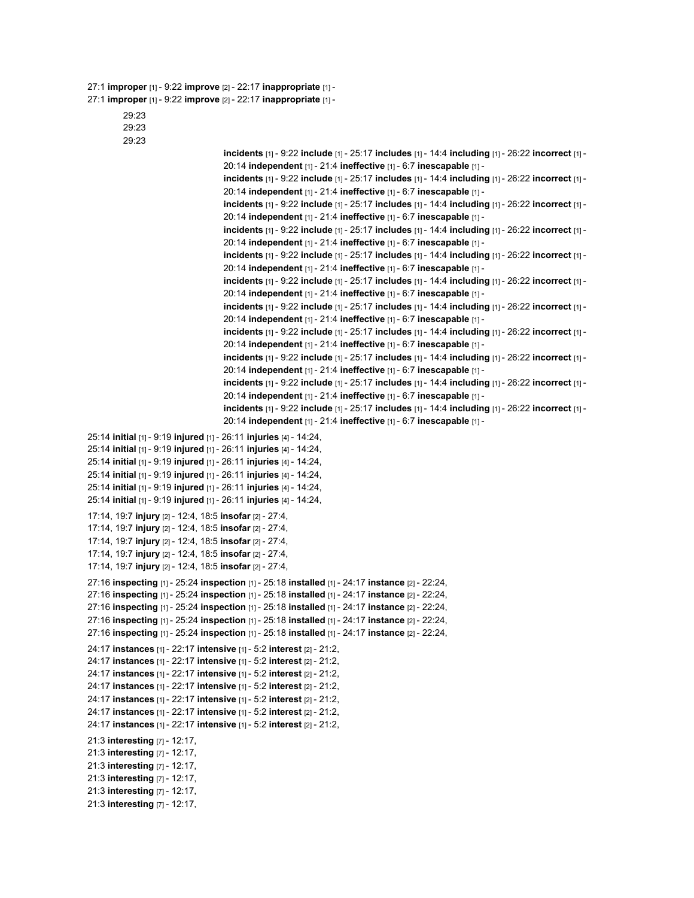27:1 **improper** [1] - 9:22 **improve** [2] - 22:17 **inappropriate** [1] -
27:1 **improper** [1] - 9:22 **improve** [2] - 22:17 **inappropriate** [1] -

29:23
29:23
29:23

**incidents** [1] - 9:22 **include** [1] - 25:17 **includes** [1] - 14:4 **including** [1] - 26:22 **incorrect** [1] - 20:14 **independent** [1] - 21:4 **ineffective** [1] - 6:7 **inescapable** [1] -
**incidents** [1] - 9:22 **include** [1] - 25:17 **includes** [1] - 14:4 **including** [1] - 26:22 **incorrect** [1] - 20:14 **independent** [1] - 21:4 **ineffective** [1] - 6:7 **inescapable** [1] -
**incidents** [1] - 9:22 **include** [1] - 25:17 **includes** [1] - 14:4 **including** [1] - 26:22 **incorrect** [1] - 20:14 **independent** [1] - 21:4 **ineffective** [1] - 6:7 **inescapable** [1] -
**incidents** [1] - 9:22 **include** [1] - 25:17 **includes** [1] - 14:4 **including** [1] - 26:22 **incorrect** [1] - 20:14 **independent** [1] - 21:4 **ineffective** [1] - 6:7 **inescapable** [1] -
**incidents** [1] - 9:22 **include** [1] - 25:17 **includes** [1] - 14:4 **including** [1] - 26:22 **incorrect** [1] - 20:14 **independent** [1] - 21:4 **ineffective** [1] - 6:7 **inescapable** [1] -
**incidents** [1] - 9:22 **include** [1] - 25:17 **includes** [1] - 14:4 **including** [1] - 26:22 **incorrect** [1] - 20:14 **independent** [1] - 21:4 **ineffective** [1] - 6:7 **inescapable** [1] -
**incidents** [1] - 9:22 **include** [1] - 25:17 **includes** [1] - 14:4 **including** [1] - 26:22 **incorrect** [1] - 20:14 **independent** [1] - 21:4 **ineffective** [1] - 6:7 **inescapable** [1] -
**incidents** [1] - 9:22 **include** [1] - 25:17 **includes** [1] - 14:4 **including** [1] - 26:22 **incorrect** [1] - 20:14 **independent** [1] - 21:4 **ineffective** [1] - 6:7 **inescapable** [1] -
**incidents** [1] - 9:22 **include** [1] - 25:17 **includes** [1] - 14:4 **including** [1] - 26:22 **incorrect** [1] - 20:14 **independent** [1] - 21:4 **ineffective** [1] - 6:7 **inescapable** [1] -
**incidents** [1] - 9:22 **include** [1] - 25:17 **includes** [1] - 14:4 **including** [1] - 26:22 **incorrect** [1] - 20:14 **independent** [1] - 21:4 **ineffective** [1] - 6:7 **inescapable** [1] -
**incidents** [1] - 9:22 **include** [1] - 25:17 **includes** [1] - 14:4 **including** [1] - 26:22 **incorrect** [1] - 20:14 **independent** [1] - 21:4 **ineffective** [1] - 6:7 **inescapable** [1] -

25:14 **initial** [1] - 9:19 **injured** [1] - 26:11 **injuries** [4] - 14:24,
25:14 **initial** [1] - 9:19 **injured** [1] - 26:11 **injuries** [4] - 14:24,
25:14 **initial** [1] - 9:19 **injured** [1] - 26:11 **injuries** [4] - 14:24,
25:14 **initial** [1] - 9:19 **injured** [1] - 26:11 **injuries** [4] - 14:24,
25:14 **initial** [1] - 9:19 **injured** [1] - 26:11 **injuries** [4] - 14:24,
25:14 **initial** [1] - 9:19 **injured** [1] - 26:11 **injuries** [4] - 14:24,

17:14, 19:7 **injury** [2] - 12:4, 18:5 **insofar** [2] - 27:4,
17:14, 19:7 **injury** [2] - 12:4, 18:5 **insofar** [2] - 27:4,
17:14, 19:7 **injury** [2] - 12:4, 18:5 **insofar** [2] - 27:4,
17:14, 19:7 **injury** [2] - 12:4, 18:5 **insofar** [2] - 27:4,
17:14, 19:7 **injury** [2] - 12:4, 18:5 **insofar** [2] - 27:4,

27:16 **inspecting** [1] - 25:24 **inspection** [1] - 25:18 **installed** [1] - 24:17 **instance** [2] - 22:24,
27:16 **inspecting** [1] - 25:24 **inspection** [1] - 25:18 **installed** [1] - 24:17 **instance** [2] - 22:24,
27:16 **inspecting** [1] - 25:24 **inspection** [1] - 25:18 **installed** [1] - 24:17 **instance** [2] - 22:24,
27:16 **inspecting** [1] - 25:24 **inspection** [1] - 25:18 **installed** [1] - 24:17 **instance** [2] - 22:24,
27:16 **inspecting** [1] - 25:24 **inspection** [1] - 25:18 **installed** [1] - 24:17 **instance** [2] - 22:24,

24:17 **instances** [1] - 22:17 **intensive** [1] - 5:2 **interest** [2] - 21:2,
24:17 **instances** [1] - 22:17 **intensive** [1] - 5:2 **interest** [2] - 21:2,
24:17 **instances** [1] - 22:17 **intensive** [1] - 5:2 **interest** [2] - 21:2,
24:17 **instances** [1] - 22:17 **intensive** [1] - 5:2 **interest** [2] - 21:2,
24:17 **instances** [1] - 22:17 **intensive** [1] - 5:2 **interest** [2] - 21:2,
24:17 **instances** [1] - 22:17 **intensive** [1] - 5:2 **interest** [2] - 21:2,
24:17 **instances** [1] - 22:17 **intensive** [1] - 5:2 **interest** [2] - 21:2,

21:3 **interesting** [7] - 12:17,
21:3 **interesting** [7] - 12:17,
21:3 **interesting** [7] - 12:17,
21:3 **interesting** [7] - 12:17,
21:3 **interesting** [7] - 12:17,
21:3 **interesting** [7] - 12:17,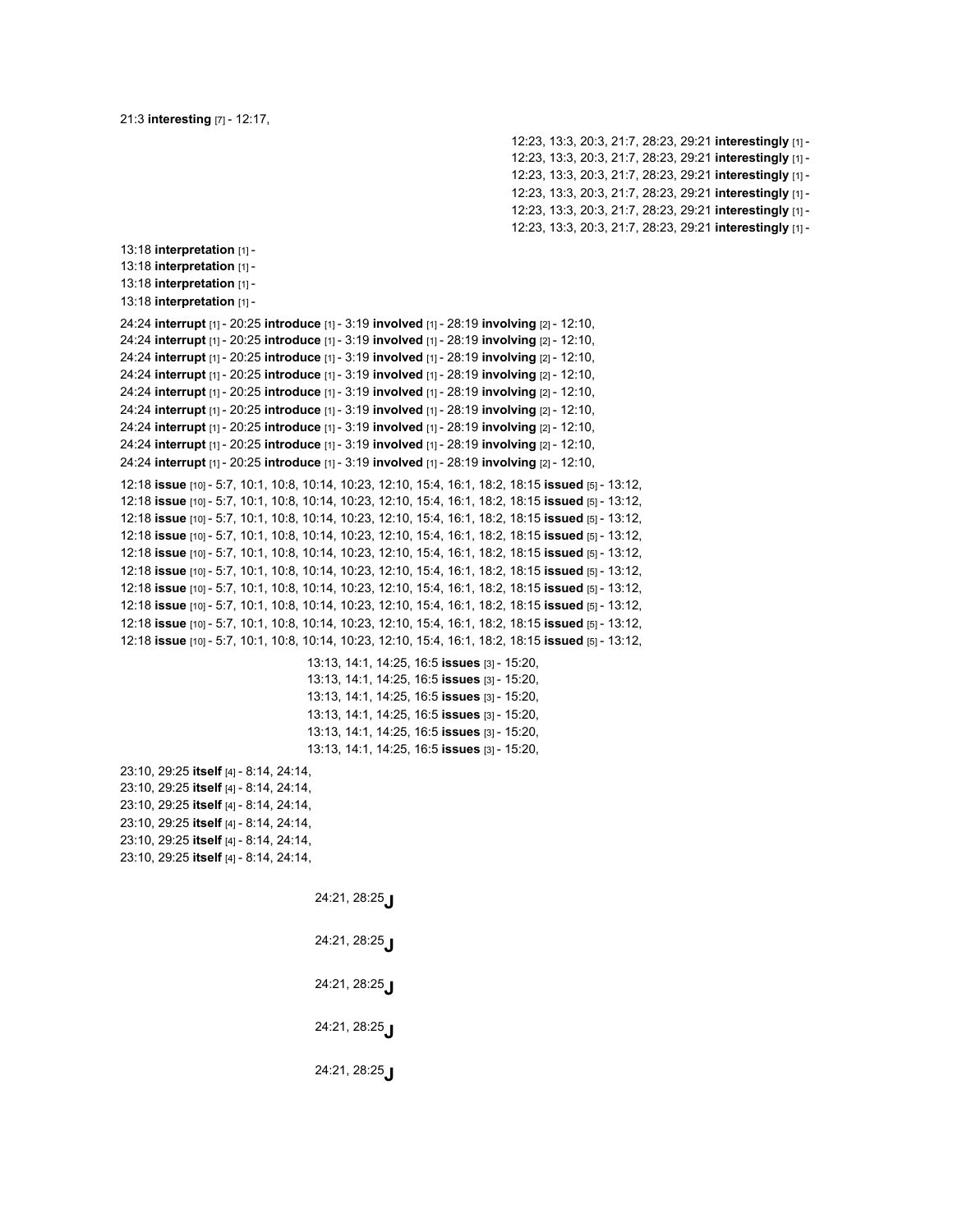21:3 **interesting** [7] - 12:17,

12:23, 13:3, 20:3, 21:7, 28:23, 29:21 **interestingly** [1] -
12:23, 13:3, 20:3, 21:7, 28:23, 29:21 **interestingly** [1] -
12:23, 13:3, 20:3, 21:7, 28:23, 29:21 **interestingly** [1] -
12:23, 13:3, 20:3, 21:7, 28:23, 29:21 **interestingly** [1] -
12:23, 13:3, 20:3, 21:7, 28:23, 29:21 **interestingly** [1] -
12:23, 13:3, 20:3, 21:7, 28:23, 29:21 **interestingly** [1] -

13:18 **interpretation** [1] -
13:18 **interpretation** [1] -
13:18 **interpretation** [1] -
13:18 **interpretation** [1] -

24:24 **interrupt** [1] - 20:25 **introduce** [1] - 3:19 **involved** [1] - 28:19 **involving** [2] - 12:10,
24:24 **interrupt** [1] - 20:25 **introduce** [1] - 3:19 **involved** [1] - 28:19 **involving** [2] - 12:10,
24:24 **interrupt** [1] - 20:25 **introduce** [1] - 3:19 **involved** [1] - 28:19 **involving** [2] - 12:10,
24:24 **interrupt** [1] - 20:25 **introduce** [1] - 3:19 **involved** [1] - 28:19 **involving** [2] - 12:10,
24:24 **interrupt** [1] - 20:25 **introduce** [1] - 3:19 **involved** [1] - 28:19 **involving** [2] - 12:10,
24:24 **interrupt** [1] - 20:25 **introduce** [1] - 3:19 **involved** [1] - 28:19 **involving** [2] - 12:10,
24:24 **interrupt** [1] - 20:25 **introduce** [1] - 3:19 **involved** [1] - 28:19 **involving** [2] - 12:10,
24:24 **interrupt** [1] - 20:25 **introduce** [1] - 3:19 **involved** [1] - 28:19 **involving** [2] - 12:10,
24:24 **interrupt** [1] - 20:25 **introduce** [1] - 3:19 **involved** [1] - 28:19 **involving** [2] - 12:10,

12:18 **issue** [10] - 5:7, 10:1, 10:8, 10:14, 10:23, 12:10, 15:4, 16:1, 18:2, 18:15 **issued** [5] - 13:12,
12:18 **issue** [10] - 5:7, 10:1, 10:8, 10:14, 10:23, 12:10, 15:4, 16:1, 18:2, 18:15 **issued** [5] - 13:12,
12:18 **issue** [10] - 5:7, 10:1, 10:8, 10:14, 10:23, 12:10, 15:4, 16:1, 18:2, 18:15 **issued** [5] - 13:12,
12:18 **issue** [10] - 5:7, 10:1, 10:8, 10:14, 10:23, 12:10, 15:4, 16:1, 18:2, 18:15 **issued** [5] - 13:12,
12:18 **issue** [10] - 5:7, 10:1, 10:8, 10:14, 10:23, 12:10, 15:4, 16:1, 18:2, 18:15 **issued** [5] - 13:12,
12:18 **issue** [10] - 5:7, 10:1, 10:8, 10:14, 10:23, 12:10, 15:4, 16:1, 18:2, 18:15 **issued** [5] - 13:12,
12:18 **issue** [10] - 5:7, 10:1, 10:8, 10:14, 10:23, 12:10, 15:4, 16:1, 18:2, 18:15 **issued** [5] - 13:12,
12:18 **issue** [10] - 5:7, 10:1, 10:8, 10:14, 10:23, 12:10, 15:4, 16:1, 18:2, 18:15 **issued** [5] - 13:12,
12:18 **issue** [10] - 5:7, 10:1, 10:8, 10:14, 10:23, 12:10, 15:4, 16:1, 18:2, 18:15 **issued** [5] - 13:12,
12:18 **issue** [10] - 5:7, 10:1, 10:8, 10:14, 10:23, 12:10, 15:4, 16:1, 18:2, 18:15 **issued** [5] - 13:12,

13:13, 14:1, 14:25, 16:5 **issues** [3] - 15:20,
13:13, 14:1, 14:25, 16:5 **issues** [3] - 15:20,
13:13, 14:1, 14:25, 16:5 **issues** [3] - 15:20,
13:13, 14:1, 14:25, 16:5 **issues** [3] - 15:20,
13:13, 14:1, 14:25, 16:5 **issues** [3] - 15:20,
13:13, 14:1, 14:25, 16:5 **issues** [3] - 15:20,

23:10, 29:25 **itself** [4] - 8:14, 24:14,
23:10, 29:25 **itself** [4] - 8:14, 24:14,
23:10, 29:25 **itself** [4] - 8:14, 24:14,
23:10, 29:25 **itself** [4] - 8:14, 24:14,
23:10, 29:25 **itself** [4] - 8:14, 24:14,
23:10, 29:25 **itself** [4] - 8:14, 24:14,

24:21, 28:25 **J**

24:21, 28:25 **J**

24:21, 28:25 **J**

24:21, 28:25 **J**

24:21, 28:25 **J**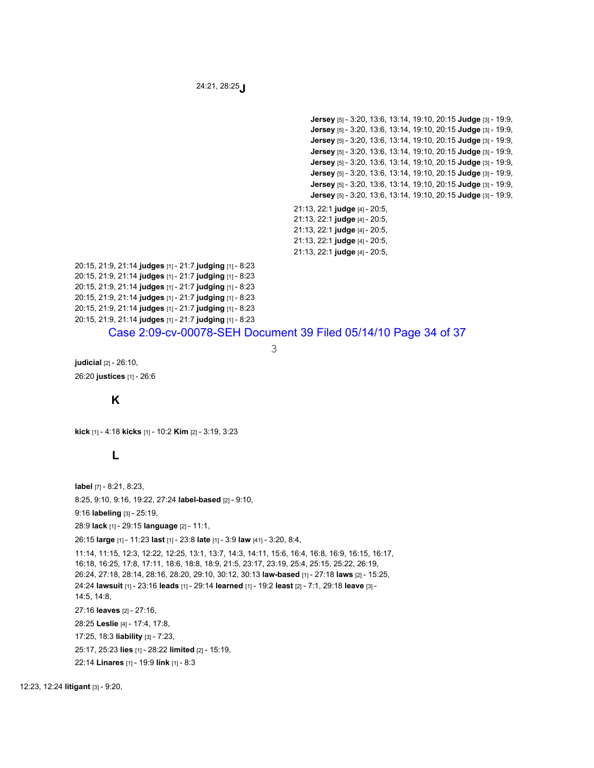24:21, 28:25

**J**

**Jersey** [5] - 3:20, 13:6, 13:14, 19:10, 20:15 **Judge** [3] - 19:9, 21:13, 22:1 **judge** [4] - 20:5, 20:15, 21:9, 21:14 **judges** [1] - 21:7 **judging** [1] - 8:23

**judicial** [2] - 26:10, 26:20 **justices** [1] - 26:6

**K**

**kick** [1] - 4:18 **kicks** [1] - 10:2 **Kim** [2] - 3:19, 3:23

**L**

**label** [7] - 8:21, 8:23, 8:25, 9:10, 9:16, 19:22, 27:24 **label-based** [2] - 9:10, 9:16 **labeling** [3] - 25:19, 28:9 **lack** [1] - 29:15 **language** [2] - 11:1, 26:15 **large** [1] - 11:23 **last** [1] - 23:8 **late** [1] - 3:9 **law** [41] - 3:20, 8:4, 11:14, 11:15, 12:3, 12:22, 12:25, 13:1, 13:7, 14:3, 14:11, 15:6, 16:4, 16:8, 16:9, 16:15, 16:17, 16:18, 16:25, 17:8, 17:11, 18:6, 18:8, 18:9, 21:5, 23:17, 23:19, 25:4, 25:15, 25:22, 26:19, 26:24, 27:18, 28:14, 28:16, 28:20, 29:10, 30:12, 30:13 **law-based** [1] - 27:18 **laws** [2] - 15:25, 24:24 **lawsuit** [1] - 23:16 **leads** [1] - 29:14 **learned** [1] - 19:2 **least** [2] - 7:1, 29:18 **leave** [3] - 14:5, 14:8, 27:16 **leaves** [2] - 27:16, 28:25 **Leslie** [4] - 17:4, 17:8, 17:25, 18:3 **liability** [3] - 7:23, 25:17, 25:23 **lies** [1] - 28:22 **limited** [2] - 15:19, 22:14 **Linares** [1] - 19:9 **link** [1] - 8:3 12:23, 12:24 **litigant** [3] - 9:20,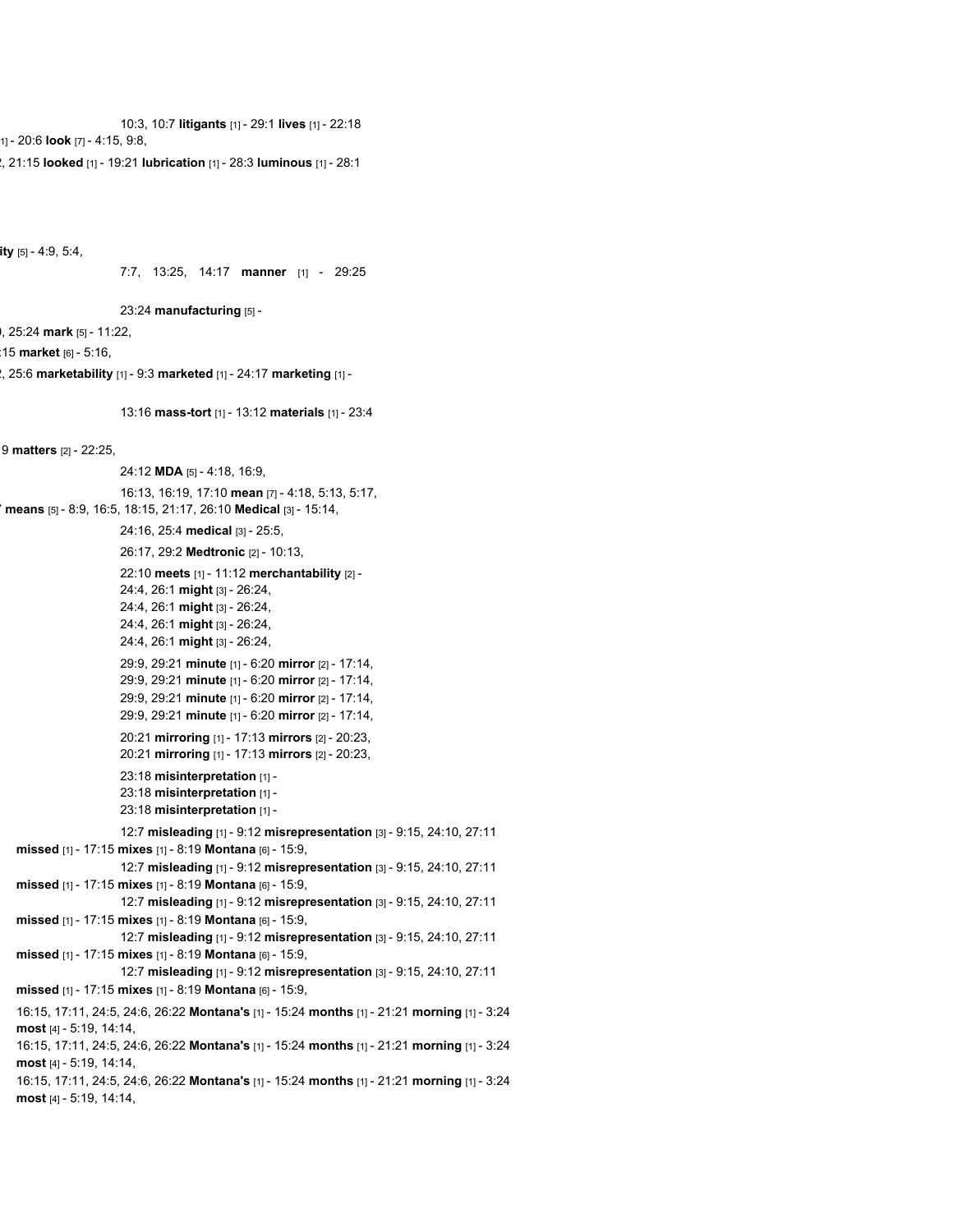10:3, 10:7 **litigants** [1] - 29:1 **lives** [1] - 22:18

1] - 20:6 **look** [7] - 4:15, 9:8,

2, 21:15 **looked** [1] - 19:21 **lubrication** [1] - 28:3 **luminous** [1] - 28:1

**ity** [5] - 4:9, 5:4,

7:7, 13:25, 14:17 **manner** [1] - 29:25

23:24 **manufacturing** [5] -

), 25:24 **mark** [5] - 11:22,

:15 **market** [6] - 5:16,

2, 25:6 **marketability** [1] - 9:3 **marketed** [1] - 24:17 **marketing** [1] -

13:16 **mass-tort** [1] - 13:12 **materials** [1] - 23:4

9 **matters** [2] - 22:25,

24:12 **MDA** [5] - 4:18, 16:9,

16:13, 16:19, 17:10 **mean** [7] - 4:18, 5:13, 5:17,

7 **means** [5] - 8:9, 16:5, 18:15, 21:17, 26:10 **Medical** [3] - 15:14,

24:16, 25:4 **medical** [3] - 25:5,

26:17, 29:2 **Medtronic** [2] - 10:13,

22:10 **meets** [1] - 11:12 **merchantability** [2] -

24:4, 26:1 **might** [3] - 26:24,

24:4, 26:1 **might** [3] - 26:24,

24:4, 26:1 **might** [3] - 26:24,

24:4, 26:1 **might** [3] - 26:24,

29:9, 29:21 **minute** [1] - 6:20 **mirror** [2] - 17:14,

29:9, 29:21 **minute** [1] - 6:20 **mirror** [2] - 17:14,

29:9, 29:21 **minute** [1] - 6:20 **mirror** [2] - 17:14,

29:9, 29:21 **minute** [1] - 6:20 **mirror** [2] - 17:14,

20:21 **mirroring** [1] - 17:13 **mirrors** [2] - 20:23,

20:21 **mirroring** [1] - 17:13 **mirrors** [2] - 20:23,

23:18 **misinterpretation** [1] -

23:18 **misinterpretation** [1] -

23:18 **misinterpretation** [1] -

12:7 **misleading** [1] - 9:12 **misrepresentation** [3] - 9:15, 24:10, 27:11
**missed** [1] - 17:15 **mixes** [1] - 8:19 **Montana** [6] - 15:9,

12:7 **misleading** [1] - 9:12 **misrepresentation** [3] - 9:15, 24:10, 27:11
**missed** [1] - 17:15 **mixes** [1] - 8:19 **Montana** [6] - 15:9,

12:7 **misleading** [1] - 9:12 **misrepresentation** [3] - 9:15, 24:10, 27:11
**missed** [1] - 17:15 **mixes** [1] - 8:19 **Montana** [6] - 15:9,

12:7 **misleading** [1] - 9:12 **misrepresentation** [3] - 9:15, 24:10, 27:11
**missed** [1] - 17:15 **mixes** [1] - 8:19 **Montana** [6] - 15:9,

12:7 **misleading** [1] - 9:12 **misrepresentation** [3] - 9:15, 24:10, 27:11
**missed** [1] - 17:15 **mixes** [1] - 8:19 **Montana** [6] - 15:9,

16:15, 17:11, 24:5, 24:6, 26:22 **Montana's** [1] - 15:24 **months** [1] - 21:21 **morning** [1] - 3:24
**most** [4] - 5:19, 14:14,

16:15, 17:11, 24:5, 24:6, 26:22 **Montana's** [1] - 15:24 **months** [1] - 21:21 **morning** [1] - 3:24
**most** [4] - 5:19, 14:14,

16:15, 17:11, 24:5, 24:6, 26:22 **Montana's** [1] - 15:24 **months** [1] - 21:21 **morning** [1] - 3:24
**most** [4] - 5:19, 14:14,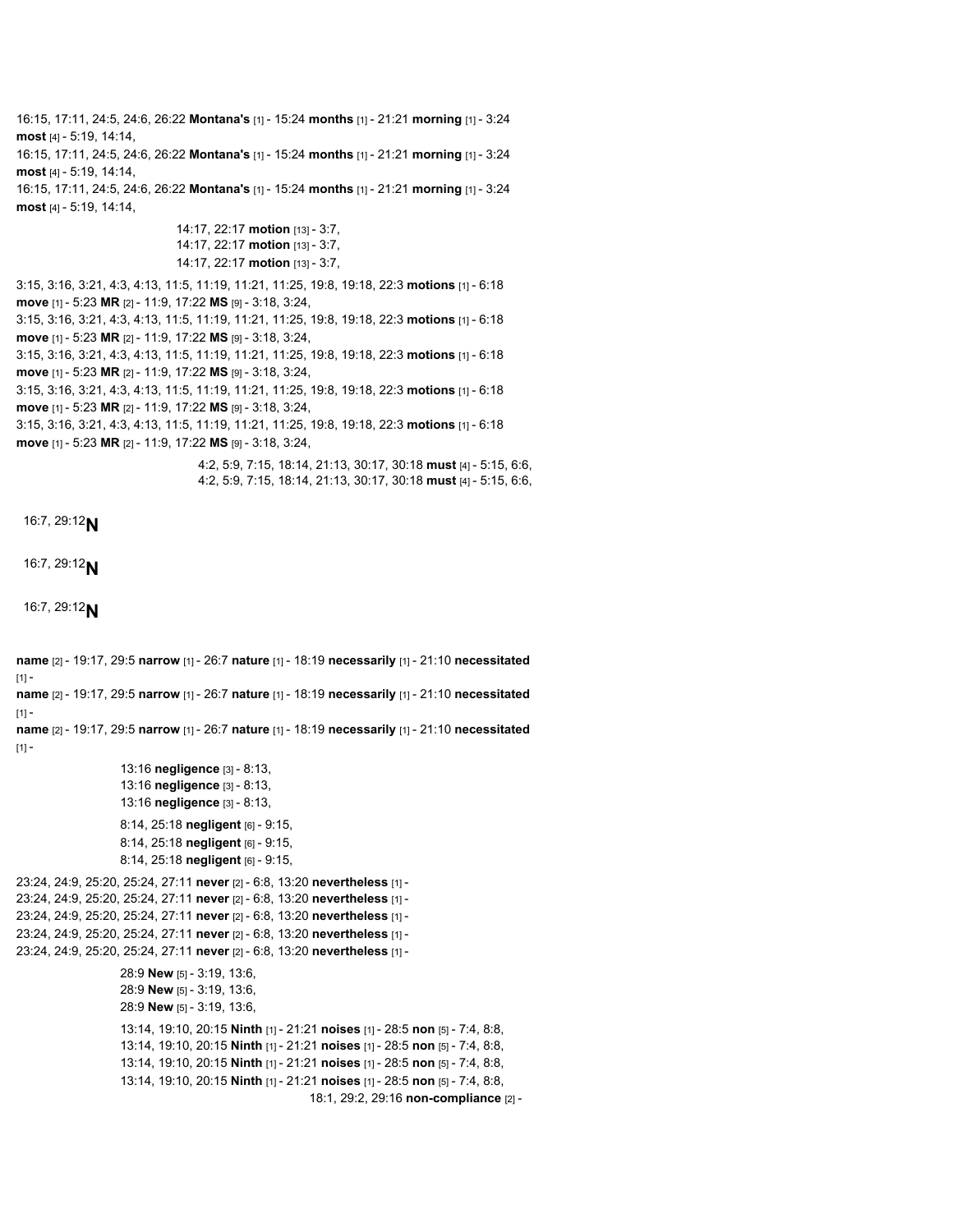16:15, 17:11, 24:5, 24:6, 26:22 **Montana's** [1] - 15:24 **months** [1] - 21:21 **morning** [1] - 3:24
**most** [4] - 5:19, 14:14,
16:15, 17:11, 24:5, 24:6, 26:22 **Montana's** [1] - 15:24 **months** [1] - 21:21 **morning** [1] - 3:24
**most** [4] - 5:19, 14:14,
16:15, 17:11, 24:5, 24:6, 26:22 **Montana's** [1] - 15:24 **months** [1] - 21:21 **morning** [1] - 3:24
**most** [4] - 5:19, 14:14,

14:17, 22:17 **motion** [13] - 3:7,
14:17, 22:17 **motion** [13] - 3:7,
14:17, 22:17 **motion** [13] - 3:7,

3:15, 3:16, 3:21, 4:3, 4:13, 11:5, 11:19, 11:21, 11:25, 19:8, 19:18, 22:3 **motions** [1] - 6:18
**move** [1] - 5:23 **MR** [2] - 11:9, 17:22 **MS** [9] - 3:18, 3:24,
3:15, 3:16, 3:21, 4:3, 4:13, 11:5, 11:19, 11:21, 11:25, 19:8, 19:18, 22:3 **motions** [1] - 6:18
**move** [1] - 5:23 **MR** [2] - 11:9, 17:22 **MS** [9] - 3:18, 3:24,
3:15, 3:16, 3:21, 4:3, 4:13, 11:5, 11:19, 11:21, 11:25, 19:8, 19:18, 22:3 **motions** [1] - 6:18
**move** [1] - 5:23 **MR** [2] - 11:9, 17:22 **MS** [9] - 3:18, 3:24,
3:15, 3:16, 3:21, 4:3, 4:13, 11:5, 11:19, 11:21, 11:25, 19:8, 19:18, 22:3 **motions** [1] - 6:18
**move** [1] - 5:23 **MR** [2] - 11:9, 17:22 **MS** [9] - 3:18, 3:24,
3:15, 3:16, 3:21, 4:3, 4:13, 11:5, 11:19, 11:21, 11:25, 19:8, 19:18, 22:3 **motions** [1] - 6:18
**move** [1] - 5:23 **MR** [2] - 11:9, 17:22 **MS** [9] - 3:18, 3:24,

4:2, 5:9, 7:15, 18:14, 21:13, 30:17, 30:18 **must** [4] - 5:15, 6:6,
4:2, 5:9, 7:15, 18:14, 21:13, 30:17, 30:18 **must** [4] - 5:15, 6:6,

16:7, 29:12 **N**

16:7, 29:12 **N**

16:7, 29:12 **N**

**name** [2] - 19:17, 29:5 **narrow** [1] - 26:7 **nature** [1] - 18:19 **necessarily** [1] - 21:10 **necessitated** [1] -
**name** [2] - 19:17, 29:5 **narrow** [1] - 26:7 **nature** [1] - 18:19 **necessarily** [1] - 21:10 **necessitated** [1] -
**name** [2] - 19:17, 29:5 **narrow** [1] - 26:7 **nature** [1] - 18:19 **necessarily** [1] - 21:10 **necessitated** [1] -

13:16 **negligence** [3] - 8:13,
13:16 **negligence** [3] - 8:13,
13:16 **negligence** [3] - 8:13,

8:14, 25:18 **negligent** [6] - 9:15,
8:14, 25:18 **negligent** [6] - 9:15,
8:14, 25:18 **negligent** [6] - 9:15,

23:24, 24:9, 25:20, 25:24, 27:11 **never** [2] - 6:8, 13:20 **nevertheless** [1] -
23:24, 24:9, 25:20, 25:24, 27:11 **never** [2] - 6:8, 13:20 **nevertheless** [1] -
23:24, 24:9, 25:20, 25:24, 27:11 **never** [2] - 6:8, 13:20 **nevertheless** [1] -
23:24, 24:9, 25:20, 25:24, 27:11 **never** [2] - 6:8, 13:20 **nevertheless** [1] -
23:24, 24:9, 25:20, 25:24, 27:11 **never** [2] - 6:8, 13:20 **nevertheless** [1] -

28:9 **New** [5] - 3:19, 13:6,
28:9 **New** [5] - 3:19, 13:6,
28:9 **New** [5] - 3:19, 13:6,

13:14, 19:10, 20:15 **Ninth** [1] - 21:21 **noises** [1] - 28:5 **non** [5] - 7:4, 8:8,
13:14, 19:10, 20:15 **Ninth** [1] - 21:21 **noises** [1] - 28:5 **non** [5] - 7:4, 8:8,
13:14, 19:10, 20:15 **Ninth** [1] - 21:21 **noises** [1] - 28:5 **non** [5] - 7:4, 8:8,
13:14, 19:10, 20:15 **Ninth** [1] - 21:21 **noises** [1] - 28:5 **non** [5] - 7:4, 8:8,
18:1, 29:2, 29:16 **non-compliance** [2] -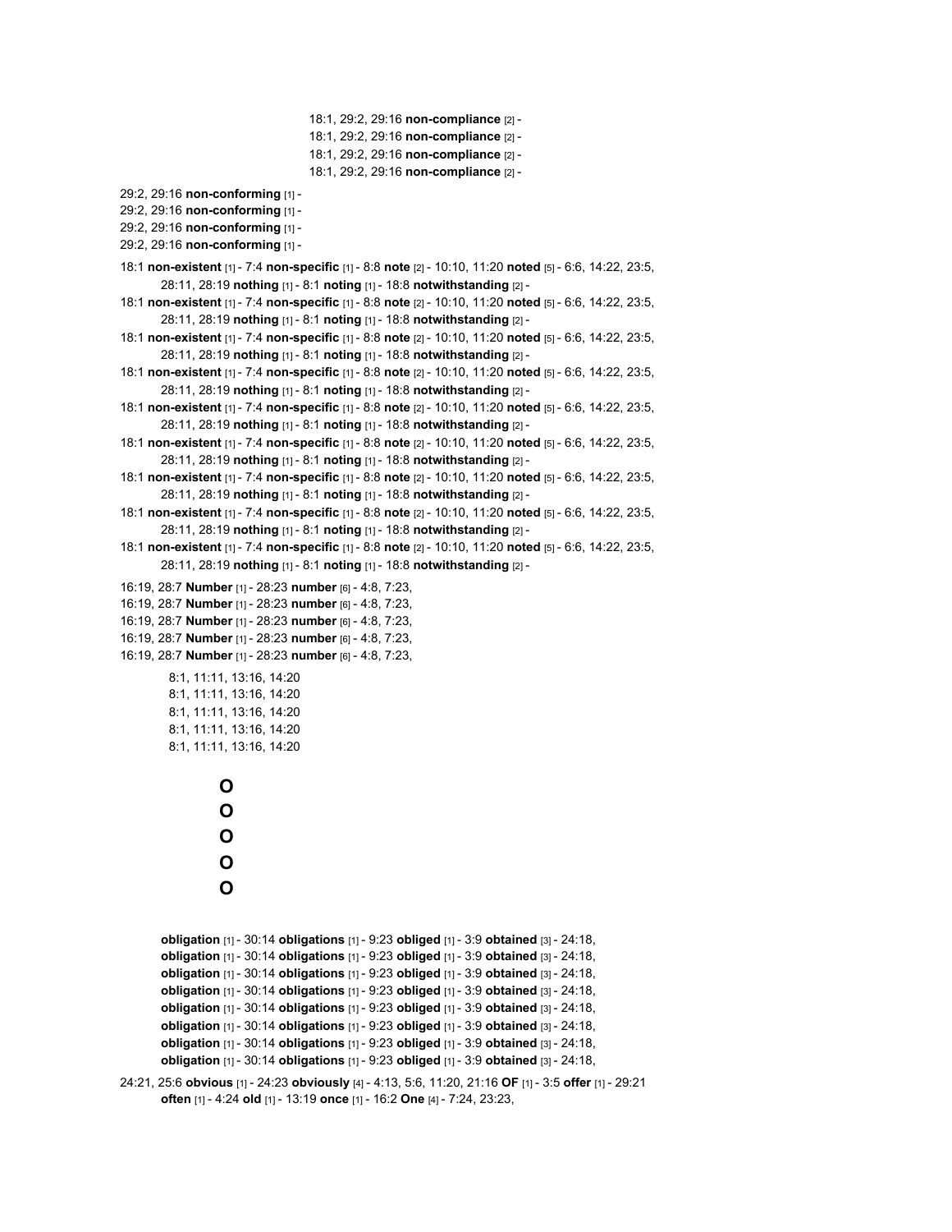18:1, 29:2, 29:16 **non-compliance** [2] -
18:1, 29:2, 29:16 **non-compliance** [2] -
18:1, 29:2, 29:16 **non-compliance** [2] -
18:1, 29:2, 29:16 **non-compliance** [2] -

29:2, 29:16 **non-conforming** [1] -
29:2, 29:16 **non-conforming** [1] -
29:2, 29:16 **non-conforming** [1] -
29:2, 29:16 **non-conforming** [1] -

18:1 **non-existent** [1] - 7:4 **non-specific** [1] - 8:8 **note** [2] - 10:10, 11:20 **noted** [5] - 6:6, 14:22, 23:5, 28:11, 28:19 **nothing** [1] - 8:1 **noting** [1] - 18:8 **notwithstanding** [2] -
18:1 **non-existent** [1] - 7:4 **non-specific** [1] - 8:8 **note** [2] - 10:10, 11:20 **noted** [5] - 6:6, 14:22, 23:5, 28:11, 28:19 **nothing** [1] - 8:1 **noting** [1] - 18:8 **notwithstanding** [2] -
18:1 **non-existent** [1] - 7:4 **non-specific** [1] - 8:8 **note** [2] - 10:10, 11:20 **noted** [5] - 6:6, 14:22, 23:5, 28:11, 28:19 **nothing** [1] - 8:1 **noting** [1] - 18:8 **notwithstanding** [2] -
18:1 **non-existent** [1] - 7:4 **non-specific** [1] - 8:8 **note** [2] - 10:10, 11:20 **noted** [5] - 6:6, 14:22, 23:5, 28:11, 28:19 **nothing** [1] - 8:1 **noting** [1] - 18:8 **notwithstanding** [2] -
18:1 **non-existent** [1] - 7:4 **non-specific** [1] - 8:8 **note** [2] - 10:10, 11:20 **noted** [5] - 6:6, 14:22, 23:5, 28:11, 28:19 **nothing** [1] - 8:1 **noting** [1] - 18:8 **notwithstanding** [2] -
18:1 **non-existent** [1] - 7:4 **non-specific** [1] - 8:8 **note** [2] - 10:10, 11:20 **noted** [5] - 6:6, 14:22, 23:5, 28:11, 28:19 **nothing** [1] - 8:1 **noting** [1] - 18:8 **notwithstanding** [2] -
18:1 **non-existent** [1] - 7:4 **non-specific** [1] - 8:8 **note** [2] - 10:10, 11:20 **noted** [5] - 6:6, 14:22, 23:5, 28:11, 28:19 **nothing** [1] - 8:1 **noting** [1] - 18:8 **notwithstanding** [2] -
18:1 **non-existent** [1] - 7:4 **non-specific** [1] - 8:8 **note** [2] - 10:10, 11:20 **noted** [5] - 6:6, 14:22, 23:5, 28:11, 28:19 **nothing** [1] - 8:1 **noting** [1] - 18:8 **notwithstanding** [2] -
18:1 **non-existent** [1] - 7:4 **non-specific** [1] - 8:8 **note** [2] - 10:10, 11:20 **noted** [5] - 6:6, 14:22, 23:5, 28:11, 28:19 **nothing** [1] - 8:1 **noting** [1] - 18:8 **notwithstanding** [2] -

16:19, 28:7 **Number** [1] - 28:23 **number** [6] - 4:8, 7:23,
16:19, 28:7 **Number** [1] - 28:23 **number** [6] - 4:8, 7:23,
16:19, 28:7 **Number** [1] - 28:23 **number** [6] - 4:8, 7:23,
16:19, 28:7 **Number** [1] - 28:23 **number** [6] - 4:8, 7:23,
16:19, 28:7 **Number** [1] - 28:23 **number** [6] - 4:8, 7:23,

8:1, 11:11, 13:16, 14:20
8:1, 11:11, 13:16, 14:20
8:1, 11:11, 13:16, 14:20
8:1, 11:11, 13:16, 14:20
8:1, 11:11, 13:16, 14:20

**O**
**O**
**O**
**O**
**O**

**obligation** [1] - 30:14 **obligations** [1] - 9:23 **obliged** [1] - 3:9 **obtained** [3] - 24:18,
**obligation** [1] - 30:14 **obligations** [1] - 9:23 **obliged** [1] - 3:9 **obtained** [3] - 24:18,
**obligation** [1] - 30:14 **obligations** [1] - 9:23 **obliged** [1] - 3:9 **obtained** [3] - 24:18,
**obligation** [1] - 30:14 **obligations** [1] - 9:23 **obliged** [1] - 3:9 **obtained** [3] - 24:18,
**obligation** [1] - 30:14 **obligations** [1] - 9:23 **obliged** [1] - 3:9 **obtained** [3] - 24:18,
**obligation** [1] - 30:14 **obligations** [1] - 9:23 **obliged** [1] - 3:9 **obtained** [3] - 24:18,
**obligation** [1] - 30:14 **obligations** [1] - 9:23 **obliged** [1] - 3:9 **obtained** [3] - 24:18,
**obligation** [1] - 30:14 **obligations** [1] - 9:23 **obliged** [1] - 3:9 **obtained** [3] - 24:18,

24:21, 25:6 **obvious** [1] - 24:23 **obviously** [4] - 4:13, 5:6, 11:20, 21:16 **OF** [1] - 3:5 **offer** [1] - 29:21 **often** [1] - 4:24 **old** [1] - 13:19 **once** [1] - 16:2 **One** [4] - 7:24, 23:23,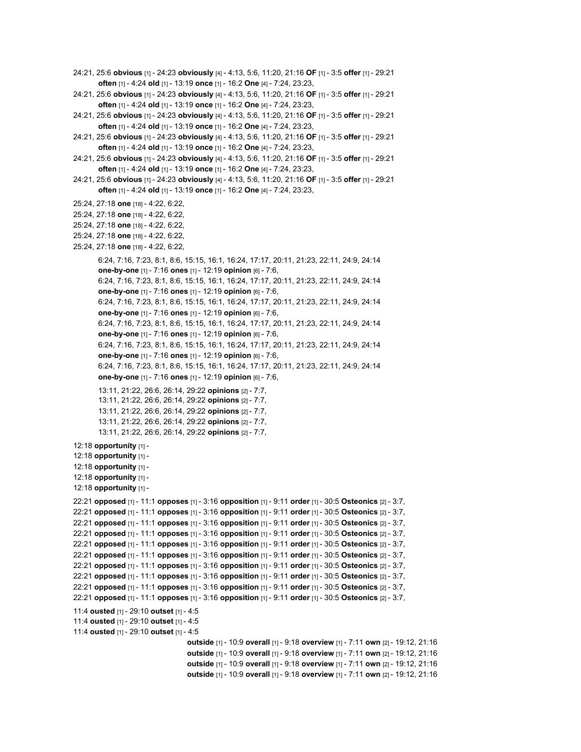24:21, 25:6 **obvious** [1] - 24:23 **obviously** [4] - 4:13, 5:6, 11:20, 21:16 **OF** [1] - 3:5 **offer** [1] - 29:21
**often** [1] - 4:24 **old** [1] - 13:19 **once** [1] - 16:2 **One** [4] - 7:24, 23:23,
24:21, 25:6 **obvious** [1] - 24:23 **obviously** [4] - 4:13, 5:6, 11:20, 21:16 **OF** [1] - 3:5 **offer** [1] - 29:21
**often** [1] - 4:24 **old** [1] - 13:19 **once** [1] - 16:2 **One** [4] - 7:24, 23:23,
24:21, 25:6 **obvious** [1] - 24:23 **obviously** [4] - 4:13, 5:6, 11:20, 21:16 **OF** [1] - 3:5 **offer** [1] - 29:21
**often** [1] - 4:24 **old** [1] - 13:19 **once** [1] - 16:2 **One** [4] - 7:24, 23:23,
24:21, 25:6 **obvious** [1] - 24:23 **obviously** [4] - 4:13, 5:6, 11:20, 21:16 **OF** [1] - 3:5 **offer** [1] - 29:21
**often** [1] - 4:24 **old** [1] - 13:19 **once** [1] - 16:2 **One** [4] - 7:24, 23:23,
24:21, 25:6 **obvious** [1] - 24:23 **obviously** [4] - 4:13, 5:6, 11:20, 21:16 **OF** [1] - 3:5 **offer** [1] - 29:21
**often** [1] - 4:24 **old** [1] - 13:19 **once** [1] - 16:2 **One** [4] - 7:24, 23:23,
24:21, 25:6 **obvious** [1] - 24:23 **obviously** [4] - 4:13, 5:6, 11:20, 21:16 **OF** [1] - 3:5 **offer** [1] - 29:21
**often** [1] - 4:24 **old** [1] - 13:19 **once** [1] - 16:2 **One** [4] - 7:24, 23:23,

25:24, 27:18 **one** [18] - 4:22, 6:22,
25:24, 27:18 **one** [18] - 4:22, 6:22,
25:24, 27:18 **one** [18] - 4:22, 6:22,
25:24, 27:18 **one** [18] - 4:22, 6:22,
25:24, 27:18 **one** [18] - 4:22, 6:22,

6:24, 7:16, 7:23, 8:1, 8:6, 15:15, 16:1, 16:24, 17:17, 20:11, 21:23, 22:11, 24:9, 24:14
**one-by-one** [1] - 7:16 **ones** [1] - 12:19 **opinion** [6] - 7:6,
6:24, 7:16, 7:23, 8:1, 8:6, 15:15, 16:1, 16:24, 17:17, 20:11, 21:23, 22:11, 24:9, 24:14
**one-by-one** [1] - 7:16 **ones** [1] - 12:19 **opinion** [6] - 7:6,
6:24, 7:16, 7:23, 8:1, 8:6, 15:15, 16:1, 16:24, 17:17, 20:11, 21:23, 22:11, 24:9, 24:14
**one-by-one** [1] - 7:16 **ones** [1] - 12:19 **opinion** [6] - 7:6,
6:24, 7:16, 7:23, 8:1, 8:6, 15:15, 16:1, 16:24, 17:17, 20:11, 21:23, 22:11, 24:9, 24:14
**one-by-one** [1] - 7:16 **ones** [1] - 12:19 **opinion** [6] - 7:6,
6:24, 7:16, 7:23, 8:1, 8:6, 15:15, 16:1, 16:24, 17:17, 20:11, 21:23, 22:11, 24:9, 24:14
**one-by-one** [1] - 7:16 **ones** [1] - 12:19 **opinion** [6] - 7:6,
6:24, 7:16, 7:23, 8:1, 8:6, 15:15, 16:1, 16:24, 17:17, 20:11, 21:23, 22:11, 24:9, 24:14
**one-by-one** [1] - 7:16 **ones** [1] - 12:19 **opinion** [6] - 7:6,

13:11, 21:22, 26:6, 26:14, 29:22 **opinions** [2] - 7:7,
13:11, 21:22, 26:6, 26:14, 29:22 **opinions** [2] - 7:7,
13:11, 21:22, 26:6, 26:14, 29:22 **opinions** [2] - 7:7,
13:11, 21:22, 26:6, 26:14, 29:22 **opinions** [2] - 7:7,
13:11, 21:22, 26:6, 26:14, 29:22 **opinions** [2] - 7:7,

12:18 **opportunity** [1] -
12:18 **opportunity** [1] -
12:18 **opportunity** [1] -
12:18 **opportunity** [1] -
12:18 **opportunity** [1] -

22:21 **opposed** [1] - 11:1 **opposes** [1] - 3:16 **opposition** [1] - 9:11 **order** [1] - 30:5 **Osteonics** [2] - 3:7,
22:21 **opposed** [1] - 11:1 **opposes** [1] - 3:16 **opposition** [1] - 9:11 **order** [1] - 30:5 **Osteonics** [2] - 3:7,
22:21 **opposed** [1] - 11:1 **opposes** [1] - 3:16 **opposition** [1] - 9:11 **order** [1] - 30:5 **Osteonics** [2] - 3:7,
22:21 **opposed** [1] - 11:1 **opposes** [1] - 3:16 **opposition** [1] - 9:11 **order** [1] - 30:5 **Osteonics** [2] - 3:7,
22:21 **opposed** [1] - 11:1 **opposes** [1] - 3:16 **opposition** [1] - 9:11 **order** [1] - 30:5 **Osteonics** [2] - 3:7,
22:21 **opposed** [1] - 11:1 **opposes** [1] - 3:16 **opposition** [1] - 9:11 **order** [1] - 30:5 **Osteonics** [2] - 3:7,
22:21 **opposed** [1] - 11:1 **opposes** [1] - 3:16 **opposition** [1] - 9:11 **order** [1] - 30:5 **Osteonics** [2] - 3:7,
22:21 **opposed** [1] - 11:1 **opposes** [1] - 3:16 **opposition** [1] - 9:11 **order** [1] - 30:5 **Osteonics** [2] - 3:7,
22:21 **opposed** [1] - 11:1 **opposes** [1] - 3:16 **opposition** [1] - 9:11 **order** [1] - 30:5 **Osteonics** [2] - 3:7,
22:21 **opposed** [1] - 11:1 **opposes** [1] - 3:16 **opposition** [1] - 9:11 **order** [1] - 30:5 **Osteonics** [2] - 3:7,

11:4 **ousted** [1] - 29:10 **outset** [1] - 4:5
11:4 **ousted** [1] - 29:10 **outset** [1] - 4:5
11:4 **ousted** [1] - 29:10 **outset** [1] - 4:5

**outside** [1] - 10:9 **overall** [1] - 9:18 **overview** [1] - 7:11 **own** [2] - 19:12, 21:16
**outside** [1] - 10:9 **overall** [1] - 9:18 **overview** [1] - 7:11 **own** [2] - 19:12, 21:16
**outside** [1] - 10:9 **overall** [1] - 9:18 **overview** [1] - 7:11 **own** [2] - 19:12, 21:16
**outside** [1] - 10:9 **overall** [1] - 9:18 **overview** [1] - 7:11 **own** [2] - 19:12, 21:16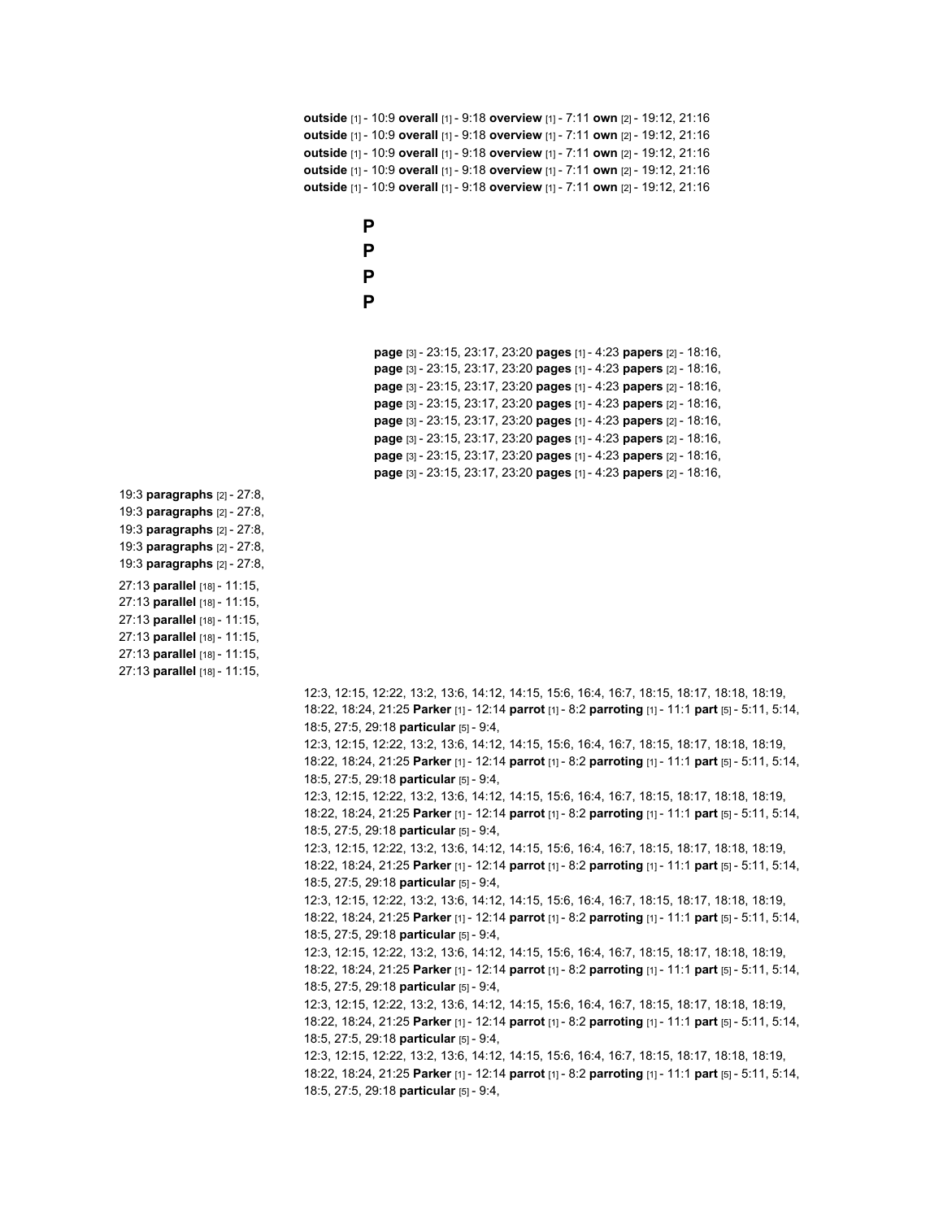**outside** [1] - 10:9 **overall** [1] - 9:18 **overview** [1] - 7:11 **own** [2] - 19:12, 21:16
**outside** [1] - 10:9 **overall** [1] - 9:18 **overview** [1] - 7:11 **own** [2] - 19:12, 21:16
**outside** [1] - 10:9 **overall** [1] - 9:18 **overview** [1] - 7:11 **own** [2] - 19:12, 21:16
**outside** [1] - 10:9 **overall** [1] - 9:18 **overview** [1] - 7:11 **own** [2] - 19:12, 21:16
**outside** [1] - 10:9 **overall** [1] - 9:18 **overview** [1] - 7:11 **own** [2] - 19:12, 21:16

**P**
**P**
**P**
**P**

**page** [3] - 23:15, 23:17, 23:20 **pages** [1] - 4:23 **papers** [2] - 18:16,
**page** [3] - 23:15, 23:17, 23:20 **pages** [1] - 4:23 **papers** [2] - 18:16,
**page** [3] - 23:15, 23:17, 23:20 **pages** [1] - 4:23 **papers** [2] - 18:16,
**page** [3] - 23:15, 23:17, 23:20 **pages** [1] - 4:23 **papers** [2] - 18:16,
**page** [3] - 23:15, 23:17, 23:20 **pages** [1] - 4:23 **papers** [2] - 18:16,
**page** [3] - 23:15, 23:17, 23:20 **pages** [1] - 4:23 **papers** [2] - 18:16,
**page** [3] - 23:15, 23:17, 23:20 **pages** [1] - 4:23 **papers** [2] - 18:16,
**page** [3] - 23:15, 23:17, 23:20 **pages** [1] - 4:23 **papers** [2] - 18:16,

19:3 **paragraphs** [2] - 27:8,
19:3 **paragraphs** [2] - 27:8,
19:3 **paragraphs** [2] - 27:8,
19:3 **paragraphs** [2] - 27:8,
19:3 **paragraphs** [2] - 27:8,

27:13 **parallel** [18] - 11:15,
27:13 **parallel** [18] - 11:15,
27:13 **parallel** [18] - 11:15,
27:13 **parallel** [18] - 11:15,
27:13 **parallel** [18] - 11:15,
27:13 **parallel** [18] - 11:15,

12:3, 12:15, 12:22, 13:2, 13:6, 14:12, 14:15, 15:6, 16:4, 16:7, 18:15, 18:17, 18:18, 18:19, 18:22, 18:24, 21:25 **Parker** [1] - 12:14 **parrot** [1] - 8:2 **parroting** [1] - 11:1 **part** [5] - 5:11, 5:14, 18:5, 27:5, 29:18 **particular** [5] - 9:4,
12:3, 12:15, 12:22, 13:2, 13:6, 14:12, 14:15, 15:6, 16:4, 16:7, 18:15, 18:17, 18:18, 18:19, 18:22, 18:24, 21:25 **Parker** [1] - 12:14 **parrot** [1] - 8:2 **parroting** [1] - 11:1 **part** [5] - 5:11, 5:14, 18:5, 27:5, 29:18 **particular** [5] - 9:4,
12:3, 12:15, 12:22, 13:2, 13:6, 14:12, 14:15, 15:6, 16:4, 16:7, 18:15, 18:17, 18:18, 18:19, 18:22, 18:24, 21:25 **Parker** [1] - 12:14 **parrot** [1] - 8:2 **parroting** [1] - 11:1 **part** [5] - 5:11, 5:14, 18:5, 27:5, 29:18 **particular** [5] - 9:4,
12:3, 12:15, 12:22, 13:2, 13:6, 14:12, 14:15, 15:6, 16:4, 16:7, 18:15, 18:17, 18:18, 18:19, 18:22, 18:24, 21:25 **Parker** [1] - 12:14 **parrot** [1] - 8:2 **parroting** [1] - 11:1 **part** [5] - 5:11, 5:14, 18:5, 27:5, 29:18 **particular** [5] - 9:4,
12:3, 12:15, 12:22, 13:2, 13:6, 14:12, 14:15, 15:6, 16:4, 16:7, 18:15, 18:17, 18:18, 18:19, 18:22, 18:24, 21:25 **Parker** [1] - 12:14 **parrot** [1] - 8:2 **parroting** [1] - 11:1 **part** [5] - 5:11, 5:14, 18:5, 27:5, 29:18 **particular** [5] - 9:4,
12:3, 12:15, 12:22, 13:2, 13:6, 14:12, 14:15, 15:6, 16:4, 16:7, 18:15, 18:17, 18:18, 18:19, 18:22, 18:24, 21:25 **Parker** [1] - 12:14 **parrot** [1] - 8:2 **parroting** [1] - 11:1 **part** [5] - 5:11, 5:14, 18:5, 27:5, 29:18 **particular** [5] - 9:4,
12:3, 12:15, 12:22, 13:2, 13:6, 14:12, 14:15, 15:6, 16:4, 16:7, 18:15, 18:17, 18:18, 18:19, 18:22, 18:24, 21:25 **Parker** [1] - 12:14 **parrot** [1] - 8:2 **parroting** [1] - 11:1 **part** [5] - 5:11, 5:14, 18:5, 27:5, 29:18 **particular** [5] - 9:4,
12:3, 12:15, 12:22, 13:2, 13:6, 14:12, 14:15, 15:6, 16:4, 16:7, 18:15, 18:17, 18:18, 18:19, 18:22, 18:24, 21:25 **Parker** [1] - 12:14 **parrot** [1] - 8:2 **parroting** [1] - 11:1 **part** [5] - 5:11, 5:14, 18:5, 27:5, 29:18 **particular** [5] - 9:4,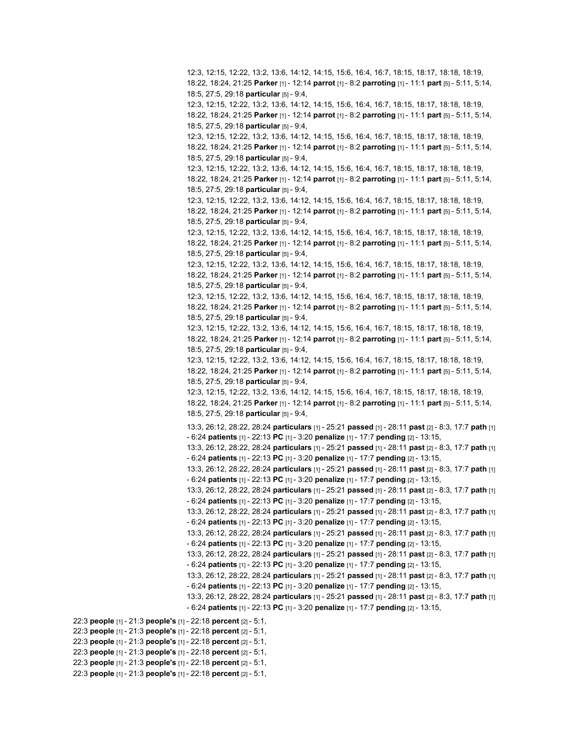12:3, 12:15, 12:22, 13:2, 13:6, 14:12, 14:15, 15:6, 16:4, 16:7, 18:15, 18:17, 18:18, 18:19, 18:22, 18:24, 21:25 **Parker** [1] - 12:14 **parrot** [1] - 8:2 **parroting** [1] - 11:1 **part** [5] - 5:11, 5:14, 18:5, 27:5, 29:18 **particular** [5] - 9:4,

12:3, 12:15, 12:22, 13:2, 13:6, 14:12, 14:15, 15:6, 16:4, 16:7, 18:15, 18:17, 18:18, 18:19, 18:22, 18:24, 21:25 **Parker** [1] - 12:14 **parrot** [1] - 8:2 **parroting** [1] - 11:1 **part** [5] - 5:11, 5:14, 18:5, 27:5, 29:18 **particular** [5] - 9:4,

12:3, 12:15, 12:22, 13:2, 13:6, 14:12, 14:15, 15:6, 16:4, 16:7, 18:15, 18:17, 18:18, 18:19, 18:22, 18:24, 21:25 **Parker** [1] - 12:14 **parrot** [1] - 8:2 **parroting** [1] - 11:1 **part** [5] - 5:11, 5:14, 18:5, 27:5, 29:18 **particular** [5] - 9:4,

12:3, 12:15, 12:22, 13:2, 13:6, 14:12, 14:15, 15:6, 16:4, 16:7, 18:15, 18:17, 18:18, 18:19, 18:22, 18:24, 21:25 **Parker** [1] - 12:14 **parrot** [1] - 8:2 **parroting** [1] - 11:1 **part** [5] - 5:11, 5:14, 18:5, 27:5, 29:18 **particular** [5] - 9:4,

12:3, 12:15, 12:22, 13:2, 13:6, 14:12, 14:15, 15:6, 16:4, 16:7, 18:15, 18:17, 18:18, 18:19, 18:22, 18:24, 21:25 **Parker** [1] - 12:14 **parrot** [1] - 8:2 **parroting** [1] - 11:1 **part** [5] - 5:11, 5:14, 18:5, 27:5, 29:18 **particular** [5] - 9:4,

12:3, 12:15, 12:22, 13:2, 13:6, 14:12, 14:15, 15:6, 16:4, 16:7, 18:15, 18:17, 18:18, 18:19, 18:22, 18:24, 21:25 **Parker** [1] - 12:14 **parrot** [1] - 8:2 **parroting** [1] - 11:1 **part** [5] - 5:11, 5:14, 18:5, 27:5, 29:18 **particular** [5] - 9:4,

12:3, 12:15, 12:22, 13:2, 13:6, 14:12, 14:15, 15:6, 16:4, 16:7, 18:15, 18:17, 18:18, 18:19, 18:22, 18:24, 21:25 **Parker** [1] - 12:14 **parrot** [1] - 8:2 **parroting** [1] - 11:1 **part** [5] - 5:11, 5:14, 18:5, 27:5, 29:18 **particular** [5] - 9:4,

12:3, 12:15, 12:22, 13:2, 13:6, 14:12, 14:15, 15:6, 16:4, 16:7, 18:15, 18:17, 18:18, 18:19, 18:22, 18:24, 21:25 **Parker** [1] - 12:14 **parrot** [1] - 8:2 **parroting** [1] - 11:1 **part** [5] - 5:11, 5:14, 18:5, 27:5, 29:18 **particular** [5] - 9:4,

12:3, 12:15, 12:22, 13:2, 13:6, 14:12, 14:15, 15:6, 16:4, 16:7, 18:15, 18:17, 18:18, 18:19, 18:22, 18:24, 21:25 **Parker** [1] - 12:14 **parrot** [1] - 8:2 **parroting** [1] - 11:1 **part** [5] - 5:11, 5:14, 18:5, 27:5, 29:18 **particular** [5] - 9:4,

12:3, 12:15, 12:22, 13:2, 13:6, 14:12, 14:15, 15:6, 16:4, 16:7, 18:15, 18:17, 18:18, 18:19, 18:22, 18:24, 21:25 **Parker** [1] - 12:14 **parrot** [1] - 8:2 **parroting** [1] - 11:1 **part** [5] - 5:11, 5:14, 18:5, 27:5, 29:18 **particular** [5] - 9:4,

12:3, 12:15, 12:22, 13:2, 13:6, 14:12, 14:15, 15:6, 16:4, 16:7, 18:15, 18:17, 18:18, 18:19, 18:22, 18:24, 21:25 **Parker** [1] - 12:14 **parrot** [1] - 8:2 **parroting** [1] - 11:1 **part** [5] - 5:11, 5:14, 18:5, 27:5, 29:18 **particular** [5] - 9:4,

13:3, 26:12, 28:22, 28:24 **particulars** [1] - 25:21 **passed** [1] - 28:11 **past** [2] - 8:3, 17:7 **path** [1] - 6:24 **patients** [1] - 22:13 **PC** [1] - 3:20 **penalize** [1] - 17:7 **pending** [2] - 13:15,

13:3, 26:12, 28:22, 28:24 **particulars** [1] - 25:21 **passed** [1] - 28:11 **past** [2] - 8:3, 17:7 **path** [1] - 6:24 **patients** [1] - 22:13 **PC** [1] - 3:20 **penalize** [1] - 17:7 **pending** [2] - 13:15,

13:3, 26:12, 28:22, 28:24 **particulars** [1] - 25:21 **passed** [1] - 28:11 **past** [2] - 8:3, 17:7 **path** [1] - 6:24 **patients** [1] - 22:13 **PC** [1] - 3:20 **penalize** [1] - 17:7 **pending** [2] - 13:15,

13:3, 26:12, 28:22, 28:24 **particulars** [1] - 25:21 **passed** [1] - 28:11 **past** [2] - 8:3, 17:7 **path** [1] - 6:24 **patients** [1] - 22:13 **PC** [1] - 3:20 **penalize** [1] - 17:7 **pending** [2] - 13:15,

13:3, 26:12, 28:22, 28:24 **particulars** [1] - 25:21 **passed** [1] - 28:11 **past** [2] - 8:3, 17:7 **path** [1] - 6:24 **patients** [1] - 22:13 **PC** [1] - 3:20 **penalize** [1] - 17:7 **pending** [2] - 13:15,

13:3, 26:12, 28:22, 28:24 **particulars** [1] - 25:21 **passed** [1] - 28:11 **past** [2] - 8:3, 17:7 **path** [1] - 6:24 **patients** [1] - 22:13 **PC** [1] - 3:20 **penalize** [1] - 17:7 **pending** [2] - 13:15,

13:3, 26:12, 28:22, 28:24 **particulars** [1] - 25:21 **passed** [1] - 28:11 **past** [2] - 8:3, 17:7 **path** [1] - 6:24 **patients** [1] - 22:13 **PC** [1] - 3:20 **penalize** [1] - 17:7 **pending** [2] - 13:15,

13:3, 26:12, 28:22, 28:24 **particulars** [1] - 25:21 **passed** [1] - 28:11 **past** [2] - 8:3, 17:7 **path** [1] - 6:24 **patients** [1] - 22:13 **PC** [1] - 3:20 **penalize** [1] - 17:7 **pending** [2] - 13:15,

13:3, 26:12, 28:22, 28:24 **particulars** [1] - 25:21 **passed** [1] - 28:11 **past** [2] - 8:3, 17:7 **path** [1] - 6:24 **patients** [1] - 22:13 **PC** [1] - 3:20 **penalize** [1] - 17:7 **pending** [2] - 13:15,

22:3 **people** [1] - 21:3 **people's** [1] - 22:18 **percent** [2] - 5:1,
22:3 **people** [1] - 21:3 **people's** [1] - 22:18 **percent** [2] - 5:1,
22:3 **people** [1] - 21:3 **people's** [1] - 22:18 **percent** [2] - 5:1,
22:3 **people** [1] - 21:3 **people's** [1] - 22:18 **percent** [2] - 5:1,
22:3 **people** [1] - 21:3 **people's** [1] - 22:18 **percent** [2] - 5:1,
22:3 **people** [1] - 21:3 **people's** [1] - 22:18 **percent** [2] - 5:1,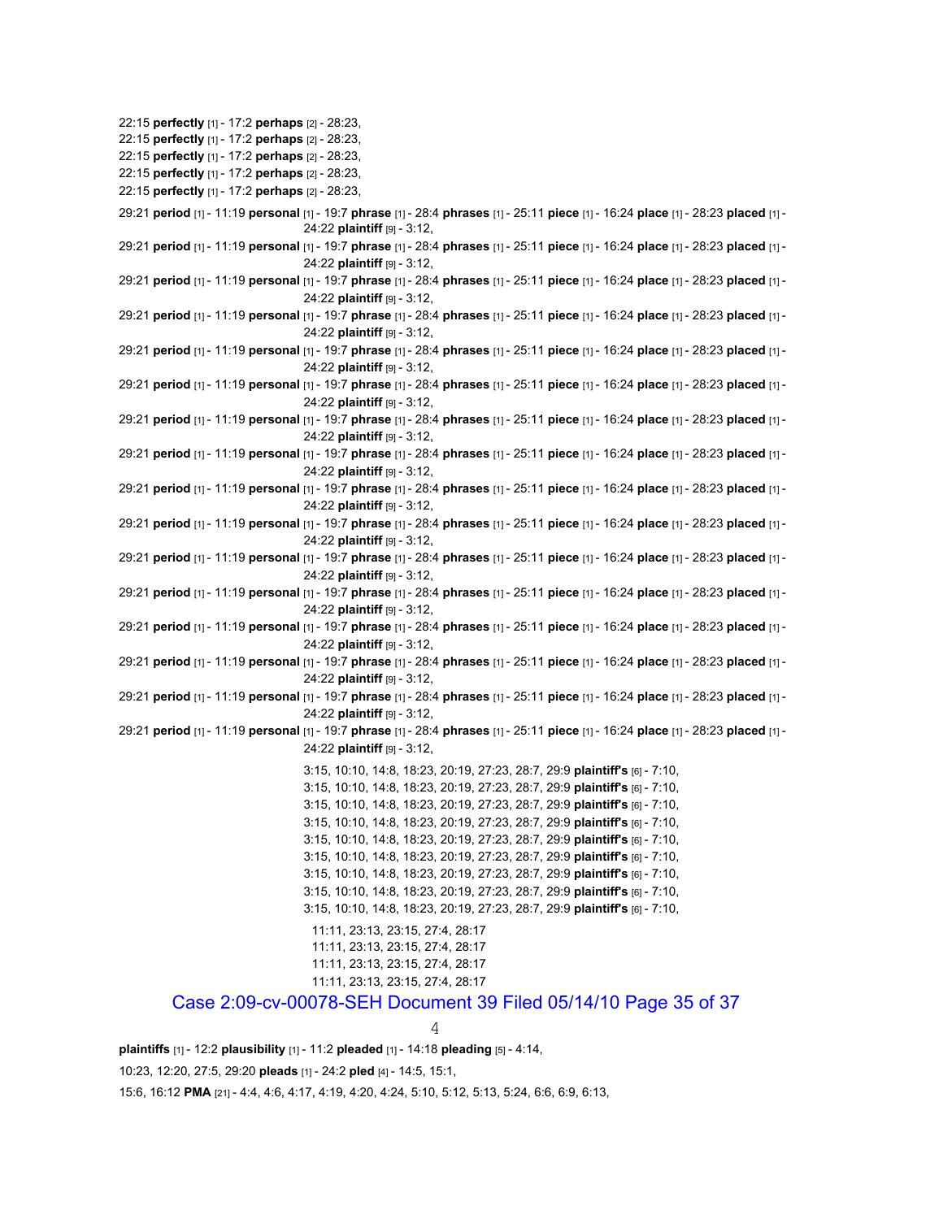22:15 **perfectly** [1] - 17:2 **perhaps** [2] - 28:23,
22:15 **perfectly** [1] - 17:2 **perhaps** [2] - 28:23,
22:15 **perfectly** [1] - 17:2 **perhaps** [2] - 28:23,
22:15 **perfectly** [1] - 17:2 **perhaps** [2] - 28:23,
22:15 **perfectly** [1] - 17:2 **perhaps** [2] - 28:23,

29:21 **period** [1] - 11:19 **personal** [1] - 19:7 **phrase** [1] - 28:4 **phrases** [1] - 25:11 **piece** [1] - 16:24 **place** [1] - 28:23 **placed** [1] - 24:22 **plaintiff** [9] - 3:12,
29:21 **period** [1] - 11:19 **personal** [1] - 19:7 **phrase** [1] - 28:4 **phrases** [1] - 25:11 **piece** [1] - 16:24 **place** [1] - 28:23 **placed** [1] - 24:22 **plaintiff** [9] - 3:12,
29:21 **period** [1] - 11:19 **personal** [1] - 19:7 **phrase** [1] - 28:4 **phrases** [1] - 25:11 **piece** [1] - 16:24 **place** [1] - 28:23 **placed** [1] - 24:22 **plaintiff** [9] - 3:12,
29:21 **period** [1] - 11:19 **personal** [1] - 19:7 **phrase** [1] - 28:4 **phrases** [1] - 25:11 **piece** [1] - 16:24 **place** [1] - 28:23 **placed** [1] - 24:22 **plaintiff** [9] - 3:12,
29:21 **period** [1] - 11:19 **personal** [1] - 19:7 **phrase** [1] - 28:4 **phrases** [1] - 25:11 **piece** [1] - 16:24 **place** [1] - 28:23 **placed** [1] - 24:22 **plaintiff** [9] - 3:12,
29:21 **period** [1] - 11:19 **personal** [1] - 19:7 **phrase** [1] - 28:4 **phrases** [1] - 25:11 **piece** [1] - 16:24 **place** [1] - 28:23 **placed** [1] - 24:22 **plaintiff** [9] - 3:12,
29:21 **period** [1] - 11:19 **personal** [1] - 19:7 **phrase** [1] - 28:4 **phrases** [1] - 25:11 **piece** [1] - 16:24 **place** [1] - 28:23 **placed** [1] - 24:22 **plaintiff** [9] - 3:12,
29:21 **period** [1] - 11:19 **personal** [1] - 19:7 **phrase** [1] - 28:4 **phrases** [1] - 25:11 **piece** [1] - 16:24 **place** [1] - 28:23 **placed** [1] - 24:22 **plaintiff** [9] - 3:12,
29:21 **period** [1] - 11:19 **personal** [1] - 19:7 **phrase** [1] - 28:4 **phrases** [1] - 25:11 **piece** [1] - 16:24 **place** [1] - 28:23 **placed** [1] - 24:22 **plaintiff** [9] - 3:12,
29:21 **period** [1] - 11:19 **personal** [1] - 19:7 **phrase** [1] - 28:4 **phrases** [1] - 25:11 **piece** [1] - 16:24 **place** [1] - 28:23 **placed** [1] - 24:22 **plaintiff** [9] - 3:12,
29:21 **period** [1] - 11:19 **personal** [1] - 19:7 **phrase** [1] - 28:4 **phrases** [1] - 25:11 **piece** [1] - 16:24 **place** [1] - 28:23 **placed** [1] - 24:22 **plaintiff** [9] - 3:12,
29:21 **period** [1] - 11:19 **personal** [1] - 19:7 **phrase** [1] - 28:4 **phrases** [1] - 25:11 **piece** [1] - 16:24 **place** [1] - 28:23 **placed** [1] - 24:22 **plaintiff** [9] - 3:12,
29:21 **period** [1] - 11:19 **personal** [1] - 19:7 **phrase** [1] - 28:4 **phrases** [1] - 25:11 **piece** [1] - 16:24 **place** [1] - 28:23 **placed** [1] - 24:22 **plaintiff** [9] - 3:12,
29:21 **period** [1] - 11:19 **personal** [1] - 19:7 **phrase** [1] - 28:4 **phrases** [1] - 25:11 **piece** [1] - 16:24 **place** [1] - 28:23 **placed** [1] - 24:22 **plaintiff** [9] - 3:12,
29:21 **period** [1] - 11:19 **personal** [1] - 19:7 **phrase** [1] - 28:4 **phrases** [1] - 25:11 **piece** [1] - 16:24 **place** [1] - 28:23 **placed** [1] - 24:22 **plaintiff** [9] - 3:12,
29:21 **period** [1] - 11:19 **personal** [1] - 19:7 **phrase** [1] - 28:4 **phrases** [1] - 25:11 **piece** [1] - 16:24 **place** [1] - 28:23 **placed** [1] - 24:22 **plaintiff** [9] - 3:12,

3:15, 10:10, 14:8, 18:23, 20:19, 27:23, 28:7, 29:9 **plaintiff's** [6] - 7:10,
3:15, 10:10, 14:8, 18:23, 20:19, 27:23, 28:7, 29:9 **plaintiff's** [6] - 7:10,
3:15, 10:10, 14:8, 18:23, 20:19, 27:23, 28:7, 29:9 **plaintiff's** [6] - 7:10,
3:15, 10:10, 14:8, 18:23, 20:19, 27:23, 28:7, 29:9 **plaintiff's** [6] - 7:10,
3:15, 10:10, 14:8, 18:23, 20:19, 27:23, 28:7, 29:9 **plaintiff's** [6] - 7:10,
3:15, 10:10, 14:8, 18:23, 20:19, 27:23, 28:7, 29:9 **plaintiff's** [6] - 7:10,
3:15, 10:10, 14:8, 18:23, 20:19, 27:23, 28:7, 29:9 **plaintiff's** [6] - 7:10,
3:15, 10:10, 14:8, 18:23, 20:19, 27:23, 28:7, 29:9 **plaintiff's** [6] - 7:10,
3:15, 10:10, 14:8, 18:23, 20:19, 27:23, 28:7, 29:9 **plaintiff's** [6] - 7:10,

11:11, 23:13, 23:15, 27:4, 28:17
11:11, 23:13, 23:15, 27:4, 28:17
11:11, 23:13, 23:15, 27:4, 28:17
11:11, 23:13, 23:15, 27:4, 28:17

Case 2:09-cv-00078-SEH Document 39 Filed 05/14/10 Page 35 of 37

**plaintiffs** [1] - 12:2 **plausibility** [1] - 11:2 **pleaded** [1] - 14:18 **pleading** [5] - 4:14,
10:23, 12:20, 27:5, 29:20 **pleads** [1] - 24:2 **pled** [4] - 14:5, 15:1,
15:6, 16:12 **PMA** [21] - 4:4, 4:6, 4:17, 4:19, 4:20, 4:24, 5:10, 5:12, 5:13, 5:24, 6:6, 6:9, 6:13,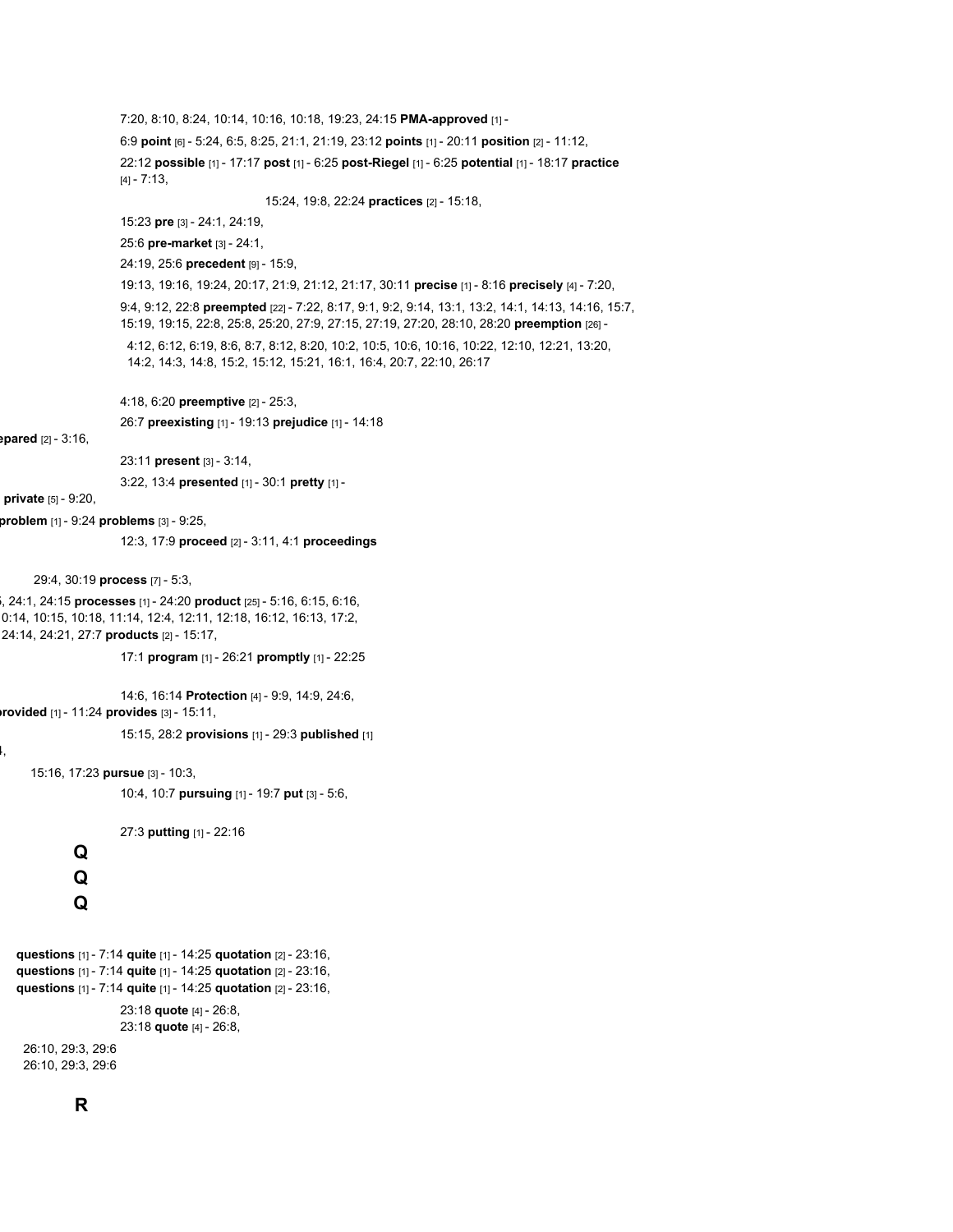7:20, 8:10, 8:24, 10:14, 10:16, 10:18, 19:23, 24:15 **PMA-approved** [1] -

6:9 **point** [6] - 5:24, 6:5, 8:25, 21:1, 21:19, 23:12 **points** [1] - 20:11 **position** [2] - 11:12,

22:12 **possible** [1] - 17:17 **post** [1] - 6:25 **post-Riegel** [1] - 6:25 **potential** [1] - 18:17 **practice** [4] - 7:13,

15:24, 19:8, 22:24 **practices** [2] - 15:18,

15:23 **pre** [3] - 24:1, 24:19,

25:6 **pre-market** [3] - 24:1,

24:19, 25:6 **precedent** [9] - 15:9,

19:13, 19:16, 19:24, 20:17, 21:9, 21:12, 21:17, 30:11 **precise** [1] - 8:16 **precisely** [4] - 7:20,

9:4, 9:12, 22:8 **preempted** [22] - 7:22, 8:17, 9:1, 9:2, 9:14, 13:1, 13:2, 14:1, 14:13, 14:16, 15:7, 15:19, 19:15, 22:8, 25:8, 25:20, 27:9, 27:15, 27:19, 27:20, 28:10, 28:20 **preemption** [26] -

4:12, 6:12, 6:19, 8:6, 8:7, 8:12, 8:20, 10:2, 10:5, 10:6, 10:16, 10:22, 12:10, 12:21, 13:20, 14:2, 14:3, 14:8, 15:2, 15:12, 15:21, 16:1, 16:4, 20:7, 22:10, 26:17

4:18, 6:20 **preemptive** [2] - 25:3,

26:7 **preexisting** [1] - 19:13 **prejudice** [1] - 14:18

**epared** [2] - 3:16,

23:11 **present** [3] - 3:14,

3:22, 13:4 **presented** [1] - 30:1 **pretty** [1] -

**private** [5] - 9:20,

**problem** [1] - 9:24 **problems** [3] - 9:25,

12:3, 17:9 **proceed** [2] - 3:11, 4:1 **proceedings**

29:4, 30:19 **process** [7] - 5:3,

, 24:1, 24:15 **processes** [1] - 24:20 **product** [25] - 5:16, 6:15, 6:16, 0:14, 10:15, 10:18, 11:14, 12:4, 12:11, 12:18, 16:12, 16:13, 17:2, 24:14, 24:21, 27:7 **products** [2] - 15:17,

17:1 **program** [1] - 26:21 **promptly** [1] - 22:25

14:6, 16:14 **Protection** [4] - 9:9, 14:9, 24:6,

**rovided** [1] - 11:24 **provides** [3] - 15:11,

15:15, 28:2 **provisions** [1] - 29:3 **published** [1]

4,

15:16, 17:23 **pursue** [3] - 10:3,

10:4, 10:7 **pursuing** [1] - 19:7 **put** [3] - 5:6,

27:3 **putting** [1] - 22:16

**Q**

**Q**

**Q**

**questions** [1] - 7:14 **quite** [1] - 14:25 **quotation** [2] - 23:16,

**questions** [1] - 7:14 **quite** [1] - 14:25 **quotation** [2] - 23:16,

**questions** [1] - 7:14 **quite** [1] - 14:25 **quotation** [2] - 23:16,

23:18 **quote** [4] - 26:8,

23:18 **quote** [4] - 26:8,

26:10, 29:3, 29:6

26:10, 29:3, 29:6

**R**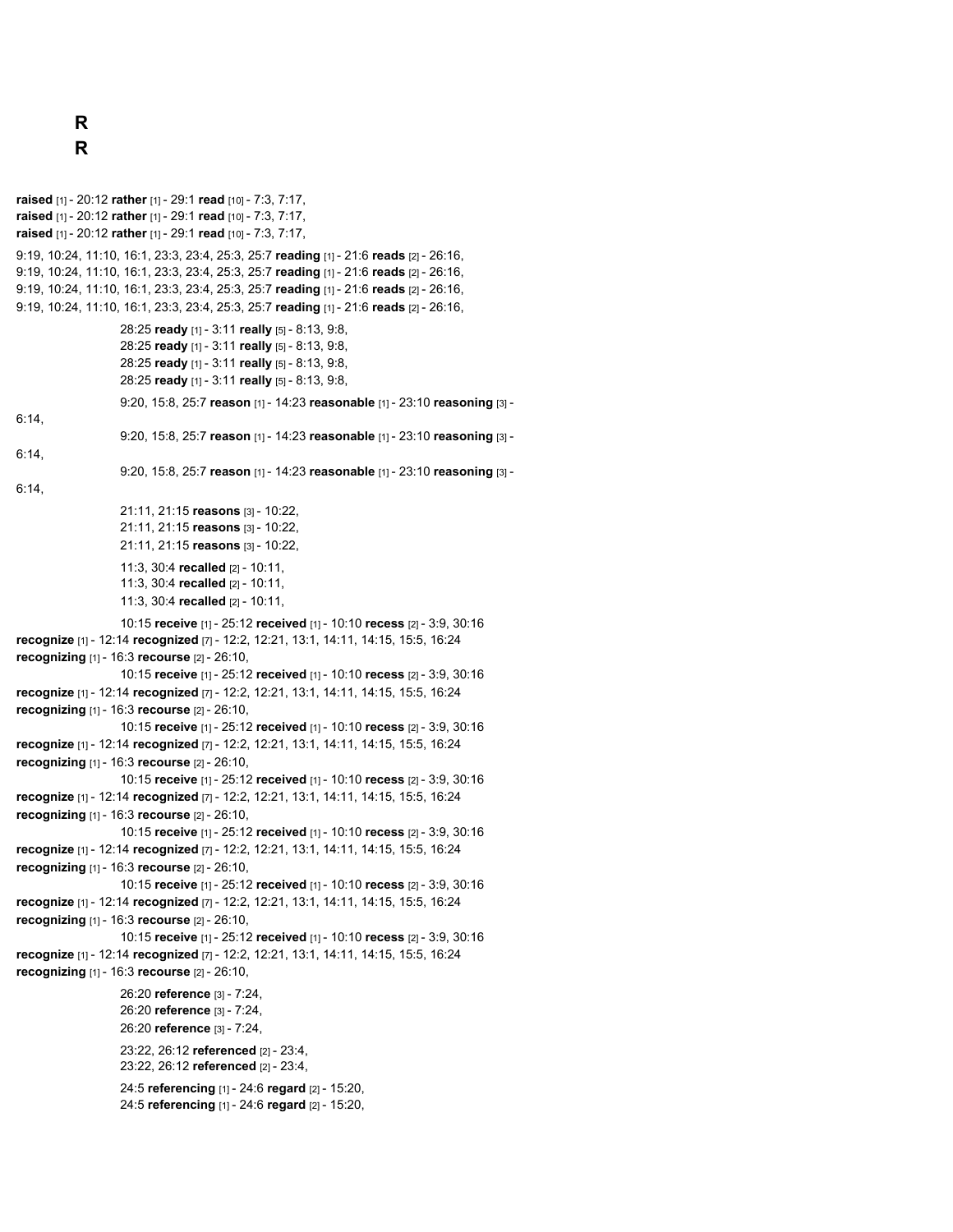**R**

**R**

**raised** [1] - 20:12 **rather** [1] - 29:1 **read** [10] - 7:3, 7:17,
**raised** [1] - 20:12 **rather** [1] - 29:1 **read** [10] - 7:3, 7:17,
**raised** [1] - 20:12 **rather** [1] - 29:1 **read** [10] - 7:3, 7:17,

9:19, 10:24, 11:10, 16:1, 23:3, 23:4, 25:3, 25:7 **reading** [1] - 21:6 **reads** [2] - 26:16,
9:19, 10:24, 11:10, 16:1, 23:3, 23:4, 25:3, 25:7 **reading** [1] - 21:6 **reads** [2] - 26:16,
9:19, 10:24, 11:10, 16:1, 23:3, 23:4, 25:3, 25:7 **reading** [1] - 21:6 **reads** [2] - 26:16,
9:19, 10:24, 11:10, 16:1, 23:3, 23:4, 25:3, 25:7 **reading** [1] - 21:6 **reads** [2] - 26:16,

28:25 **ready** [1] - 3:11 **really** [5] - 8:13, 9:8,
28:25 **ready** [1] - 3:11 **really** [5] - 8:13, 9:8,
28:25 **ready** [1] - 3:11 **really** [5] - 8:13, 9:8,
28:25 **ready** [1] - 3:11 **really** [5] - 8:13, 9:8,

9:20, 15:8, 25:7 **reason** [1] - 14:23 **reasonable** [1] - 23:10 **reasoning** [3] - 6:14,
9:20, 15:8, 25:7 **reason** [1] - 14:23 **reasonable** [1] - 23:10 **reasoning** [3] - 6:14,
9:20, 15:8, 25:7 **reason** [1] - 14:23 **reasonable** [1] - 23:10 **reasoning** [3] - 6:14,

21:11, 21:15 **reasons** [3] - 10:22,
21:11, 21:15 **reasons** [3] - 10:22,
21:11, 21:15 **reasons** [3] - 10:22,

11:3, 30:4 **recalled** [2] - 10:11,
11:3, 30:4 **recalled** [2] - 10:11,
11:3, 30:4 **recalled** [2] - 10:11,

10:15 **receive** [1] - 25:12 **received** [1] - 10:10 **recess** [2] - 3:9, 30:16 **recognize** [1] - 12:14 **recognized** [7] - 12:2, 12:21, 13:1, 14:11, 14:15, 15:5, 16:24 **recognizing** [1] - 16:3 **recourse** [2] - 26:10,
10:15 **receive** [1] - 25:12 **received** [1] - 10:10 **recess** [2] - 3:9, 30:16 **recognize** [1] - 12:14 **recognized** [7] - 12:2, 12:21, 13:1, 14:11, 14:15, 15:5, 16:24 **recognizing** [1] - 16:3 **recourse** [2] - 26:10,
10:15 **receive** [1] - 25:12 **received** [1] - 10:10 **recess** [2] - 3:9, 30:16 **recognize** [1] - 12:14 **recognized** [7] - 12:2, 12:21, 13:1, 14:11, 14:15, 15:5, 16:24 **recognizing** [1] - 16:3 **recourse** [2] - 26:10,
10:15 **receive** [1] - 25:12 **received** [1] - 10:10 **recess** [2] - 3:9, 30:16 **recognize** [1] - 12:14 **recognized** [7] - 12:2, 12:21, 13:1, 14:11, 14:15, 15:5, 16:24 **recognizing** [1] - 16:3 **recourse** [2] - 26:10,
10:15 **receive** [1] - 25:12 **received** [1] - 10:10 **recess** [2] - 3:9, 30:16 **recognize** [1] - 12:14 **recognized** [7] - 12:2, 12:21, 13:1, 14:11, 14:15, 15:5, 16:24 **recognizing** [1] - 16:3 **recourse** [2] - 26:10,
10:15 **receive** [1] - 25:12 **received** [1] - 10:10 **recess** [2] - 3:9, 30:16 **recognize** [1] - 12:14 **recognized** [7] - 12:2, 12:21, 13:1, 14:11, 14:15, 15:5, 16:24 **recognizing** [1] - 16:3 **recourse** [2] - 26:10,
10:15 **receive** [1] - 25:12 **received** [1] - 10:10 **recess** [2] - 3:9, 30:16 **recognize** [1] - 12:14 **recognized** [7] - 12:2, 12:21, 13:1, 14:11, 14:15, 15:5, 16:24 **recognizing** [1] - 16:3 **recourse** [2] - 26:10,

26:20 **reference** [3] - 7:24,
26:20 **reference** [3] - 7:24,
26:20 **reference** [3] - 7:24,

23:22, 26:12 **referenced** [2] - 23:4,
23:22, 26:12 **referenced** [2] - 23:4,

24:5 **referencing** [1] - 24:6 **regard** [2] - 15:20,
24:5 **referencing** [1] - 24:6 **regard** [2] - 15:20,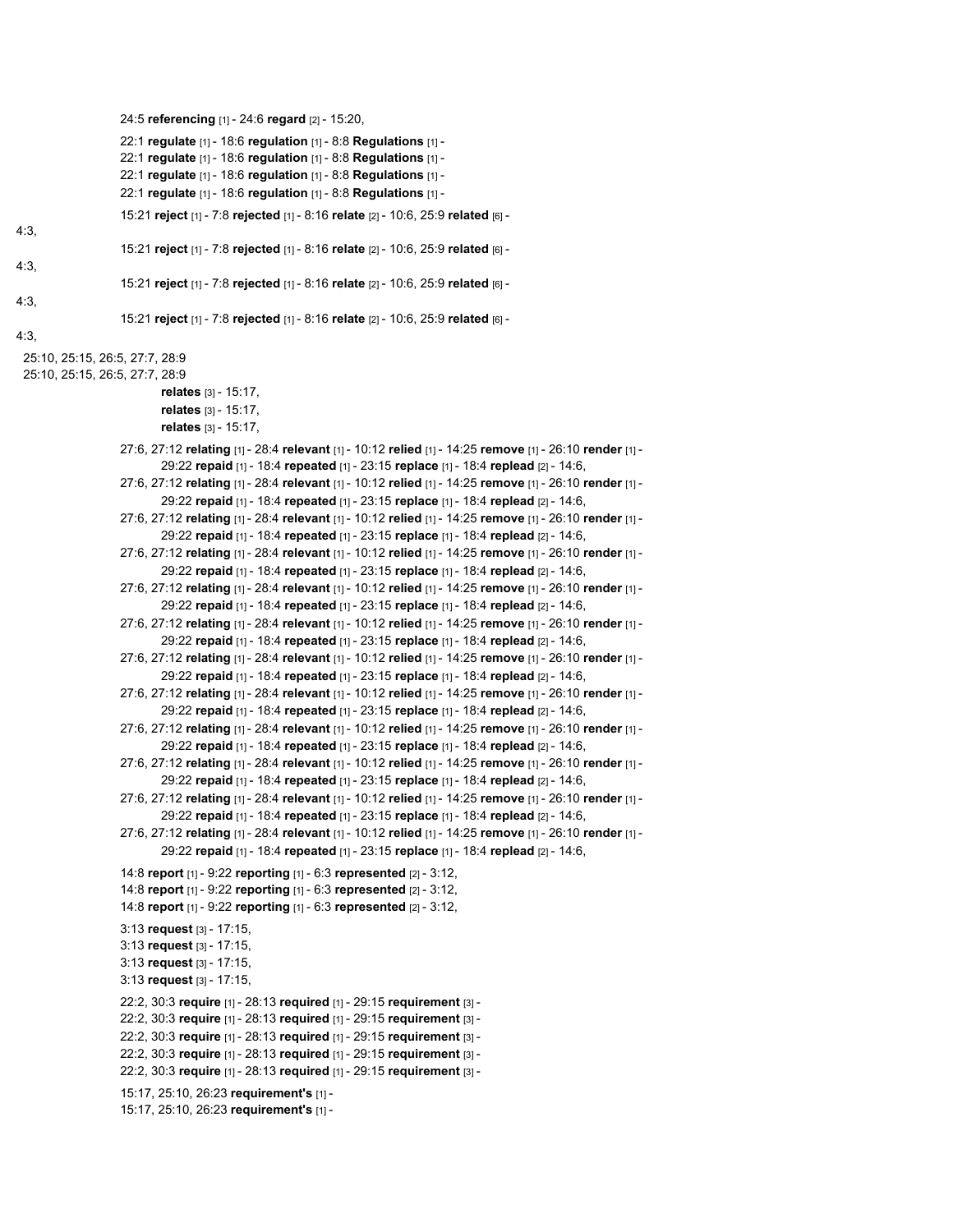24:5 **referencing** [1] - 24:6 **regard** [2] - 15:20,

22:1 **regulate** [1] - 18:6 **regulation** [1] - 8:8 **Regulations** [1] -
22:1 **regulate** [1] - 18:6 **regulation** [1] - 8:8 **Regulations** [1] -
22:1 **regulate** [1] - 18:6 **regulation** [1] - 8:8 **Regulations** [1] -
22:1 **regulate** [1] - 18:6 **regulation** [1] - 8:8 **Regulations** [1] -

15:21 **reject** [1] - 7:8 **rejected** [1] - 8:16 **relate** [2] - 10:6, 25:9 **related** [6] -
4:3,
15:21 **reject** [1] - 7:8 **rejected** [1] - 8:16 **relate** [2] - 10:6, 25:9 **related** [6] -
4:3,
15:21 **reject** [1] - 7:8 **rejected** [1] - 8:16 **relate** [2] - 10:6, 25:9 **related** [6] -
4:3,
15:21 **reject** [1] - 7:8 **rejected** [1] - 8:16 **relate** [2] - 10:6, 25:9 **related** [6] -
4:3,
25:10, 25:15, 26:5, 27:7, 28:9
25:10, 25:15, 26:5, 27:7, 28:9
**relates** [3] - 15:17,
**relates** [3] - 15:17,
**relates** [3] - 15:17,

27:6, 27:12 **relating** [1] - 28:4 **relevant** [1] - 10:12 **relied** [1] - 14:25 **remove** [1] - 26:10 **render** [1] - 29:22 **repaid** [1] - 18:4 **repeated** [1] - 23:15 **replace** [1] - 18:4 **replead** [2] - 14:6,
27:6, 27:12 **relating** [1] - 28:4 **relevant** [1] - 10:12 **relied** [1] - 14:25 **remove** [1] - 26:10 **render** [1] - 29:22 **repaid** [1] - 18:4 **repeated** [1] - 23:15 **replace** [1] - 18:4 **replead** [2] - 14:6,
27:6, 27:12 **relating** [1] - 28:4 **relevant** [1] - 10:12 **relied** [1] - 14:25 **remove** [1] - 26:10 **render** [1] - 29:22 **repaid** [1] - 18:4 **repeated** [1] - 23:15 **replace** [1] - 18:4 **replead** [2] - 14:6,
27:6, 27:12 **relating** [1] - 28:4 **relevant** [1] - 10:12 **relied** [1] - 14:25 **remove** [1] - 26:10 **render** [1] - 29:22 **repaid** [1] - 18:4 **repeated** [1] - 23:15 **replace** [1] - 18:4 **replead** [2] - 14:6,
27:6, 27:12 **relating** [1] - 28:4 **relevant** [1] - 10:12 **relied** [1] - 14:25 **remove** [1] - 26:10 **render** [1] - 29:22 **repaid** [1] - 18:4 **repeated** [1] - 23:15 **replace** [1] - 18:4 **replead** [2] - 14:6,
27:6, 27:12 **relating** [1] - 28:4 **relevant** [1] - 10:12 **relied** [1] - 14:25 **remove** [1] - 26:10 **render** [1] - 29:22 **repaid** [1] - 18:4 **repeated** [1] - 23:15 **replace** [1] - 18:4 **replead** [2] - 14:6,
27:6, 27:12 **relating** [1] - 28:4 **relevant** [1] - 10:12 **relied** [1] - 14:25 **remove** [1] - 26:10 **render** [1] - 29:22 **repaid** [1] - 18:4 **repeated** [1] - 23:15 **replace** [1] - 18:4 **replead** [2] - 14:6,
27:6, 27:12 **relating** [1] - 28:4 **relevant** [1] - 10:12 **relied** [1] - 14:25 **remove** [1] - 26:10 **render** [1] - 29:22 **repaid** [1] - 18:4 **repeated** [1] - 23:15 **replace** [1] - 18:4 **replead** [2] - 14:6,
27:6, 27:12 **relating** [1] - 28:4 **relevant** [1] - 10:12 **relied** [1] - 14:25 **remove** [1] - 26:10 **render** [1] - 29:22 **repaid** [1] - 18:4 **repeated** [1] - 23:15 **replace** [1] - 18:4 **replead** [2] - 14:6,
27:6, 27:12 **relating** [1] - 28:4 **relevant** [1] - 10:12 **relied** [1] - 14:25 **remove** [1] - 26:10 **render** [1] - 29:22 **repaid** [1] - 18:4 **repeated** [1] - 23:15 **replace** [1] - 18:4 **replead** [2] - 14:6,
27:6, 27:12 **relating** [1] - 28:4 **relevant** [1] - 10:12 **relied** [1] - 14:25 **remove** [1] - 26:10 **render** [1] - 29:22 **repaid** [1] - 18:4 **repeated** [1] - 23:15 **replace** [1] - 18:4 **replead** [2] - 14:6,
27:6, 27:12 **relating** [1] - 28:4 **relevant** [1] - 10:12 **relied** [1] - 14:25 **remove** [1] - 26:10 **render** [1] - 29:22 **repaid** [1] - 18:4 **repeated** [1] - 23:15 **replace** [1] - 18:4 **replead** [2] - 14:6,

14:8 **report** [1] - 9:22 **reporting** [1] - 6:3 **represented** [2] - 3:12,
14:8 **report** [1] - 9:22 **reporting** [1] - 6:3 **represented** [2] - 3:12,
14:8 **report** [1] - 9:22 **reporting** [1] - 6:3 **represented** [2] - 3:12,

3:13 **request** [3] - 17:15,
3:13 **request** [3] - 17:15,
3:13 **request** [3] - 17:15,
3:13 **request** [3] - 17:15,

22:2, 30:3 **require** [1] - 28:13 **required** [1] - 29:15 **requirement** [3] -
22:2, 30:3 **require** [1] - 28:13 **required** [1] - 29:15 **requirement** [3] -
22:2, 30:3 **require** [1] - 28:13 **required** [1] - 29:15 **requirement** [3] -
22:2, 30:3 **require** [1] - 28:13 **required** [1] - 29:15 **requirement** [3] -
22:2, 30:3 **require** [1] - 28:13 **required** [1] - 29:15 **requirement** [3] -

15:17, 25:10, 26:23 **requirement's** [1] -
15:17, 25:10, 26:23 **requirement's** [1] -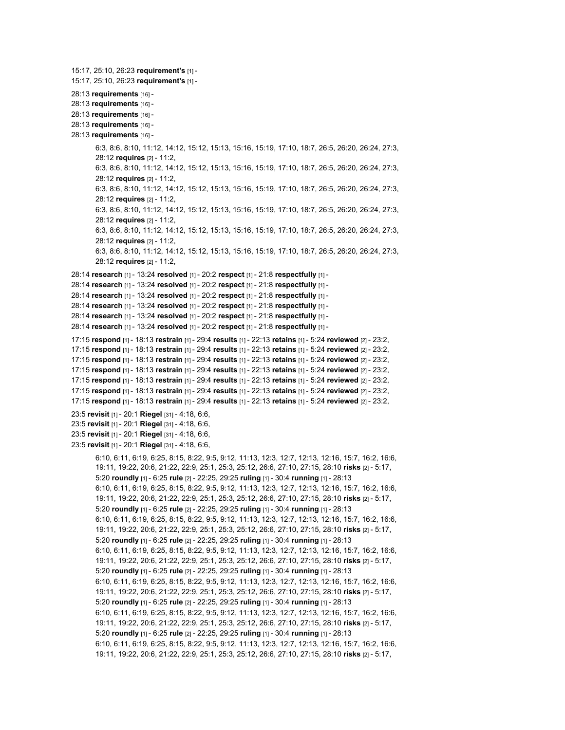15:17, 25:10, 26:23 **requirement's** [1] -
15:17, 25:10, 26:23 **requirement's** [1] -

28:13 **requirements** [16] -
28:13 **requirements** [16] -
28:13 **requirements** [16] -
28:13 **requirements** [16] -
28:13 **requirements** [16] -

6:3, 8:6, 8:10, 11:12, 14:12, 15:12, 15:13, 15:16, 15:19, 17:10, 18:7, 26:5, 26:20, 26:24, 27:3, 28:12 **requires** [2] - 11:2,
6:3, 8:6, 8:10, 11:12, 14:12, 15:12, 15:13, 15:16, 15:19, 17:10, 18:7, 26:5, 26:20, 26:24, 27:3, 28:12 **requires** [2] - 11:2,
6:3, 8:6, 8:10, 11:12, 14:12, 15:12, 15:13, 15:16, 15:19, 17:10, 18:7, 26:5, 26:20, 26:24, 27:3, 28:12 **requires** [2] - 11:2,
6:3, 8:6, 8:10, 11:12, 14:12, 15:12, 15:13, 15:16, 15:19, 17:10, 18:7, 26:5, 26:20, 26:24, 27:3, 28:12 **requires** [2] - 11:2,
6:3, 8:6, 8:10, 11:12, 14:12, 15:12, 15:13, 15:16, 15:19, 17:10, 18:7, 26:5, 26:20, 26:24, 27:3, 28:12 **requires** [2] - 11:2,
6:3, 8:6, 8:10, 11:12, 14:12, 15:12, 15:13, 15:16, 15:19, 17:10, 18:7, 26:5, 26:20, 26:24, 27:3, 28:12 **requires** [2] - 11:2,

28:14 **research** [1] - 13:24 **resolved** [1] - 20:2 **respect** [1] - 21:8 **respectfully** [1] -
28:14 **research** [1] - 13:24 **resolved** [1] - 20:2 **respect** [1] - 21:8 **respectfully** [1] -
28:14 **research** [1] - 13:24 **resolved** [1] - 20:2 **respect** [1] - 21:8 **respectfully** [1] -
28:14 **research** [1] - 13:24 **resolved** [1] - 20:2 **respect** [1] - 21:8 **respectfully** [1] -
28:14 **research** [1] - 13:24 **resolved** [1] - 20:2 **respect** [1] - 21:8 **respectfully** [1] -
28:14 **research** [1] - 13:24 **resolved** [1] - 20:2 **respect** [1] - 21:8 **respectfully** [1] -

17:15 **respond** [1] - 18:13 **restrain** [1] - 29:4 **results** [1] - 22:13 **retains** [1] - 5:24 **reviewed** [2] - 23:2,
17:15 **respond** [1] - 18:13 **restrain** [1] - 29:4 **results** [1] - 22:13 **retains** [1] - 5:24 **reviewed** [2] - 23:2,
17:15 **respond** [1] - 18:13 **restrain** [1] - 29:4 **results** [1] - 22:13 **retains** [1] - 5:24 **reviewed** [2] - 23:2,
17:15 **respond** [1] - 18:13 **restrain** [1] - 29:4 **results** [1] - 22:13 **retains** [1] - 5:24 **reviewed** [2] - 23:2,
17:15 **respond** [1] - 18:13 **restrain** [1] - 29:4 **results** [1] - 22:13 **retains** [1] - 5:24 **reviewed** [2] - 23:2,
17:15 **respond** [1] - 18:13 **restrain** [1] - 29:4 **results** [1] - 22:13 **retains** [1] - 5:24 **reviewed** [2] - 23:2,
17:15 **respond** [1] - 18:13 **restrain** [1] - 29:4 **results** [1] - 22:13 **retains** [1] - 5:24 **reviewed** [2] - 23:2,

23:5 **revisit** [1] - 20:1 **Riegel** [31] - 4:18, 6:6,
23:5 **revisit** [1] - 20:1 **Riegel** [31] - 4:18, 6:6,
23:5 **revisit** [1] - 20:1 **Riegel** [31] - 4:18, 6:6,
23:5 **revisit** [1] - 20:1 **Riegel** [31] - 4:18, 6:6,

6:10, 6:11, 6:19, 6:25, 8:15, 8:22, 9:5, 9:12, 11:13, 12:3, 12:7, 12:13, 12:16, 15:7, 16:2, 16:6, 19:11, 19:22, 20:6, 21:22, 22:9, 25:1, 25:3, 25:12, 26:6, 27:10, 27:15, 28:10 **risks** [2] - 5:17, 5:20 **roundly** [1] - 6:25 **rule** [2] - 22:25, 29:25 **ruling** [1] - 30:4 **running** [1] - 28:13
6:10, 6:11, 6:19, 6:25, 8:15, 8:22, 9:5, 9:12, 11:13, 12:3, 12:7, 12:13, 12:16, 15:7, 16:2, 16:6, 19:11, 19:22, 20:6, 21:22, 22:9, 25:1, 25:3, 25:12, 26:6, 27:10, 27:15, 28:10 **risks** [2] - 5:17, 5:20 **roundly** [1] - 6:25 **rule** [2] - 22:25, 29:25 **ruling** [1] - 30:4 **running** [1] - 28:13
6:10, 6:11, 6:19, 6:25, 8:15, 8:22, 9:5, 9:12, 11:13, 12:3, 12:7, 12:13, 12:16, 15:7, 16:2, 16:6, 19:11, 19:22, 20:6, 21:22, 22:9, 25:1, 25:3, 25:12, 26:6, 27:10, 27:15, 28:10 **risks** [2] - 5:17, 5:20 **roundly** [1] - 6:25 **rule** [2] - 22:25, 29:25 **ruling** [1] - 30:4 **running** [1] - 28:13
6:10, 6:11, 6:19, 6:25, 8:15, 8:22, 9:5, 9:12, 11:13, 12:3, 12:7, 12:13, 12:16, 15:7, 16:2, 16:6, 19:11, 19:22, 20:6, 21:22, 22:9, 25:1, 25:3, 25:12, 26:6, 27:10, 27:15, 28:10 **risks** [2] - 5:17, 5:20 **roundly** [1] - 6:25 **rule** [2] - 22:25, 29:25 **ruling** [1] - 30:4 **running** [1] - 28:13
6:10, 6:11, 6:19, 6:25, 8:15, 8:22, 9:5, 9:12, 11:13, 12:3, 12:7, 12:13, 12:16, 15:7, 16:2, 16:6, 19:11, 19:22, 20:6, 21:22, 22:9, 25:1, 25:3, 25:12, 26:6, 27:10, 27:15, 28:10 **risks** [2] - 5:17, 5:20 **roundly** [1] - 6:25 **rule** [2] - 22:25, 29:25 **ruling** [1] - 30:4 **running** [1] - 28:13
6:10, 6:11, 6:19, 6:25, 8:15, 8:22, 9:5, 9:12, 11:13, 12:3, 12:7, 12:13, 12:16, 15:7, 16:2, 16:6, 19:11, 19:22, 20:6, 21:22, 22:9, 25:1, 25:3, 25:12, 26:6, 27:10, 27:15, 28:10 **risks** [2] - 5:17, 5:20 **roundly** [1] - 6:25 **rule** [2] - 22:25, 29:25 **ruling** [1] - 30:4 **running** [1] - 28:13
6:10, 6:11, 6:19, 6:25, 8:15, 8:22, 9:5, 9:12, 11:13, 12:3, 12:7, 12:13, 12:16, 15:7, 16:2, 16:6, 19:11, 19:22, 20:6, 21:22, 22:9, 25:1, 25:3, 25:12, 26:6, 27:10, 27:15, 28:10 **risks** [2] - 5:17,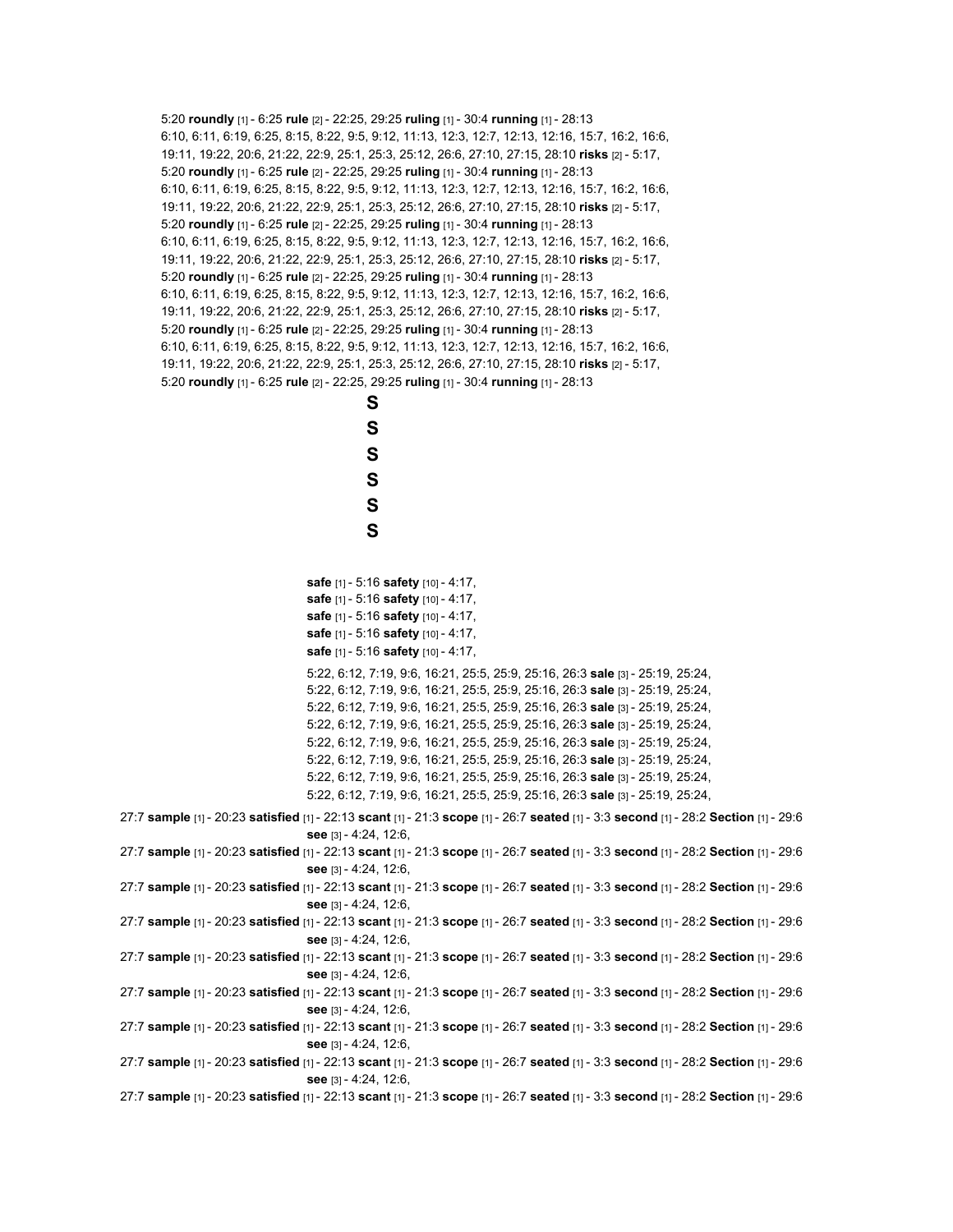5:20 **roundly** [1] - 6:25 **rule** [2] - 22:25, 29:25 **ruling** [1] - 30:4 **running** [1] - 28:13
6:10, 6:11, 6:19, 6:25, 8:15, 8:22, 9:5, 9:12, 11:13, 12:3, 12:7, 12:13, 12:16, 15:7, 16:2, 16:6,
19:11, 19:22, 20:6, 21:22, 22:9, 25:1, 25:3, 25:12, 26:6, 27:10, 27:15, 28:10 **risks** [2] - 5:17,
5:20 **roundly** [1] - 6:25 **rule** [2] - 22:25, 29:25 **ruling** [1] - 30:4 **running** [1] - 28:13
6:10, 6:11, 6:19, 6:25, 8:15, 8:22, 9:5, 9:12, 11:13, 12:3, 12:7, 12:13, 12:16, 15:7, 16:2, 16:6,
19:11, 19:22, 20:6, 21:22, 22:9, 25:1, 25:3, 25:12, 26:6, 27:10, 27:15, 28:10 **risks** [2] - 5:17,
5:20 **roundly** [1] - 6:25 **rule** [2] - 22:25, 29:25 **ruling** [1] - 30:4 **running** [1] - 28:13
6:10, 6:11, 6:19, 6:25, 8:15, 8:22, 9:5, 9:12, 11:13, 12:3, 12:7, 12:13, 12:16, 15:7, 16:2, 16:6,
19:11, 19:22, 20:6, 21:22, 22:9, 25:1, 25:3, 25:12, 26:6, 27:10, 27:15, 28:10 **risks** [2] - 5:17,
5:20 **roundly** [1] - 6:25 **rule** [2] - 22:25, 29:25 **ruling** [1] - 30:4 **running** [1] - 28:13
6:10, 6:11, 6:19, 6:25, 8:15, 8:22, 9:5, 9:12, 11:13, 12:3, 12:7, 12:13, 12:16, 15:7, 16:2, 16:6,
19:11, 19:22, 20:6, 21:22, 22:9, 25:1, 25:3, 25:12, 26:6, 27:10, 27:15, 28:10 **risks** [2] - 5:17,
5:20 **roundly** [1] - 6:25 **rule** [2] - 22:25, 29:25 **ruling** [1] - 30:4 **running** [1] - 28:13
6:10, 6:11, 6:19, 6:25, 8:15, 8:22, 9:5, 9:12, 11:13, 12:3, 12:7, 12:13, 12:16, 15:7, 16:2, 16:6,
19:11, 19:22, 20:6, 21:22, 22:9, 25:1, 25:3, 25:12, 26:6, 27:10, 27:15, 28:10 **risks** [2] - 5:17,
5:20 **roundly** [1] - 6:25 **rule** [2] - 22:25, 29:25 **ruling** [1] - 30:4 **running** [1] - 28:13

**S**

**S**

**S**

**S**

**S**

**S**

**safe** [1] - 5:16 **safety** [10] - 4:17,
**safe** [1] - 5:16 **safety** [10] - 4:17,
**safe** [1] - 5:16 **safety** [10] - 4:17,
**safe** [1] - 5:16 **safety** [10] - 4:17,
**safe** [1] - 5:16 **safety** [10] - 4:17,

5:22, 6:12, 7:19, 9:6, 16:21, 25:5, 25:9, 25:16, 26:3 **sale** [3] - 25:19, 25:24,
5:22, 6:12, 7:19, 9:6, 16:21, 25:5, 25:9, 25:16, 26:3 **sale** [3] - 25:19, 25:24,
5:22, 6:12, 7:19, 9:6, 16:21, 25:5, 25:9, 25:16, 26:3 **sale** [3] - 25:19, 25:24,
5:22, 6:12, 7:19, 9:6, 16:21, 25:5, 25:9, 25:16, 26:3 **sale** [3] - 25:19, 25:24,
5:22, 6:12, 7:19, 9:6, 16:21, 25:5, 25:9, 25:16, 26:3 **sale** [3] - 25:19, 25:24,
5:22, 6:12, 7:19, 9:6, 16:21, 25:5, 25:9, 25:16, 26:3 **sale** [3] - 25:19, 25:24,
5:22, 6:12, 7:19, 9:6, 16:21, 25:5, 25:9, 25:16, 26:3 **sale** [3] - 25:19, 25:24,
5:22, 6:12, 7:19, 9:6, 16:21, 25:5, 25:9, 25:16, 26:3 **sale** [3] - 25:19, 25:24,

27:7 **sample** [1] - 20:23 **satisfied** [1] - 22:13 **scant** [1] - 21:3 **scope** [1] - 26:7 **seated** [1] - 3:3 **second** [1] - 28:2 **Section** [1] - 29:6
**see** [3] - 4:24, 12:6,
27:7 **sample** [1] - 20:23 **satisfied** [1] - 22:13 **scant** [1] - 21:3 **scope** [1] - 26:7 **seated** [1] - 3:3 **second** [1] - 28:2 **Section** [1] - 29:6
**see** [3] - 4:24, 12:6,
27:7 **sample** [1] - 20:23 **satisfied** [1] - 22:13 **scant** [1] - 21:3 **scope** [1] - 26:7 **seated** [1] - 3:3 **second** [1] - 28:2 **Section** [1] - 29:6
**see** [3] - 4:24, 12:6,
27:7 **sample** [1] - 20:23 **satisfied** [1] - 22:13 **scant** [1] - 21:3 **scope** [1] - 26:7 **seated** [1] - 3:3 **second** [1] - 28:2 **Section** [1] - 29:6
**see** [3] - 4:24, 12:6,
27:7 **sample** [1] - 20:23 **satisfied** [1] - 22:13 **scant** [1] - 21:3 **scope** [1] - 26:7 **seated** [1] - 3:3 **second** [1] - 28:2 **Section** [1] - 29:6
**see** [3] - 4:24, 12:6,
27:7 **sample** [1] - 20:23 **satisfied** [1] - 22:13 **scant** [1] - 21:3 **scope** [1] - 26:7 **seated** [1] - 3:3 **second** [1] - 28:2 **Section** [1] - 29:6
**see** [3] - 4:24, 12:6,
27:7 **sample** [1] - 20:23 **satisfied** [1] - 22:13 **scant** [1] - 21:3 **scope** [1] - 26:7 **seated** [1] - 3:3 **second** [1] - 28:2 **Section** [1] - 29:6
**see** [3] - 4:24, 12:6,
27:7 **sample** [1] - 20:23 **satisfied** [1] - 22:13 **scant** [1] - 21:3 **scope** [1] - 26:7 **seated** [1] - 3:3 **second** [1] - 28:2 **Section** [1] - 29:6
**see** [3] - 4:24, 12:6,
27:7 **sample** [1] - 20:23 **satisfied** [1] - 22:13 **scant** [1] - 21:3 **scope** [1] - 26:7 **seated** [1] - 3:3 **second** [1] - 28:2 **Section** [1] - 29:6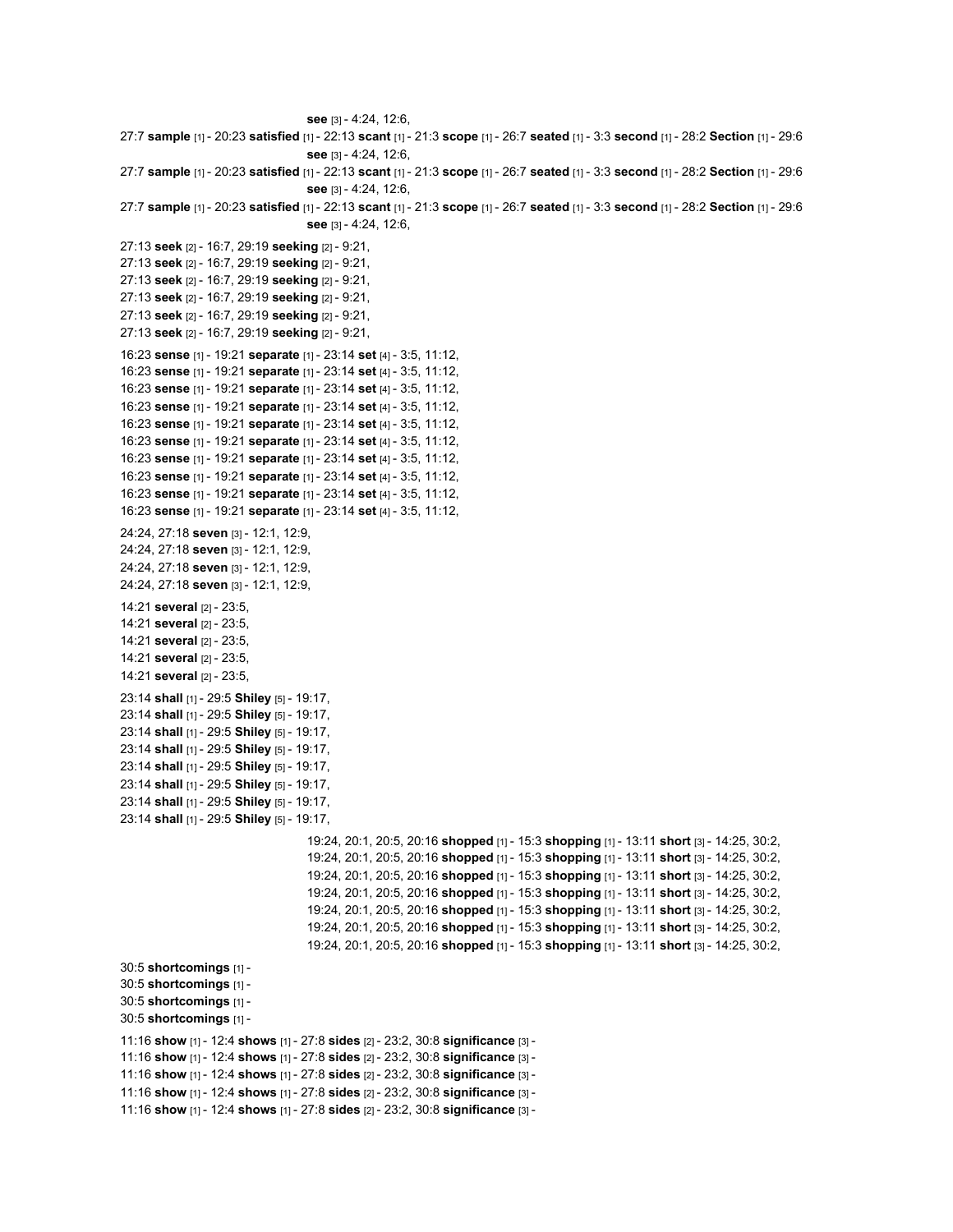see [3] - 4:24, 12:6,

27:7 **sample** [1] - 20:23 **satisfied** [1] - 22:13 **scant** [1] - 21:3 **scope** [1] - 26:7 **seated** [1] - 3:3 **second** [1] - 28:2 **Section** [1] - 29:6
**see** [3] - 4:24, 12:6,

27:7 **sample** [1] - 20:23 **satisfied** [1] - 22:13 **scant** [1] - 21:3 **scope** [1] - 26:7 **seated** [1] - 3:3 **second** [1] - 28:2 **Section** [1] - 29:6
**see** [3] - 4:24, 12:6,

27:7 **sample** [1] - 20:23 **satisfied** [1] - 22:13 **scant** [1] - 21:3 **scope** [1] - 26:7 **seated** [1] - 3:3 **second** [1] - 28:2 **Section** [1] - 29:6
**see** [3] - 4:24, 12:6,

27:13 **seek** [2] - 16:7, 29:19 **seeking** [2] - 9:21,
27:13 **seek** [2] - 16:7, 29:19 **seeking** [2] - 9:21,
27:13 **seek** [2] - 16:7, 29:19 **seeking** [2] - 9:21,
27:13 **seek** [2] - 16:7, 29:19 **seeking** [2] - 9:21,
27:13 **seek** [2] - 16:7, 29:19 **seeking** [2] - 9:21,
27:13 **seek** [2] - 16:7, 29:19 **seeking** [2] - 9:21,

16:23 **sense** [1] - 19:21 **separate** [1] - 23:14 **set** [4] - 3:5, 11:12,
16:23 **sense** [1] - 19:21 **separate** [1] - 23:14 **set** [4] - 3:5, 11:12,
16:23 **sense** [1] - 19:21 **separate** [1] - 23:14 **set** [4] - 3:5, 11:12,
16:23 **sense** [1] - 19:21 **separate** [1] - 23:14 **set** [4] - 3:5, 11:12,
16:23 **sense** [1] - 19:21 **separate** [1] - 23:14 **set** [4] - 3:5, 11:12,
16:23 **sense** [1] - 19:21 **separate** [1] - 23:14 **set** [4] - 3:5, 11:12,
16:23 **sense** [1] - 19:21 **separate** [1] - 23:14 **set** [4] - 3:5, 11:12,
16:23 **sense** [1] - 19:21 **separate** [1] - 23:14 **set** [4] - 3:5, 11:12,
16:23 **sense** [1] - 19:21 **separate** [1] - 23:14 **set** [4] - 3:5, 11:12,
16:23 **sense** [1] - 19:21 **separate** [1] - 23:14 **set** [4] - 3:5, 11:12,

24:24, 27:18 **seven** [3] - 12:1, 12:9,
24:24, 27:18 **seven** [3] - 12:1, 12:9,
24:24, 27:18 **seven** [3] - 12:1, 12:9,
24:24, 27:18 **seven** [3] - 12:1, 12:9,

14:21 **several** [2] - 23:5,
14:21 **several** [2] - 23:5,
14:21 **several** [2] - 23:5,
14:21 **several** [2] - 23:5,
14:21 **several** [2] - 23:5,

23:14 **shall** [1] - 29:5 **Shiley** [5] - 19:17,
23:14 **shall** [1] - 29:5 **Shiley** [5] - 19:17,
23:14 **shall** [1] - 29:5 **Shiley** [5] - 19:17,
23:14 **shall** [1] - 29:5 **Shiley** [5] - 19:17,
23:14 **shall** [1] - 29:5 **Shiley** [5] - 19:17,
23:14 **shall** [1] - 29:5 **Shiley** [5] - 19:17,
23:14 **shall** [1] - 29:5 **Shiley** [5] - 19:17,
23:14 **shall** [1] - 29:5 **Shiley** [5] - 19:17,

19:24, 20:1, 20:5, 20:16 **shopped** [1] - 15:3 **shopping** [1] - 13:11 **short** [3] - 14:25, 30:2,
19:24, 20:1, 20:5, 20:16 **shopped** [1] - 15:3 **shopping** [1] - 13:11 **short** [3] - 14:25, 30:2,
19:24, 20:1, 20:5, 20:16 **shopped** [1] - 15:3 **shopping** [1] - 13:11 **short** [3] - 14:25, 30:2,
19:24, 20:1, 20:5, 20:16 **shopped** [1] - 15:3 **shopping** [1] - 13:11 **short** [3] - 14:25, 30:2,
19:24, 20:1, 20:5, 20:16 **shopped** [1] - 15:3 **shopping** [1] - 13:11 **short** [3] - 14:25, 30:2,
19:24, 20:1, 20:5, 20:16 **shopped** [1] - 15:3 **shopping** [1] - 13:11 **short** [3] - 14:25, 30:2,
19:24, 20:1, 20:5, 20:16 **shopped** [1] - 15:3 **shopping** [1] - 13:11 **short** [3] - 14:25, 30:2,

30:5 **shortcomings** [1] -
30:5 **shortcomings** [1] -
30:5 **shortcomings** [1] -
30:5 **shortcomings** [1] -

11:16 **show** [1] - 12:4 **shows** [1] - 27:8 **sides** [2] - 23:2, 30:8 **significance** [3] -
11:16 **show** [1] - 12:4 **shows** [1] - 27:8 **sides** [2] - 23:2, 30:8 **significance** [3] -
11:16 **show** [1] - 12:4 **shows** [1] - 27:8 **sides** [2] - 23:2, 30:8 **significance** [3] -
11:16 **show** [1] - 12:4 **shows** [1] - 27:8 **sides** [2] - 23:2, 30:8 **significance** [3] -
11:16 **show** [1] - 12:4 **shows** [1] - 27:8 **sides** [2] - 23:2, 30:8 **significance** [3] -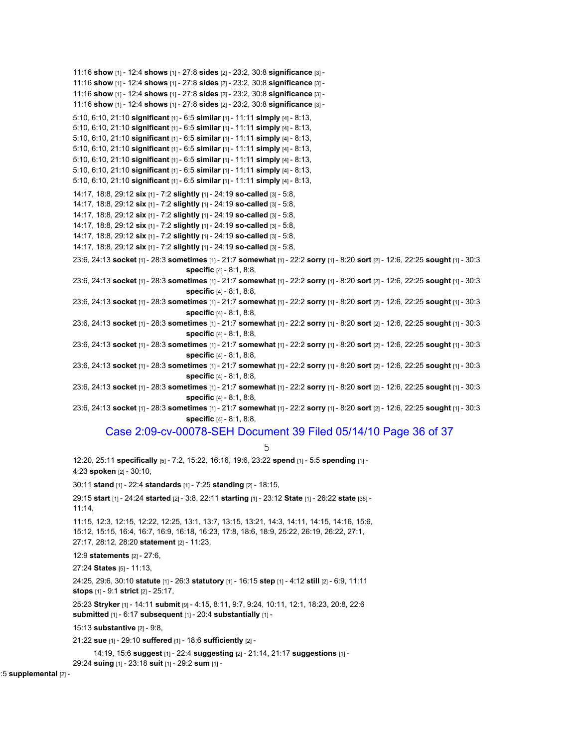11:16 **show** [1] - 12:4 **shows** [1] - 27:8 **sides** [2] - 23:2, 30:8 **significance** [3] -

11:16 **show** [1] - 12:4 **shows** [1] - 27:8 **sides** [2] - 23:2, 30:8 **significance** [3] -

11:16 **show** [1] - 12:4 **shows** [1] - 27:8 **sides** [2] - 23:2, 30:8 **significance** [3] -

11:16 **show** [1] - 12:4 **shows** [1] - 27:8 **sides** [2] - 23:2, 30:8 **significance** [3] -

5:10, 6:10, 21:10 **significant** [1] - 6:5 **similar** [1] - 11:11 **simply** [4] - 8:13,

5:10, 6:10, 21:10 **significant** [1] - 6:5 **similar** [1] - 11:11 **simply** [4] - 8:13,

5:10, 6:10, 21:10 **significant** [1] - 6:5 **similar** [1] - 11:11 **simply** [4] - 8:13,

5:10, 6:10, 21:10 **significant** [1] - 6:5 **similar** [1] - 11:11 **simply** [4] - 8:13,

5:10, 6:10, 21:10 **significant** [1] - 6:5 **similar** [1] - 11:11 **simply** [4] - 8:13,

5:10, 6:10, 21:10 **significant** [1] - 6:5 **similar** [1] - 11:11 **simply** [4] - 8:13,

5:10, 6:10, 21:10 **significant** [1] - 6:5 **similar** [1] - 11:11 **simply** [4] - 8:13,

14:17, 18:8, 29:12 **six** [1] - 7:2 **slightly** [1] - 24:19 **so-called** [3] - 5:8,

14:17, 18:8, 29:12 **six** [1] - 7:2 **slightly** [1] - 24:19 **so-called** [3] - 5:8,

14:17, 18:8, 29:12 **six** [1] - 7:2 **slightly** [1] - 24:19 **so-called** [3] - 5:8,

14:17, 18:8, 29:12 **six** [1] - 7:2 **slightly** [1] - 24:19 **so-called** [3] - 5:8,

14:17, 18:8, 29:12 **six** [1] - 7:2 **slightly** [1] - 24:19 **so-called** [3] - 5:8,

14:17, 18:8, 29:12 **six** [1] - 7:2 **slightly** [1] - 24:19 **so-called** [3] - 5:8,

23:6, 24:13 **socket** [1] - 28:3 **sometimes** [1] - 21:7 **somewhat** [1] - 22:2 **sorry** [1] - 8:20 **sort** [2] - 12:6, 22:25 **sought** [1] - 30:3 **specific** [4] - 8:1, 8:8,

23:6, 24:13 **socket** [1] - 28:3 **sometimes** [1] - 21:7 **somewhat** [1] - 22:2 **sorry** [1] - 8:20 **sort** [2] - 12:6, 22:25 **sought** [1] - 30:3 **specific** [4] - 8:1, 8:8,

23:6, 24:13 **socket** [1] - 28:3 **sometimes** [1] - 21:7 **somewhat** [1] - 22:2 **sorry** [1] - 8:20 **sort** [2] - 12:6, 22:25 **sought** [1] - 30:3 **specific** [4] - 8:1, 8:8,

23:6, 24:13 **socket** [1] - 28:3 **sometimes** [1] - 21:7 **somewhat** [1] - 22:2 **sorry** [1] - 8:20 **sort** [2] - 12:6, 22:25 **sought** [1] - 30:3 **specific** [4] - 8:1, 8:8,

23:6, 24:13 **socket** [1] - 28:3 **sometimes** [1] - 21:7 **somewhat** [1] - 22:2 **sorry** [1] - 8:20 **sort** [2] - 12:6, 22:25 **sought** [1] - 30:3 **specific** [4] - 8:1, 8:8,

23:6, 24:13 **socket** [1] - 28:3 **sometimes** [1] - 21:7 **somewhat** [1] - 22:2 **sorry** [1] - 8:20 **sort** [2] - 12:6, 22:25 **sought** [1] - 30:3 **specific** [4] - 8:1, 8:8,

23:6, 24:13 **socket** [1] - 28:3 **sometimes** [1] - 21:7 **somewhat** [1] - 22:2 **sorry** [1] - 8:20 **sort** [2] - 12:6, 22:25 **sought** [1] - 30:3 **specific** [4] - 8:1, 8:8,

23:6, 24:13 **socket** [1] - 28:3 **sometimes** [1] - 21:7 **somewhat** [1] - 22:2 **sorry** [1] - 8:20 **sort** [2] - 12:6, 22:25 **sought** [1] - 30:3 **specific** [4] - 8:1, 8:8,

Case 2:09-cv-00078-SEH Document 39 Filed 05/14/10 Page 36 of 37

12:20, 25:11 **specifically** [5] - 7:2, 15:22, 16:16, 19:6, 23:22 **spend** [1] - 5:5 **spending** [1] - 4:23 **spoken** [2] - 30:10,

30:11 **stand** [1] - 22:4 **standards** [1] - 7:25 **standing** [2] - 18:15,

29:15 **start** [1] - 24:24 **started** [2] - 3:8, 22:11 **starting** [1] - 23:12 **State** [1] - 26:22 **state** [35] - 11:14,

11:15, 12:3, 12:15, 12:22, 12:25, 13:1, 13:7, 13:15, 13:21, 14:3, 14:11, 14:15, 14:16, 15:6, 15:12, 15:15, 16:4, 16:7, 16:9, 16:18, 16:23, 17:8, 18:6, 18:9, 25:22, 26:19, 26:22, 27:1, 27:17, 28:12, 28:20 **statement** [2] - 11:23,

12:9 **statements** [2] - 27:6,

27:24 **States** [5] - 11:13,

24:25, 29:6, 30:10 **statute** [1] - 26:3 **statutory** [1] - 16:15 **step** [1] - 4:12 **still** [2] - 6:9, 11:11 **stops** [1] - 9:1 **strict** [2] - 25:17,

25:23 **Stryker** [1] - 14:11 **submit** [9] - 4:15, 8:11, 9:7, 9:24, 10:11, 12:1, 18:23, 20:8, 22:6 **submitted** [1] - 6:17 **subsequent** [1] - 20:4 **substantially** [1] -

15:13 **substantive** [2] - 9:8,

21:22 **sue** [1] - 29:10 **suffered** [1] - 18:6 **sufficiently** [2] -

14:19, 15:6 **suggest** [1] - 22:4 **suggesting** [2] - 21:14, 21:17 **suggestions** [1] -

29:24 **suing** [1] - 23:18 **suit** [1] - 29:2 **sum** [1] -

:5 **supplemental** [2] -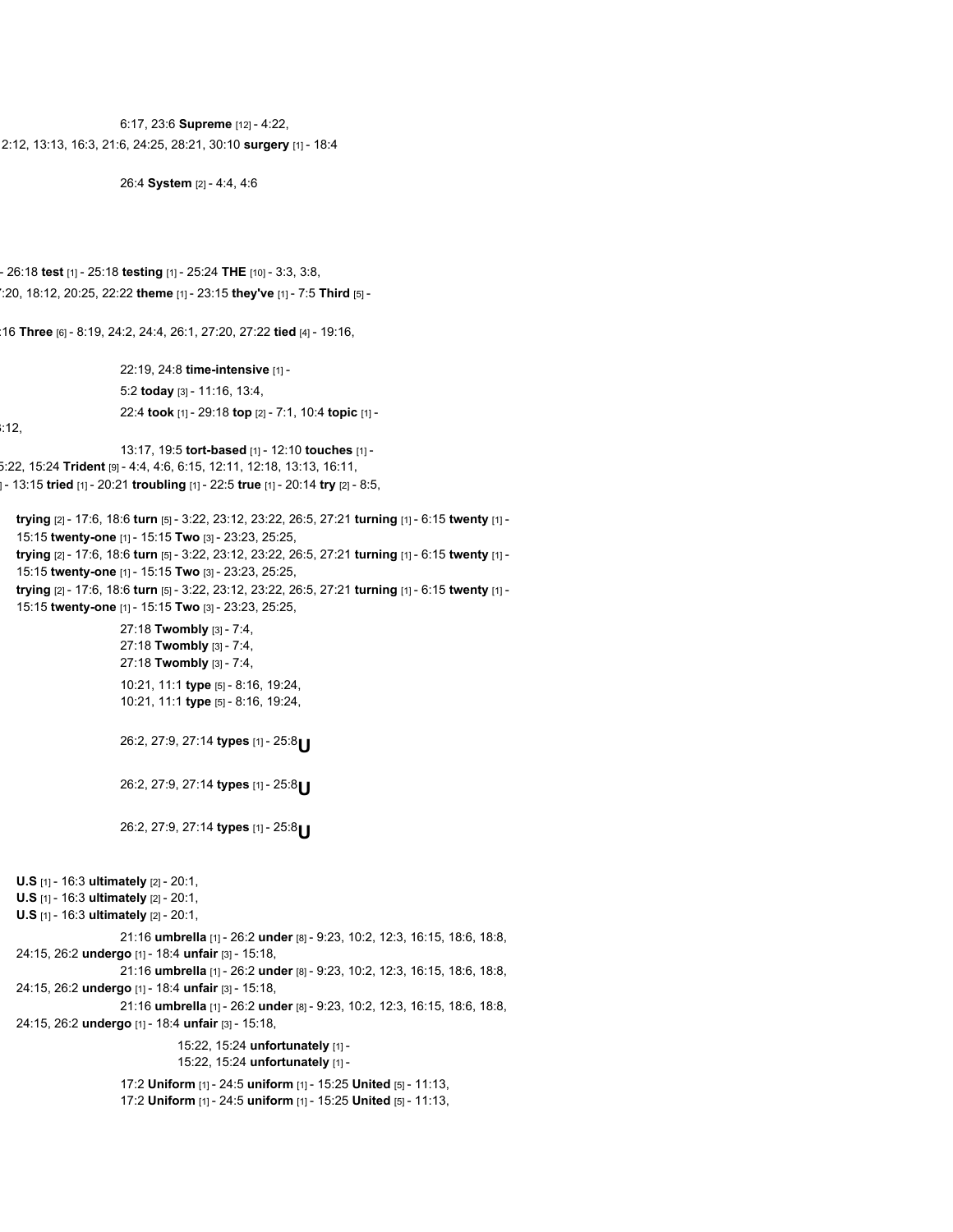6:17, 23:6 **Supreme** [12] - 4:22,
2:12, 13:13, 16:3, 21:6, 24:25, 28:21, 30:10 **surgery** [1] - 18:4

26:4 **System** [2] - 4:4, 4:6

- 26:18 **test** [1] - 25:18 **testing** [1] - 25:24 **THE** [10] - 3:3, 3:8,
:20, 18:12, 20:25, 22:22 **theme** [1] - 23:15 **they've** [1] - 7:5 **Third** [5] -

:16 **Three** [6] - 8:19, 24:2, 24:4, 26:1, 27:20, 27:22 **tied** [4] - 19:16,

22:19, 24:8 **time-intensive** [1] -
5:2 **today** [3] - 11:16, 13:4,
22:4 **took** [1] - 29:18 **top** [2] - 7:1, 10:4 **topic** [1] -
:12,
13:17, 19:5 **tort-based** [1] - 12:10 **touches** [1] -
5:22, 15:24 **Trident** [9] - 4:4, 4:6, 6:15, 12:11, 12:18, 13:13, 16:11,
] - 13:15 **tried** [1] - 20:21 **troubling** [1] - 22:5 **true** [1] - 20:14 **try** [2] - 8:5,

**trying** [2] - 17:6, 18:6 **turn** [5] - 3:22, 23:12, 23:22, 26:5, 27:21 **turning** [1] - 6:15 **twenty** [1] -
15:15 **twenty-one** [1] - 15:15 **Two** [3] - 23:23, 25:25,
**trying** [2] - 17:6, 18:6 **turn** [5] - 3:22, 23:12, 23:22, 26:5, 27:21 **turning** [1] - 6:15 **twenty** [1] -
15:15 **twenty-one** [1] - 15:15 **Two** [3] - 23:23, 25:25,
**trying** [2] - 17:6, 18:6 **turn** [5] - 3:22, 23:12, 23:22, 26:5, 27:21 **turning** [1] - 6:15 **twenty** [1] -
15:15 **twenty-one** [1] - 15:15 **Two** [3] - 23:23, 25:25,

27:18 **Twombly** [3] - 7:4,
27:18 **Twombly** [3] - 7:4,
27:18 **Twombly** [3] - 7:4,

10:21, 11:1 **type** [5] - 8:16, 19:24,
10:21, 11:1 **type** [5] - 8:16, 19:24,

26:2, 27:9, 27:14 **types** [1] - 25:8 **U**

26:2, 27:9, 27:14 **types** [1] - 25:8 **U**

26:2, 27:9, 27:14 **types** [1] - 25:8 **U**

**U.S** [1] - 16:3 **ultimately** [2] - 20:1,
**U.S** [1] - 16:3 **ultimately** [2] - 20:1,
**U.S** [1] - 16:3 **ultimately** [2] - 20:1,

21:16 **umbrella** [1] - 26:2 **under** [8] - 9:23, 10:2, 12:3, 16:15, 18:6, 18:8,
24:15, 26:2 **undergo** [1] - 18:4 **unfair** [3] - 15:18,
21:16 **umbrella** [1] - 26:2 **under** [8] - 9:23, 10:2, 12:3, 16:15, 18:6, 18:8,
24:15, 26:2 **undergo** [1] - 18:4 **unfair** [3] - 15:18,
21:16 **umbrella** [1] - 26:2 **under** [8] - 9:23, 10:2, 12:3, 16:15, 18:6, 18:8,
24:15, 26:2 **undergo** [1] - 18:4 **unfair** [3] - 15:18,

15:22, 15:24 **unfortunately** [1] -
15:22, 15:24 **unfortunately** [1] -

17:2 **Uniform** [1] - 24:5 **uniform** [1] - 15:25 **United** [5] - 11:13,
17:2 **Uniform** [1] - 24:5 **uniform** [1] - 15:25 **United** [5] - 11:13,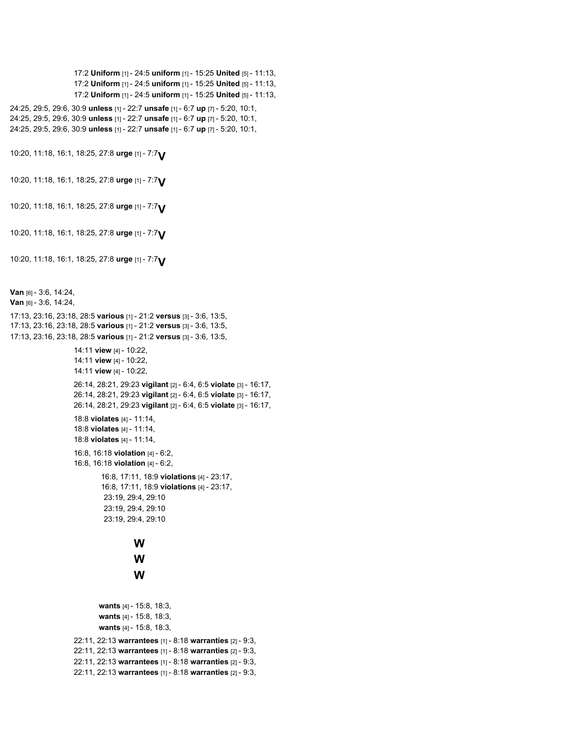17:2 **Uniform** [1] - 24:5 **uniform** [1] - 15:25 **United** [5] - 11:13,
17:2 **Uniform** [1] - 24:5 **uniform** [1] - 15:25 **United** [5] - 11:13,
17:2 **Uniform** [1] - 24:5 **uniform** [1] - 15:25 **United** [5] - 11:13,

24:25, 29:5, 29:6, 30:9 **unless** [1] - 22:7 **unsafe** [1] - 6:7 **up** [7] - 5:20, 10:1,
24:25, 29:5, 29:6, 30:9 **unless** [1] - 22:7 **unsafe** [1] - 6:7 **up** [7] - 5:20, 10:1,
24:25, 29:5, 29:6, 30:9 **unless** [1] - 22:7 **unsafe** [1] - 6:7 **up** [7] - 5:20, 10:1,

10:20, 11:18, 16:1, 18:25, 27:8 **urge** [1] - 7:7**V**

10:20, 11:18, 16:1, 18:25, 27:8 **urge** [1] - 7:7**V**

10:20, 11:18, 16:1, 18:25, 27:8 **urge** [1] - 7:7**V**

10:20, 11:18, 16:1, 18:25, 27:8 **urge** [1] - 7:7**V**

10:20, 11:18, 16:1, 18:25, 27:8 **urge** [1] - 7:7**V**

**Van** [6] - 3:6, 14:24,
**Van** [6] - 3:6, 14:24,

17:13, 23:16, 23:18, 28:5 **various** [1] - 21:2 **versus** [3] - 3:6, 13:5,
17:13, 23:16, 23:18, 28:5 **various** [1] - 21:2 **versus** [3] - 3:6, 13:5,
17:13, 23:16, 23:18, 28:5 **various** [1] - 21:2 **versus** [3] - 3:6, 13:5,

14:11 **view** [4] - 10:22,
14:11 **view** [4] - 10:22,
14:11 **view** [4] - 10:22,

26:14, 28:21, 29:23 **vigilant** [2] - 6:4, 6:5 **violate** [3] - 16:17,
26:14, 28:21, 29:23 **vigilant** [2] - 6:4, 6:5 **violate** [3] - 16:17,
26:14, 28:21, 29:23 **vigilant** [2] - 6:4, 6:5 **violate** [3] - 16:17,

18:8 **violates** [4] - 11:14,
18:8 **violates** [4] - 11:14,
18:8 **violates** [4] - 11:14,

16:8, 16:18 **violation** [4] - 6:2,
16:8, 16:18 **violation** [4] - 6:2,

16:8, 17:11, 18:9 **violations** [4] - 23:17,
16:8, 17:11, 18:9 **violations** [4] - 23:17,
23:19, 29:4, 29:10
23:19, 29:4, 29:10
23:19, 29:4, 29:10

**W**
**W**
**W**

**wants** [4] - 15:8, 18:3,
**wants** [4] - 15:8, 18:3,
**wants** [4] - 15:8, 18:3,

22:11, 22:13 **warrantees** [1] - 8:18 **warranties** [2] - 9:3,
22:11, 22:13 **warrantees** [1] - 8:18 **warranties** [2] - 9:3,
22:11, 22:13 **warrantees** [1] - 8:18 **warranties** [2] - 9:3,
22:11, 22:13 **warrantees** [1] - 8:18 **warranties** [2] - 9:3,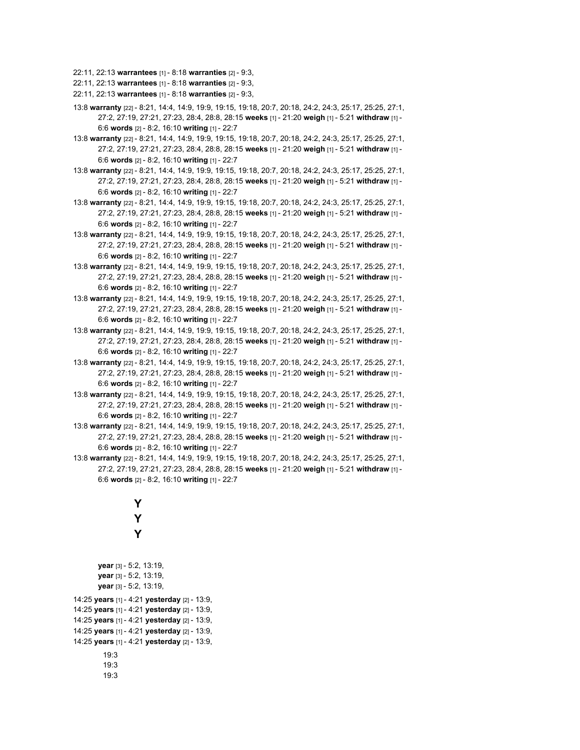22:11, 22:13 **warrantees** [1] - 8:18 **warranties** [2] - 9:3,
22:11, 22:13 **warrantees** [1] - 8:18 **warranties** [2] - 9:3,
22:11, 22:13 **warrantees** [1] - 8:18 **warranties** [2] - 9:3,

13:8 **warranty** [22] - 8:21, 14:4, 14:9, 19:9, 19:15, 19:18, 20:7, 20:18, 24:2, 24:3, 25:17, 25:25, 27:1, 27:2, 27:19, 27:21, 27:23, 28:4, 28:8, 28:15 **weeks** [1] - 21:20 **weigh** [1] - 5:21 **withdraw** [1] - 6:6 **words** [2] - 8:2, 16:10 **writing** [1] - 22:7

13:8 **warranty** [22] - 8:21, 14:4, 14:9, 19:9, 19:15, 19:18, 20:7, 20:18, 24:2, 24:3, 25:17, 25:25, 27:1, 27:2, 27:19, 27:21, 27:23, 28:4, 28:8, 28:15 **weeks** [1] - 21:20 **weigh** [1] - 5:21 **withdraw** [1] - 6:6 **words** [2] - 8:2, 16:10 **writing** [1] - 22:7

13:8 **warranty** [22] - 8:21, 14:4, 14:9, 19:9, 19:15, 19:18, 20:7, 20:18, 24:2, 24:3, 25:17, 25:25, 27:1, 27:2, 27:19, 27:21, 27:23, 28:4, 28:8, 28:15 **weeks** [1] - 21:20 **weigh** [1] - 5:21 **withdraw** [1] - 6:6 **words** [2] - 8:2, 16:10 **writing** [1] - 22:7

13:8 **warranty** [22] - 8:21, 14:4, 14:9, 19:9, 19:15, 19:18, 20:7, 20:18, 24:2, 24:3, 25:17, 25:25, 27:1, 27:2, 27:19, 27:21, 27:23, 28:4, 28:8, 28:15 **weeks** [1] - 21:20 **weigh** [1] - 5:21 **withdraw** [1] - 6:6 **words** [2] - 8:2, 16:10 **writing** [1] - 22:7

13:8 **warranty** [22] - 8:21, 14:4, 14:9, 19:9, 19:15, 19:18, 20:7, 20:18, 24:2, 24:3, 25:17, 25:25, 27:1, 27:2, 27:19, 27:21, 27:23, 28:4, 28:8, 28:15 **weeks** [1] - 21:20 **weigh** [1] - 5:21 **withdraw** [1] - 6:6 **words** [2] - 8:2, 16:10 **writing** [1] - 22:7

13:8 **warranty** [22] - 8:21, 14:4, 14:9, 19:9, 19:15, 19:18, 20:7, 20:18, 24:2, 24:3, 25:17, 25:25, 27:1, 27:2, 27:19, 27:21, 27:23, 28:4, 28:8, 28:15 **weeks** [1] - 21:20 **weigh** [1] - 5:21 **withdraw** [1] - 6:6 **words** [2] - 8:2, 16:10 **writing** [1] - 22:7

13:8 **warranty** [22] - 8:21, 14:4, 14:9, 19:9, 19:15, 19:18, 20:7, 20:18, 24:2, 24:3, 25:17, 25:25, 27:1, 27:2, 27:19, 27:21, 27:23, 28:4, 28:8, 28:15 **weeks** [1] - 21:20 **weigh** [1] - 5:21 **withdraw** [1] - 6:6 **words** [2] - 8:2, 16:10 **writing** [1] - 22:7

13:8 **warranty** [22] - 8:21, 14:4, 14:9, 19:9, 19:15, 19:18, 20:7, 20:18, 24:2, 24:3, 25:17, 25:25, 27:1, 27:2, 27:19, 27:21, 27:23, 28:4, 28:8, 28:15 **weeks** [1] - 21:20 **weigh** [1] - 5:21 **withdraw** [1] - 6:6 **words** [2] - 8:2, 16:10 **writing** [1] - 22:7

13:8 **warranty** [22] - 8:21, 14:4, 14:9, 19:9, 19:15, 19:18, 20:7, 20:18, 24:2, 24:3, 25:17, 25:25, 27:1, 27:2, 27:19, 27:21, 27:23, 28:4, 28:8, 28:15 **weeks** [1] - 21:20 **weigh** [1] - 5:21 **withdraw** [1] - 6:6 **words** [2] - 8:2, 16:10 **writing** [1] - 22:7

13:8 **warranty** [22] - 8:21, 14:4, 14:9, 19:9, 19:15, 19:18, 20:7, 20:18, 24:2, 24:3, 25:17, 25:25, 27:1, 27:2, 27:19, 27:21, 27:23, 28:4, 28:8, 28:15 **weeks** [1] - 21:20 **weigh** [1] - 5:21 **withdraw** [1] - 6:6 **words** [2] - 8:2, 16:10 **writing** [1] - 22:7

13:8 **warranty** [22] - 8:21, 14:4, 14:9, 19:9, 19:15, 19:18, 20:7, 20:18, 24:2, 24:3, 25:17, 25:25, 27:1, 27:2, 27:19, 27:21, 27:23, 28:4, 28:8, 28:15 **weeks** [1] - 21:20 **weigh** [1] - 5:21 **withdraw** [1] - 6:6 **words** [2] - 8:2, 16:10 **writing** [1] - 22:7

13:8 **warranty** [22] - 8:21, 14:4, 14:9, 19:9, 19:15, 19:18, 20:7, 20:18, 24:2, 24:3, 25:17, 25:25, 27:1, 27:2, 27:19, 27:21, 27:23, 28:4, 28:8, 28:15 **weeks** [1] - 21:20 **weigh** [1] - 5:21 **withdraw** [1] - 6:6 **words** [2] - 8:2, 16:10 **writing** [1] - 22:7

**Y**
**Y**
**Y**

**year** [3] - 5:2, 13:19,
**year** [3] - 5:2, 13:19,
**year** [3] - 5:2, 13:19,

14:25 **years** [1] - 4:21 **yesterday** [2] - 13:9,
14:25 **years** [1] - 4:21 **yesterday** [2] - 13:9,
14:25 **years** [1] - 4:21 **yesterday** [2] - 13:9,
14:25 **years** [1] - 4:21 **yesterday** [2] - 13:9,
14:25 **years** [1] - 4:21 **yesterday** [2] - 13:9,

19:3
19:3
19:3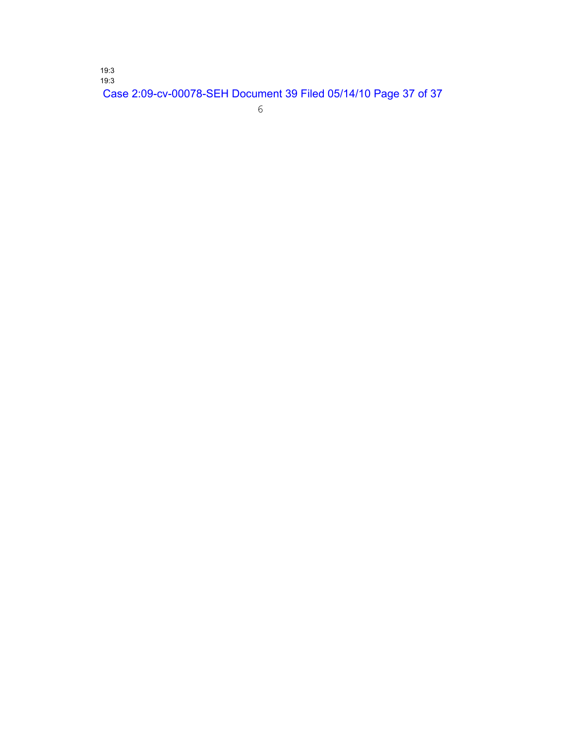19:3

19:3